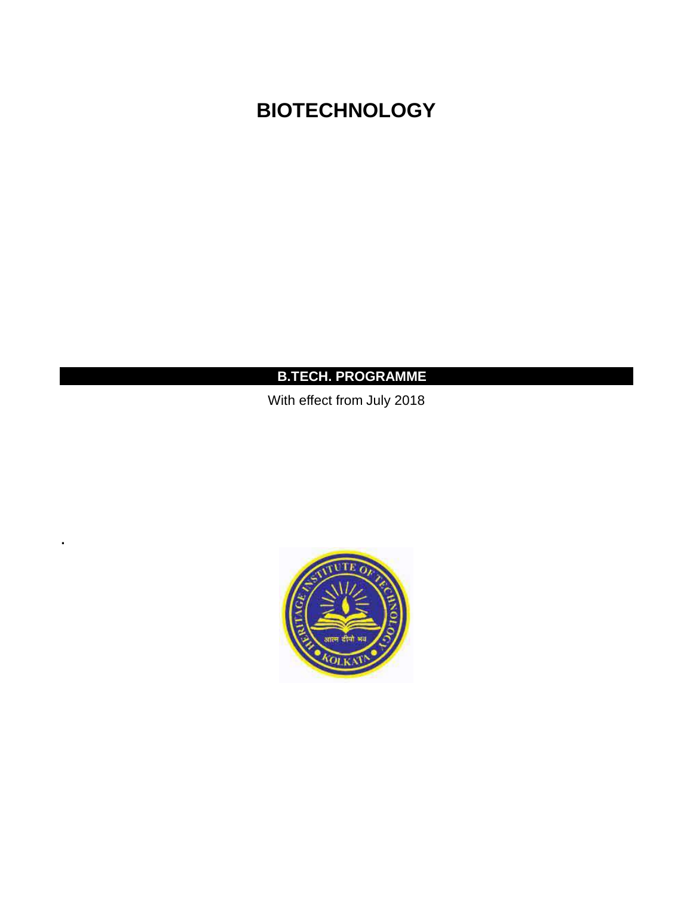# BIOTECHNOLOGY

**B.TECH. PROGRAMME**

With effect from July 2018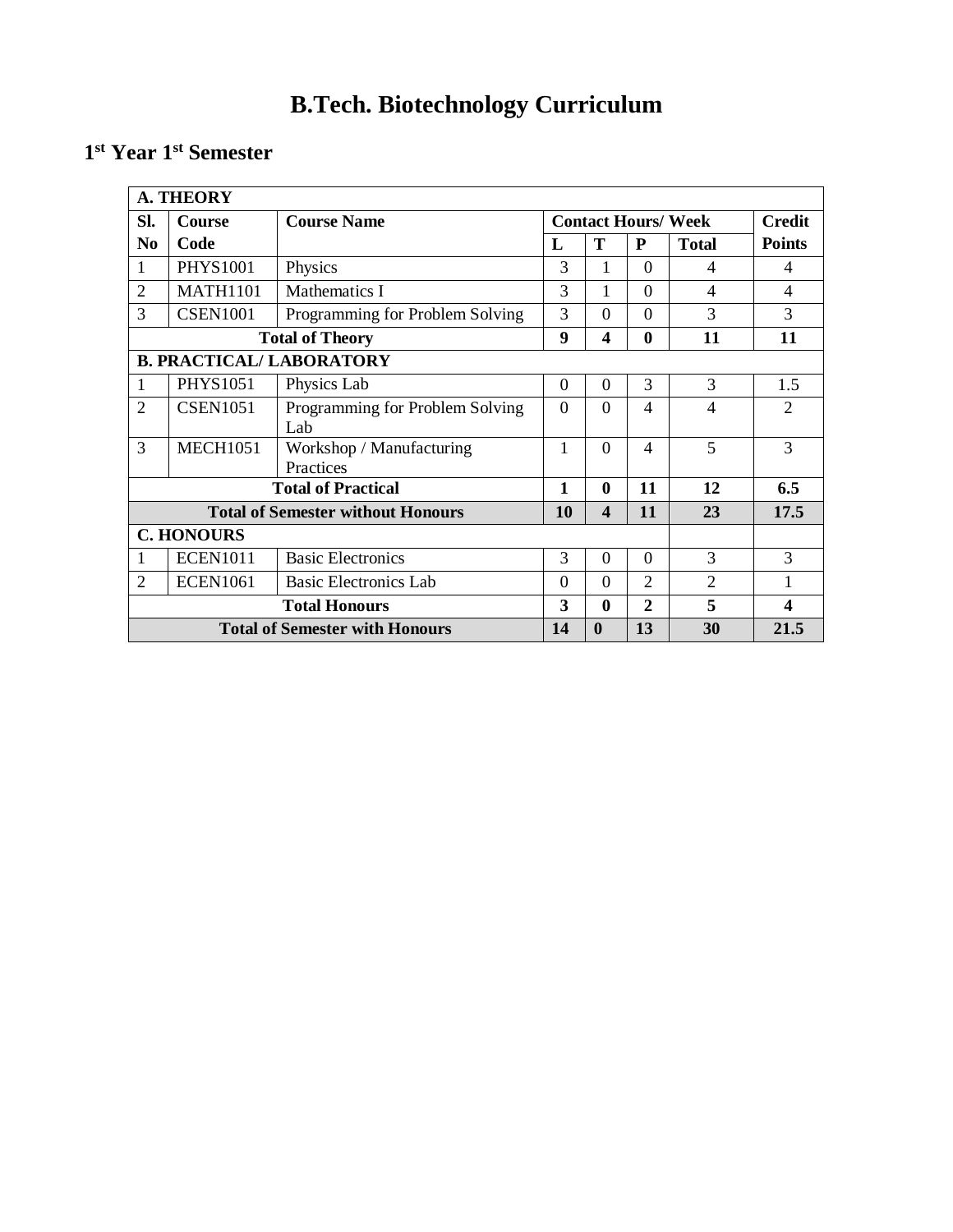# B.Tech. Biotechnology Curriculum

## 1st Year 1st Semester

| Sl. No | Course Code | Course Name | Contact Hours/ Week | | | | Credit Points |
|---|---|---|---|---|---|---|---|
| | | | L | T | P | Total | |
| **A. THEORY** | | | | | | | |
| 1 | PHYS1001 | Physics | 3 | 1 | 0 | 4 | 4 |
| 2 | MATH1101 | Mathematics I | 3 | 1 | 0 | 4 | 4 |
| 3 | CSEN1001 | Programming for Problem Solving | 3 | 0 | 0 | 3 | 3 |
| **Total of Theory** | | | **9** | **4** | **0** | **11** | **11** |
| **B. PRACTICAL/ LABORATORY** | | | | | | | |
| 1 | PHYS1051 | Physics Lab | 0 | 0 | 3 | 3 | 1.5 |
| 2 | CSEN1051 | Programming for Problem Solving Lab | 0 | 0 | 4 | 4 | 2 |
| 3 | MECH1051 | Workshop / Manufacturing Practices | 1 | 0 | 4 | 5 | 3 |
| **Total of Practical** | | | **1** | **0** | **11** | **12** | **6.5** |
| **Total of Semester without Honours** | | | **10** | **4** | **11** | **23** | **17.5** |
| **C. HONOURS** | | | | | | | |
| 1 | ECEN1011 | Basic Electronics | 3 | 0 | 0 | 3 | 3 |
| 2 | ECEN1061 | Basic Electronics Lab | 0 | 0 | 2 | 2 | 1 |
| **Total Honours** | | | **3** | **0** | **2** | **5** | **4** |
| **Total of Semester with Honours** | | | **14** | **0** | **13** | **30** | **21.5** |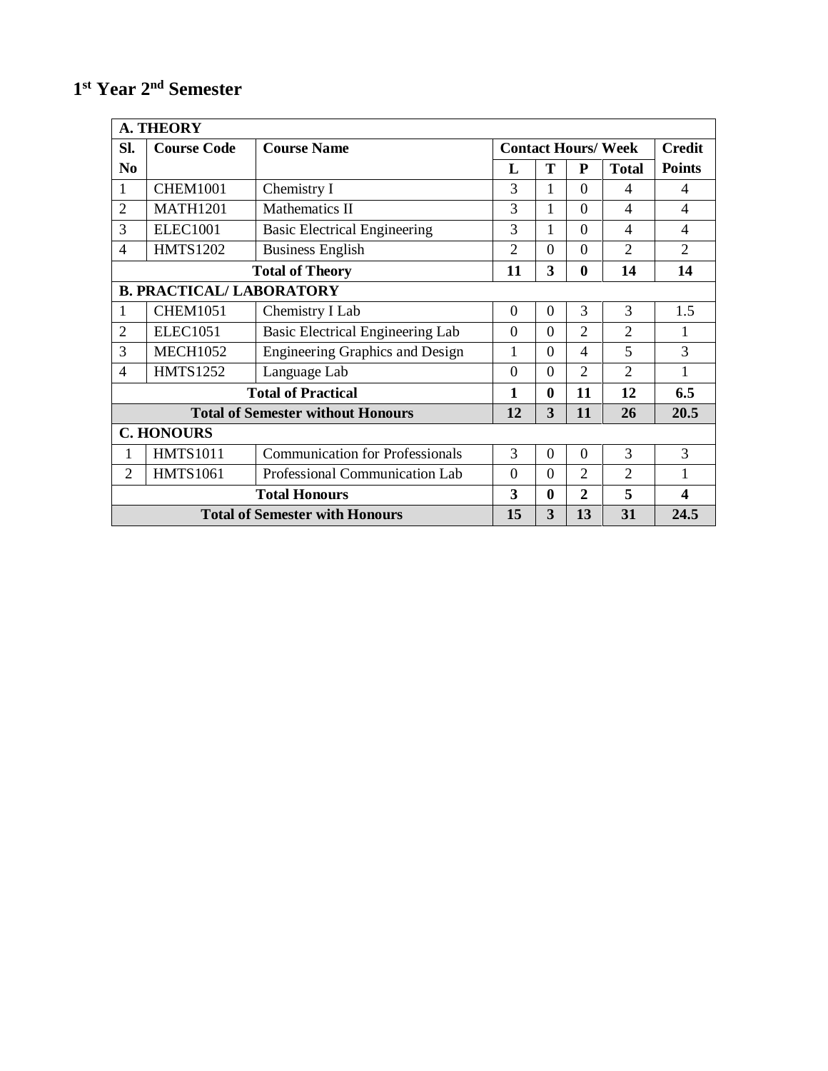# 1st Year 2nd Semester

| Sl. No | Course Code | Course Name | Contact Hours/ Week | | | | Credit Points |
|---|---|---|---|---|---|---|---|
| | | | L | T | P | Total | |
| **A. THEORY** | | | | | | | |
| 1 | CHEM1001 | Chemistry I | 3 | 1 | 0 | 4 | 4 |
| 2 | MATH1201 | Mathematics II | 3 | 1 | 0 | 4 | 4 |
| 3 | ELEC1001 | Basic Electrical Engineering | 3 | 1 | 0 | 4 | 4 |
| 4 | HMTS1202 | Business English | 2 | 0 | 0 | 2 | 2 |
| | | **Total of Theory** | **11** | **3** | **0** | **14** | **14** |
| **B. PRACTICAL/ LABORATORY** | | | | | | | |
| 1 | CHEM1051 | Chemistry I Lab | 0 | 0 | 3 | 3 | 1.5 |
| 2 | ELEC1051 | Basic Electrical Engineering Lab | 0 | 0 | 2 | 2 | 1 |
| 3 | MECH1052 | Engineering Graphics and Design | 1 | 0 | 4 | 5 | 3 |
| 4 | HMTS1252 | Language Lab | 0 | 0 | 2 | 2 | 1 |
| | | **Total of Practical** | **1** | **0** | **11** | **12** | **6.5** |
| | | **Total of Semester without Honours** | **12** | **3** | **11** | **26** | **20.5** |
| **C. HONOURS** | | | | | | | |
| 1 | HMTS1011 | Communication for Professionals | 3 | 0 | 0 | 3 | 3 |
| 2 | HMTS1061 | Professional Communication Lab | 0 | 0 | 2 | 2 | 1 |
| | | **Total Honours** | **3** | **0** | **2** | **5** | **4** |
| | | **Total of Semester with Honours** | **15** | **3** | **13** | **31** | **24.5** |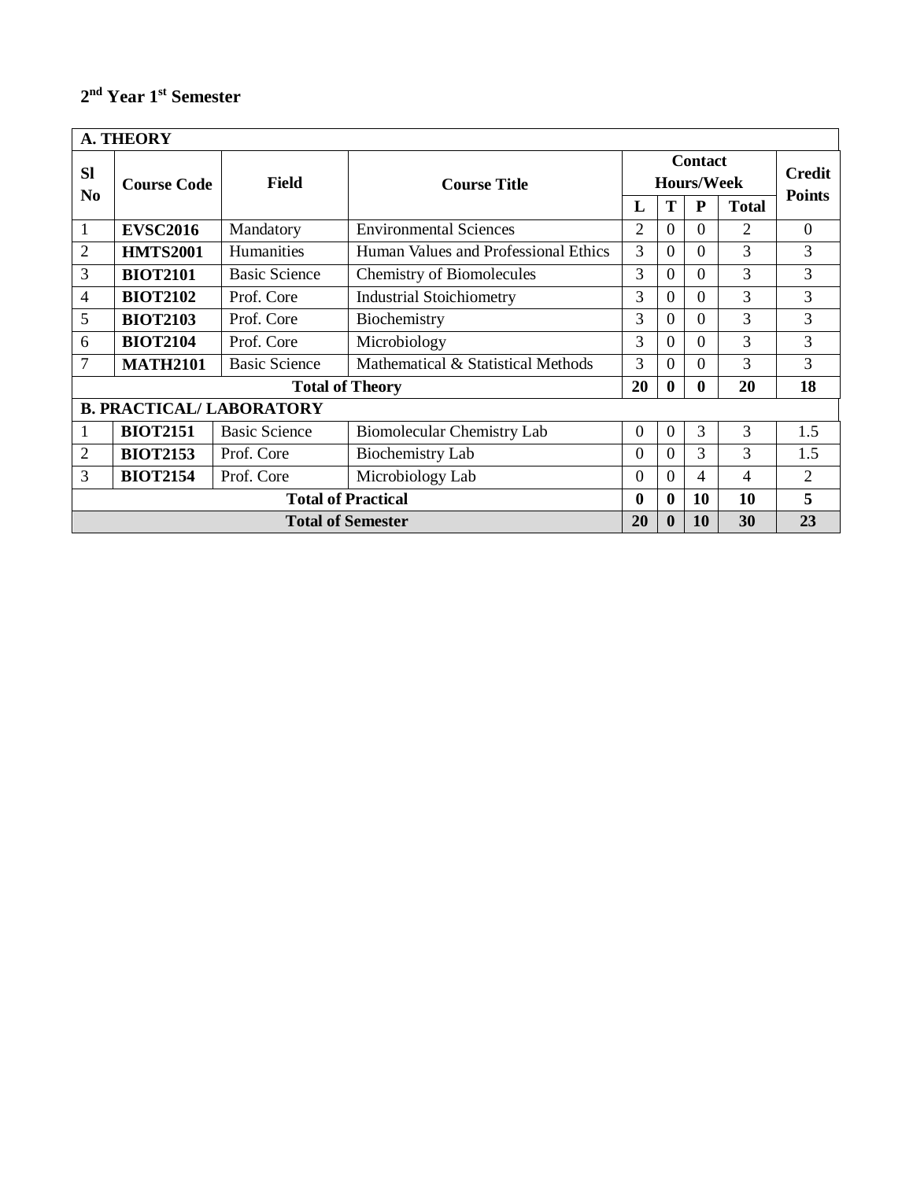**2nd Year 1st Semester**

| **A. THEORY** | | | | | | | | |
|---|---|---|---|---|---|---|---|---|
| **Sl No** | **Course Code** | **Field** | **Course Title** | **Contact Hours/Week** | | | | **Credit Points** |
| | | | | **L** | **T** | **P** | **Total** | |
| 1 | **EVSC2016** | Mandatory | Environmental Sciences | 2 | 0 | 0 | 2 | 0 |
| 2 | **HMTS2001** | Humanities | Human Values and Professional Ethics | 3 | 0 | 0 | 3 | 3 |
| 3 | **BIOT2101** | Basic Science | Chemistry of Biomolecules | 3 | 0 | 0 | 3 | 3 |
| 4 | **BIOT2102** | Prof. Core | Industrial Stoichiometry | 3 | 0 | 0 | 3 | 3 |
| 5 | **BIOT2103** | Prof. Core | Biochemistry | 3 | 0 | 0 | 3 | 3 |
| 6 | **BIOT2104** | Prof. Core | Microbiology | 3 | 0 | 0 | 3 | 3 |
| 7 | **MATH2101** | Basic Science | Mathematical & Statistical Methods | 3 | 0 | 0 | 3 | 3 |
| **Total of Theory** | | | | **20** | **0** | **0** | **20** | **18** |
| **B. PRACTICAL/ LABORATORY** | | | | | | | | |
| 1 | **BIOT2151** | Basic Science | Biomolecular Chemistry Lab | 0 | 0 | 3 | 3 | 1.5 |
| 2 | **BIOT2153** | Prof. Core | Biochemistry Lab | 0 | 0 | 3 | 3 | 1.5 |
| 3 | **BIOT2154** | Prof. Core | Microbiology Lab | 0 | 0 | 4 | 4 | 2 |
| **Total of Practical** | | | | **0** | **0** | **10** | **10** | **5** |
| **Total of Semester** | | | | **20** | **0** | **10** | **30** | **23** |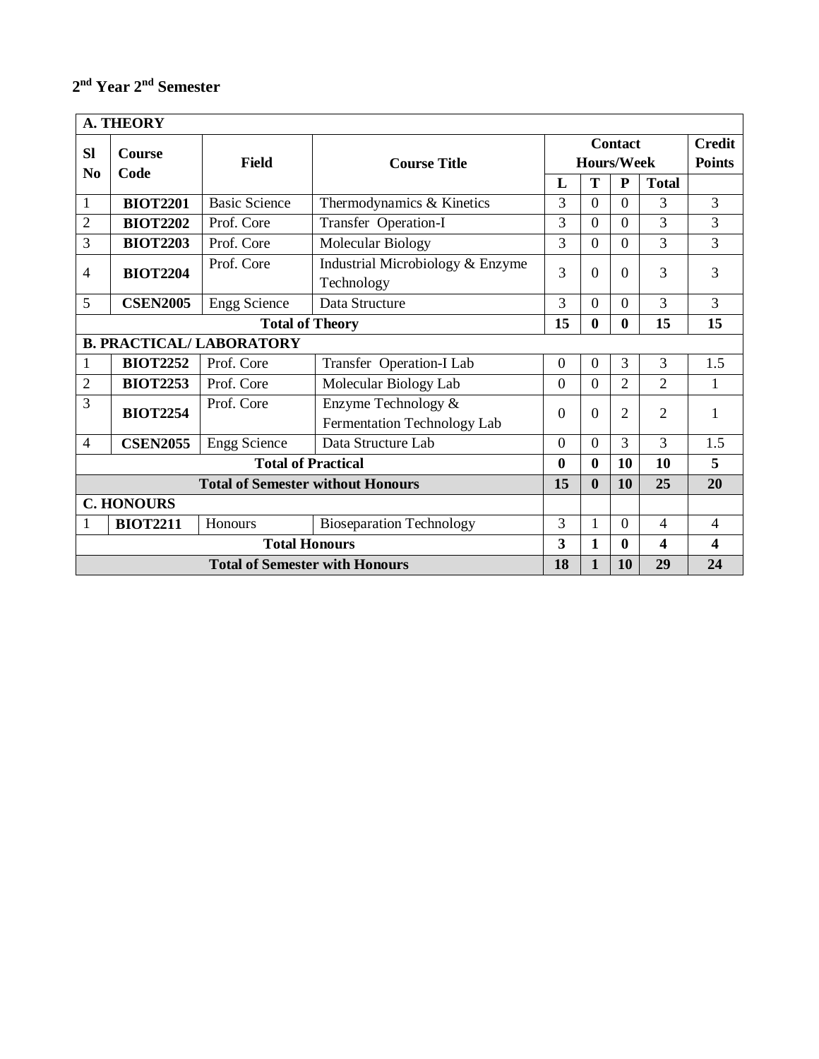## $2^{nd}$ Year $2^{nd}$ Semester

| Sl No | Course Code | Field | Course Title | Contact Hours/Week | | | | Credit Points |
|---|---|---|---|---|---|---|---|---|
| | | | | L | T | P | Total | |
| **A. THEORY** | | | | | | | | |
| 1 | **BIOT2201** | Basic Science | Thermodynamics & Kinetics | 3 | 0 | 0 | 3 | 3 |
| 2 | **BIOT2202** | Prof. Core | Transfer Operation-I | 3 | 0 | 0 | 3 | 3 |
| 3 | **BIOT2203** | Prof. Core | Molecular Biology | 3 | 0 | 0 | 3 | 3 |
| 4 | **BIOT2204** | Prof. Core | Industrial Microbiology & Enzyme Technology | 3 | 0 | 0 | 3 | 3 |
| 5 | **CSEN2005** | Engg Science | Data Structure | 3 | 0 | 0 | 3 | 3 |
| | | | **Total of Theory** | **15** | **0** | **0** | **15** | **15** |
| **B. PRACTICAL/ LABORATORY** | | | | | | | | |
| 1 | **BIOT2252** | Prof. Core | Transfer Operation-I Lab | 0 | 0 | 3 | 3 | 1.5 |
| 2 | **BIOT2253** | Prof. Core | Molecular Biology Lab | 0 | 0 | 2 | 2 | 1 |
| 3 | **BIOT2254** | Prof. Core | Enzyme Technology & Fermentation Technology Lab | 0 | 0 | 2 | 2 | 1 |
| 4 | **CSEN2055** | Engg Science | Data Structure Lab | 0 | 0 | 3 | 3 | 1.5 |
| | | | **Total of Practical** | **0** | **0** | **10** | **10** | **5** |
| | | | **Total of Semester without Honours** | **15** | **0** | **10** | **25** | **20** |
| **C. HONOURS** | | | | | | | | |
| 1 | **BIOT2211** | Honours | Bioseparation Technology | 3 | 1 | 0 | 4 | 4 |
| | | | **Total Honours** | **3** | **1** | **0** | **4** | **4** |
| | | | **Total of Semester with Honours** | **18** | **1** | **10** | **29** | **24** |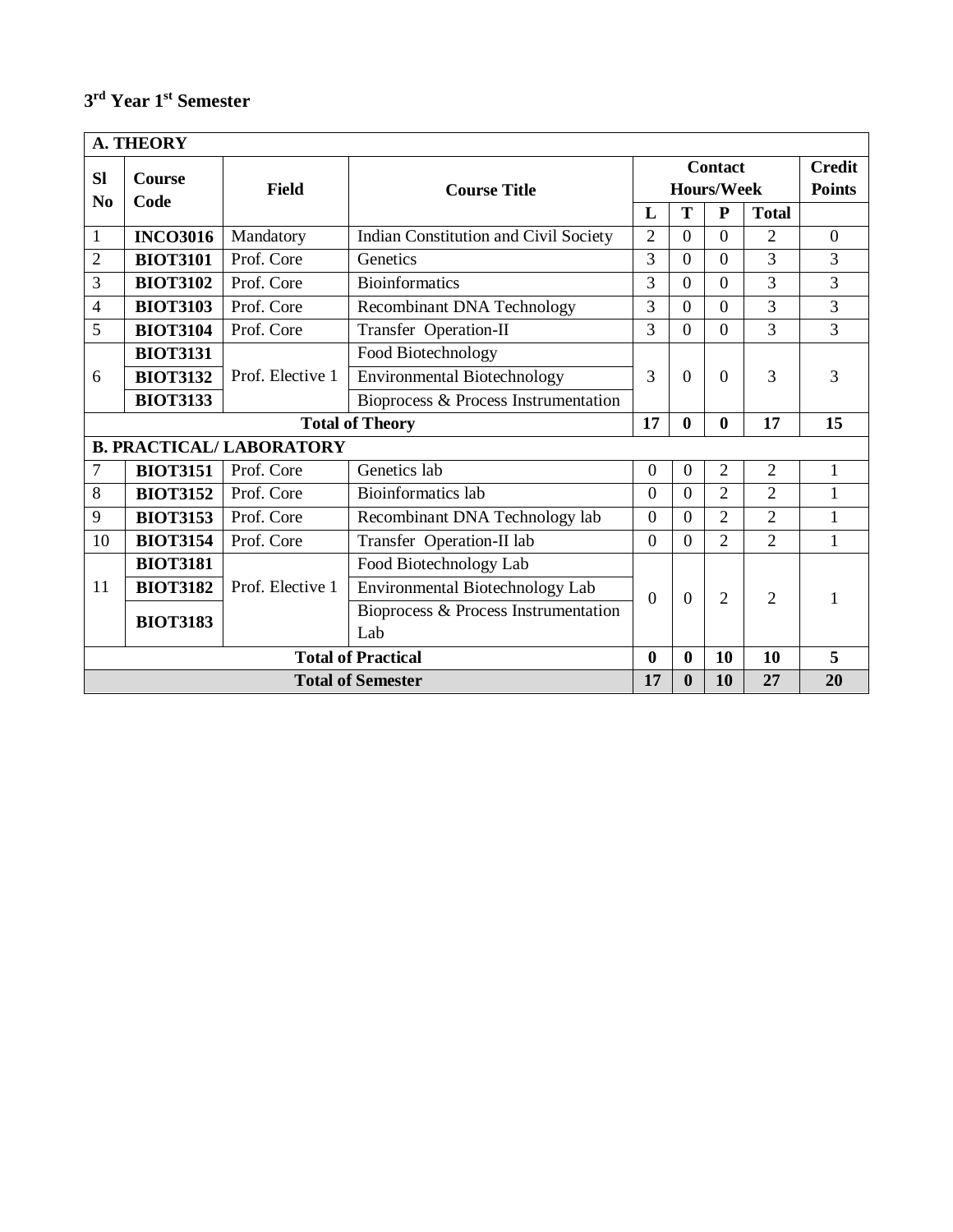## 3rd Year 1st Semester

| A. THEORY | | | | | | | | |
|---|---|---|---|---|---|---|---|---|
| **Sl No** | **Course Code** | **Field** | **Course Title** | **Contact Hours/Week** | | | | **Credit Points** |
| | | | | **L** | **T** | **P** | **Total** | |
| 1 | **INCO3016** | Mandatory | Indian Constitution and Civil Society | 2 | 0 | 0 | 2 | 0 |
| 2 | **BIOT3101** | Prof. Core | Genetics | 3 | 0 | 0 | 3 | 3 |
| 3 | **BIOT3102** | Prof. Core | Bioinformatics | 3 | 0 | 0 | 3 | 3 |
| 4 | **BIOT3103** | Prof. Core | Recombinant DNA Technology | 3 | 0 | 0 | 3 | 3 |
| 5 | **BIOT3104** | Prof. Core | Transfer Operation-II | 3 | 0 | 0 | 3 | 3 |
| 6 | **BIOT3131** | Prof. Elective 1 | Food Biotechnology | 3 | 0 | 0 | 3 | 3 |
| | **BIOT3132** | | Environmental Biotechnology | | | | | |
| | **BIOT3133** | | Bioprocess & Process Instrumentation | | | | | |
| **Total of Theory** | | | | **17** | **0** | **0** | **17** | **15** |
| **B. PRACTICAL/ LABORATORY** | | | | | | | | |
| 7 | **BIOT3151** | Prof. Core | Genetics lab | 0 | 0 | 2 | 2 | 1 |
| 8 | **BIOT3152** | Prof. Core | Bioinformatics lab | 0 | 0 | 2 | 2 | 1 |
| 9 | **BIOT3153** | Prof. Core | Recombinant DNA Technology lab | 0 | 0 | 2 | 2 | 1 |
| 10 | **BIOT3154** | Prof. Core | Transfer Operation-II lab | 0 | 0 | 2 | 2 | 1 |
| 11 | **BIOT3181** | Prof. Elective 1 | Food Biotechnology Lab | 0 | 0 | 2 | 2 | 1 |
| | **BIOT3182** | | Environmental Biotechnology Lab | | | | | |
| | **BIOT3183** | | Bioprocess & Process Instrumentation Lab | | | | | |
| **Total of Practical** | | | | **0** | **0** | **10** | **10** | **5** |
| **Total of Semester** | | | | **17** | **0** | **10** | **27** | **20** |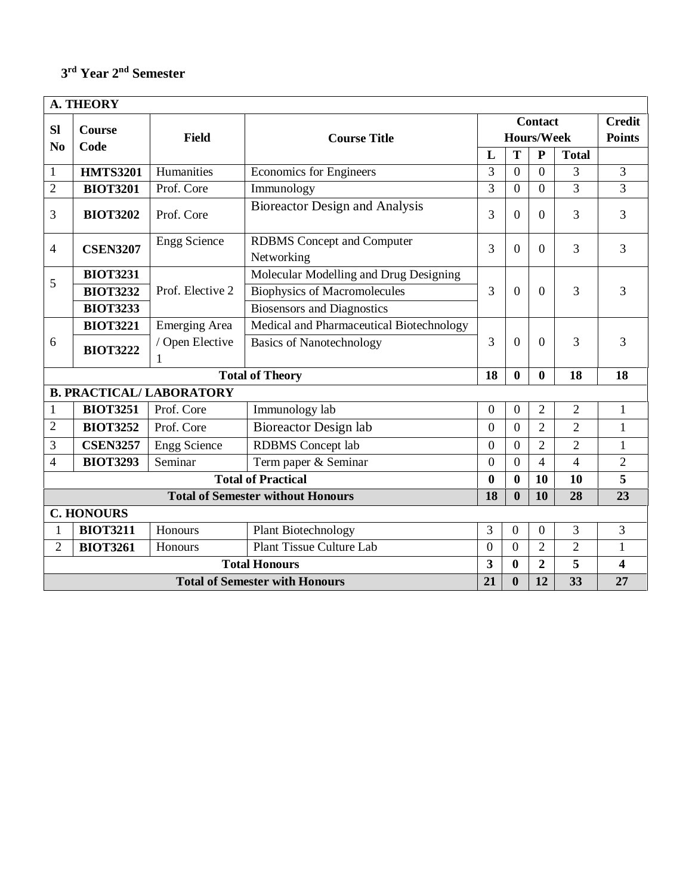### 3[rd] Year 2[nd] Semester

| Sl No | Course Code | Field | Course Title | Contact Hours/Week | | | | Credit Points |
|---|---|---|---|---|---|---|---|---|
| | | | | L | T | P | Total | |
| **A. THEORY** | | | | | | | | |
| 1 | **HMTS3201** | Humanities | Economics for Engineers | 3 | 0 | 0 | 3 | 3 |
| 2 | **BIOT3201** | Prof. Core | Immunology | 3 | 0 | 0 | 3 | 3 |
| 3 | **BIOT3202** | Prof. Core | Bioreactor Design and Analysis | 3 | 0 | 0 | 3 | 3 |
| 4 | **CSEN3207** | Engg Science | RDBMS Concept and Computer Networking | 3 | 0 | 0 | 3 | 3 |
| 5 | **BIOT3231** | Prof. Elective 2 | Molecular Modelling and Drug Designing | 3 | 0 | 0 | 3 | 3 |
| | **BIOT3232** | | Biophysics of Macromolecules | | | | | |
| | **BIOT3233** | | Biosensors and Diagnostics | | | | | |
| 6 | **BIOT3221** | Emerging Area / Open Elective 1 | Medical and Pharmaceutical Biotechnology | 3 | 0 | 0 | 3 | 3 |
| | **BIOT3222** | | Basics of Nanotechnology | | | | | |
| **Total of Theory** | | | | **18** | **0** | **0** | **18** | **18** |
| **B. PRACTICAL/ LABORATORY** | | | | | | | | |
| 1 | **BIOT3251** | Prof. Core | Immunology lab | 0 | 0 | 2 | 2 | 1 |
| 2 | **BIOT3252** | Prof. Core | Bioreactor Design lab | 0 | 0 | 2 | 2 | 1 |
| 3 | **CSEN3257** | Engg Science | RDBMS Concept lab | 0 | 0 | 2 | 2 | 1 |
| 4 | **BIOT3293** | Seminar | Term paper & Seminar | 0 | 0 | 4 | 4 | 2 |
| **Total of Practical** | | | | **0** | **0** | **10** | **10** | **5** |
| **Total of Semester without Honours** | | | | **18** | **0** | **10** | **28** | **23** |
| **C. HONOURS** | | | | | | | | |
| 1 | **BIOT3211** | Honours | Plant Biotechnology | 3 | 0 | 0 | 3 | 3 |
| 2 | **BIOT3261** | Honours | Plant Tissue Culture Lab | 0 | 0 | 2 | 2 | 1 |
| **Total Honours** | | | | **3** | **0** | **2** | **5** | **4** |
| **Total of Semester with Honours** | | | | **21** | **0** | **12** | **33** | **27** |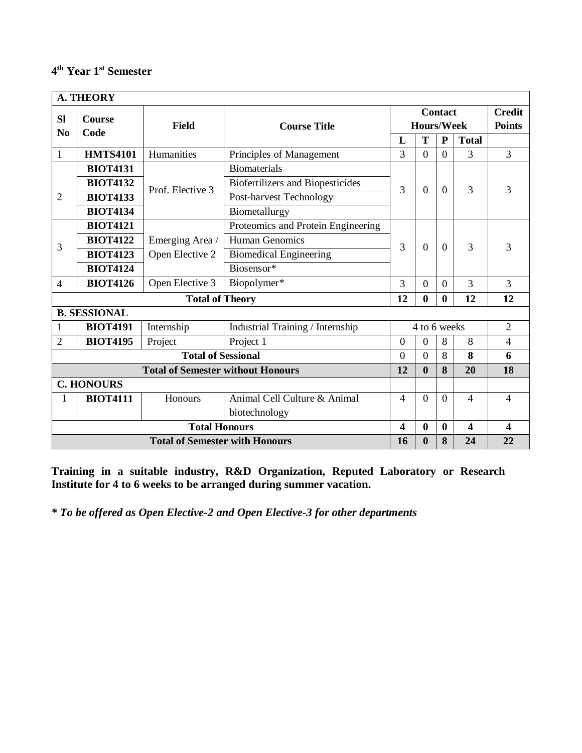### 4[th] Year 1[st] Semester

| Sl No | Course Code | Field | Course Title | Contact Hours/Week | | | | Credit Points |
|---|---|---|---|---|---|---|---|---|
| | | | | L | T | P | Total | |
| **A. THEORY** | | | | | | | | |
| 1 | **HMTS4101** | Humanities | Principles of Management | 3 | 0 | 0 | 3 | 3 |
| 2 | **BIOT4131** | Prof. Elective 3 | Biomaterials | 3 | 0 | 0 | 3 | 3 |
| | **BIOT4132** | | Biofertilizers and Biopesticides | | | | | |
| | **BIOT4133** | | Post-harvest Technology | | | | | |
| | **BIOT4134** | | Biometallurgy | | | | | |
| 3 | **BIOT4121** | Emerging Area / Open Elective 2 | Proteomics and Protein Engineering | 3 | 0 | 0 | 3 | 3 |
| | **BIOT4122** | | Human Genomics | | | | | |
| | **BIOT4123** | | Biomedical Engineering | | | | | |
| | **BIOT4124** | | Biosensor* | | | | | |
| 4 | **BIOT4126** | Open Elective 3 | Biopolymer* | 3 | 0 | 0 | 3 | 3 |
| | | | **Total of Theory** | **12** | **0** | **0** | **12** | **12** |
| **B. SESSIONAL** | | | | | | | | |
| 1 | **BIOT4191** | Internship | Industrial Training / Internship | 4 to 6 weeks | | | | 2 |
| 2 | **BIOT4195** | Project | Project 1 | 0 | 0 | 8 | 8 | 4 |
| | | | **Total of Sessional** | 0 | 0 | 8 | **8** | **6** |
| | | | **Total of Semester without Honours** | **12** | **0** | **8** | **20** | **18** |
| **C. HONOURS** | | | | | | | | |
| 1 | **BIOT4111** | Honours | Animal Cell Culture & Animal biotechnology | 4 | 0 | 0 | 4 | 4 |
| | | | **Total Honours** | **4** | **0** | **0** | **4** | **4** |
| | | | **Total of Semester with Honours** | **16** | **0** | **8** | **24** | **22** |

**Training in a suitable industry, R&D Organization, Reputed Laboratory or Research Institute for 4 to 6 weeks to be arranged during summer vacation.**

***\* To be offered as Open Elective-2 and Open Elective-3 for other departments***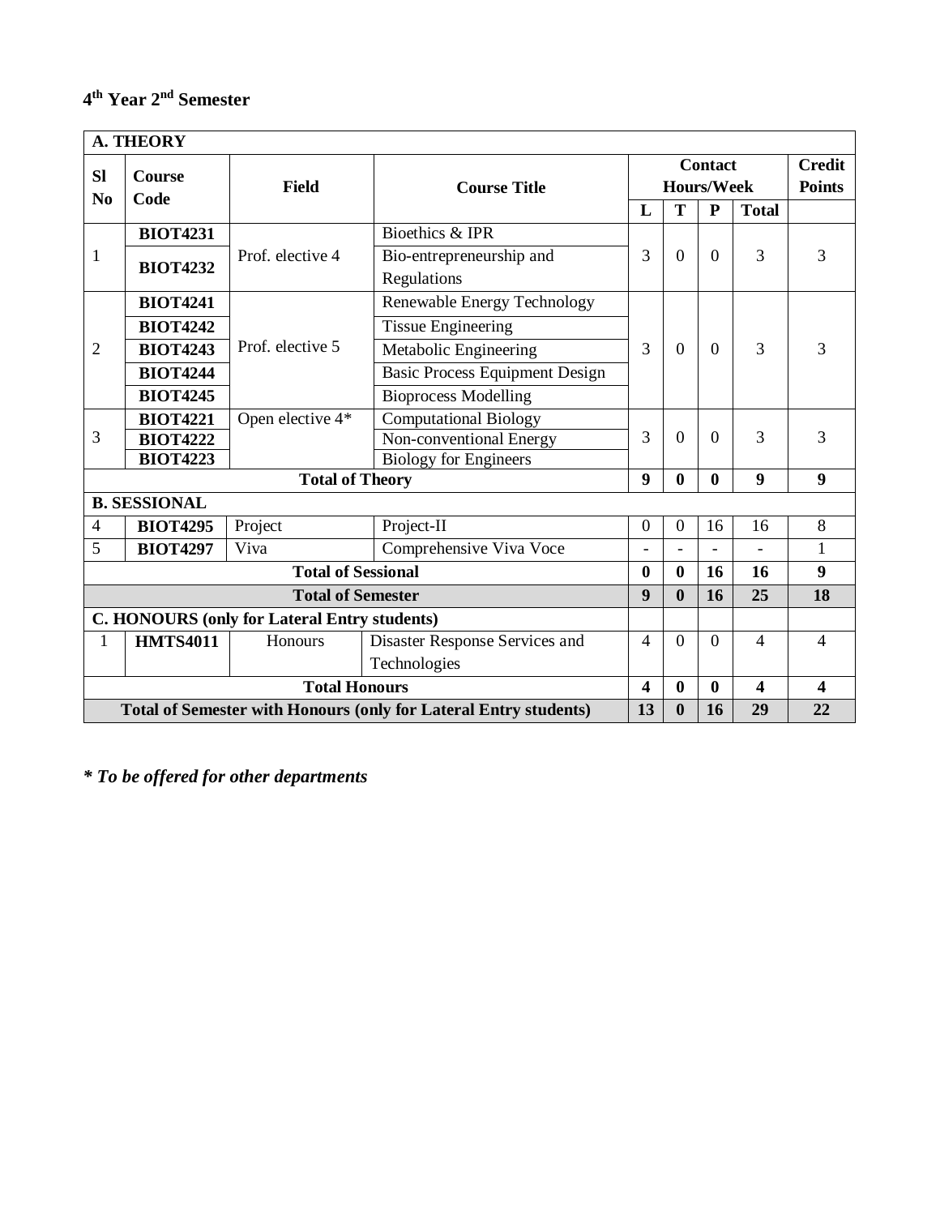**4th Year 2nd Semester**

| Sl No | Course Code | Field | Course Title | Contact Hours/Week | | | | Credit Points |
|---|---|---|---|---|---|---|---|---|
| **A. THEORY** | | | | | | | | |
| | | | | L | T | P | Total | |
| 1 | BIOT4231 | Prof. elective 4 | Bioethics & IPR | 3 | 0 | 0 | 3 | 3 |
| | BIOT4232 | | Bio-entrepreneurship and Regulations | | | | | |
| 2 | BIOT4241 | Prof. elective 5 | Renewable Energy Technology | 3 | 0 | 0 | 3 | 3 |
| | BIOT4242 | | Tissue Engineering | | | | | |
| | BIOT4243 | | Metabolic Engineering | | | | | |
| | BIOT4244 | | Basic Process Equipment Design | | | | | |
| | BIOT4245 | | Bioprocess Modelling | | | | | |
| 3 | BIOT4221 | Open elective 4* | Computational Biology | 3 | 0 | 0 | 3 | 3 |
| | BIOT4222 | | Non-conventional Energy | | | | | |
| | BIOT4223 | | Biology for Engineers | | | | | |
| **Total of Theory** | | | | **9** | **0** | **0** | **9** | **9** |
| **B. SESSIONAL** | | | | | | | | |
| 4 | BIOT4295 | Project | Project-II | 0 | 0 | 16 | 16 | 8 |
| 5 | BIOT4297 | Viva | Comprehensive Viva Voce | - | - | - | - | 1 |
| **Total of Sessional** | | | | **0** | **0** | **16** | **16** | **9** |
| **Total of Semester** | | | | **9** | **0** | **16** | **25** | **18** |
| **C. HONOURS (only for Lateral Entry students)** | | | | | | | | |
| 1 | HMTS4011 | Honours | Disaster Response Services and Technologies | 4 | 0 | 0 | 4 | 4 |
| **Total Honours** | | | | **4** | **0** | **0** | **4** | **4** |
| **Total of Semester with Honours (only for Lateral Entry students)** | | | | **13** | **0** | **16** | **29** | **22** |

***\* To be offered for other departments***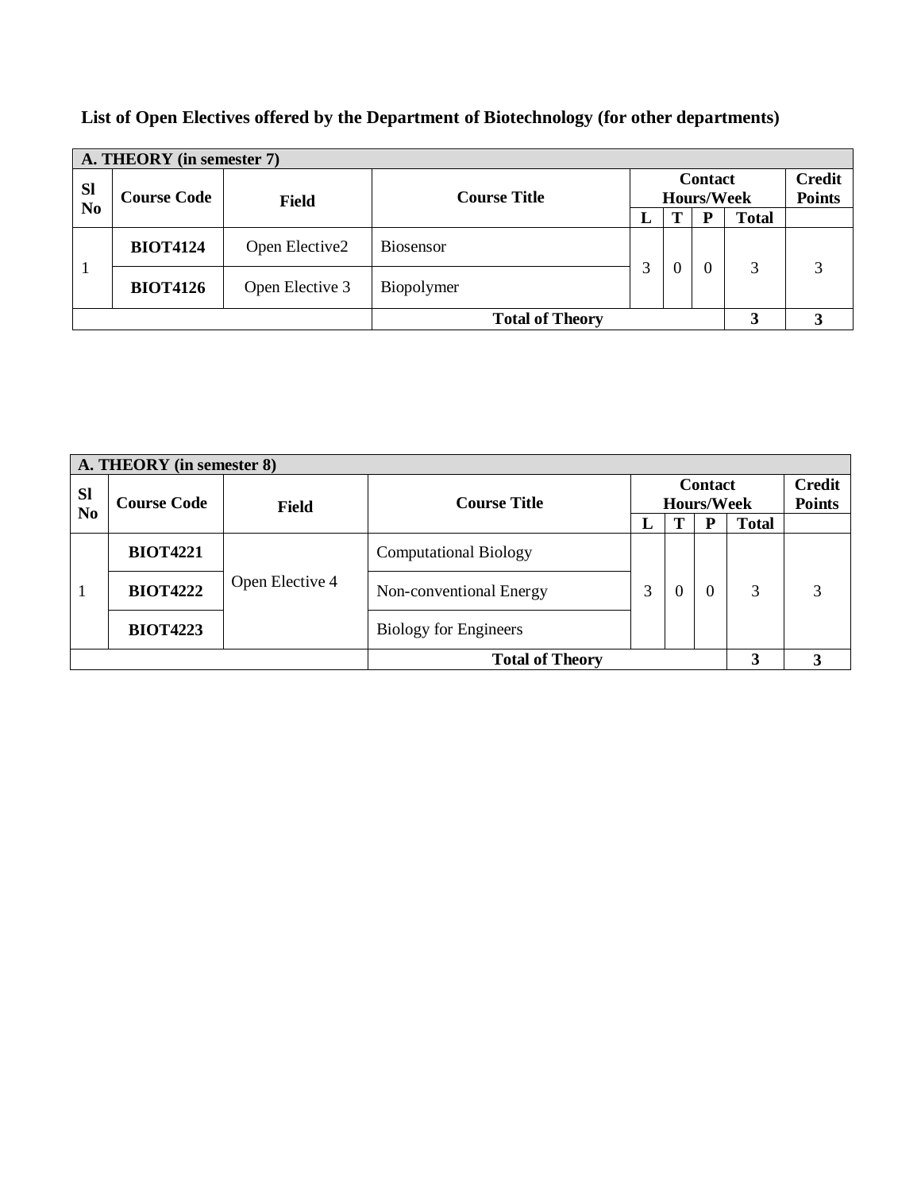**List of Open Electives offered by the Department of Biotechnology (for other departments)**

| A. THEORY (in semester 7) | | | | | | | | |
|---|---|---|---|---|---|---|---|---|
| **Sl No** | **Course Code** | **Field** | **Course Title** | **Contact Hours/Week** | | | | **Credit Points** |
| | | | | **L** | **T** | **P** | **Total** | |
| 1 | **BIOT4124** | Open Elective2 | Biosensor | 3 | 0 | 0 | 3 | 3 |
| | **BIOT4126** | Open Elective 3 | Biopolymer | | | | | |
| | | | **Total of Theory** | | | | **3** | **3** |

| A. THEORY (in semester 8) | | | | | | | | |
|---|---|---|---|---|---|---|---|---|
| **Sl No** | **Course Code** | **Field** | **Course Title** | **Contact Hours/Week** | | | | **Credit Points** |
| | | | | **L** | **T** | **P** | **Total** | |
| 1 | **BIOT4221** | Open Elective 4 | Computational Biology | 3 | 0 | 0 | 3 | 3 |
| | **BIOT4222** | | Non-conventional Energy | | | | | |
| | **BIOT4223** | | Biology for Engineers | | | | | |
| | | | **Total of Theory** | | | | **3** | **3** |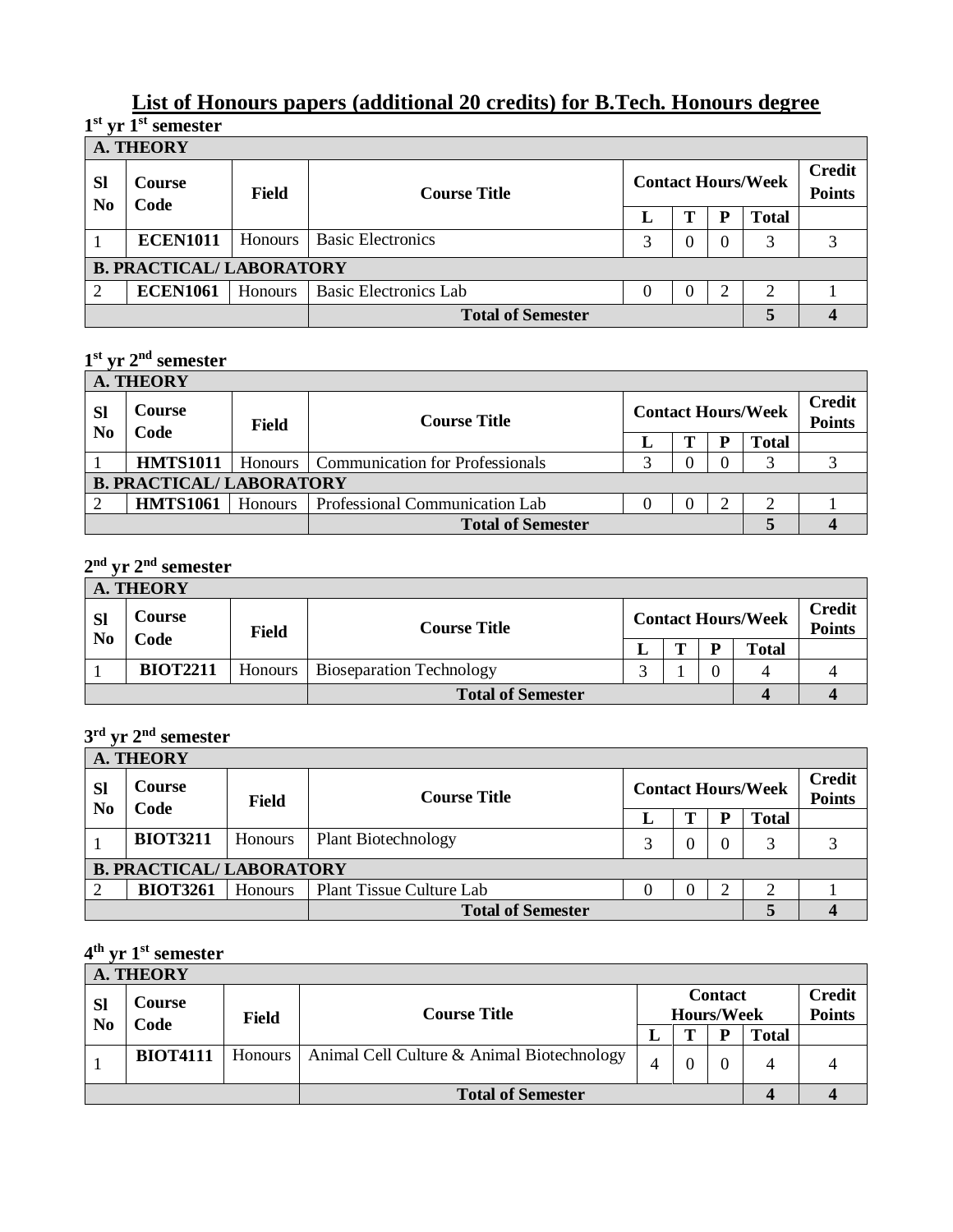# List of Honours papers (additional 20 credits) for B.Tech. Honours degree

### 1st yr 1st semester

| Sl No | Course Code | Field | Course Title | Contact Hours/Week | | | | Credit Points |
|---|---|---|---|---|---|---|---|---|
| | | | | L | T | P | Total | |
| **A. THEORY** | | | | | | | | |
| 1 | **ECEN1011** | Honours | Basic Electronics | 3 | 0 | 0 | 3 | 3 |
| **B. PRACTICAL/ LABORATORY** | | | | | | | | |
| 2 | **ECEN1061** | Honours | Basic Electronics Lab | 0 | 0 | 2 | 2 | 1 |
| | | | **Total of Semester** | | | | **5** | **4** |

### 1st yr 2nd semester

| Sl No | Course Code | Field | Course Title | Contact Hours/Week | | | | Credit Points |
|---|---|---|---|---|---|---|---|---|
| | | | | L | T | P | Total | |
| **A. THEORY** | | | | | | | | |
| 1 | **HMTS1011** | Honours | Communication for Professionals | 3 | 0 | 0 | 3 | 3 |
| **B. PRACTICAL/ LABORATORY** | | | | | | | | |
| 2 | **HMTS1061** | Honours | Professional Communication Lab | 0 | 0 | 2 | 2 | 1 |
| | | | **Total of Semester** | | | | **5** | **4** |

### 2nd yr 2nd semester

| Sl No | Course Code | Field | Course Title | Contact Hours/Week | | | | Credit Points |
|---|---|---|---|---|---|---|---|---|
| | | | | L | T | P | Total | |
| **A. THEORY** | | | | | | | | |
| 1 | **BIOT2211** | Honours | Bioseparation Technology | 3 | 1 | 0 | 4 | 4 |
| | | | **Total of Semester** | | | | **4** | **4** |

### 3rd yr 2nd semester

| Sl No | Course Code | Field | Course Title | Contact Hours/Week | | | | Credit Points |
|---|---|---|---|---|---|---|---|---|
| | | | | L | T | P | Total | |
| **A. THEORY** | | | | | | | | |
| 1 | **BIOT3211** | Honours | Plant Biotechnology | 3 | 0 | 0 | 3 | 3 |
| **B. PRACTICAL/ LABORATORY** | | | | | | | | |
| 2 | **BIOT3261** | Honours | Plant Tissue Culture Lab | 0 | 0 | 2 | 2 | 1 |
| | | | **Total of Semester** | | | | **5** | **4** |

### 4th yr 1st semester

| Sl No | Course Code | Field | Course Title | Contact Hours/Week | | | | Credit Points |
|---|---|---|---|---|---|---|---|---|
| | | | | L | T | P | Total | |
| **A. THEORY** | | | | | | | | |
| 1 | **BIOT4111** | Honours | Animal Cell Culture & Animal Biotechnology | 4 | 0 | 0 | 4 | 4 |
| | | | **Total of Semester** | | | | **4** | **4** |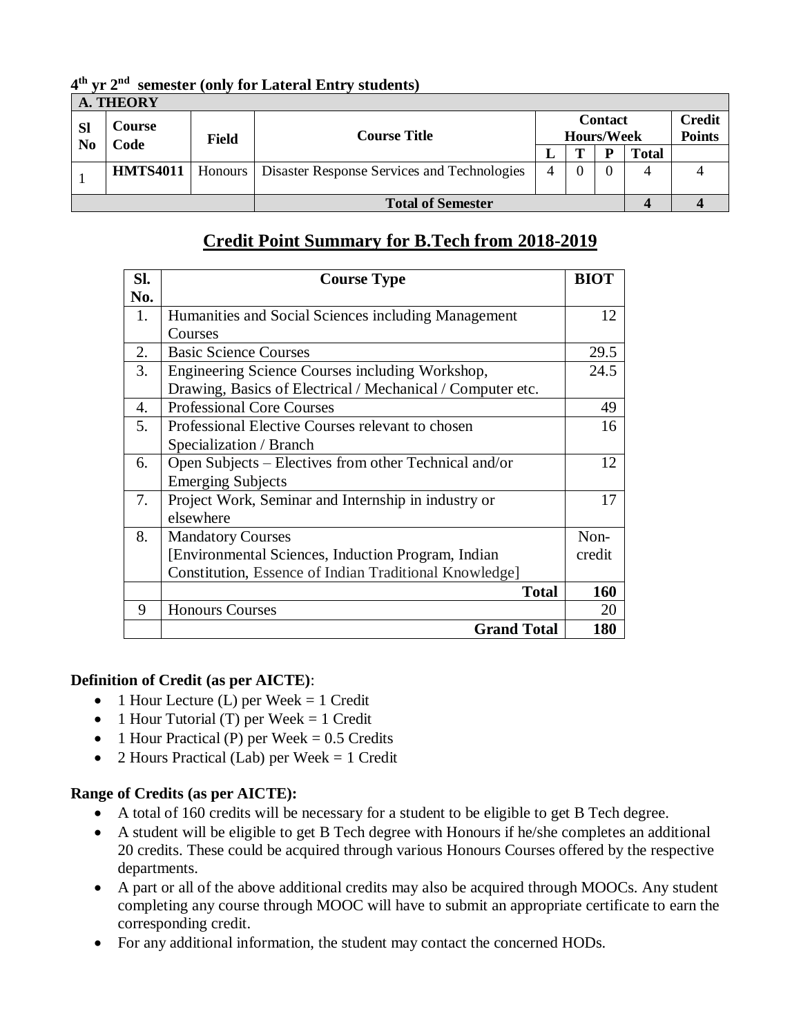**4th yr 2nd semester (only for Lateral Entry students)**

| A. THEORY | | | | | | | | |
|---|---|---|---|---|---|---|---|---|
| Sl No | Course Code | Field | Course Title | Contact Hours/Week | | | | Credit Points |
| | | | | L | T | P | Total | |
| 1 | **HMTS4011** | Honours | Disaster Response Services and Technologies | 4 | 0 | 0 | 4 | 4 |
| | | | **Total of Semester** | | | | **4** | **4** |

## Credit Point Summary for B.Tech from 2018-2019

| Sl. No. | Course Type | BIOT |
|---|---|---|
| 1. | Humanities and Social Sciences including Management Courses | 12 |
| 2. | Basic Science Courses | 29.5 |
| 3. | Engineering Science Courses including Workshop, Drawing, Basics of Electrical / Mechanical / Computer etc. | 24.5 |
| 4. | Professional Core Courses | 49 |
| 5. | Professional Elective Courses relevant to chosen Specialization / Branch | 16 |
| 6. | Open Subjects – Electives from other Technical and/or Emerging Subjects | 12 |
| 7. | Project Work, Seminar and Internship in industry or elsewhere | 17 |
| 8. | Mandatory Courses [Environmental Sciences, Induction Program, Indian Constitution, Essence of Indian Traditional Knowledge] | Non-credit |
| | **Total** | **160** |
| 9 | Honours Courses | 20 |
| | **Grand Total** | **180** |

**Definition of Credit (as per AICTE)**:

- 1 Hour Lecture (L) per Week = 1 Credit
- 1 Hour Tutorial (T) per Week = 1 Credit
- 1 Hour Practical (P) per Week = 0.5 Credits
- 2 Hours Practical (Lab) per Week = 1 Credit

**Range of Credits (as per AICTE):**

- A total of 160 credits will be necessary for a student to be eligible to get B Tech degree.
- A student will be eligible to get B Tech degree with Honours if he/she completes an additional 20 credits. These could be acquired through various Honours Courses offered by the respective departments.
- A part or all of the above additional credits may also be acquired through MOOCs. Any student completing any course through MOOC will have to submit an appropriate certificate to earn the corresponding credit.
- For any additional information, the student may contact the concerned HODs.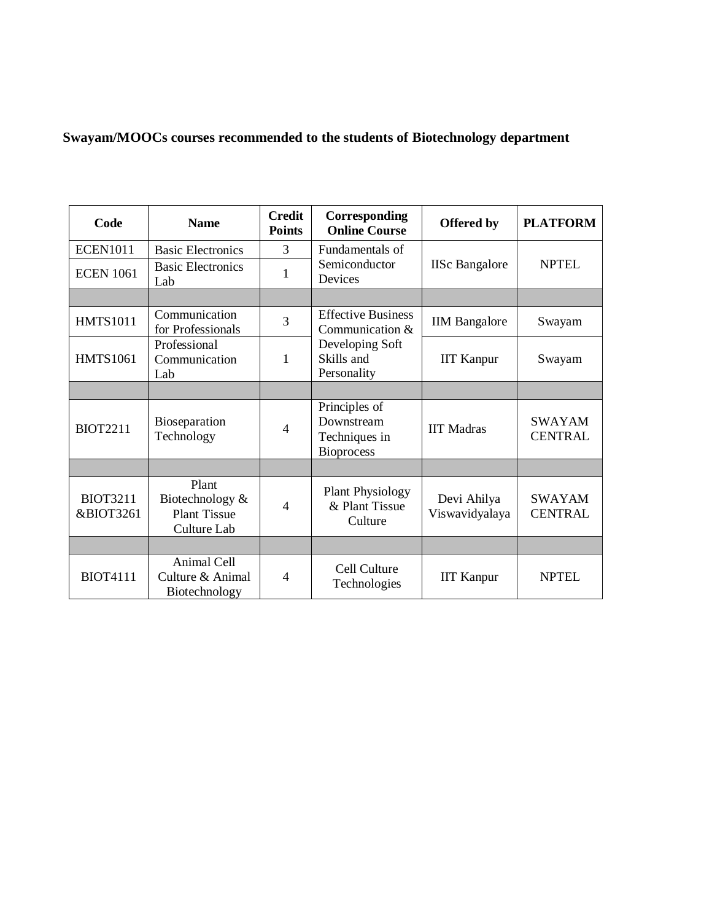**Swayam/MOOCs courses recommended to the students of Biotechnology department**

| Code | Name | Credit Points | Corresponding Online Course | Offered by | PLATFORM |
|---|---|---|---|---|---|
| ECEN1011 | Basic Electronics | 3 | Fundamentals of Semiconductor Devices | IISc Bangalore | NPTEL |
| ECEN 1061 | Basic Electronics Lab | 1 | | | |
| | | | | | |
| HMTS1011 | Communication for Professionals | 3 | Effective Business Communication & | IIM Bangalore | Swayam |
| HMTS1061 | Professional Communication Lab | 1 | Developing Soft Skills and Personality | IIT Kanpur | Swayam |
| | | | | | |
| BIOT2211 | Bioseparation Technology | 4 | Principles of Downstream Techniques in Bioprocess | IIT Madras | SWAYAM CENTRAL |
| | | | | | |
| BIOT3211 &BIOT3261 | Plant Biotechnology & Plant Tissue Culture Lab | 4 | Plant Physiology & Plant Tissue Culture | Devi Ahilya Viswavidyalaya | SWAYAM CENTRAL |
| | | | | | |
| BIOT4111 | Animal Cell Culture & Animal Biotechnology | 4 | Cell Culture Technologies | IIT Kanpur | NPTEL |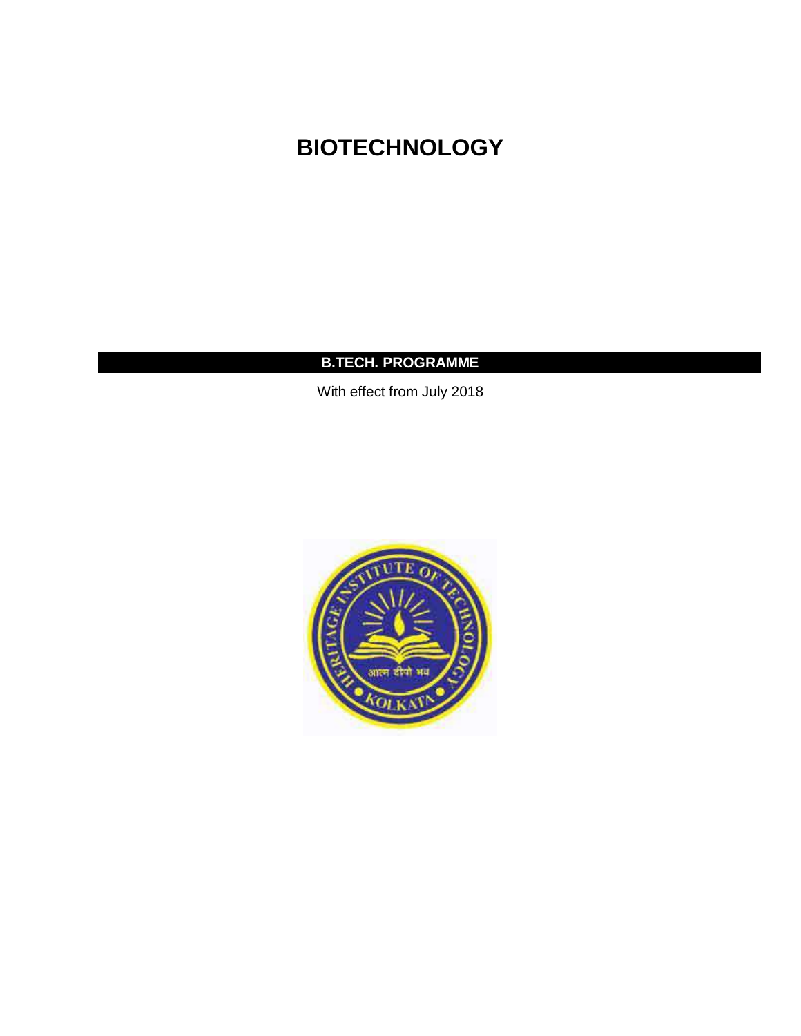# BIOTECHNOLOGY

**B.TECH. PROGRAMME**

With effect from July 2018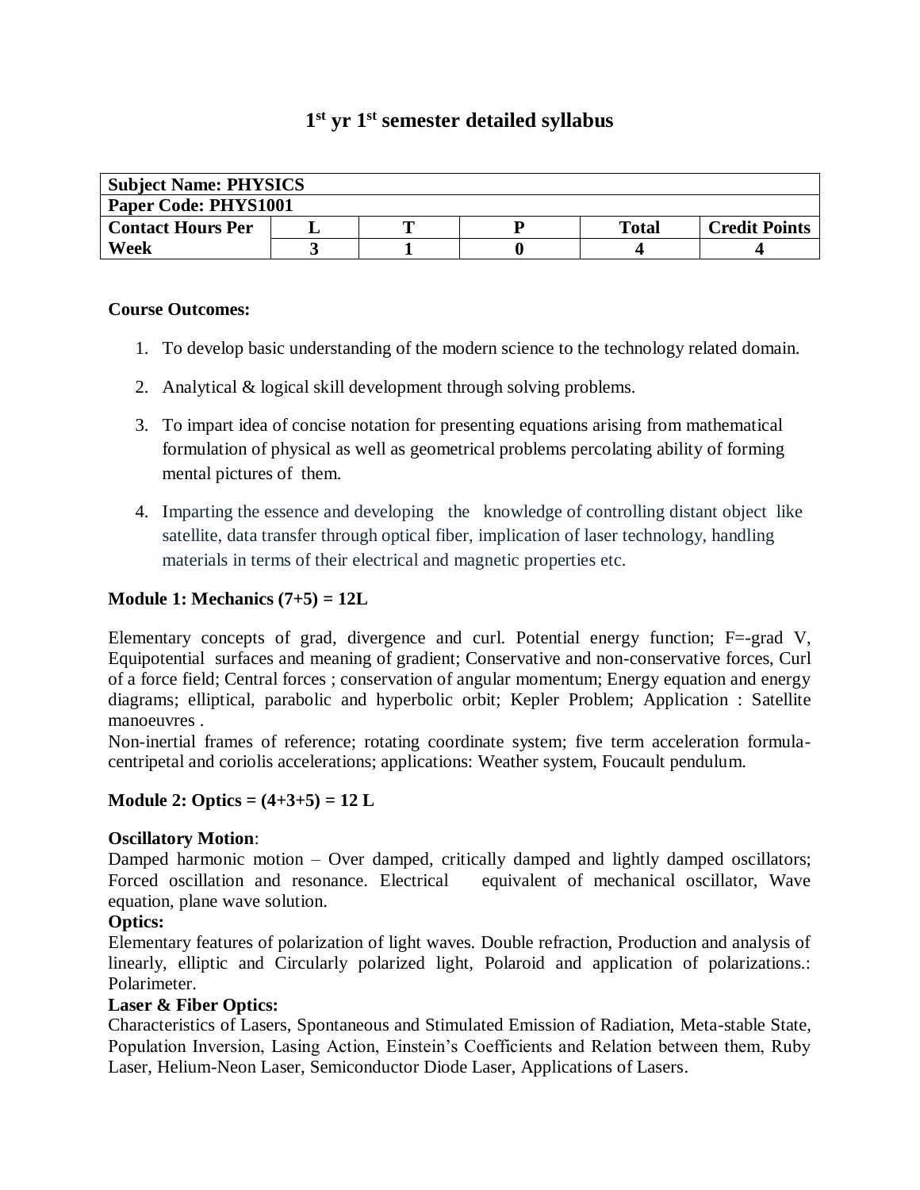# 1st yr 1st semester detailed syllabus

| **Subject Name: PHYSICS** | | | | | |
|---|---|---|---|---|---|
| **Paper Code: PHYS1001** | | | | | |
| **Contact Hours Per Week** | **L** | **T** | **P** | **Total** | **Credit Points** |
| | **3** | **1** | **0** | **4** | **4** |

**Course Outcomes:**

1. To develop basic understanding of the modern science to the technology related domain.
2. Analytical & logical skill development through solving problems.
3. To impart idea of concise notation for presenting equations arising from mathematical formulation of physical as well as geometrical problems percolating ability of forming mental pictures of them.
4. Imparting the essence and developing the knowledge of controlling distant object like satellite, data transfer through optical fiber, implication of laser technology, handling materials in terms of their electrical and magnetic properties etc.

**Module 1: Mechanics (7+5) = 12L**

Elementary concepts of grad, divergence and curl. Potential energy function; F=-grad V, Equipotential surfaces and meaning of gradient; Conservative and non-conservative forces, Curl of a force field; Central forces ; conservation of angular momentum; Energy equation and energy diagrams; elliptical, parabolic and hyperbolic orbit; Kepler Problem; Application : Satellite manoeuvres .

Non-inertial frames of reference; rotating coordinate system; five term acceleration formula-centripetal and coriolis accelerations; applications: Weather system, Foucault pendulum.

**Module 2: Optics = (4+3+5) = 12 L**

**Oscillatory Motion**:

Damped harmonic motion – Over damped, critically damped and lightly damped oscillators; Forced oscillation and resonance. Electrical equivalent of mechanical oscillator, Wave equation, plane wave solution.

**Optics:**

Elementary features of polarization of light waves. Double refraction, Production and analysis of linearly, elliptic and Circularly polarized light, Polaroid and application of polarizations.: Polarimeter.

**Laser & Fiber Optics:**

Characteristics of Lasers, Spontaneous and Stimulated Emission of Radiation, Meta-stable State, Population Inversion, Lasing Action, Einstein's Coefficients and Relation between them, Ruby Laser, Helium-Neon Laser, Semiconductor Diode Laser, Applications of Lasers.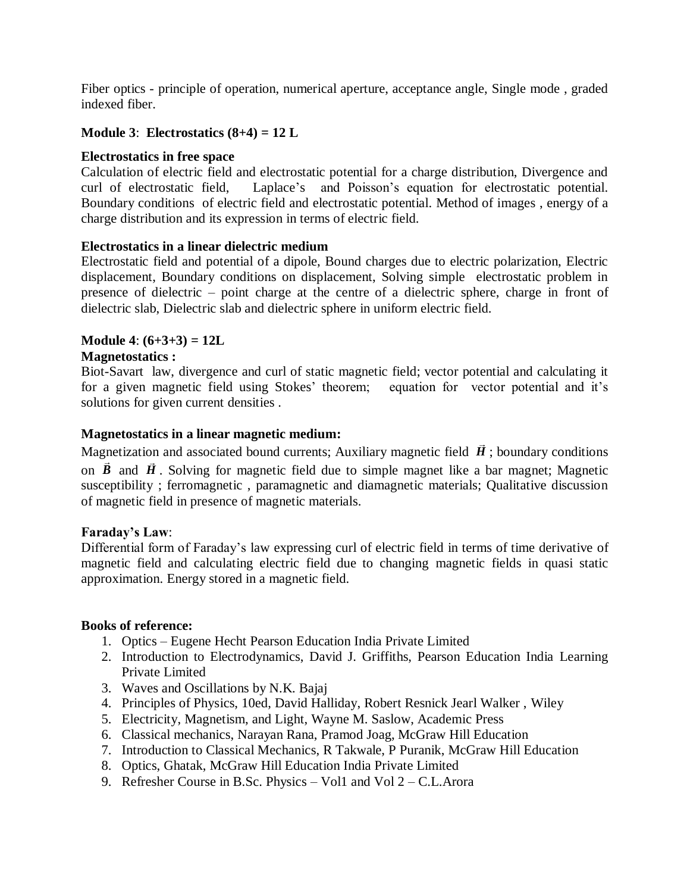Fiber optics - principle of operation, numerical aperture, acceptance angle, Single mode , graded indexed fiber.

**Module 3**: **Electrostatics (8+4) = 12 L**

**Electrostatics in free space**

Calculation of electric field and electrostatic potential for a charge distribution, Divergence and curl of electrostatic field, Laplace's and Poisson's equation for electrostatic potential. Boundary conditions of electric field and electrostatic potential. Method of images , energy of a charge distribution and its expression in terms of electric field.

**Electrostatics in a linear dielectric medium**

Electrostatic field and potential of a dipole, Bound charges due to electric polarization, Electric displacement, Boundary conditions on displacement, Solving simple electrostatic problem in presence of dielectric – point charge at the centre of a dielectric sphere, charge in front of dielectric slab, Dielectric slab and dielectric sphere in uniform electric field.

**Module 4**: **(6+3+3) = 12L**

**Magnetostatics :**

Biot-Savart law, divergence and curl of static magnetic field; vector potential and calculating it for a given magnetic field using Stokes' theorem; equation for vector potential and it's solutions for given current densities .

**Magnetostatics in a linear magnetic medium:**

Magnetization and associated bound currents; Auxiliary magnetic field $\vec{H}$ ; boundary conditions on $\vec{B}$ and $\vec{H}$ . Solving for magnetic field due to simple magnet like a bar magnet; Magnetic susceptibility ; ferromagnetic , paramagnetic and diamagnetic materials; Qualitative discussion of magnetic field in presence of magnetic materials.

**Faraday's Law**:

Differential form of Faraday's law expressing curl of electric field in terms of time derivative of magnetic field and calculating electric field due to changing magnetic fields in quasi static approximation. Energy stored in a magnetic field.

**Books of reference:**

1. Optics – Eugene Hecht Pearson Education India Private Limited
2. Introduction to Electrodynamics, David J. Griffiths, Pearson Education India Learning Private Limited
3. Waves and Oscillations by N.K. Bajaj
4. Principles of Physics, 10ed, David Halliday, Robert Resnick Jearl Walker , Wiley
5. Electricity, Magnetism, and Light, Wayne M. Saslow, Academic Press
6. Classical mechanics, Narayan Rana, Pramod Joag, McGraw Hill Education
7. Introduction to Classical Mechanics, R Takwale, P Puranik, McGraw Hill Education
8. Optics, Ghatak, McGraw Hill Education India Private Limited
9. Refresher Course in B.Sc. Physics – Vol1 and Vol 2 – C.L.Arora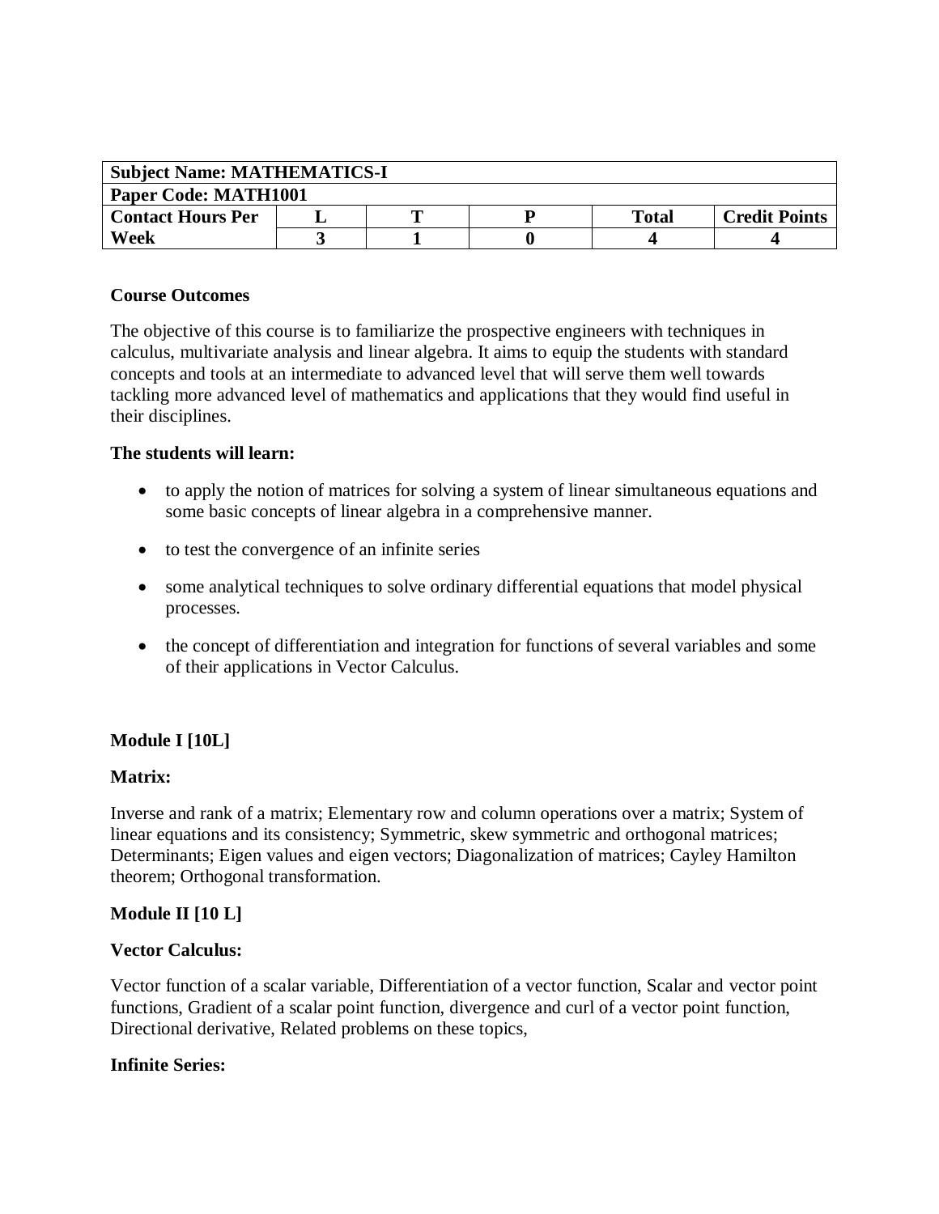| Subject Name: MATHEMATICS-I | | | | | |
|---|---|---|---|---|---|
| Paper Code: MATH1001 | | | | | |
| Contact Hours Per Week | L | T | P | Total | Credit Points |
| | 3 | 1 | 0 | 4 | 4 |

**Course Outcomes**

The objective of this course is to familiarize the prospective engineers with techniques in calculus, multivariate analysis and linear algebra. It aims to equip the students with standard concepts and tools at an intermediate to advanced level that will serve them well towards tackling more advanced level of mathematics and applications that they would find useful in their disciplines.

**The students will learn:**

- to apply the notion of matrices for solving a system of linear simultaneous equations and some basic concepts of linear algebra in a comprehensive manner.
- to test the convergence of an infinite series
- some analytical techniques to solve ordinary differential equations that model physical processes.
- the concept of differentiation and integration for functions of several variables and some of their applications in Vector Calculus.

**Module I [10L]**

**Matrix:**

Inverse and rank of a matrix; Elementary row and column operations over a matrix; System of linear equations and its consistency; Symmetric, skew symmetric and orthogonal matrices; Determinants; Eigen values and eigen vectors; Diagonalization of matrices; Cayley Hamilton theorem; Orthogonal transformation.

**Module II [10 L]**

**Vector Calculus:**

Vector function of a scalar variable, Differentiation of a vector function, Scalar and vector point functions, Gradient of a scalar point function, divergence and curl of a vector point function, Directional derivative, Related problems on these topics,

**Infinite Series:**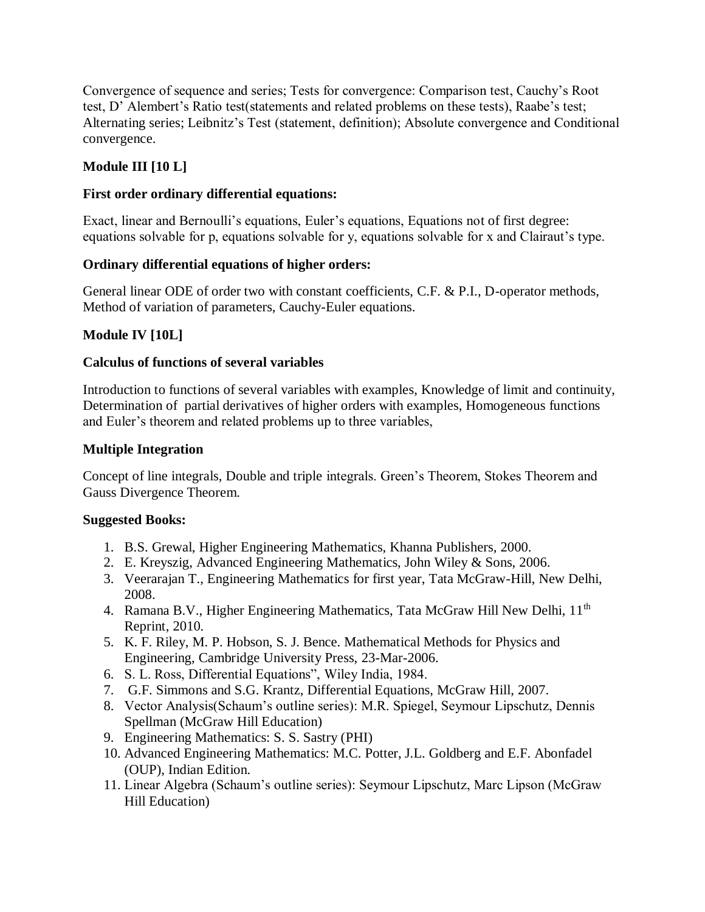Convergence of sequence and series; Tests for convergence: Comparison test, Cauchy's Root test, D' Alembert's Ratio test(statements and related problems on these tests), Raabe's test; Alternating series; Leibnitz's Test (statement, definition); Absolute convergence and Conditional convergence.

**Module III [10 L]**

**First order ordinary differential equations:**

Exact, linear and Bernoulli's equations, Euler's equations, Equations not of first degree: equations solvable for p, equations solvable for y, equations solvable for x and Clairaut's type.

**Ordinary differential equations of higher orders:**

General linear ODE of order two with constant coefficients, C.F. & P.I., D-operator methods, Method of variation of parameters, Cauchy-Euler equations.

**Module IV [10L]**

**Calculus of functions of several variables**

Introduction to functions of several variables with examples, Knowledge of limit and continuity, Determination of partial derivatives of higher orders with examples, Homogeneous functions and Euler's theorem and related problems up to three variables,

**Multiple Integration**

Concept of line integrals, Double and triple integrals. Green's Theorem, Stokes Theorem and Gauss Divergence Theorem.

**Suggested Books:**

1. B.S. Grewal, Higher Engineering Mathematics, Khanna Publishers, 2000.
2. E. Kreyszig, Advanced Engineering Mathematics, John Wiley & Sons, 2006.
3. Veerarajan T., Engineering Mathematics for first year, Tata McGraw-Hill, New Delhi, 2008.
4. Ramana B.V., Higher Engineering Mathematics, Tata McGraw Hill New Delhi, 11th Reprint, 2010.
5. K. F. Riley, M. P. Hobson, S. J. Bence. Mathematical Methods for Physics and Engineering, Cambridge University Press, 23-Mar-2006.
6. S. L. Ross, Differential Equations", Wiley India, 1984.
7. G.F. Simmons and S.G. Krantz, Differential Equations, McGraw Hill, 2007.
8. Vector Analysis(Schaum's outline series): M.R. Spiegel, Seymour Lipschutz, Dennis Spellman (McGraw Hill Education)
9. Engineering Mathematics: S. S. Sastry (PHI)
10. Advanced Engineering Mathematics: M.C. Potter, J.L. Goldberg and E.F. Abonfadel (OUP), Indian Edition.
11. Linear Algebra (Schaum's outline series): Seymour Lipschutz, Marc Lipson (McGraw Hill Education)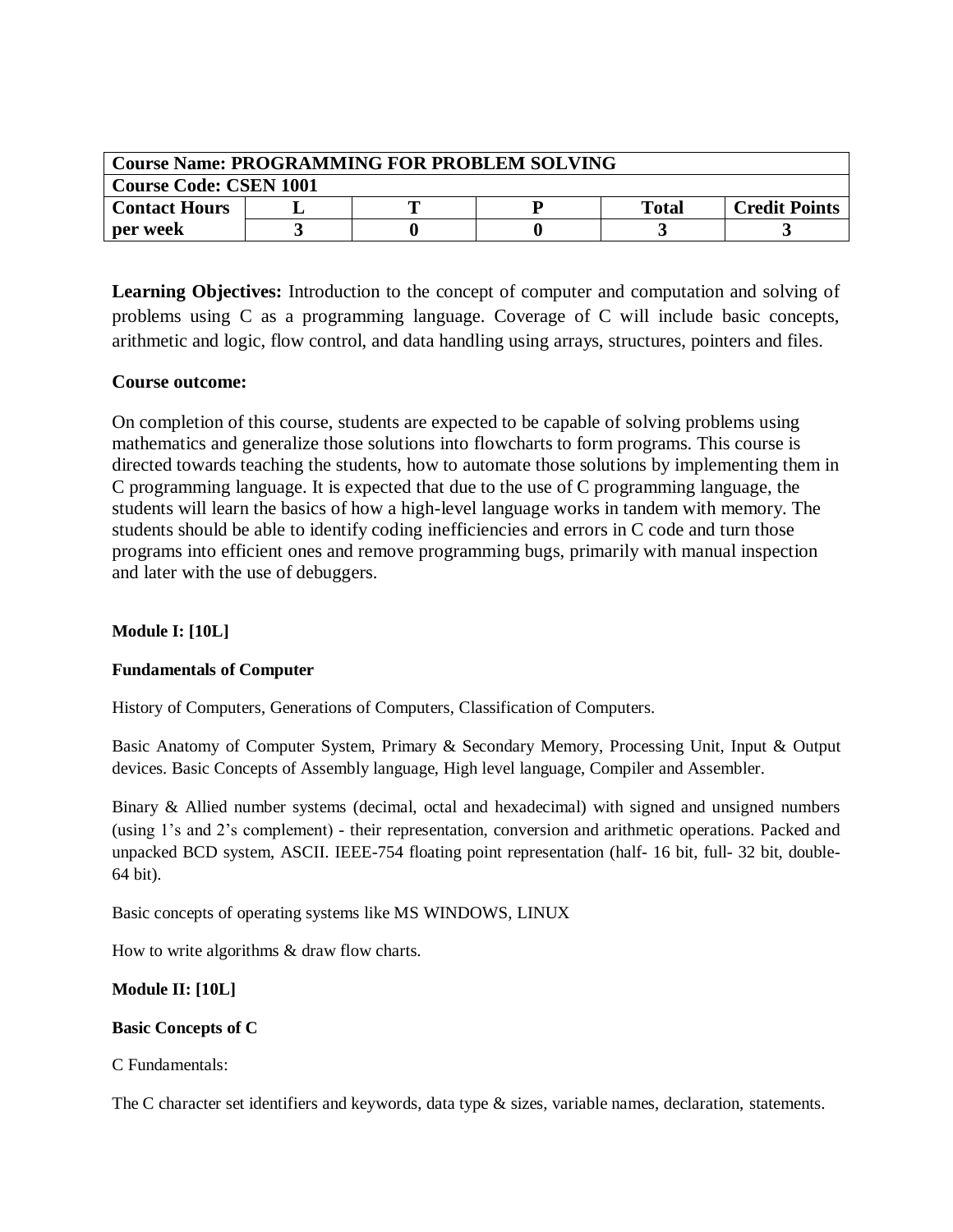| Course Name: PROGRAMMING FOR PROBLEM SOLVING | | | | | |
|---|---|---|---|---|---|
| **Course Code: CSEN 1001** | | | | | |
| **Contact Hours** | **L** | **T** | **P** | **Total** | **Credit Points** |
| **per week** | **3** | **0** | **0** | **3** | **3** |

**Learning Objectives:** Introduction to the concept of computer and computation and solving of problems using C as a programming language. Coverage of C will include basic concepts, arithmetic and logic, flow control, and data handling using arrays, structures, pointers and files.

**Course outcome:**

On completion of this course, students are expected to be capable of solving problems using mathematics and generalize those solutions into flowcharts to form programs. This course is directed towards teaching the students, how to automate those solutions by implementing them in C programming language. It is expected that due to the use of C programming language, the students will learn the basics of how a high-level language works in tandem with memory. The students should be able to identify coding inefficiencies and errors in C code and turn those programs into efficient ones and remove programming bugs, primarily with manual inspection and later with the use of debuggers.

**Module I: [10L]**

**Fundamentals of Computer**

History of Computers, Generations of Computers, Classification of Computers.

Basic Anatomy of Computer System, Primary & Secondary Memory, Processing Unit, Input & Output devices. Basic Concepts of Assembly language, High level language, Compiler and Assembler.

Binary & Allied number systems (decimal, octal and hexadecimal) with signed and unsigned numbers (using 1's and 2's complement) - their representation, conversion and arithmetic operations. Packed and unpacked BCD system, ASCII. IEEE-754 floating point representation (half- 16 bit, full- 32 bit, double- 64 bit).

Basic concepts of operating systems like MS WINDOWS, LINUX

How to write algorithms & draw flow charts.

**Module II: [10L]**

**Basic Concepts of C**

C Fundamentals:

The C character set identifiers and keywords, data type & sizes, variable names, declaration, statements.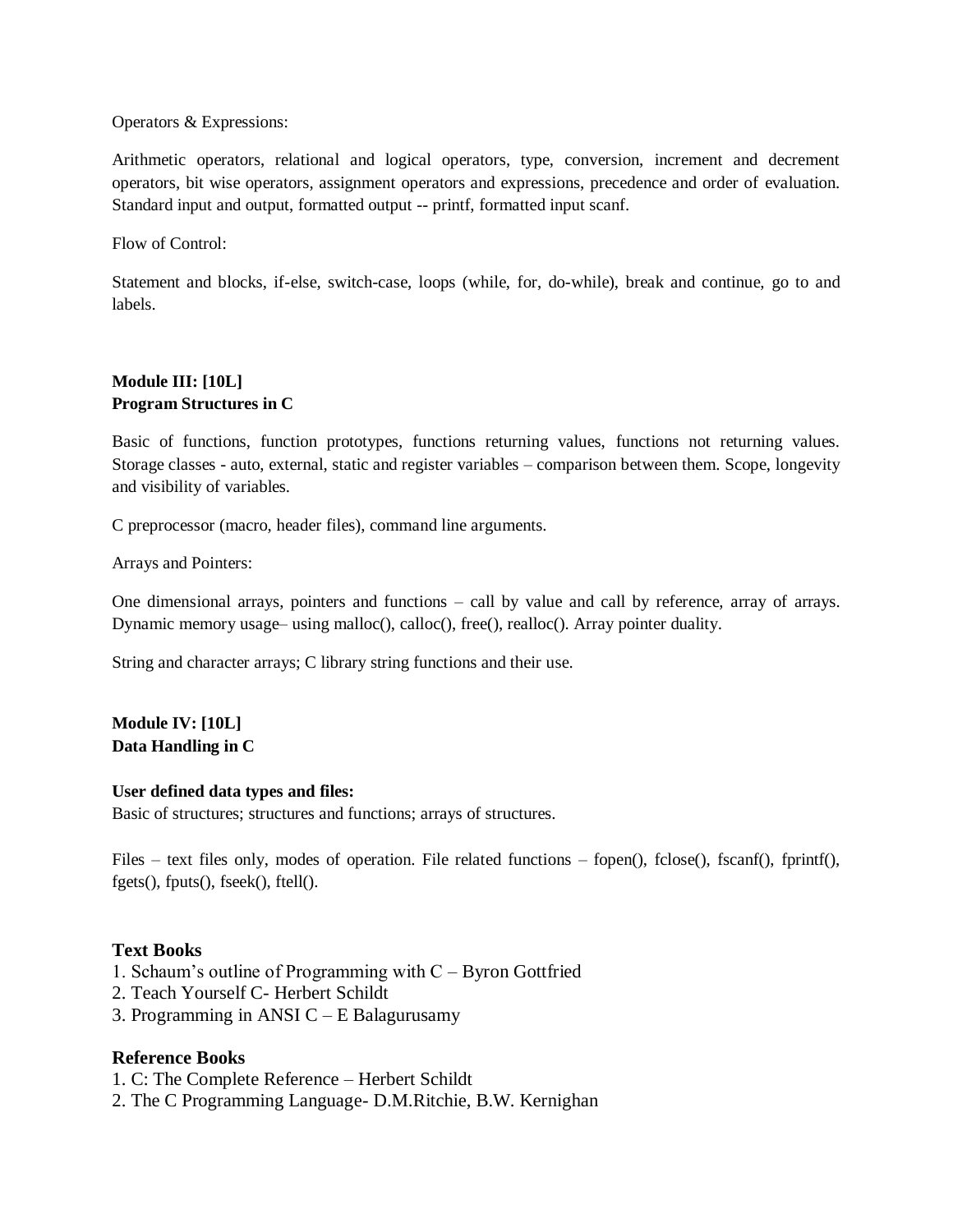Operators & Expressions:

Arithmetic operators, relational and logical operators, type, conversion, increment and decrement operators, bit wise operators, assignment operators and expressions, precedence and order of evaluation. Standard input and output, formatted output -- printf, formatted input scanf.

Flow of Control:

Statement and blocks, if-else, switch-case, loops (while, for, do-while), break and continue, go to and labels.

**Module III: [10L]**
**Program Structures in C**

Basic of functions, function prototypes, functions returning values, functions not returning values. Storage classes - auto, external, static and register variables – comparison between them. Scope, longevity and visibility of variables.

C preprocessor (macro, header files), command line arguments.

Arrays and Pointers:

One dimensional arrays, pointers and functions – call by value and call by reference, array of arrays. Dynamic memory usage– using malloc(), calloc(), free(), realloc(). Array pointer duality.

String and character arrays; C library string functions and their use.

**Module IV: [10L]**
**Data Handling in C**

**User defined data types and files:**
Basic of structures; structures and functions; arrays of structures.

Files – text files only, modes of operation. File related functions – fopen(), fclose(), fscanf(), fprintf(), fgets(), fputs(), fseek(), ftell().

### Text Books

1. Schaum's outline of Programming with C – Byron Gottfried
2. Teach Yourself C- Herbert Schildt
3. Programming in ANSI C – E Balagurusamy

### Reference Books

1. C: The Complete Reference – Herbert Schildt
2. The C Programming Language- D.M.Ritchie, B.W. Kernighan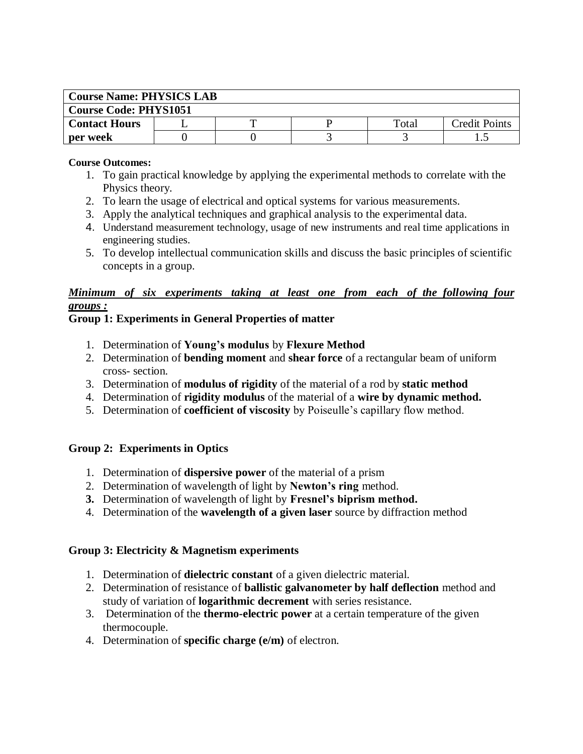| Course Name: PHYSICS LAB | | | | | |
|---|---|---|---|---|---|
| **Course Code: PHYS1051** | | | | | |
| **Contact Hours** | L | T | P | Total | Credit Points |
| **per week** | 0 | 0 | 3 | 3 | 1.5 |

**Course Outcomes:**

1. To gain practical knowledge by applying the experimental methods to correlate with the Physics theory.
2. To learn the usage of electrical and optical systems for various measurements.
3. Apply the analytical techniques and graphical analysis to the experimental data.
4. Understand measurement technology, usage of new instruments and real time applications in engineering studies.
5. To develop intellectual communication skills and discuss the basic principles of scientific concepts in a group.

***Minimum of six experiments taking at least one from each of the following four groups :***

**Group 1: Experiments in General Properties of matter**

1. Determination of **Young's modulus** by **Flexure Method**
2. Determination of **bending moment** and **shear force** of a rectangular beam of uniform cross- section.
3. Determination of **modulus of rigidity** of the material of a rod by **static method**
4. Determination of **rigidity modulus** of the material of a **wire by dynamic method.**
5. Determination of **coefficient of viscosity** by Poiseulle's capillary flow method.

**Group 2: Experiments in Optics**

1. Determination of **dispersive power** of the material of a prism
2. Determination of wavelength of light by **Newton's ring** method.
3. Determination of wavelength of light by **Fresnel's biprism method.**
4. Determination of the **wavelength of a given laser** source by diffraction method

**Group 3: Electricity & Magnetism experiments**

1. Determination of **dielectric constant** of a given dielectric material.
2. Determination of resistance of **ballistic galvanometer by half deflection** method and study of variation of **logarithmic decrement** with series resistance.
3. Determination of the **thermo-electric power** at a certain temperature of the given thermocouple.
4. Determination of **specific charge (e/m)** of electron.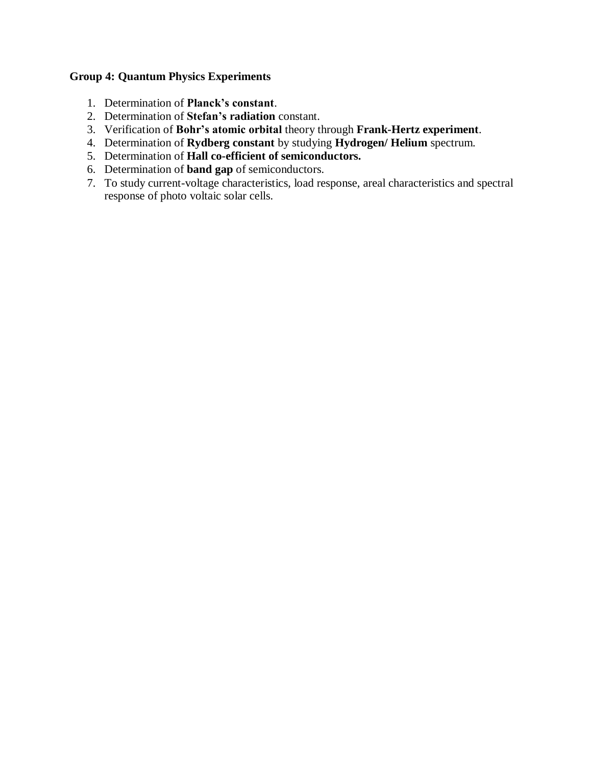**Group 4: Quantum Physics Experiments**

1. Determination of **Planck's constant**.
2. Determination of **Stefan's radiation** constant.
3. Verification of **Bohr's atomic orbital** theory through **Frank-Hertz experiment**.
4. Determination of **Rydberg constant** by studying **Hydrogen/ Helium** spectrum.
5. Determination of **Hall co-efficient of semiconductors.**
6. Determination of **band gap** of semiconductors.
7. To study current-voltage characteristics, load response, areal characteristics and spectral response of photo voltaic solar cells.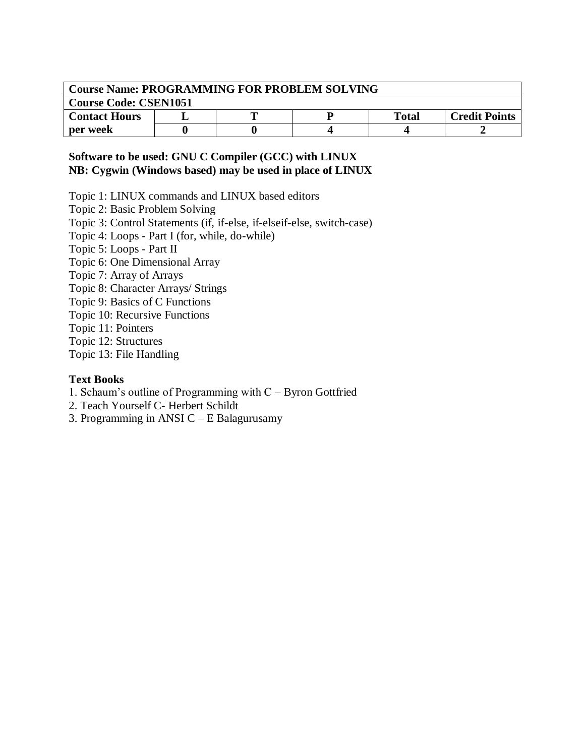| Course Name: PROGRAMMING FOR PROBLEM SOLVING | | | | | |
|---|---|---|---|---|---|
| **Course Code: CSEN1051** | | | | | |
| **Contact Hours** | **L** | **T** | **P** | **Total** | **Credit Points** |
| **per week** | **0** | **0** | **4** | **4** | **2** |

**Software to be used: GNU C Compiler (GCC) with LINUX**
**NB: Cygwin (Windows based) may be used in place of LINUX**

Topic 1: LINUX commands and LINUX based editors
Topic 2: Basic Problem Solving
Topic 3: Control Statements (if, if-else, if-elseif-else, switch-case)
Topic 4: Loops - Part I (for, while, do-while)
Topic 5: Loops - Part II
Topic 6: One Dimensional Array
Topic 7: Array of Arrays
Topic 8: Character Arrays/ Strings
Topic 9: Basics of C Functions
Topic 10: Recursive Functions
Topic 11: Pointers
Topic 12: Structures
Topic 13: File Handling

**Text Books**

1. Schaum's outline of Programming with C – Byron Gottfried
2. Teach Yourself C- Herbert Schildt
3. Programming in ANSI C – E Balagurusamy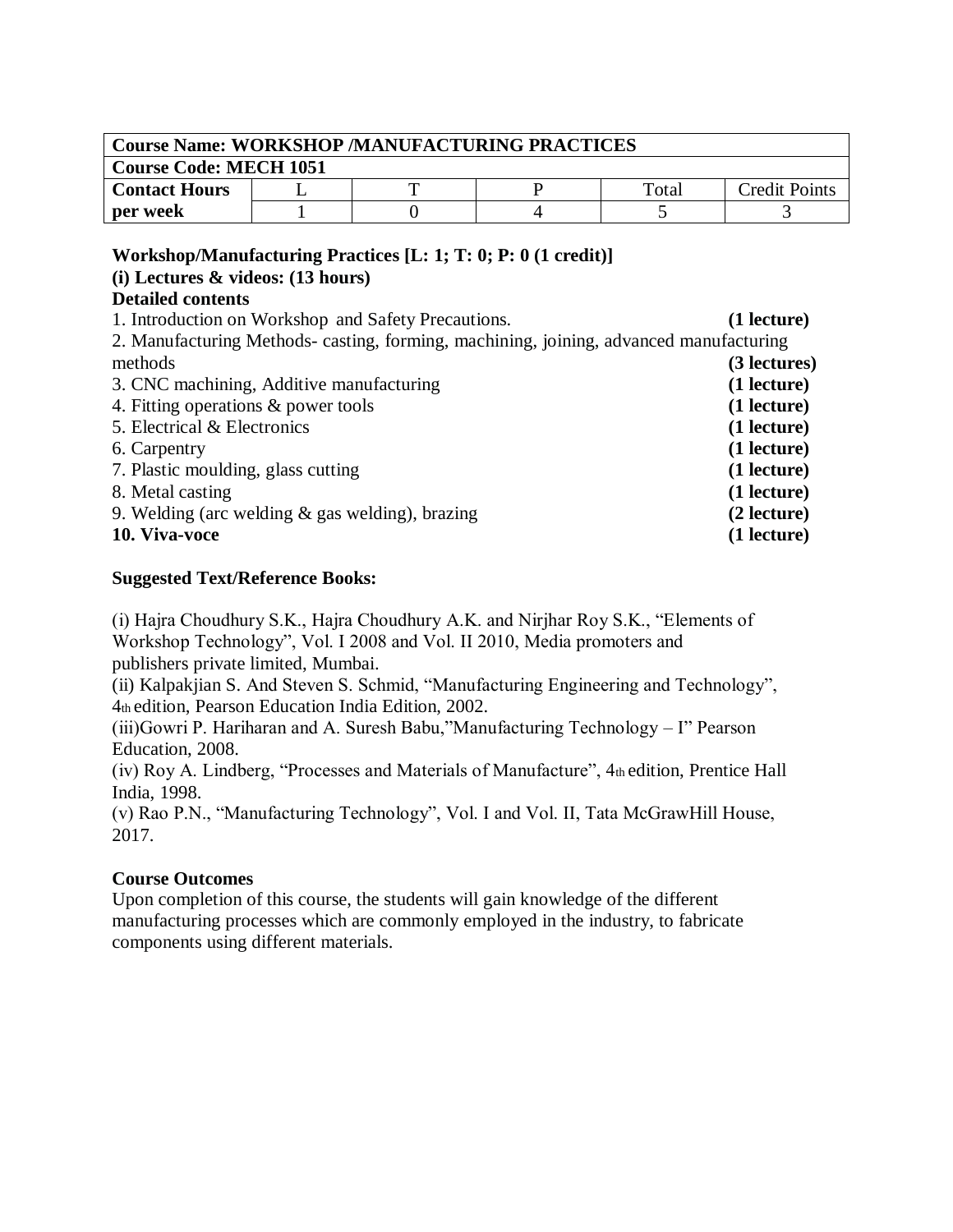| Course Name: WORKSHOP /MANUFACTURING PRACTICES | | | | | |
|---|---|---|---|---|---|
| **Course Code: MECH 1051** | | | | | |
| **Contact Hours per week** | L | T | P | Total | Credit Points |
| | 1 | 0 | 4 | 5 | 3 |

**Workshop/Manufacturing Practices [L: 1; T: 0; P: 0 (1 credit)]**

**(i) Lectures & videos: (13 hours)**

**Detailed contents**

1. Introduction on Workshop and Safety Precautions. **(1 lecture)**
2. Manufacturing Methods- casting, forming, machining, joining, advanced manufacturing methods **(3 lectures)**
3. CNC machining, Additive manufacturing **(1 lecture)**
4. Fitting operations & power tools **(1 lecture)**
5. Electrical & Electronics **(1 lecture)**
6. Carpentry **(1 lecture)**
7. Plastic moulding, glass cutting **(1 lecture)**
8. Metal casting **(1 lecture)**
9. Welding (arc welding & gas welding), brazing **(2 lecture)**
10. **Viva-voce** **(1 lecture)**

**Suggested Text/Reference Books:**

(i) Hajra Choudhury S.K., Hajra Choudhury A.K. and Nirjhar Roy S.K., "Elements of Workshop Technology", Vol. I 2008 and Vol. II 2010, Media promoters and publishers private limited, Mumbai.

(ii) Kalpakjian S. And Steven S. Schmid, "Manufacturing Engineering and Technology", 4th edition, Pearson Education India Edition, 2002.

(iii)Gowri P. Hariharan and A. Suresh Babu,"Manufacturing Technology – I" Pearson Education, 2008.

(iv) Roy A. Lindberg, "Processes and Materials of Manufacture", 4th edition, Prentice Hall India, 1998.

(v) Rao P.N., "Manufacturing Technology", Vol. I and Vol. II, Tata McGrawHill House, 2017.

**Course Outcomes**

Upon completion of this course, the students will gain knowledge of the different manufacturing processes which are commonly employed in the industry, to fabricate components using different materials.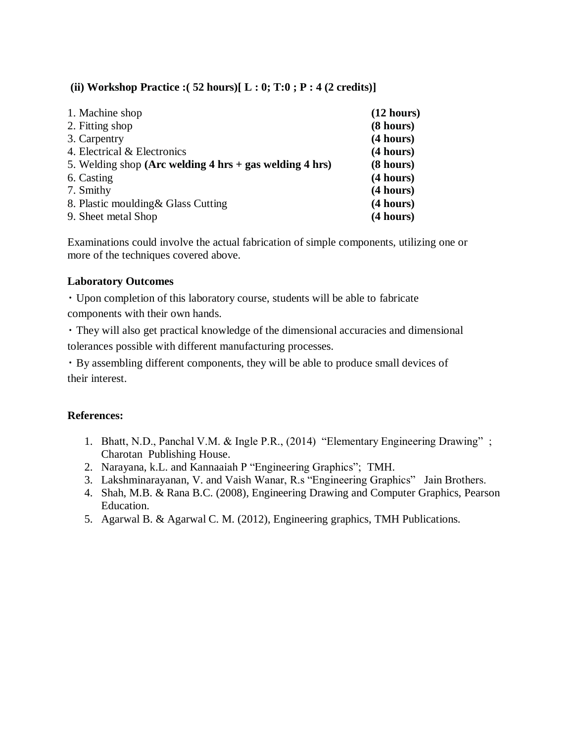**(ii) Workshop Practice :( 52 hours)[ L : 0; T:0 ; P : 4 (2 credits)]**

| | |
|---|---|
| 1. Machine shop | **(12 hours)** |
| 2. Fitting shop | **(8 hours)** |
| 3. Carpentry | **(4 hours)** |
| 4. Electrical & Electronics | **(4 hours)** |
| 5. Welding shop **(Arc welding 4 hrs + gas welding 4 hrs)** | **(8 hours)** |
| 6. Casting | **(4 hours)** |
| 7. Smithy | **(4 hours)** |
| 8. Plastic moulding& Glass Cutting | **(4 hours)** |
| 9. Sheet metal Shop | **(4 hours)** |

Examinations could involve the actual fabrication of simple components, utilizing one or more of the techniques covered above.

**Laboratory Outcomes**

- Upon completion of this laboratory course, students will be able to fabricate components with their own hands.
- They will also get practical knowledge of the dimensional accuracies and dimensional tolerances possible with different manufacturing processes.
- By assembling different components, they will be able to produce small devices of their interest.

**References:**

1. Bhatt, N.D., Panchal V.M. & Ingle P.R., (2014) "Elementary Engineering Drawing" ; Charotan Publishing House.
2. Narayana, k.L. and Kannaaiah P "Engineering Graphics"; TMH.
3. Lakshminarayanan, V. and Vaish Wanar, R.s "Engineering Graphics" Jain Brothers.
4. Shah, M.B. & Rana B.C. (2008), Engineering Drawing and Computer Graphics, Pearson Education.
5. Agarwal B. & Agarwal C. M. (2012), Engineering graphics, TMH Publications.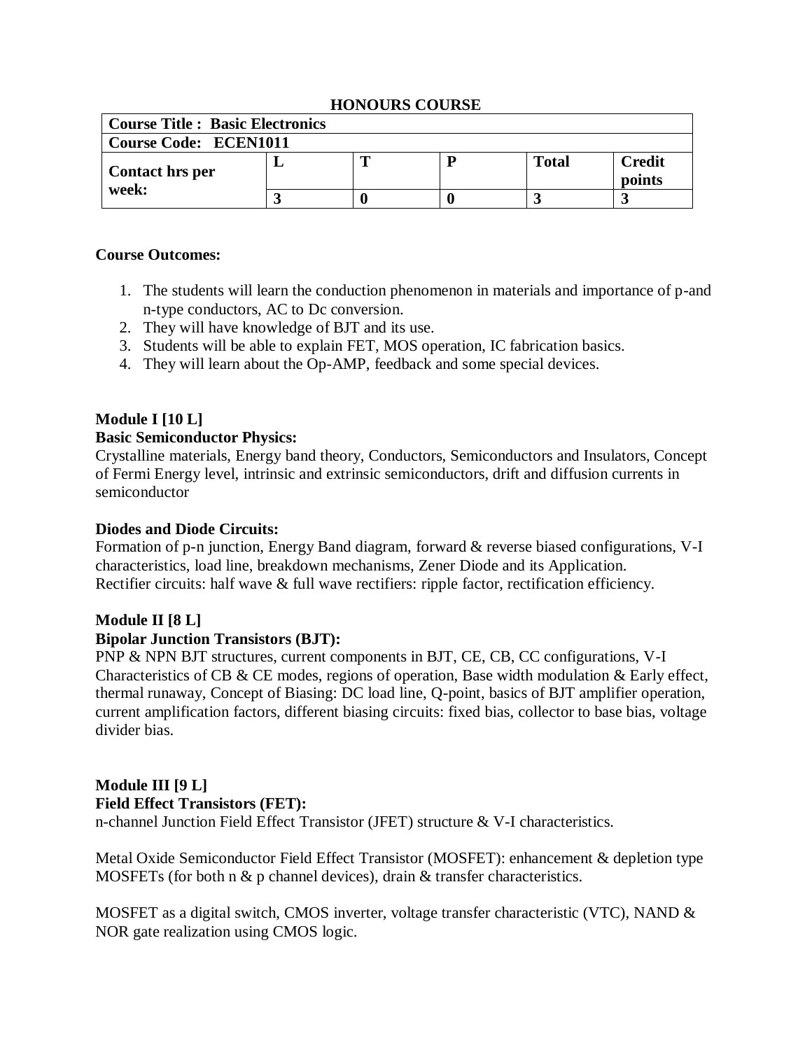**HONOURS COURSE**

| **Course Title : Basic Electronics** | | | | | |
|---|---|---|---|---|---|
| **Course Code: ECEN1011** | | | | | |
| **Contact hrs per week:** | **L** | **T** | **P** | **Total** | **Credit points** |
| | **3** | **0** | **0** | **3** | **3** |

**Course Outcomes:**

1. The students will learn the conduction phenomenon in materials and importance of p-and n-type conductors, AC to Dc conversion.
2. They will have knowledge of BJT and its use.
3. Students will be able to explain FET, MOS operation, IC fabrication basics.
4. They will learn about the Op-AMP, feedback and some special devices.

**Module I [10 L]**

**Basic Semiconductor Physics:**

Crystalline materials, Energy band theory, Conductors, Semiconductors and Insulators, Concept of Fermi Energy level, intrinsic and extrinsic semiconductors, drift and diffusion currents in semiconductor

**Diodes and Diode Circuits:**

Formation of p-n junction, Energy Band diagram, forward & reverse biased configurations, V-I characteristics, load line, breakdown mechanisms, Zener Diode and its Application.
Rectifier circuits: half wave & full wave rectifiers: ripple factor, rectification efficiency.

**Module II [8 L]**

**Bipolar Junction Transistors (BJT):**

PNP & NPN BJT structures, current components in BJT, CE, CB, CC configurations, V-I Characteristics of CB & CE modes, regions of operation, Base width modulation & Early effect, thermal runaway, Concept of Biasing: DC load line, Q-point, basics of BJT amplifier operation, current amplification factors, different biasing circuits: fixed bias, collector to base bias, voltage divider bias.

**Module III [9 L]**

**Field Effect Transistors (FET):**

n-channel Junction Field Effect Transistor (JFET) structure & V-I characteristics.

Metal Oxide Semiconductor Field Effect Transistor (MOSFET): enhancement & depletion type MOSFETs (for both n & p channel devices), drain & transfer characteristics.

MOSFET as a digital switch, CMOS inverter, voltage transfer characteristic (VTC), NAND & NOR gate realization using CMOS logic.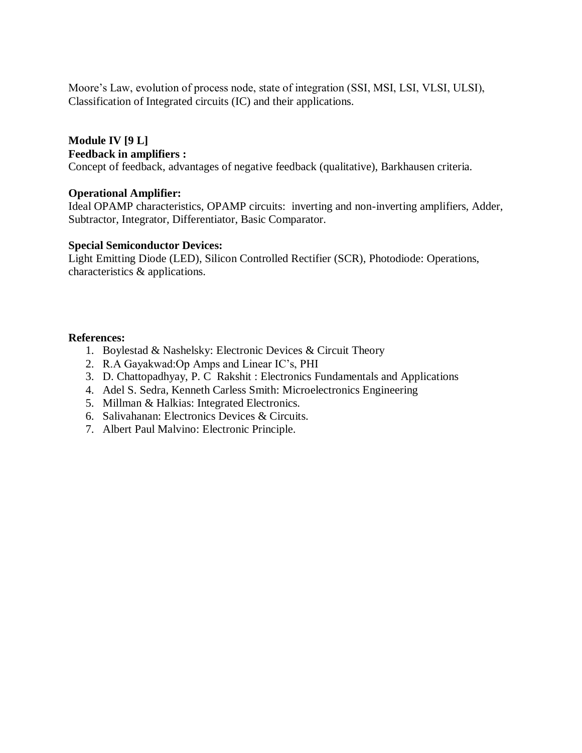Moore's Law, evolution of process node, state of integration (SSI, MSI, LSI, VLSI, ULSI), Classification of Integrated circuits (IC) and their applications.

**Module IV [9 L]**
**Feedback in amplifiers :**
Concept of feedback, advantages of negative feedback (qualitative), Barkhausen criteria.

**Operational Amplifier:**
Ideal OPAMP characteristics, OPAMP circuits: inverting and non-inverting amplifiers, Adder, Subtractor, Integrator, Differentiator, Basic Comparator.

**Special Semiconductor Devices:**
Light Emitting Diode (LED), Silicon Controlled Rectifier (SCR), Photodiode: Operations, characteristics & applications.

**References:**

1. Boylestad & Nashelsky: Electronic Devices & Circuit Theory
2. R.A Gayakwad:Op Amps and Linear IC's, PHI
3. D. Chattopadhyay, P. C Rakshit : Electronics Fundamentals and Applications
4. Adel S. Sedra, Kenneth Carless Smith: Microelectronics Engineering
5. Millman & Halkias: Integrated Electronics.
6. Salivahanan: Electronics Devices & Circuits.
7. Albert Paul Malvino: Electronic Principle.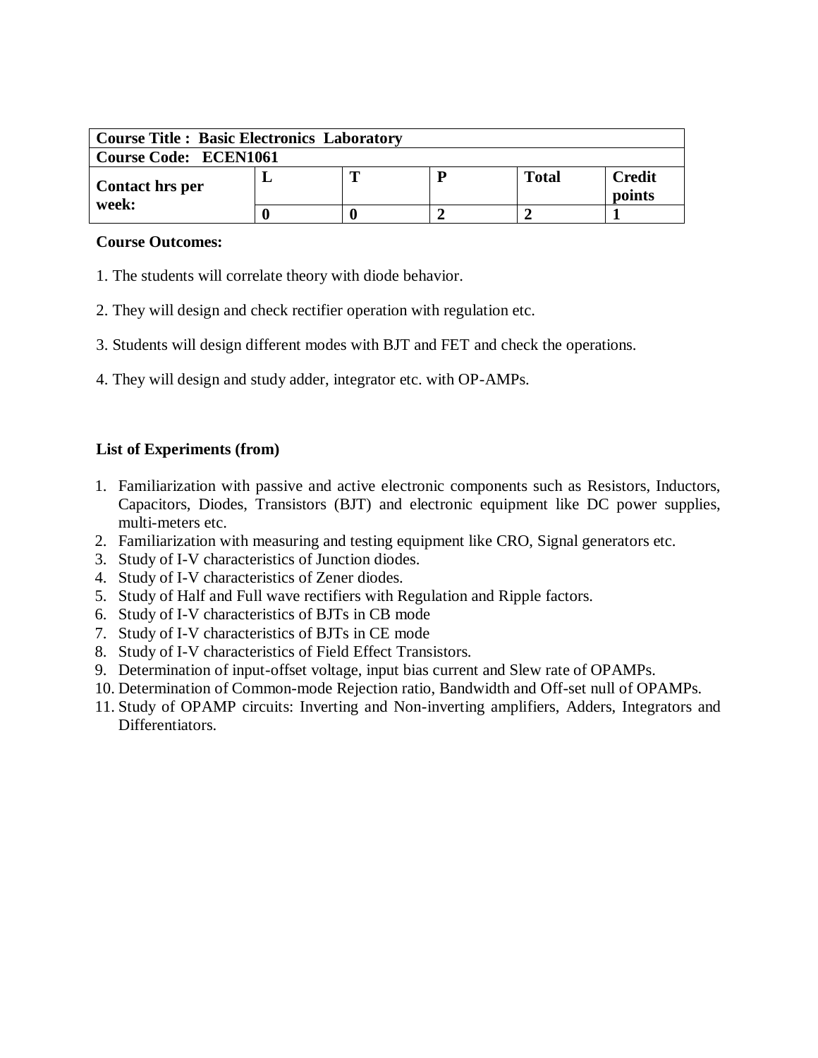| **Course Title : Basic Electronics Laboratory** | | | | | |
|---|---|---|---|---|---|
| **Course Code: ECEN1061** | | | | | |
| **Contact hrs per week:** | **L** | **T** | **P** | **Total** | **Credit points** |
| | **0** | **0** | **2** | **2** | **1** |

**Course Outcomes:**

1. The students will correlate theory with diode behavior.

2. They will design and check rectifier operation with regulation etc.

3. Students will design different modes with BJT and FET and check the operations.

4. They will design and study adder, integrator etc. with OP-AMPs.

**List of Experiments (from)**

1. Familiarization with passive and active electronic components such as Resistors, Inductors, Capacitors, Diodes, Transistors (BJT) and electronic equipment like DC power supplies, multi-meters etc.
2. Familiarization with measuring and testing equipment like CRO, Signal generators etc.
3. Study of I-V characteristics of Junction diodes.
4. Study of I-V characteristics of Zener diodes.
5. Study of Half and Full wave rectifiers with Regulation and Ripple factors.
6. Study of I-V characteristics of BJTs in CB mode
7. Study of I-V characteristics of BJTs in CE mode
8. Study of I-V characteristics of Field Effect Transistors.
9. Determination of input-offset voltage, input bias current and Slew rate of OPAMPs.
10. Determination of Common-mode Rejection ratio, Bandwidth and Off-set null of OPAMPs.
11. Study of OPAMP circuits: Inverting and Non-inverting amplifiers, Adders, Integrators and Differentiators.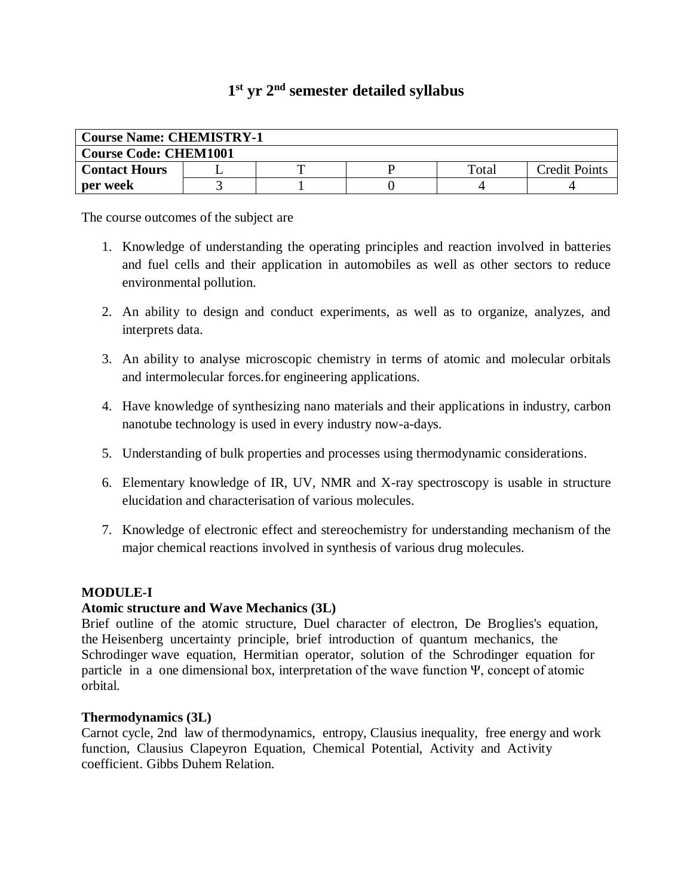# 1st yr 2nd semester detailed syllabus

| Course Name: CHEMISTRY-1 | | | | | |
|---|---|---|---|---|---|
| **Course Code: CHEM1001** | | | | | |
| **Contact Hours per week** | L | T | P | Total | Credit Points |
| | 3 | 1 | 0 | 4 | 4 |

The course outcomes of the subject are

1. Knowledge of understanding the operating principles and reaction involved in batteries and fuel cells and their application in automobiles as well as other sectors to reduce environmental pollution.
2. An ability to design and conduct experiments, as well as to organize, analyzes, and interprets data.
3. An ability to analyse microscopic chemistry in terms of atomic and molecular orbitals and intermolecular forces.for engineering applications.
4. Have knowledge of synthesizing nano materials and their applications in industry, carbon nanotube technology is used in every industry now-a-days.
5. Understanding of bulk properties and processes using thermodynamic considerations.
6. Elementary knowledge of IR, UV, NMR and X-ray spectroscopy is usable in structure elucidation and characterisation of various molecules.
7. Knowledge of electronic effect and stereochemistry for understanding mechanism of the major chemical reactions involved in synthesis of various drug molecules.

**MODULE-I**

**Atomic structure and Wave Mechanics (3L)**

Brief outline of the atomic structure, Duel character of electron, De Broglies's equation, the Heisenberg uncertainty principle, brief introduction of quantum mechanics, the Schrodinger wave equation, Hermitian operator, solution of the Schrodinger equation for particle in a one dimensional box, interpretation of the wave function $\Psi$, concept of atomic orbital.

**Thermodynamics (3L)**

Carnot cycle, 2nd law of thermodynamics, entropy, Clausius inequality, free energy and work function, Clausius Clapeyron Equation, Chemical Potential, Activity and Activity coefficient. Gibbs Duhem Relation.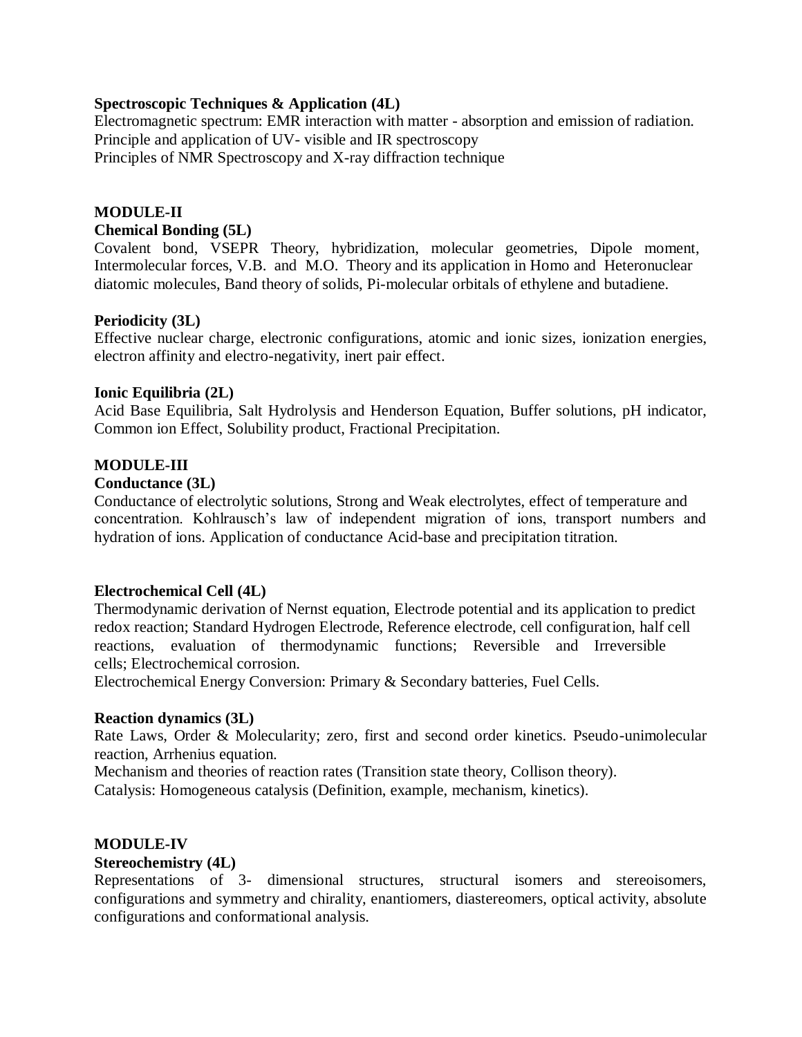**Spectroscopic Techniques & Application (4L)**
Electromagnetic spectrum: EMR interaction with matter - absorption and emission of radiation.
Principle and application of UV- visible and IR spectroscopy
Principles of NMR Spectroscopy and X-ray diffraction technique

## MODULE-II

**Chemical Bonding (5L)**
Covalent bond, VSEPR Theory, hybridization, molecular geometries, Dipole moment, Intermolecular forces, V.B. and M.O. Theory and its application in Homo and Heteronuclear diatomic molecules, Band theory of solids, Pi-molecular orbitals of ethylene and butadiene.

**Periodicity (3L)**
Effective nuclear charge, electronic configurations, atomic and ionic sizes, ionization energies, electron affinity and electro-negativity, inert pair effect.

**Ionic Equilibria (2L)**
Acid Base Equilibria, Salt Hydrolysis and Henderson Equation, Buffer solutions, pH indicator, Common ion Effect, Solubility product, Fractional Precipitation.

## MODULE-III

**Conductance (3L)**
Conductance of electrolytic solutions, Strong and Weak electrolytes, effect of temperature and concentration. Kohlrausch's law of independent migration of ions, transport numbers and hydration of ions. Application of conductance Acid-base and precipitation titration.

**Electrochemical Cell (4L)**
Thermodynamic derivation of Nernst equation, Electrode potential and its application to predict redox reaction; Standard Hydrogen Electrode, Reference electrode, cell configuration, half cell reactions, evaluation of thermodynamic functions; Reversible and Irreversible cells; Electrochemical corrosion.
Electrochemical Energy Conversion: Primary & Secondary batteries, Fuel Cells.

**Reaction dynamics (3L)**
Rate Laws, Order & Molecularity; zero, first and second order kinetics. Pseudo-unimolecular reaction, Arrhenius equation.
Mechanism and theories of reaction rates (Transition state theory, Collison theory).
Catalysis: Homogeneous catalysis (Definition, example, mechanism, kinetics).

## MODULE-IV

**Stereochemistry (4L)**
Representations of 3- dimensional structures, structural isomers and stereoisomers, configurations and symmetry and chirality, enantiomers, diastereomers, optical activity, absolute configurations and conformational analysis.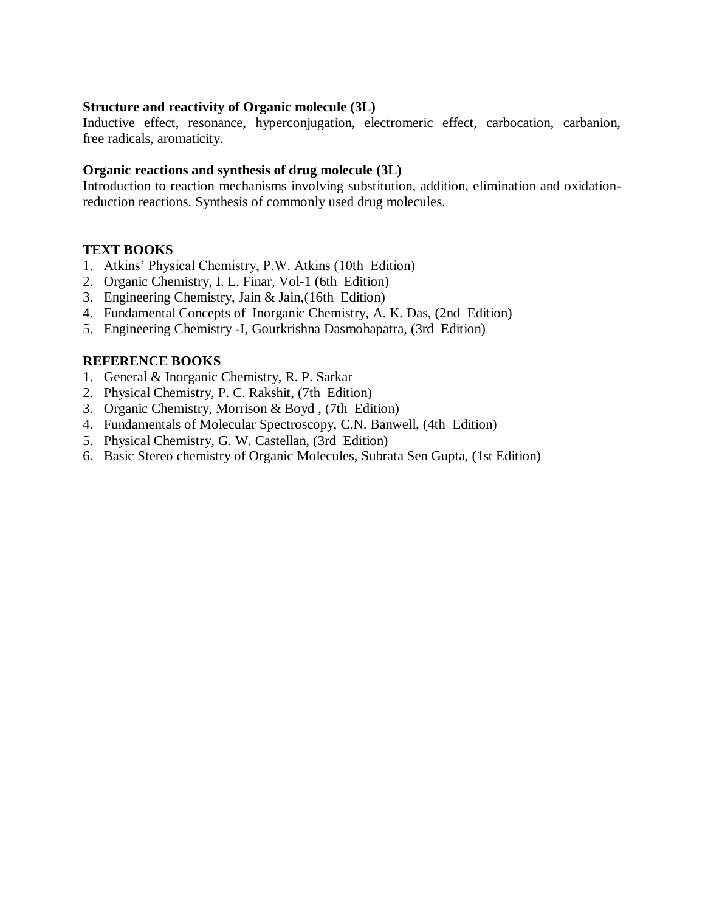**Structure and reactivity of Organic molecule (3L)**
Inductive effect, resonance, hyperconjugation, electromeric effect, carbocation, carbanion, free radicals, aromaticity.

**Organic reactions and synthesis of drug molecule (3L)**
Introduction to reaction mechanisms involving substitution, addition, elimination and oxidation-reduction reactions. Synthesis of commonly used drug molecules.

**TEXT BOOKS**

1. Atkins' Physical Chemistry, P.W. Atkins (10th Edition)
2. Organic Chemistry, I. L. Finar, Vol-1 (6th Edition)
3. Engineering Chemistry, Jain & Jain,(16th Edition)
4. Fundamental Concepts of Inorganic Chemistry, A. K. Das, (2nd Edition)
5. Engineering Chemistry -I, Gourkrishna Dasmohapatra, (3rd Edition)

**REFERENCE BOOKS**

1. General & Inorganic Chemistry, R. P. Sarkar
2. Physical Chemistry, P. C. Rakshit, (7th Edition)
3. Organic Chemistry, Morrison & Boyd , (7th Edition)
4. Fundamentals of Molecular Spectroscopy, C.N. Banwell, (4th Edition)
5. Physical Chemistry, G. W. Castellan, (3rd Edition)
6. Basic Stereo chemistry of Organic Molecules, Subrata Sen Gupta, (1st Edition)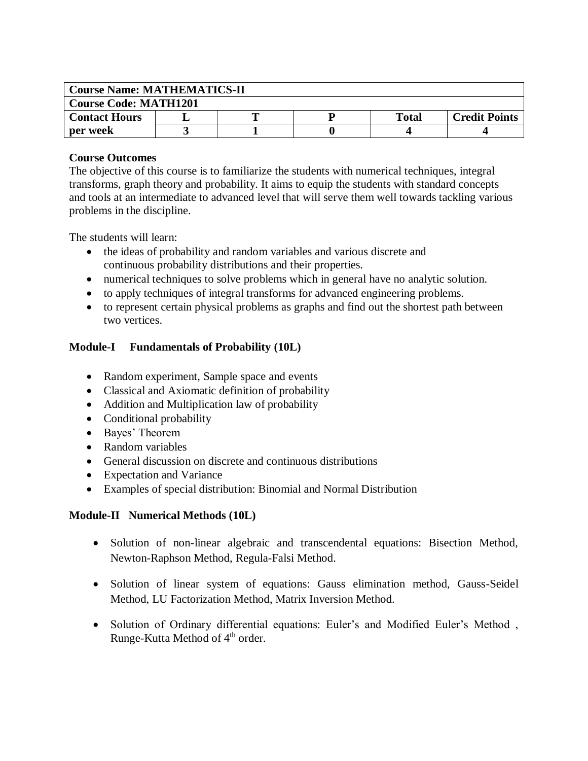| Course Name: MATHEMATICS-II | | | | | |
|---|---|---|---|---|---|
| Course Code: MATH1201 | | | | | |
| Contact Hours | L | T | P | Total | Credit Points |
| per week | 3 | 1 | 0 | 4 | 4 |

**Course Outcomes**

The objective of this course is to familiarize the students with numerical techniques, integral transforms, graph theory and probability. It aims to equip the students with standard concepts and tools at an intermediate to advanced level that will serve them well towards tackling various problems in the discipline.

The students will learn:

- the ideas of probability and random variables and various discrete and continuous probability distributions and their properties.
- numerical techniques to solve problems which in general have no analytic solution.
- to apply techniques of integral transforms for advanced engineering problems.
- to represent certain physical problems as graphs and find out the shortest path between two vertices.

**Module-I Fundamentals of Probability (10L)**

- Random experiment, Sample space and events
- Classical and Axiomatic definition of probability
- Addition and Multiplication law of probability
- Conditional probability
- Bayes' Theorem
- Random variables
- General discussion on discrete and continuous distributions
- Expectation and Variance
- Examples of special distribution: Binomial and Normal Distribution

**Module-II Numerical Methods (10L)**

- Solution of non-linear algebraic and transcendental equations: Bisection Method, Newton-Raphson Method, Regula-Falsi Method.
- Solution of linear system of equations: Gauss elimination method, Gauss-Seidel Method, LU Factorization Method, Matrix Inversion Method.
- Solution of Ordinary differential equations: Euler's and Modified Euler's Method , Runge-Kutta Method of $4^{th}$ order.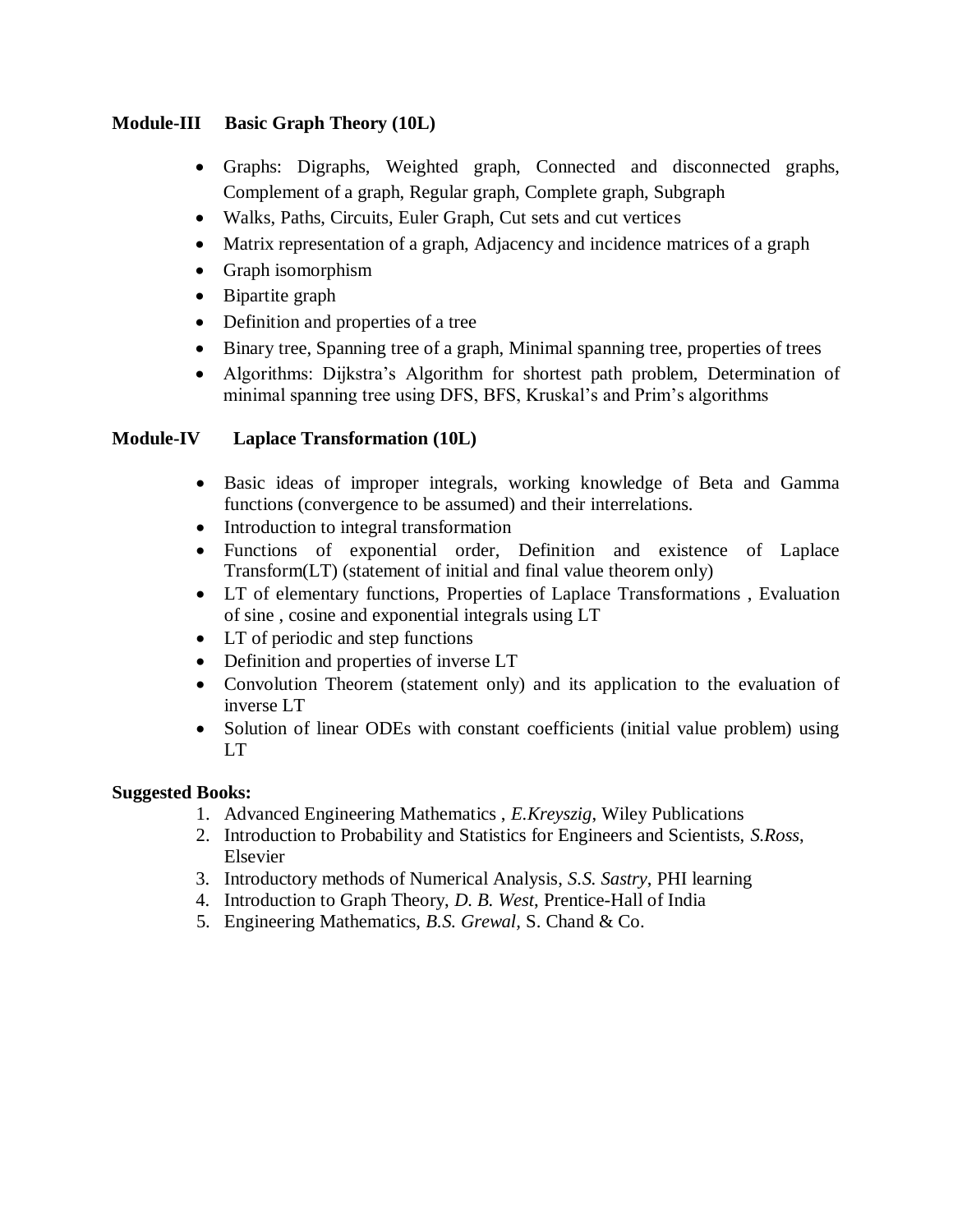### Module-III Basic Graph Theory (10L)

- Graphs: Digraphs, Weighted graph, Connected and disconnected graphs, Complement of a graph, Regular graph, Complete graph, Subgraph
- Walks, Paths, Circuits, Euler Graph, Cut sets and cut vertices
- Matrix representation of a graph, Adjacency and incidence matrices of a graph
- Graph isomorphism
- Bipartite graph
- Definition and properties of a tree
- Binary tree, Spanning tree of a graph, Minimal spanning tree, properties of trees
- Algorithms: Dijkstra's Algorithm for shortest path problem, Determination of minimal spanning tree using DFS, BFS, Kruskal's and Prim's algorithms

### Module-IV Laplace Transformation (10L)

- Basic ideas of improper integrals, working knowledge of Beta and Gamma functions (convergence to be assumed) and their interrelations.
- Introduction to integral transformation
- Functions of exponential order, Definition and existence of Laplace Transform(LT) (statement of initial and final value theorem only)
- LT of elementary functions, Properties of Laplace Transformations , Evaluation of sine , cosine and exponential integrals using LT
- LT of periodic and step functions
- Definition and properties of inverse LT
- Convolution Theorem (statement only) and its application to the evaluation of inverse LT
- Solution of linear ODEs with constant coefficients (initial value problem) using LT

**Suggested Books:**

1. Advanced Engineering Mathematics , *E.Kreyszig*, Wiley Publications
2. Introduction to Probability and Statistics for Engineers and Scientists, *S.Ross*, Elsevier
3. Introductory methods of Numerical Analysis, *S.S. Sastry*, PHI learning
4. Introduction to Graph Theory, *D. B. West*, Prentice-Hall of India
5. Engineering Mathematics, *B.S. Grewal*, S. Chand & Co.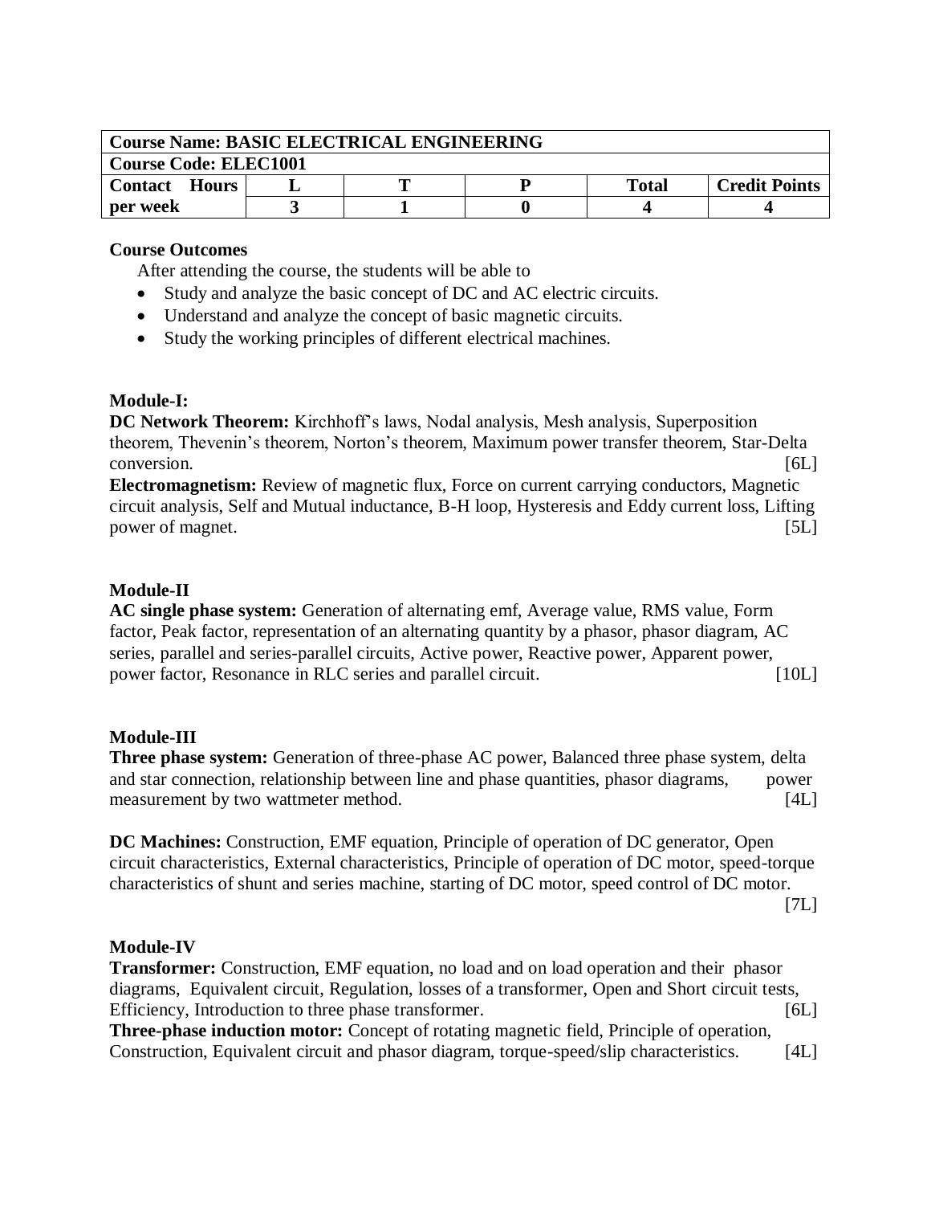| Course Name: BASIC ELECTRICAL ENGINEERING | | | | | |
|---|---|---|---|---|---|
| Course Code: ELEC1001 | | | | | |
| Contact Hours | L | T | P | Total | Credit Points |
| per week | 3 | 1 | 0 | 4 | 4 |

**Course Outcomes**

After attending the course, the students will be able to

- Study and analyze the basic concept of DC and AC electric circuits.
- Understand and analyze the concept of basic magnetic circuits.
- Study the working principles of different electrical machines.

**Module-I:**

**DC Network Theorem:** Kirchhoff's laws, Nodal analysis, Mesh analysis, Superposition theorem, Thevenin's theorem, Norton's theorem, Maximum power transfer theorem, Star-Delta conversion. [6L]

**Electromagnetism:** Review of magnetic flux, Force on current carrying conductors, Magnetic circuit analysis, Self and Mutual inductance, B-H loop, Hysteresis and Eddy current loss, Lifting power of magnet. [5L]

**Module-II**

**AC single phase system:** Generation of alternating emf, Average value, RMS value, Form factor, Peak factor, representation of an alternating quantity by a phasor, phasor diagram, AC series, parallel and series-parallel circuits, Active power, Reactive power, Apparent power, power factor, Resonance in RLC series and parallel circuit. [10L]

**Module-III**

**Three phase system:** Generation of three-phase AC power, Balanced three phase system, delta and star connection, relationship between line and phase quantities, phasor diagrams, power measurement by two wattmeter method. [4L]

**DC Machines:** Construction, EMF equation, Principle of operation of DC generator, Open circuit characteristics, External characteristics, Principle of operation of DC motor, speed-torque characteristics of shunt and series machine, starting of DC motor, speed control of DC motor. [7L]

**Module-IV**

**Transformer:** Construction, EMF equation, no load and on load operation and their phasor diagrams, Equivalent circuit, Regulation, losses of a transformer, Open and Short circuit tests, Efficiency, Introduction to three phase transformer. [6L]

**Three-phase induction motor:** Concept of rotating magnetic field, Principle of operation, Construction, Equivalent circuit and phasor diagram, torque-speed/slip characteristics. [4L]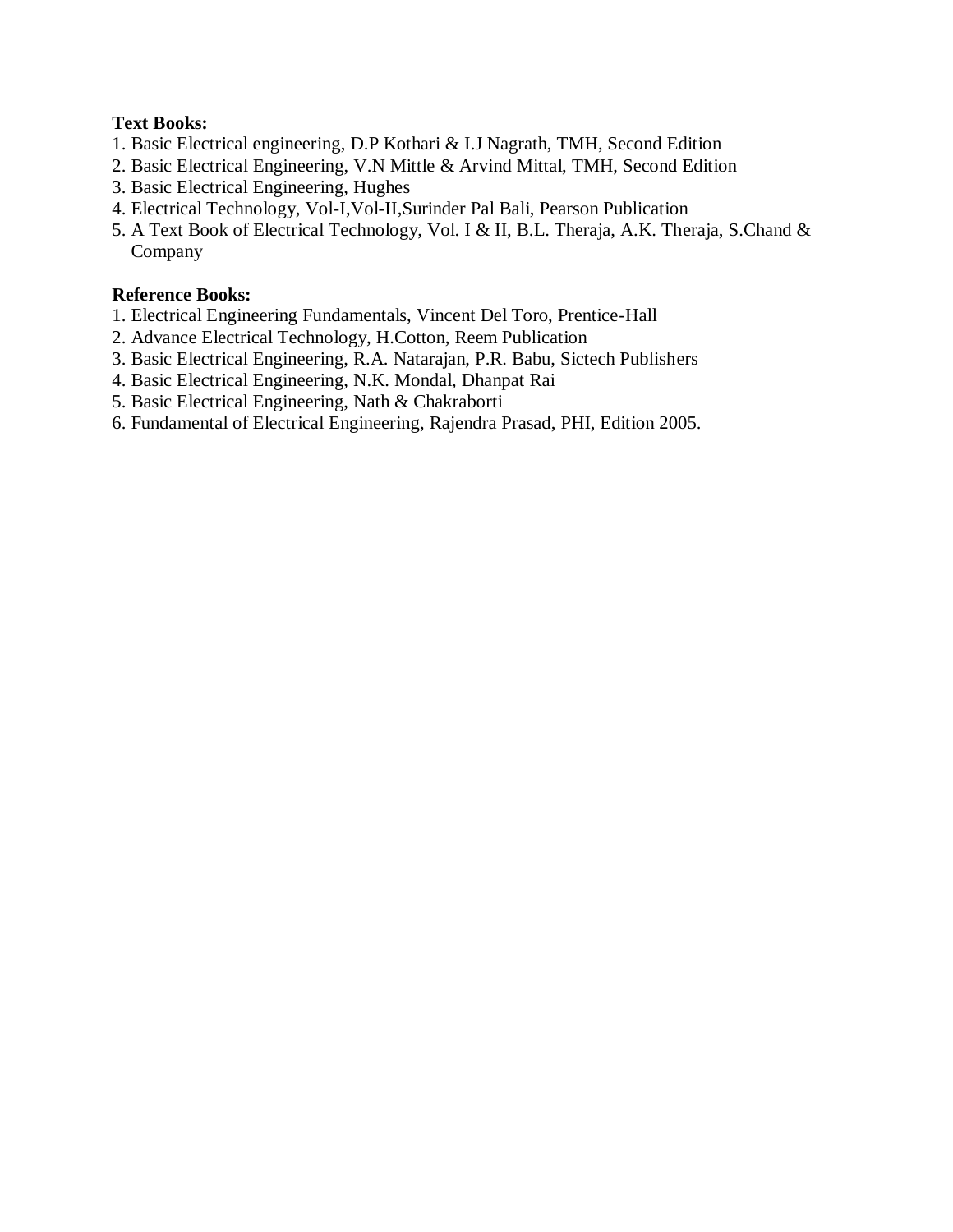**Text Books:**

1. Basic Electrical engineering, D.P Kothari & I.J Nagrath, TMH, Second Edition
2. Basic Electrical Engineering, V.N Mittle & Arvind Mittal, TMH, Second Edition
3. Basic Electrical Engineering, Hughes
4. Electrical Technology, Vol-I,Vol-II,Surinder Pal Bali, Pearson Publication
5. A Text Book of Electrical Technology, Vol. I & II, B.L. Theraja, A.K. Theraja, S.Chand & Company

**Reference Books:**

1. Electrical Engineering Fundamentals, Vincent Del Toro, Prentice-Hall
2. Advance Electrical Technology, H.Cotton, Reem Publication
3. Basic Electrical Engineering, R.A. Natarajan, P.R. Babu, Sictech Publishers
4. Basic Electrical Engineering, N.K. Mondal, Dhanpat Rai
5. Basic Electrical Engineering, Nath & Chakraborti
6. Fundamental of Electrical Engineering, Rajendra Prasad, PHI, Edition 2005.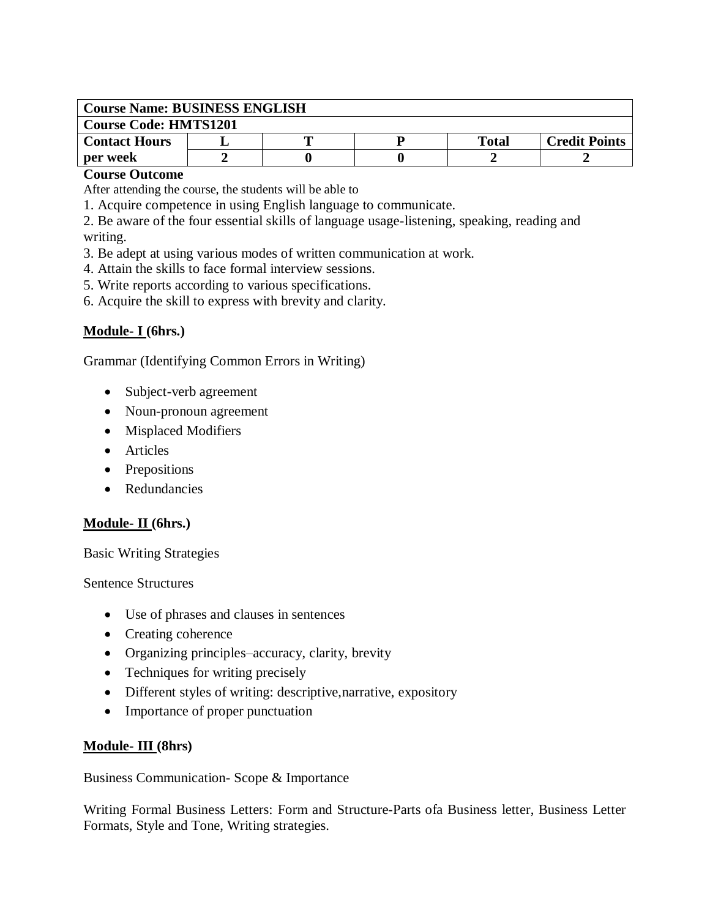| Course Name: BUSINESS ENGLISH | | | | | |
|---|---|---|---|---|---|
| Course Code: HMTS1201 | | | | | |
| **Contact Hours per week** | **L** | **T** | **P** | **Total** | **Credit Points** |
| | **2** | **0** | **0** | **2** | **2** |

**Course Outcome**

After attending the course, the students will be able to

1. Acquire competence in using English language to communicate.
2. Be aware of the four essential skills of language usage-listening, speaking, reading and writing.
3. Be adept at using various modes of written communication at work.
4. Attain the skills to face formal interview sessions.
5. Write reports according to various specifications.
6. Acquire the skill to express with brevity and clarity.

**Module- I (6hrs.)**

Grammar (Identifying Common Errors in Writing)

- Subject-verb agreement
- Noun-pronoun agreement
- Misplaced Modifiers
- Articles
- Prepositions
- Redundancies

**Module- II (6hrs.)**

Basic Writing Strategies

Sentence Structures

- Use of phrases and clauses in sentences
- Creating coherence
- Organizing principles–accuracy, clarity, brevity
- Techniques for writing precisely
- Different styles of writing: descriptive,narrative, expository
- Importance of proper punctuation

**Module- III (8hrs)**

Business Communication- Scope & Importance

Writing Formal Business Letters: Form and Structure-Parts ofa Business letter, Business Letter Formats, Style and Tone, Writing strategies.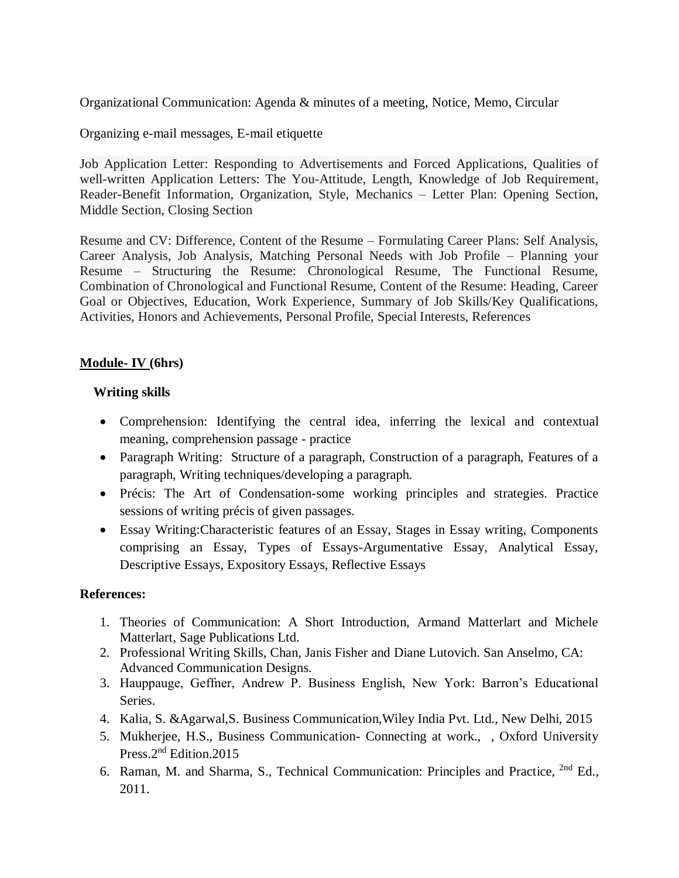Organizational Communication: Agenda & minutes of a meeting, Notice, Memo, Circular

Organizing e-mail messages, E-mail etiquette

Job Application Letter: Responding to Advertisements and Forced Applications, Qualities of well-written Application Letters: The You-Attitude, Length, Knowledge of Job Requirement, Reader-Benefit Information, Organization, Style, Mechanics – Letter Plan: Opening Section, Middle Section, Closing Section

Resume and CV: Difference, Content of the Resume – Formulating Career Plans: Self Analysis, Career Analysis, Job Analysis, Matching Personal Needs with Job Profile – Planning your Resume – Structuring the Resume: Chronological Resume, The Functional Resume, Combination of Chronological and Functional Resume, Content of the Resume: Heading, Career Goal or Objectives, Education, Work Experience, Summary of Job Skills/Key Qualifications, Activities, Honors and Achievements, Personal Profile, Special Interests, References

## Module- IV (6hrs)

**Writing skills**

- Comprehension: Identifying the central idea, inferring the lexical and contextual meaning, comprehension passage - practice
- Paragraph Writing: Structure of a paragraph, Construction of a paragraph, Features of a paragraph, Writing techniques/developing a paragraph.
- Précis: The Art of Condensation-some working principles and strategies. Practice sessions of writing précis of given passages.
- Essay Writing:Characteristic features of an Essay, Stages in Essay writing, Components comprising an Essay, Types of Essays-Argumentative Essay, Analytical Essay, Descriptive Essays, Expository Essays, Reflective Essays

**References:**

1. Theories of Communication: A Short Introduction, Armand Matterlart and Michele Matterlart, Sage Publications Ltd.
2. Professional Writing Skills, Chan, Janis Fisher and Diane Lutovich. San Anselmo, CA: Advanced Communication Designs.
3. Hauppauge, Geffner, Andrew P. Business English, New York: Barron's Educational Series.
4. Kalia, S. &Agarwal,S. Business Communication,Wiley India Pvt. Ltd., New Delhi, 2015
5. Mukherjee, H.S., Business Communication- Connecting at work., , Oxford University Press.2nd Edition.2015
6. Raman, M. and Sharma, S., Technical Communication: Principles and Practice, 2nd Ed., 2011.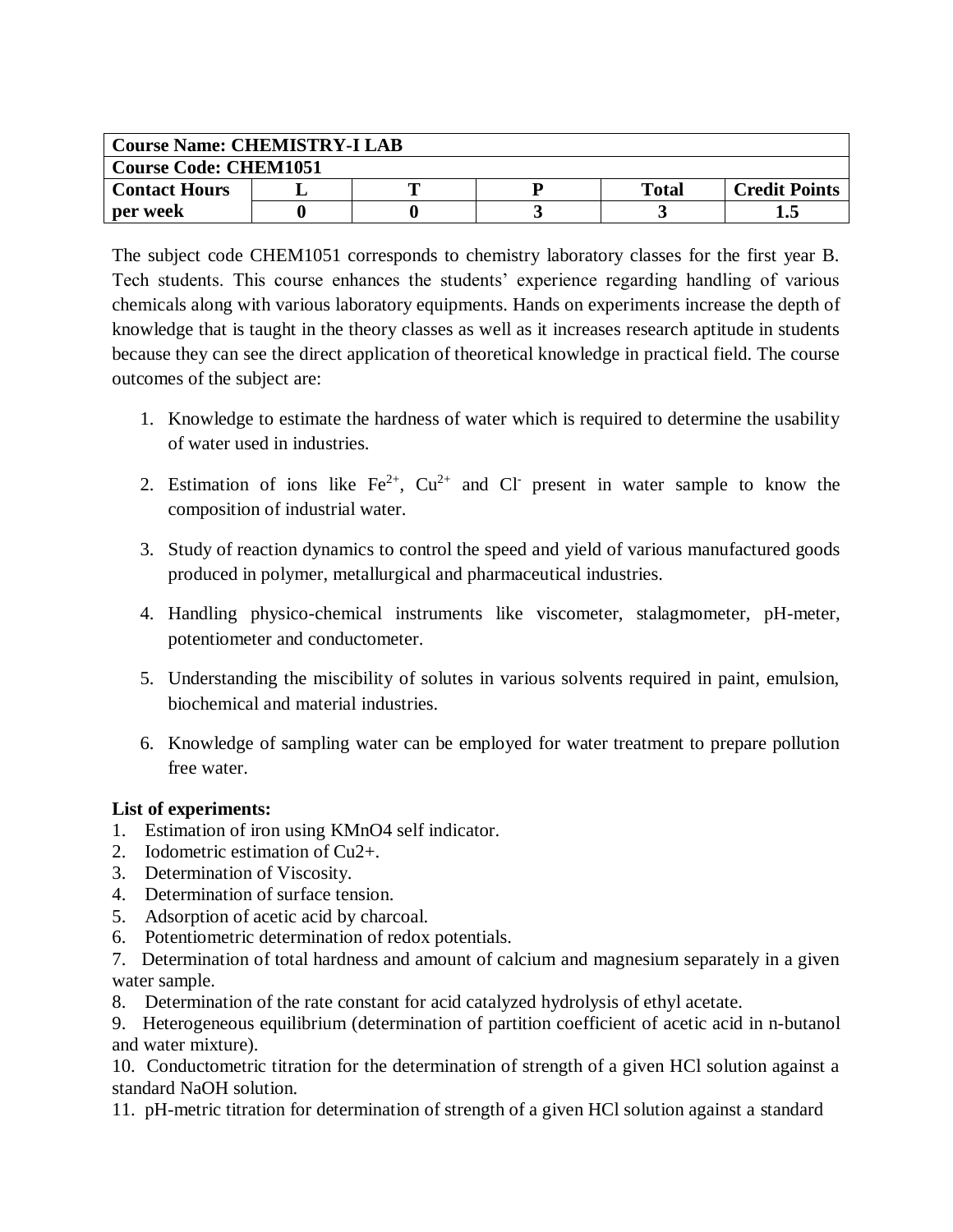| Course Name: CHEMISTRY-I LAB | | | | | |
|---|---|---|---|---|---|
| **Course Code: CHEM1051** | | | | | |
| **Contact Hours per week** | **L** | **T** | **P** | **Total** | **Credit Points** |
| | **0** | **0** | **3** | **3** | **1.5** |

The subject code CHEM1051 corresponds to chemistry laboratory classes for the first year B. Tech students. This course enhances the students' experience regarding handling of various chemicals along with various laboratory equipments. Hands on experiments increase the depth of knowledge that is taught in the theory classes as well as it increases research aptitude in students because they can see the direct application of theoretical knowledge in practical field. The course outcomes of the subject are:

1. Knowledge to estimate the hardness of water which is required to determine the usability of water used in industries.
2. Estimation of ions like $Fe^{2+}$, $Cu^{2+}$ and $Cl^-$ present in water sample to know the composition of industrial water.
3. Study of reaction dynamics to control the speed and yield of various manufactured goods produced in polymer, metallurgical and pharmaceutical industries.
4. Handling physico-chemical instruments like viscometer, stalagmometer, pH-meter, potentiometer and conductometer.
5. Understanding the miscibility of solutes in various solvents required in paint, emulsion, biochemical and material industries.
6. Knowledge of sampling water can be employed for water treatment to prepare pollution free water.

**List of experiments:**

1. Estimation of iron using KMnO4 self indicator.
2. Iodometric estimation of Cu2+.
3. Determination of Viscosity.
4. Determination of surface tension.
5. Adsorption of acetic acid by charcoal.
6. Potentiometric determination of redox potentials.
7. Determination of total hardness and amount of calcium and magnesium separately in a given water sample.
8. Determination of the rate constant for acid catalyzed hydrolysis of ethyl acetate.
9. Heterogeneous equilibrium (determination of partition coefficient of acetic acid in n-butanol and water mixture).
10. Conductometric titration for the determination of strength of a given HCl solution against a standard NaOH solution.
11. pH-metric titration for determination of strength of a given HCl solution against a standard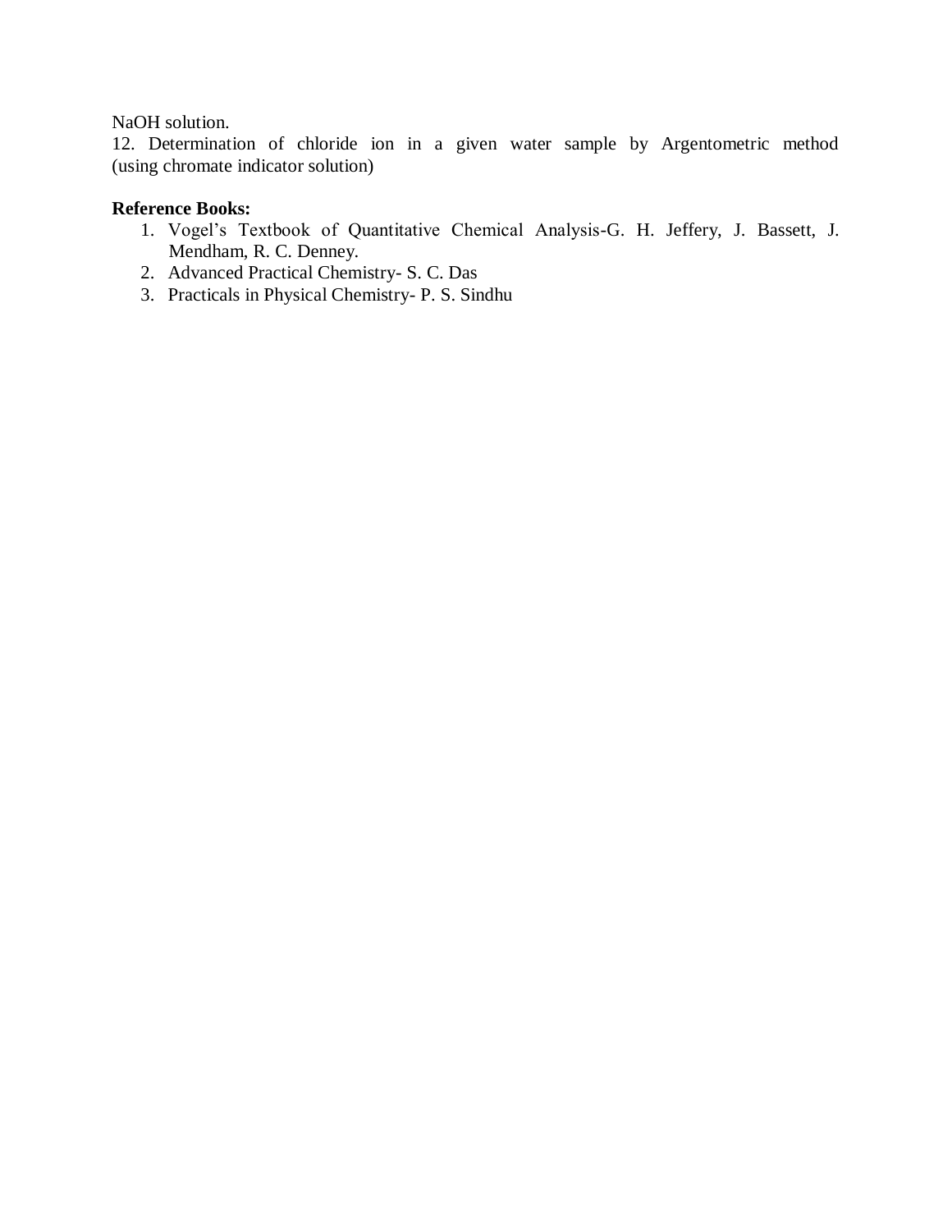NaOH solution.

12. Determination of chloride ion in a given water sample by Argentometric method (using chromate indicator solution)

**Reference Books:**

1. Vogel's Textbook of Quantitative Chemical Analysis-G. H. Jeffery, J. Bassett, J. Mendham, R. C. Denney.
2. Advanced Practical Chemistry- S. C. Das
3. Practicals in Physical Chemistry- P. S. Sindhu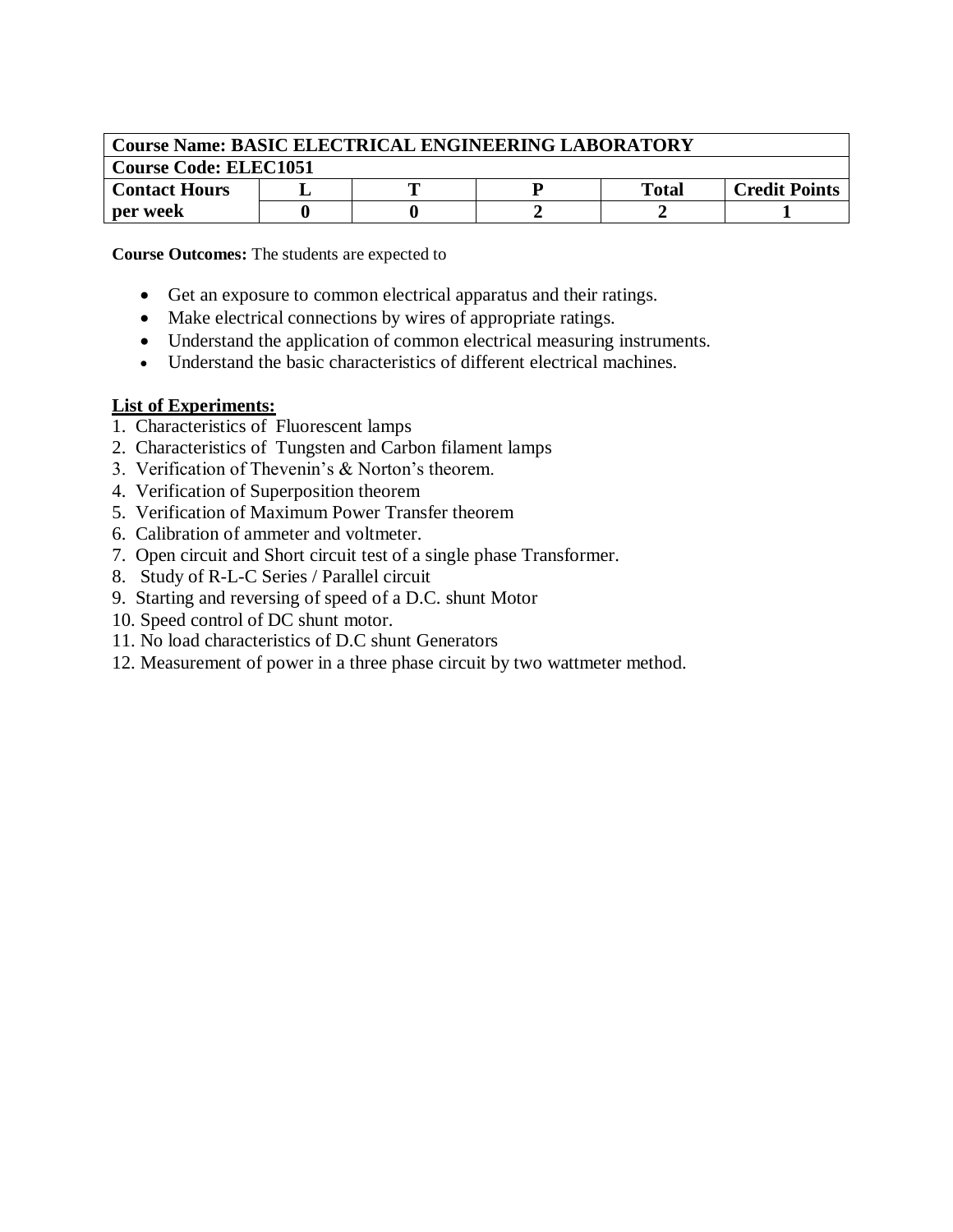| Course Name: BASIC ELECTRICAL ENGINEERING LABORATORY | | | | | |
|---|---|---|---|---|---|
| **Course Code: ELEC1051** | | | | | |
| **Contact Hours per week** | **L** | **T** | **P** | **Total** | **Credit Points** |
| | **0** | **0** | **2** | **2** | **1** |

**Course Outcomes:** The students are expected to

- Get an exposure to common electrical apparatus and their ratings.
- Make electrical connections by wires of appropriate ratings.
- Understand the application of common electrical measuring instruments.
- Understand the basic characteristics of different electrical machines.

**List of Experiments:**

1. Characteristics of Fluorescent lamps
2. Characteristics of Tungsten and Carbon filament lamps
3. Verification of Thevenin's & Norton's theorem.
4. Verification of Superposition theorem
5. Verification of Maximum Power Transfer theorem
6. Calibration of ammeter and voltmeter.
7. Open circuit and Short circuit test of a single phase Transformer.
8. Study of R-L-C Series / Parallel circuit
9. Starting and reversing of speed of a D.C. shunt Motor
10. Speed control of DC shunt motor.
11. No load characteristics of D.C shunt Generators
12. Measurement of power in a three phase circuit by two wattmeter method.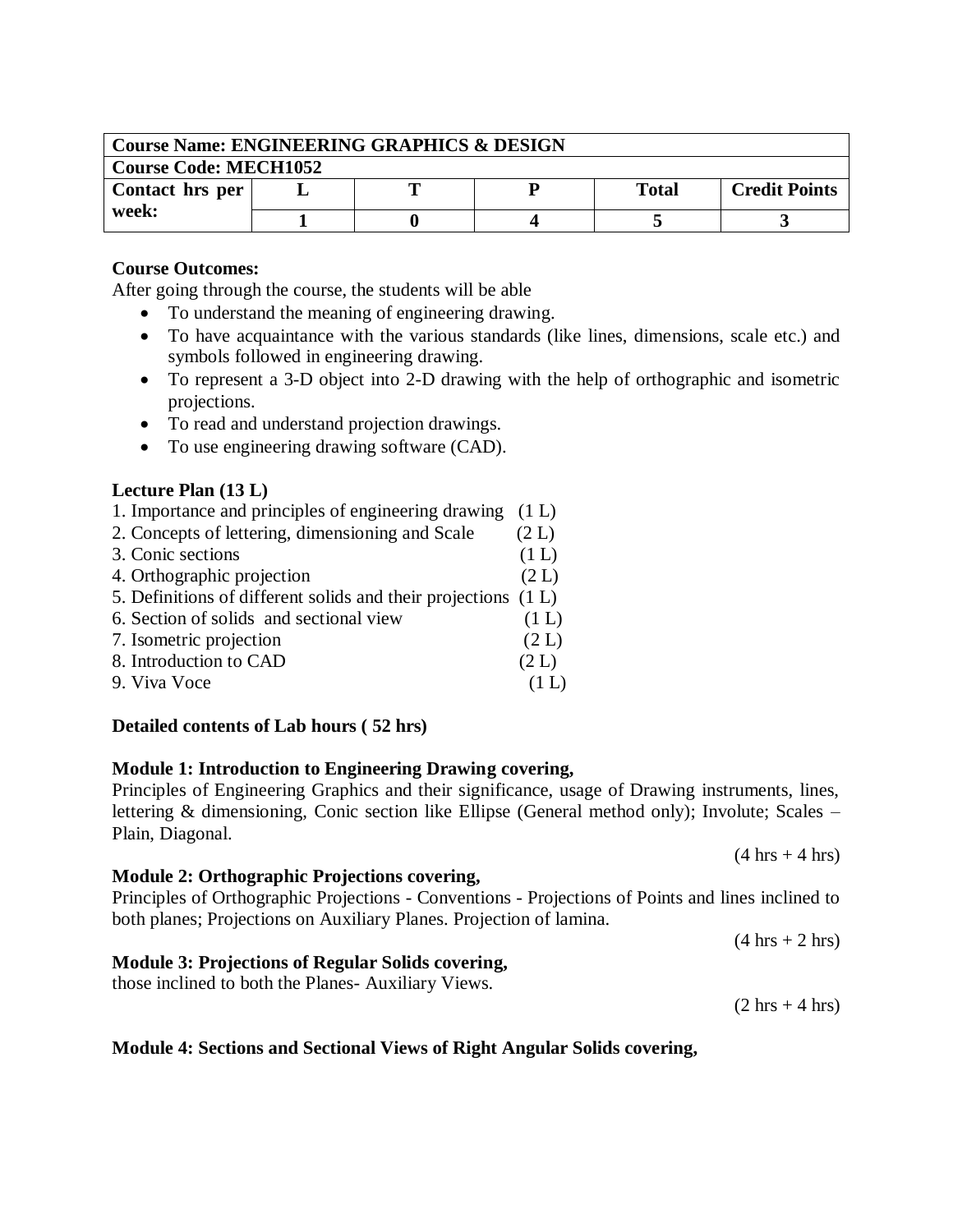| Course Name: ENGINEERING GRAPHICS & DESIGN | | | | | |
|---|---|---|---|---|---|
| Course Code: MECH1052 | | | | | |
| Contact hrs per week: | L | T | P | Total | Credit Points |
| | 1 | 0 | 4 | 5 | 3 |

**Course Outcomes:**

After going through the course, the students will be able

- To understand the meaning of engineering drawing.
- To have acquaintance with the various standards (like lines, dimensions, scale etc.) and symbols followed in engineering drawing.
- To represent a 3-D object into 2-D drawing with the help of orthographic and isometric projections.
- To read and understand projection drawings.
- To use engineering drawing software (CAD).

**Lecture Plan (13 L)**

1. Importance and principles of engineering drawing (1 L)
2. Concepts of lettering, dimensioning and Scale (2 L)
3. Conic sections (1 L)
4. Orthographic projection (2 L)
5. Definitions of different solids and their projections (1 L)
6. Section of solids and sectional view (1 L)
7. Isometric projection (2 L)
8. Introduction to CAD (2 L)
9. Viva Voce (1 L)

**Detailed contents of Lab hours ( 52 hrs)**

**Module 1: Introduction to Engineering Drawing covering,**

Principles of Engineering Graphics and their significance, usage of Drawing instruments, lines, lettering & dimensioning, Conic section like Ellipse (General method only); Involute; Scales – Plain, Diagonal.

(4 hrs + 4 hrs)

**Module 2: Orthographic Projections covering,**

Principles of Orthographic Projections - Conventions - Projections of Points and lines inclined to both planes; Projections on Auxiliary Planes. Projection of lamina.

(4 hrs + 2 hrs)

**Module 3: Projections of Regular Solids covering,**

those inclined to both the Planes- Auxiliary Views.

(2 hrs + 4 hrs)

**Module 4: Sections and Sectional Views of Right Angular Solids covering,**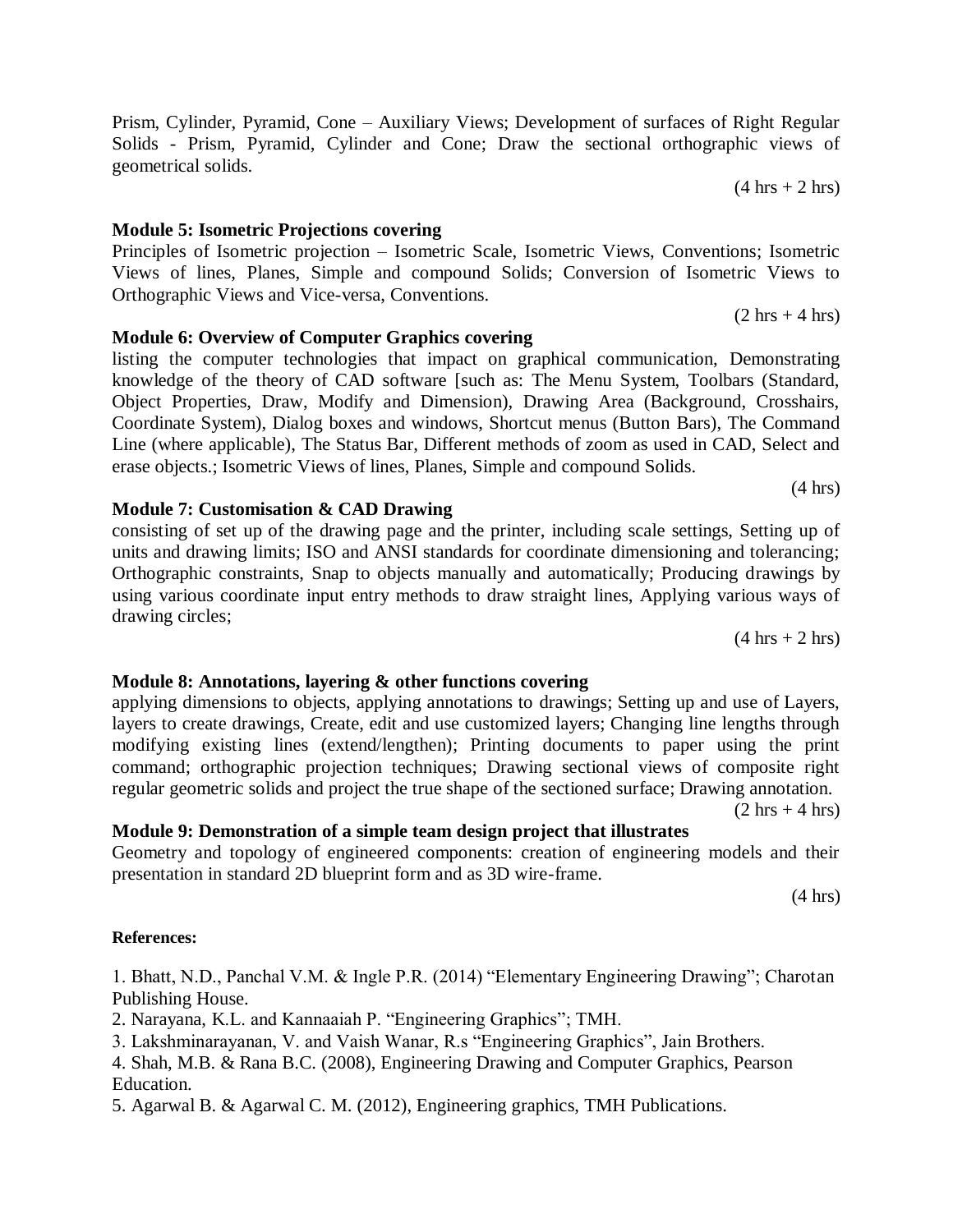Prism, Cylinder, Pyramid, Cone – Auxiliary Views; Development of surfaces of Right Regular Solids - Prism, Pyramid, Cylinder and Cone; Draw the sectional orthographic views of geometrical solids.

(4 hrs + 2 hrs)

**Module 5: Isometric Projections covering**

Principles of Isometric projection – Isometric Scale, Isometric Views, Conventions; Isometric Views of lines, Planes, Simple and compound Solids; Conversion of Isometric Views to Orthographic Views and Vice-versa, Conventions.

(2 hrs + 4 hrs)

**Module 6: Overview of Computer Graphics covering**

listing the computer technologies that impact on graphical communication, Demonstrating knowledge of the theory of CAD software [such as: The Menu System, Toolbars (Standard, Object Properties, Draw, Modify and Dimension), Drawing Area (Background, Crosshairs, Coordinate System), Dialog boxes and windows, Shortcut menus (Button Bars), The Command Line (where applicable), The Status Bar, Different methods of zoom as used in CAD, Select and erase objects.; Isometric Views of lines, Planes, Simple and compound Solids.

(4 hrs)

**Module 7: Customisation & CAD Drawing**

consisting of set up of the drawing page and the printer, including scale settings, Setting up of units and drawing limits; ISO and ANSI standards for coordinate dimensioning and tolerancing; Orthographic constraints, Snap to objects manually and automatically; Producing drawings by using various coordinate input entry methods to draw straight lines, Applying various ways of drawing circles;

(4 hrs + 2 hrs)

**Module 8: Annotations, layering & other functions covering**

applying dimensions to objects, applying annotations to drawings; Setting up and use of Layers, layers to create drawings, Create, edit and use customized layers; Changing line lengths through modifying existing lines (extend/lengthen); Printing documents to paper using the print command; orthographic projection techniques; Drawing sectional views of composite right regular geometric solids and project the true shape of the sectioned surface; Drawing annotation.

(2 hrs + 4 hrs)

**Module 9: Demonstration of a simple team design project that illustrates**

Geometry and topology of engineered components: creation of engineering models and their presentation in standard 2D blueprint form and as 3D wire-frame.

(4 hrs)

**References:**

1. Bhatt, N.D., Panchal V.M. & Ingle P.R. (2014) "Elementary Engineering Drawing"; Charotan Publishing House.
2. Narayana, K.L. and Kannaaiah P. "Engineering Graphics"; TMH.
3. Lakshminarayanan, V. and Vaish Wanar, R.s "Engineering Graphics", Jain Brothers.
4. Shah, M.B. & Rana B.C. (2008), Engineering Drawing and Computer Graphics, Pearson Education.
5. Agarwal B. & Agarwal C. M. (2012), Engineering graphics, TMH Publications.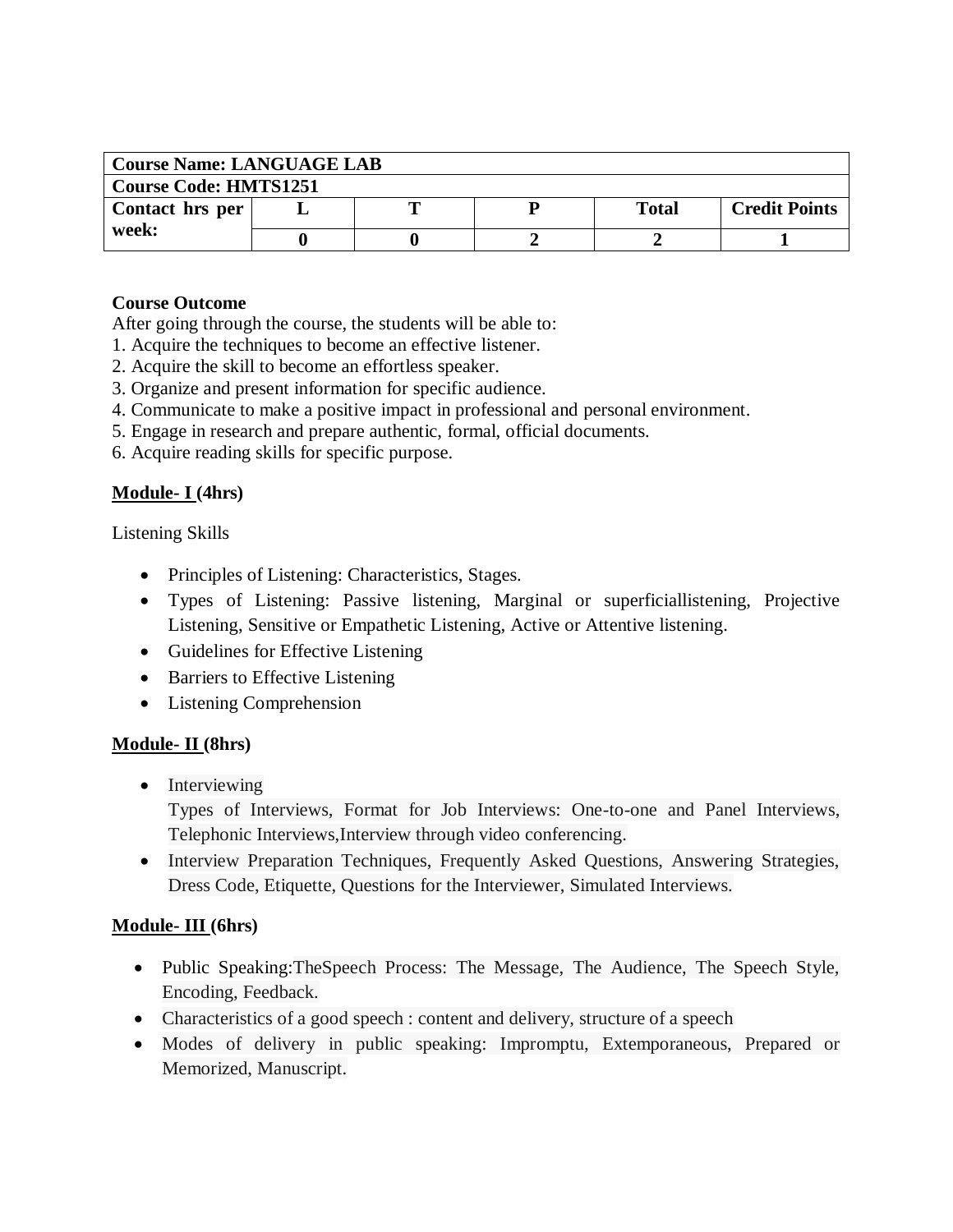| Course Name: LANGUAGE LAB | | | | | |
|---|---|---|---|---|---|
| Course Code: HMTS1251 | | | | | |
| Contact hrs per week: | L | T | P | Total | Credit Points |
| | 0 | 0 | 2 | 2 | 1 |

**Course Outcome**

After going through the course, the students will be able to:

1. Acquire the techniques to become an effective listener.
2. Acquire the skill to become an effortless speaker.
3. Organize and present information for specific audience.
4. Communicate to make a positive impact in professional and personal environment.
5. Engage in research and prepare authentic, formal, official documents.
6. Acquire reading skills for specific purpose.

**Module- I (4hrs)**

Listening Skills

- Principles of Listening: Characteristics, Stages.
- Types of Listening: Passive listening, Marginal or superficiallistening, Projective Listening, Sensitive or Empathetic Listening, Active or Attentive listening.
- Guidelines for Effective Listening
- Barriers to Effective Listening
- Listening Comprehension

**Module- II (8hrs)**

- Interviewing
  Types of Interviews, Format for Job Interviews: One-to-one and Panel Interviews, Telephonic Interviews,Interview through video conferencing.
- Interview Preparation Techniques, Frequently Asked Questions, Answering Strategies, Dress Code, Etiquette, Questions for the Interviewer, Simulated Interviews.

**Module- III (6hrs)**

- Public Speaking:TheSpeech Process: The Message, The Audience, The Speech Style, Encoding, Feedback.
- Characteristics of a good speech : content and delivery, structure of a speech
- Modes of delivery in public speaking: Impromptu, Extemporaneous, Prepared or Memorized, Manuscript.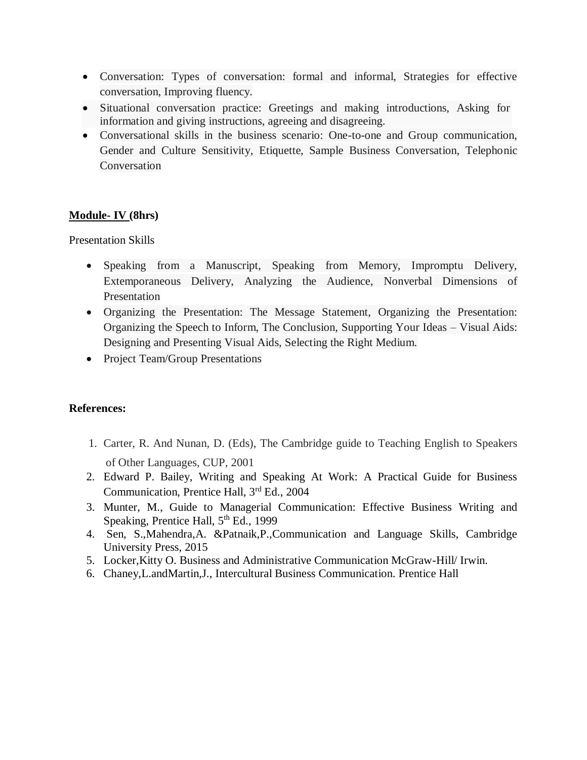- Conversation: Types of conversation: formal and informal, Strategies for effective conversation, Improving fluency.
- Situational conversation practice: Greetings and making introductions, Asking for information and giving instructions, agreeing and disagreeing.
- Conversational skills in the business scenario: One-to-one and Group communication, Gender and Culture Sensitivity, Etiquette, Sample Business Conversation, Telephonic Conversation

**Module- IV (8hrs)**

Presentation Skills

- Speaking from a Manuscript, Speaking from Memory, Impromptu Delivery, Extemporaneous Delivery, Analyzing the Audience, Nonverbal Dimensions of Presentation
- Organizing the Presentation: The Message Statement, Organizing the Presentation: Organizing the Speech to Inform, The Conclusion, Supporting Your Ideas – Visual Aids: Designing and Presenting Visual Aids, Selecting the Right Medium.
- Project Team/Group Presentations

**References:**

1. Carter, R. And Nunan, D. (Eds), The Cambridge guide to Teaching English to Speakers of Other Languages, CUP, 2001
2. Edward P. Bailey, Writing and Speaking At Work: A Practical Guide for Business Communication, Prentice Hall, 3rd Ed., 2004
3. Munter, M., Guide to Managerial Communication: Effective Business Writing and Speaking, Prentice Hall, 5th Ed., 1999
4. Sen, S.,Mahendra,A. &Patnaik,P.,Communication and Language Skills, Cambridge University Press, 2015
5. Locker,Kitty O. Business and Administrative Communication McGraw-Hill/ Irwin.
6. Chaney,L.andMartin,J., Intercultural Business Communication. Prentice Hall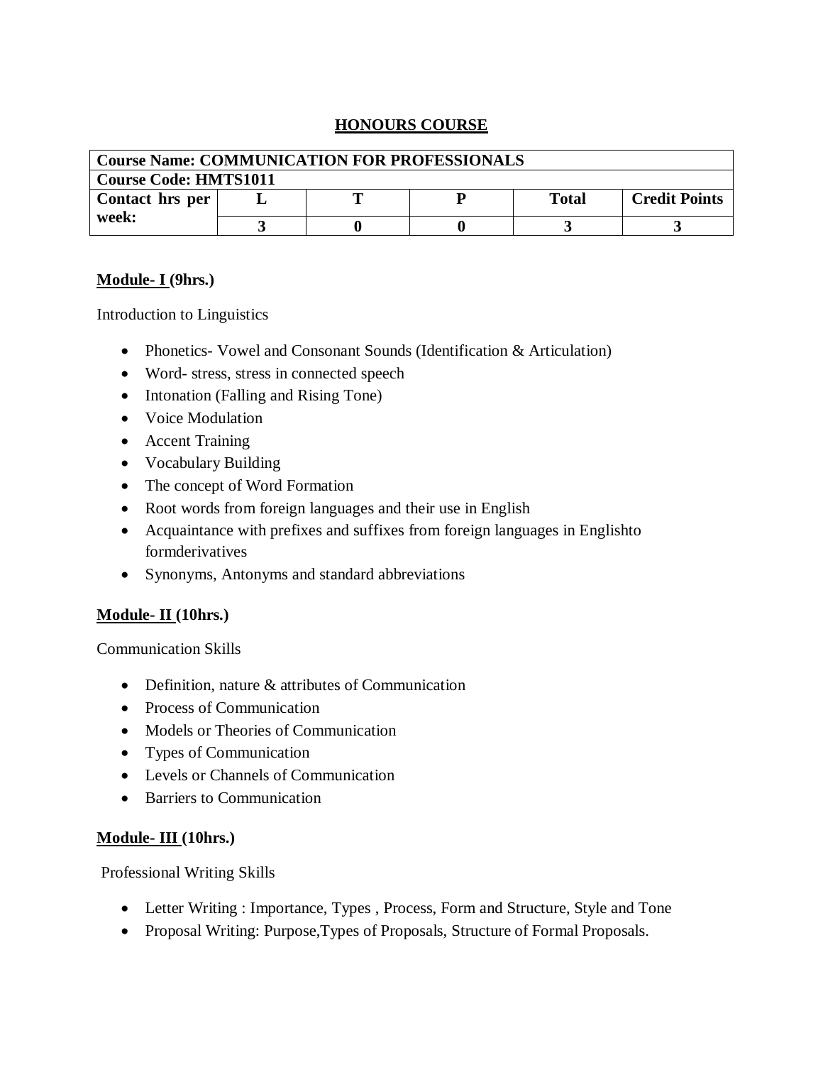## HONOURS COURSE

| Course Name: COMMUNICATION FOR PROFESSIONALS | | | | | |
|---|---|---|---|---|---|
| Course Code: HMTS1011 | | | | | |
| Contact hrs per week: | L | T | P | Total | Credit Points |
| | 3 | 0 | 0 | 3 | 3 |

**Module- I (9hrs.)**

Introduction to Linguistics

- Phonetics- Vowel and Consonant Sounds (Identification & Articulation)
- Word- stress, stress in connected speech
- Intonation (Falling and Rising Tone)
- Voice Modulation
- Accent Training
- Vocabulary Building
- The concept of Word Formation
- Root words from foreign languages and their use in English
- Acquaintance with prefixes and suffixes from foreign languages in Englishto formderivatives
- Synonyms, Antonyms and standard abbreviations

**Module- II (10hrs.)**

Communication Skills

- Definition, nature & attributes of Communication
- Process of Communication
- Models or Theories of Communication
- Types of Communication
- Levels or Channels of Communication
- Barriers to Communication

**Module- III (10hrs.)**

Professional Writing Skills

- Letter Writing : Importance, Types , Process, Form and Structure, Style and Tone
- Proposal Writing: Purpose,Types of Proposals, Structure of Formal Proposals.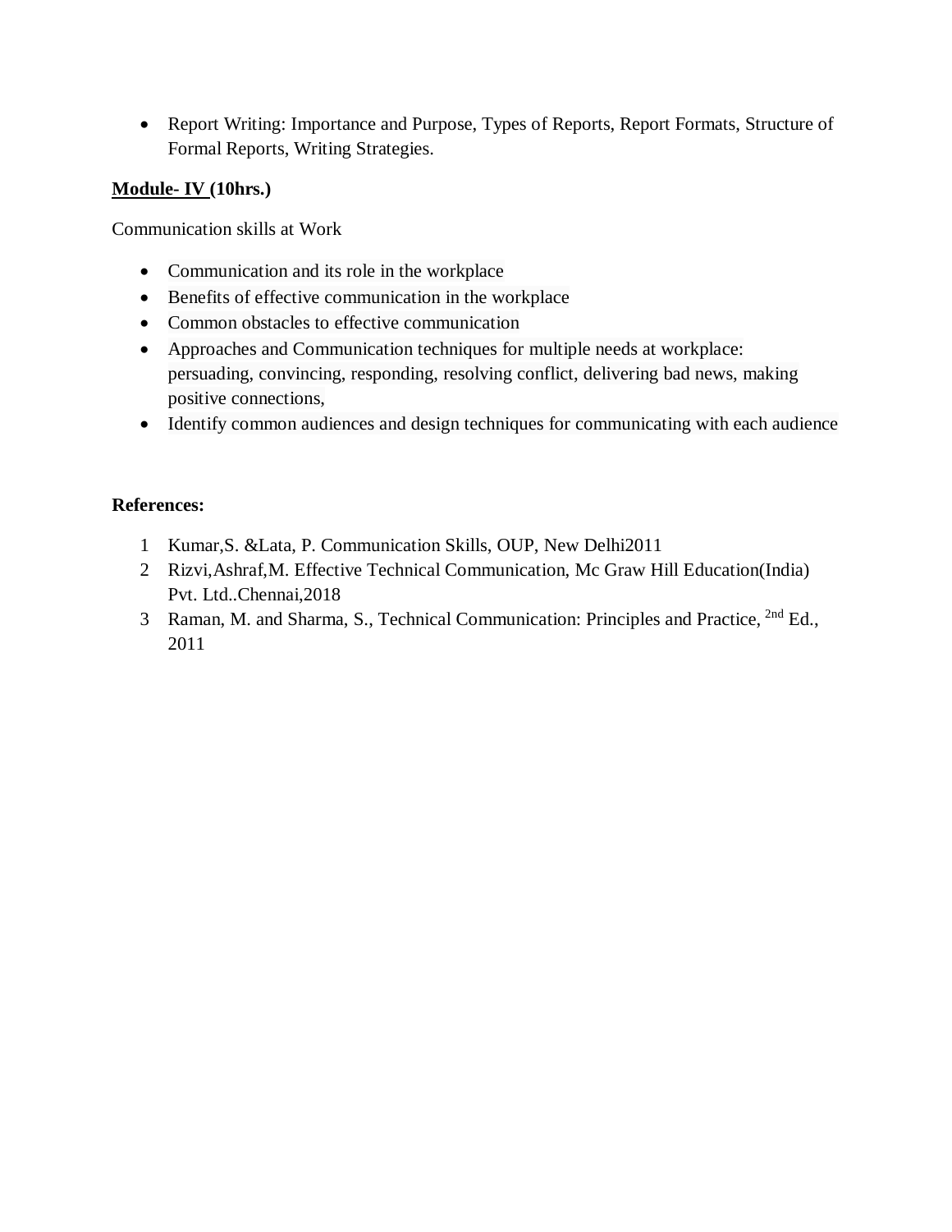- Report Writing: Importance and Purpose, Types of Reports, Report Formats, Structure of Formal Reports, Writing Strategies.

**Module- IV (10hrs.)**

Communication skills at Work

- Communication and its role in the workplace
- Benefits of effective communication in the workplace
- Common obstacles to effective communication
- Approaches and Communication techniques for multiple needs at workplace: persuading, convincing, responding, resolving conflict, delivering bad news, making positive connections,
- Identify common audiences and design techniques for communicating with each audience

**References:**

1. Kumar,S. &Lata, P. Communication Skills, OUP, New Delhi2011
2. Rizvi,Ashraf,M. Effective Technical Communication, Mc Graw Hill Education(India) Pvt. Ltd..Chennai,2018
3. Raman, M. and Sharma, S., Technical Communication: Principles and Practice, 2nd Ed., 2011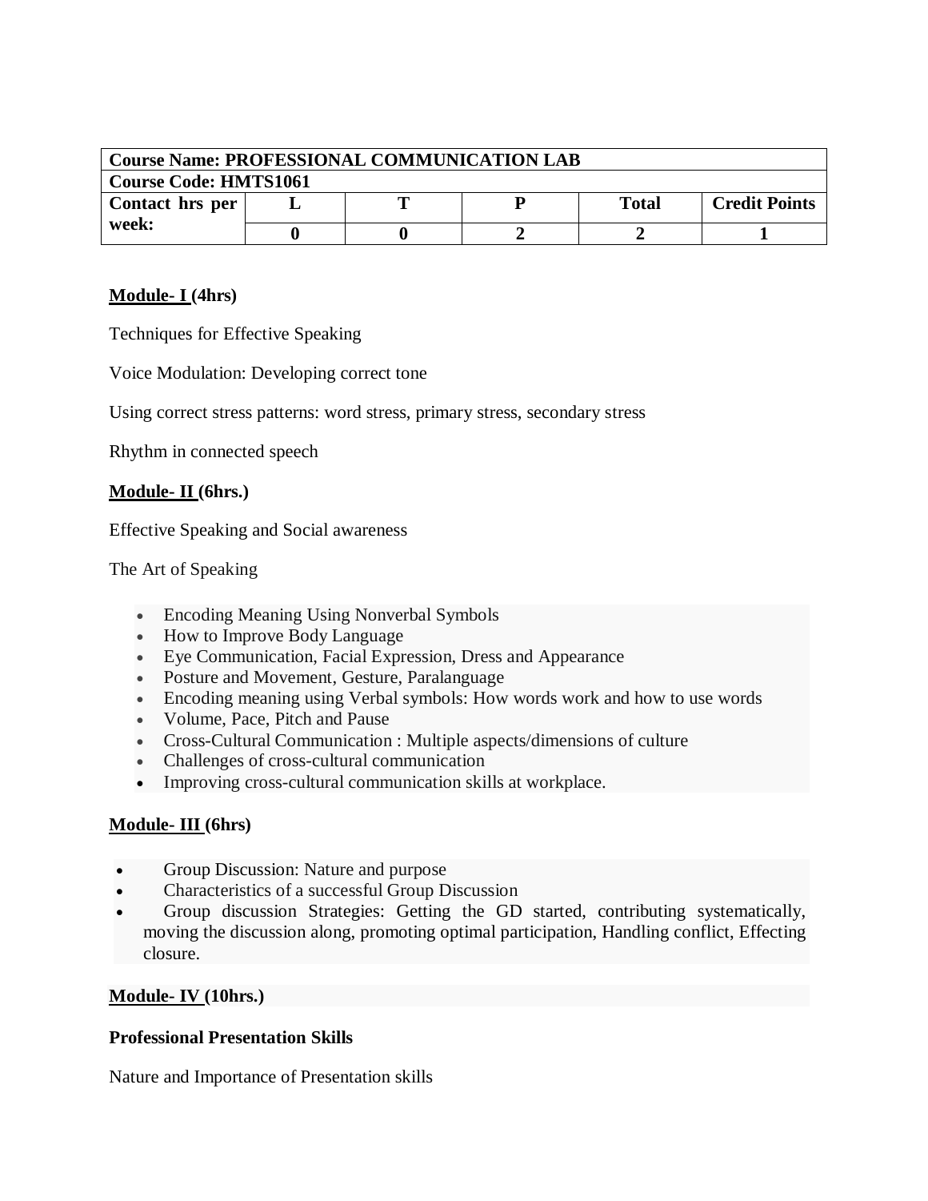| Course Name: PROFESSIONAL COMMUNICATION LAB | | | | | |
|---|---|---|---|---|---|
| Course Code: HMTS1061 | | | | | |
| Contact hrs per week: | L | T | P | Total | Credit Points |
| | 0 | 0 | 2 | 2 | 1 |

**Module- I (4hrs)**

Techniques for Effective Speaking

Voice Modulation: Developing correct tone

Using correct stress patterns: word stress, primary stress, secondary stress

Rhythm in connected speech

**Module- II (6hrs.)**

Effective Speaking and Social awareness

The Art of Speaking

- Encoding Meaning Using Nonverbal Symbols
- How to Improve Body Language
- Eye Communication, Facial Expression, Dress and Appearance
- Posture and Movement, Gesture, Paralanguage
- Encoding meaning using Verbal symbols: How words work and how to use words
- Volume, Pace, Pitch and Pause
- Cross-Cultural Communication : Multiple aspects/dimensions of culture
- Challenges of cross-cultural communication
- Improving cross-cultural communication skills at workplace.

**Module- III (6hrs)**

- Group Discussion: Nature and purpose
- Characteristics of a successful Group Discussion
- Group discussion Strategies: Getting the GD started, contributing systematically, moving the discussion along, promoting optimal participation, Handling conflict, Effecting closure.

**Module- IV (10hrs.)**

**Professional Presentation Skills**

Nature and Importance of Presentation skills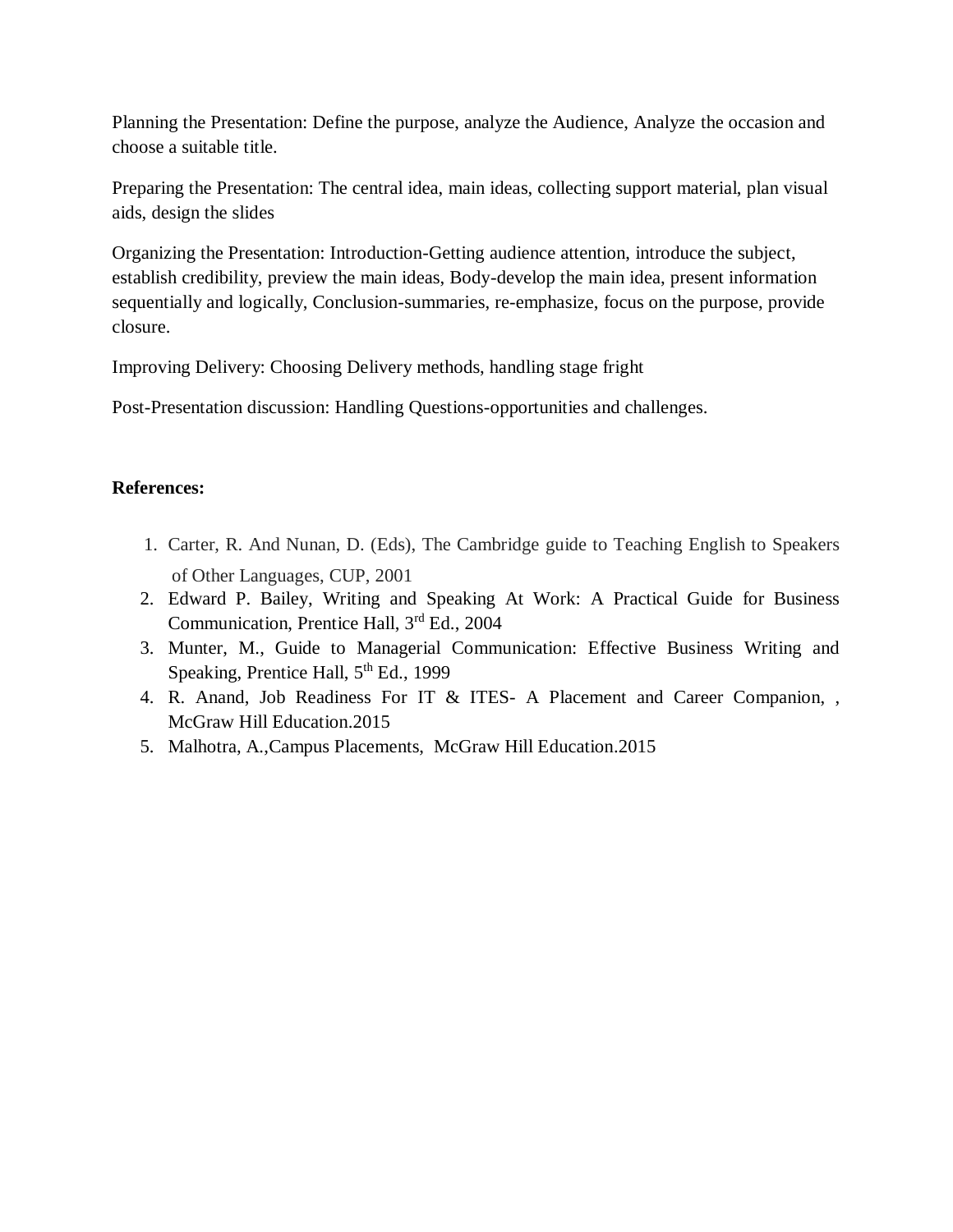Planning the Presentation: Define the purpose, analyze the Audience, Analyze the occasion and choose a suitable title.

Preparing the Presentation: The central idea, main ideas, collecting support material, plan visual aids, design the slides

Organizing the Presentation: Introduction-Getting audience attention, introduce the subject, establish credibility, preview the main ideas, Body-develop the main idea, present information sequentially and logically, Conclusion-summaries, re-emphasize, focus on the purpose, provide closure.

Improving Delivery: Choosing Delivery methods, handling stage fright

Post-Presentation discussion: Handling Questions-opportunities and challenges.

**References:**

1. Carter, R. And Nunan, D. (Eds), The Cambridge guide to Teaching English to Speakers of Other Languages, CUP, 2001
2. Edward P. Bailey, Writing and Speaking At Work: A Practical Guide for Business Communication, Prentice Hall, 3rd Ed., 2004
3. Munter, M., Guide to Managerial Communication: Effective Business Writing and Speaking, Prentice Hall, 5th Ed., 1999
4. R. Anand, Job Readiness For IT & ITES- A Placement and Career Companion, , McGraw Hill Education.2015
5. Malhotra, A.,Campus Placements, McGraw Hill Education.2015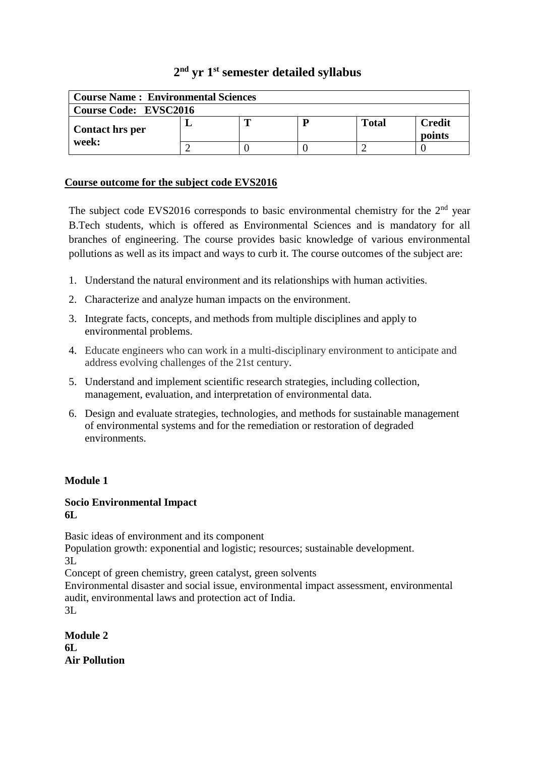# 2nd yr 1st semester detailed syllabus

| **Course Name : Environmental Sciences** | | | | | |
|---|---|---|---|---|---|
| **Course Code: EVSC2016** | | | | | |
| **Contact hrs per week:** | **L** | **T** | **P** | **Total** | **Credit points** |
| | 2 | 0 | 0 | 2 | 0 |

**Course outcome for the subject code EVS2016**

The subject code EVS2016 corresponds to basic environmental chemistry for the 2nd year B.Tech students, which is offered as Environmental Sciences and is mandatory for all branches of engineering. The course provides basic knowledge of various environmental pollutions as well as its impact and ways to curb it. The course outcomes of the subject are:

1. Understand the natural environment and its relationships with human activities.
2. Characterize and analyze human impacts on the environment.
3. Integrate facts, concepts, and methods from multiple disciplines and apply to environmental problems.
4. Educate engineers who can work in a multi-disciplinary environment to anticipate and address evolving challenges of the 21st century.
5. Understand and implement scientific research strategies, including collection, management, evaluation, and interpretation of environmental data.
6. Design and evaluate strategies, technologies, and methods for sustainable management of environmental systems and for the remediation or restoration of degraded environments.

**Module 1**

**Socio Environmental Impact**
**6L**

Basic ideas of environment and its component
Population growth: exponential and logistic; resources; sustainable development.
3L
Concept of green chemistry, green catalyst, green solvents
Environmental disaster and social issue, environmental impact assessment, environmental audit, environmental laws and protection act of India.
3L

**Module 2**
**6L**
**Air Pollution**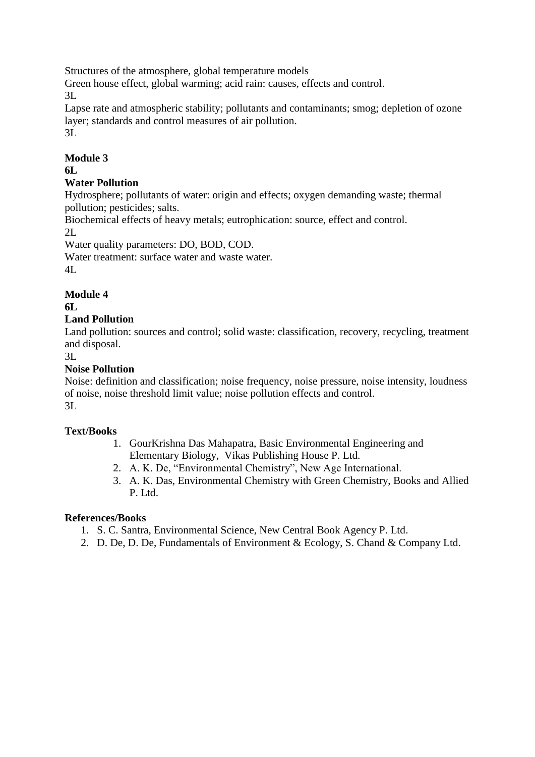Structures of the atmosphere, global temperature models

Green house effect, global warming; acid rain: causes, effects and control.

3L

Lapse rate and atmospheric stability; pollutants and contaminants; smog; depletion of ozone layer; standards and control measures of air pollution.

3L

**Module 3**

**6L**

**Water Pollution**

Hydrosphere; pollutants of water: origin and effects; oxygen demanding waste; thermal pollution; pesticides; salts.

Biochemical effects of heavy metals; eutrophication: source, effect and control.

2L

Water quality parameters: DO, BOD, COD.

Water treatment: surface water and waste water.

4L

**Module 4**

**6L**

**Land Pollution**

Land pollution: sources and control; solid waste: classification, recovery, recycling, treatment and disposal.

3L

**Noise Pollution**

Noise: definition and classification; noise frequency, noise pressure, noise intensity, loudness of noise, noise threshold limit value; noise pollution effects and control.

3L

**Text/Books**

1. GourKrishna Das Mahapatra, Basic Environmental Engineering and Elementary Biology, Vikas Publishing House P. Ltd.
2. A. K. De, "Environmental Chemistry", New Age International.
3. A. K. Das, Environmental Chemistry with Green Chemistry, Books and Allied P. Ltd.

**References/Books**

1. S. C. Santra, Environmental Science, New Central Book Agency P. Ltd.
2. D. De, D. De, Fundamentals of Environment & Ecology, S. Chand & Company Ltd.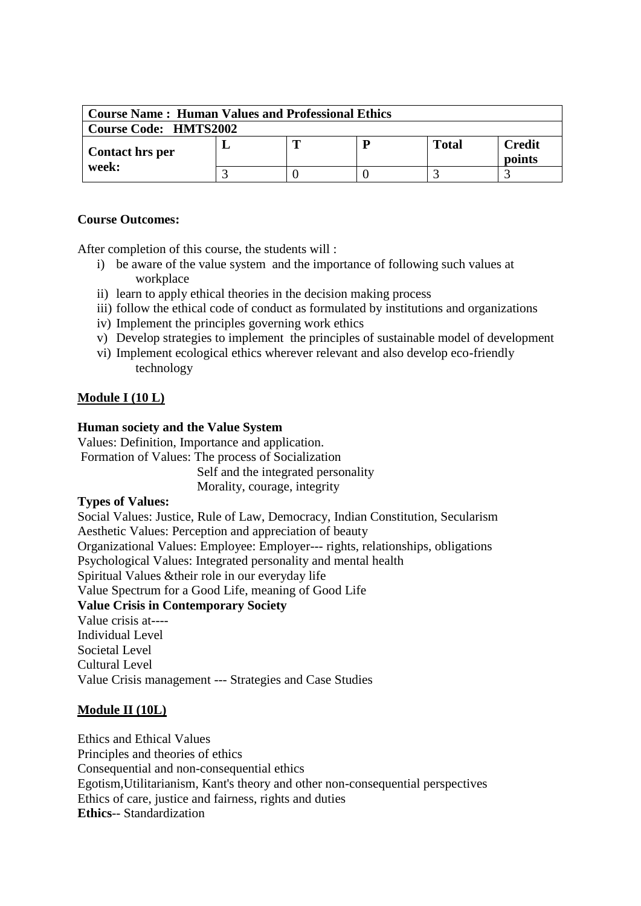| **Course Name : Human Values and Professional Ethics** | | | | | |
|---|---|---|---|---|---|
| **Course Code: HMTS2002** | | | | | |
| **Contact hrs per week:** | **L** | **T** | **P** | **Total** | **Credit points** |
| | 3 | 0 | 0 | 3 | 3 |

**Course Outcomes:**

After completion of this course, the students will :

i) be aware of the value system and the importance of following such values at workplace
ii) learn to apply ethical theories in the decision making process
iii) follow the ethical code of conduct as formulated by institutions and organizations
iv) Implement the principles governing work ethics
v) Develop strategies to implement the principles of sustainable model of development
vi) Implement ecological ethics wherever relevant and also develop eco-friendly technology

**Module I (10 L)**

**Human society and the Value System**

Values: Definition, Importance and application.

Formation of Values: The process of Socialization
Self and the integrated personality
Morality, courage, integrity

**Types of Values:**

Social Values: Justice, Rule of Law, Democracy, Indian Constitution, Secularism
Aesthetic Values: Perception and appreciation of beauty
Organizational Values: Employee: Employer--- rights, relationships, obligations
Psychological Values: Integrated personality and mental health
Spiritual Values &their role in our everyday life
Value Spectrum for a Good Life, meaning of Good Life

**Value Crisis in Contemporary Society**

Value crisis at----
Individual Level
Societal Level
Cultural Level
Value Crisis management --- Strategies and Case Studies

**Module II (10L)**

Ethics and Ethical Values
Principles and theories of ethics
Consequential and non-consequential ethics
Egotism,Utilitarianism, Kant's theory and other non-consequential perspectives
Ethics of care, justice and fairness, rights and duties
**Ethics**-- Standardization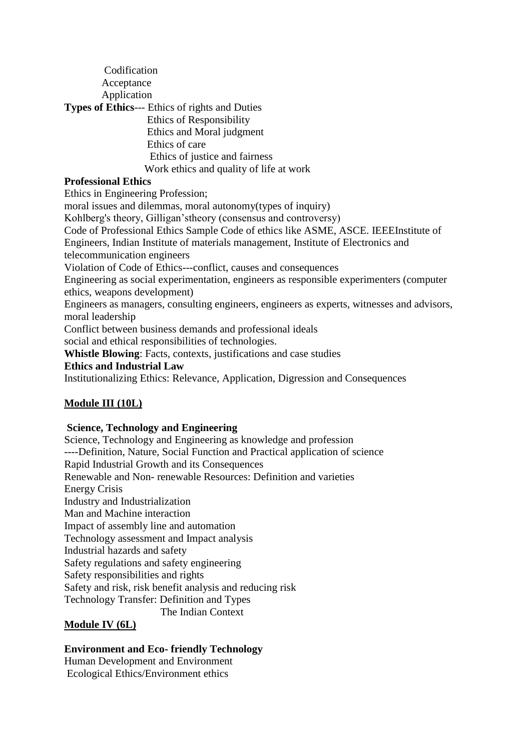Codification
Acceptance
Application

**Types of Ethics**--- Ethics of rights and Duties
Ethics of Responsibility
Ethics and Moral judgment
Ethics of care
Ethics of justice and fairness
Work ethics and quality of life at work

**Professional Ethics**

Ethics in Engineering Profession;
moral issues and dilemmas, moral autonomy(types of inquiry)
Kohlberg's theory, Gilligan'stheory (consensus and controversy)
Code of Professional Ethics Sample Code of ethics like ASME, ASCE. IEEEInstitute of Engineers, Indian Institute of materials management, Institute of Electronics and telecommunication engineers
Violation of Code of Ethics---conflict, causes and consequences
Engineering as social experimentation, engineers as responsible experimenters (computer ethics, weapons development)
Engineers as managers, consulting engineers, engineers as experts, witnesses and advisors, moral leadership
Conflict between business demands and professional ideals
social and ethical responsibilities of technologies.

**Whistle Blowing**: Facts, contexts, justifications and case studies

**Ethics and Industrial Law**

Institutionalizing Ethics: Relevance, Application, Digression and Consequences

**Module III (10L)**

**Science, Technology and Engineering**

Science, Technology and Engineering as knowledge and profession
----Definition, Nature, Social Function and Practical application of science
Rapid Industrial Growth and its Consequences
Renewable and Non- renewable Resources: Definition and varieties
Energy Crisis
Industry and Industrialization
Man and Machine interaction
Impact of assembly line and automation
Technology assessment and Impact analysis
Industrial hazards and safety
Safety regulations and safety engineering
Safety responsibilities and rights
Safety and risk, risk benefit analysis and reducing risk
Technology Transfer: Definition and Types
The Indian Context

**Module IV (6L)**

**Environment and Eco- friendly Technology**

Human Development and Environment
Ecological Ethics/Environment ethics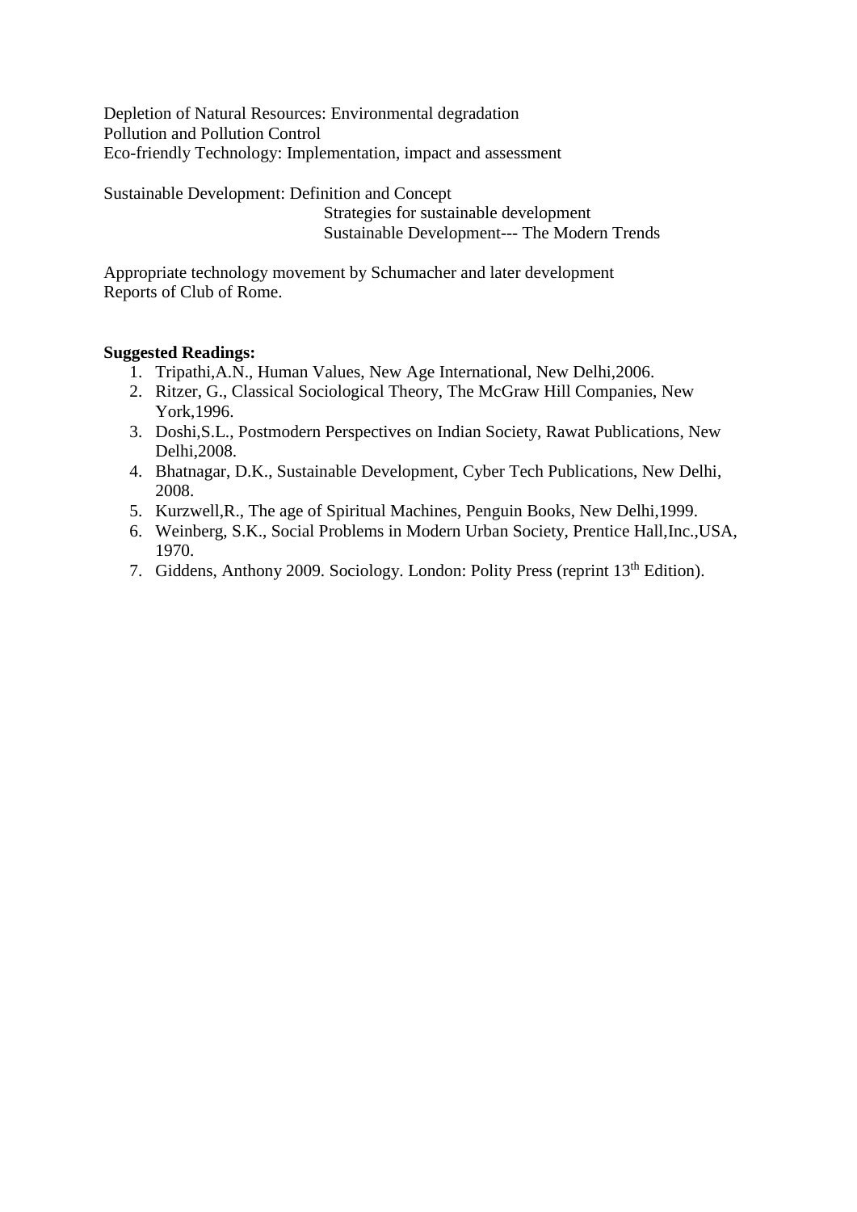Depletion of Natural Resources: Environmental degradation
Pollution and Pollution Control
Eco-friendly Technology: Implementation, impact and assessment

Sustainable Development: Definition and Concept
Strategies for sustainable development
Sustainable Development--- The Modern Trends

Appropriate technology movement by Schumacher and later development
Reports of Club of Rome.

**Suggested Readings:**

1. Tripathi,A.N., Human Values, New Age International, New Delhi,2006.
2. Ritzer, G., Classical Sociological Theory, The McGraw Hill Companies, New York,1996.
3. Doshi,S.L., Postmodern Perspectives on Indian Society, Rawat Publications, New Delhi,2008.
4. Bhatnagar, D.K., Sustainable Development, Cyber Tech Publications, New Delhi, 2008.
5. Kurzwell,R., The age of Spiritual Machines, Penguin Books, New Delhi,1999.
6. Weinberg, S.K., Social Problems in Modern Urban Society, Prentice Hall,Inc.,USA, 1970.
7. Giddens, Anthony 2009. Sociology. London: Polity Press (reprint 13th Edition).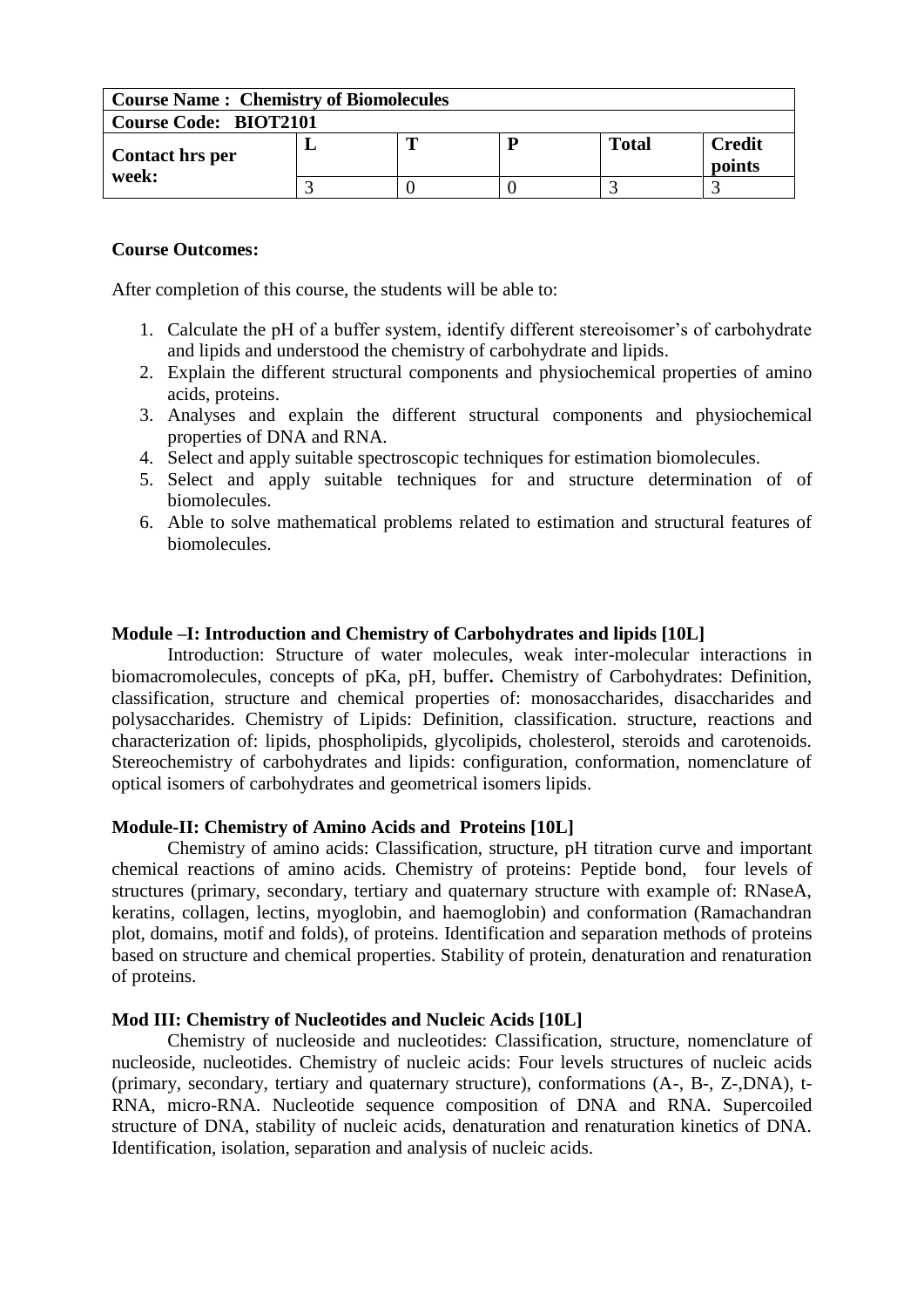| Course Name : Chemistry of Biomolecules | | | | | |
|---|---|---|---|---|---|
| **Course Code: BIOT2101** | | | | | |
| **Contact hrs per week:** | **L** | **T** | **P** | **Total** | **Credit points** |
| | 3 | 0 | 0 | 3 | 3 |

**Course Outcomes:**

After completion of this course, the students will be able to:

1. Calculate the pH of a buffer system, identify different stereoisomer's of carbohydrate and lipids and understood the chemistry of carbohydrate and lipids.
2. Explain the different structural components and physiochemical properties of amino acids, proteins.
3. Analyses and explain the different structural components and physiochemical properties of DNA and RNA.
4. Select and apply suitable spectroscopic techniques for estimation biomolecules.
5. Select and apply suitable techniques for and structure determination of of biomolecules.
6. Able to solve mathematical problems related to estimation and structural features of biomolecules.

**Module –I: Introduction and Chemistry of Carbohydrates and lipids [10L]**

Introduction: Structure of water molecules, weak inter-molecular interactions in biomacromolecules, concepts of pKa, pH, buffer**.** Chemistry of Carbohydrates: Definition, classification, structure and chemical properties of: monosaccharides, disaccharides and polysaccharides. Chemistry of Lipids: Definition, classification. structure, reactions and characterization of: lipids, phospholipids, glycolipids, cholesterol, steroids and carotenoids. Stereochemistry of carbohydrates and lipids: configuration, conformation, nomenclature of optical isomers of carbohydrates and geometrical isomers lipids.

**Module-II: Chemistry of Amino Acids and Proteins [10L]**

Chemistry of amino acids: Classification, structure, pH titration curve and important chemical reactions of amino acids. Chemistry of proteins: Peptide bond, four levels of structures (primary, secondary, tertiary and quaternary structure with example of: RNaseA, keratins, collagen, lectins, myoglobin, and haemoglobin) and conformation (Ramachandran plot, domains, motif and folds), of proteins. Identification and separation methods of proteins based on structure and chemical properties. Stability of protein, denaturation and renaturation of proteins.

**Mod III: Chemistry of Nucleotides and Nucleic Acids [10L]**

Chemistry of nucleoside and nucleotides: Classification, structure, nomenclature of nucleoside, nucleotides. Chemistry of nucleic acids: Four levels structures of nucleic acids (primary, secondary, tertiary and quaternary structure), conformations (A-, B-, Z-,DNA), t-RNA, micro-RNA. Nucleotide sequence composition of DNA and RNA. Supercoiled structure of DNA, stability of nucleic acids, denaturation and renaturation kinetics of DNA. Identification, isolation, separation and analysis of nucleic acids.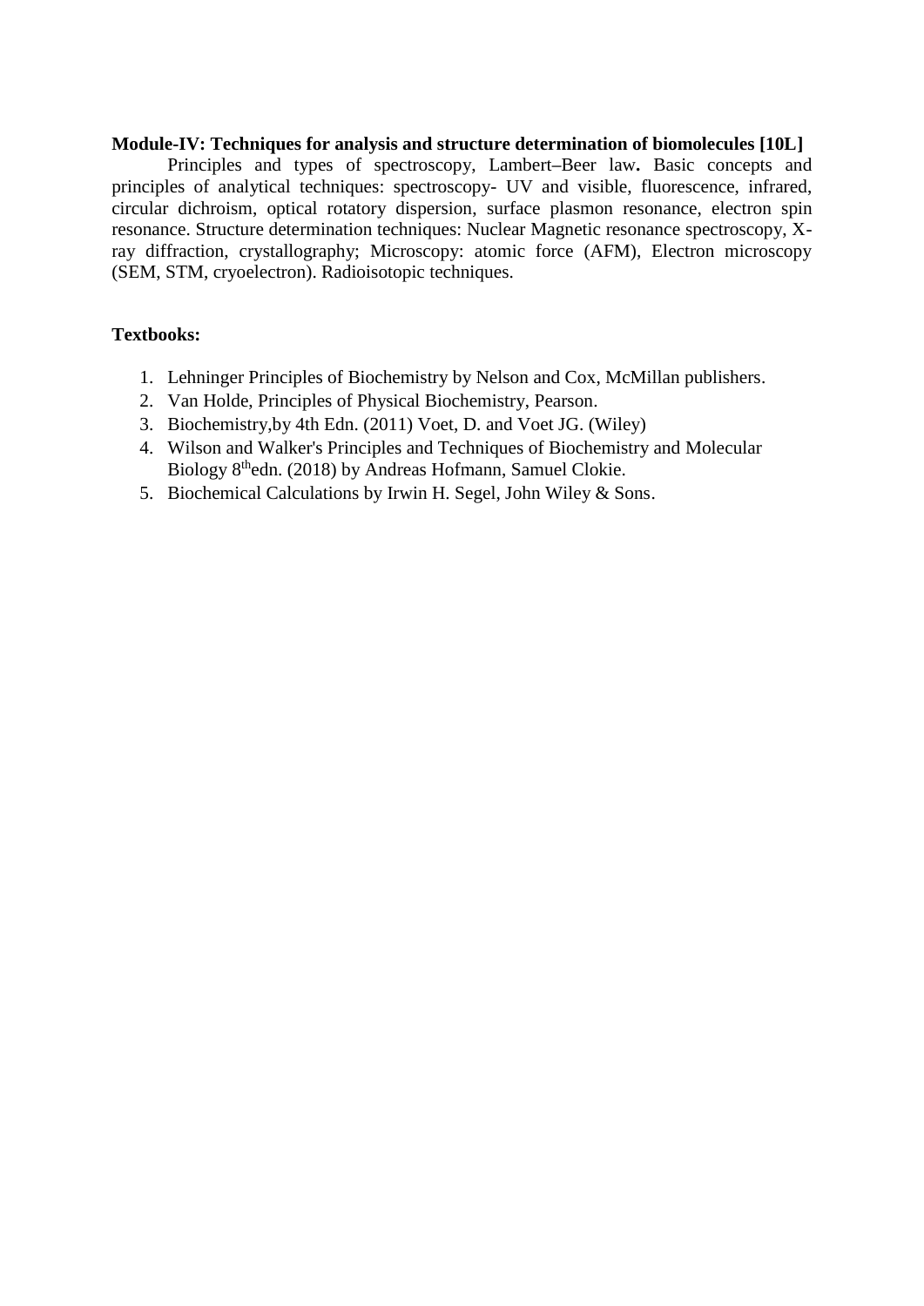**Module-IV: Techniques for analysis and structure determination of biomolecules [10L]**

Principles and types of spectroscopy, Lambert–Beer law**.** Basic concepts and principles of analytical techniques: spectroscopy- UV and visible, fluorescence, infrared, circular dichroism, optical rotatory dispersion, surface plasmon resonance, electron spin resonance. Structure determination techniques: Nuclear Magnetic resonance spectroscopy, X-ray diffraction, crystallography; Microscopy: atomic force (AFM), Electron microscopy (SEM, STM, cryoelectron). Radioisotopic techniques.

**Textbooks:**

1. Lehninger Principles of Biochemistry by Nelson and Cox, McMillan publishers.
2. Van Holde, Principles of Physical Biochemistry, Pearson.
3. Biochemistry,by 4th Edn. (2011) Voet, D. and Voet JG. (Wiley)
4. Wilson and Walker's Principles and Techniques of Biochemistry and Molecular Biology 8$^{th}$edn. (2018) by Andreas Hofmann, Samuel Clokie.
5. Biochemical Calculations by Irwin H. Segel, John Wiley & Sons.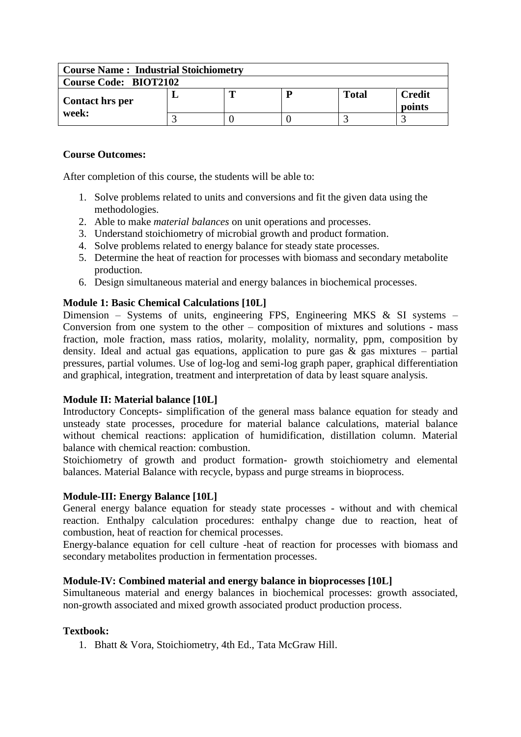| Course Name : Industrial Stoichiometry | | | | | |
|---|---|---|---|---|---|
| **Course Code: BIOT2102** | | | | | |
| **Contact hrs per week:** | **L** | **T** | **P** | **Total** | **Credit points** |
| | 3 | 0 | 0 | 3 | 3 |

**Course Outcomes:**

After completion of this course, the students will be able to:

1. Solve problems related to units and conversions and fit the given data using the methodologies.
2. Able to make *material balances* on unit operations and processes.
3. Understand stoichiometry of microbial growth and product formation.
4. Solve problems related to energy balance for steady state processes.
5. Determine the heat of reaction for processes with biomass and secondary metabolite production.
6. Design simultaneous material and energy balances in biochemical processes.

**Module 1: Basic Chemical Calculations [10L]**

Dimension – Systems of units, engineering FPS, Engineering MKS & SI systems – Conversion from one system to the other – composition of mixtures and solutions - mass fraction, mole fraction, mass ratios, molarity, molality, normality, ppm, composition by density. Ideal and actual gas equations, application to pure gas & gas mixtures – partial pressures, partial volumes. Use of log-log and semi-log graph paper, graphical differentiation and graphical, integration, treatment and interpretation of data by least square analysis.

**Module II: Material balance [10L]**

Introductory Concepts- simplification of the general mass balance equation for steady and unsteady state processes, procedure for material balance calculations, material balance without chemical reactions: application of humidification, distillation column. Material balance with chemical reaction: combustion.

Stoichiometry of growth and product formation- growth stoichiometry and elemental balances. Material Balance with recycle, bypass and purge streams in bioprocess.

**Module-III: Energy Balance [10L]**

General energy balance equation for steady state processes - without and with chemical reaction. Enthalpy calculation procedures: enthalpy change due to reaction, heat of combustion, heat of reaction for chemical processes.

Energy-balance equation for cell culture -heat of reaction for processes with biomass and secondary metabolites production in fermentation processes.

**Module-IV: Combined material and energy balance in bioprocesses [10L]**

Simultaneous material and energy balances in biochemical processes: growth associated, non-growth associated and mixed growth associated product production process.

**Textbook:**

1. Bhatt & Vora, Stoichiometry, 4th Ed., Tata McGraw Hill.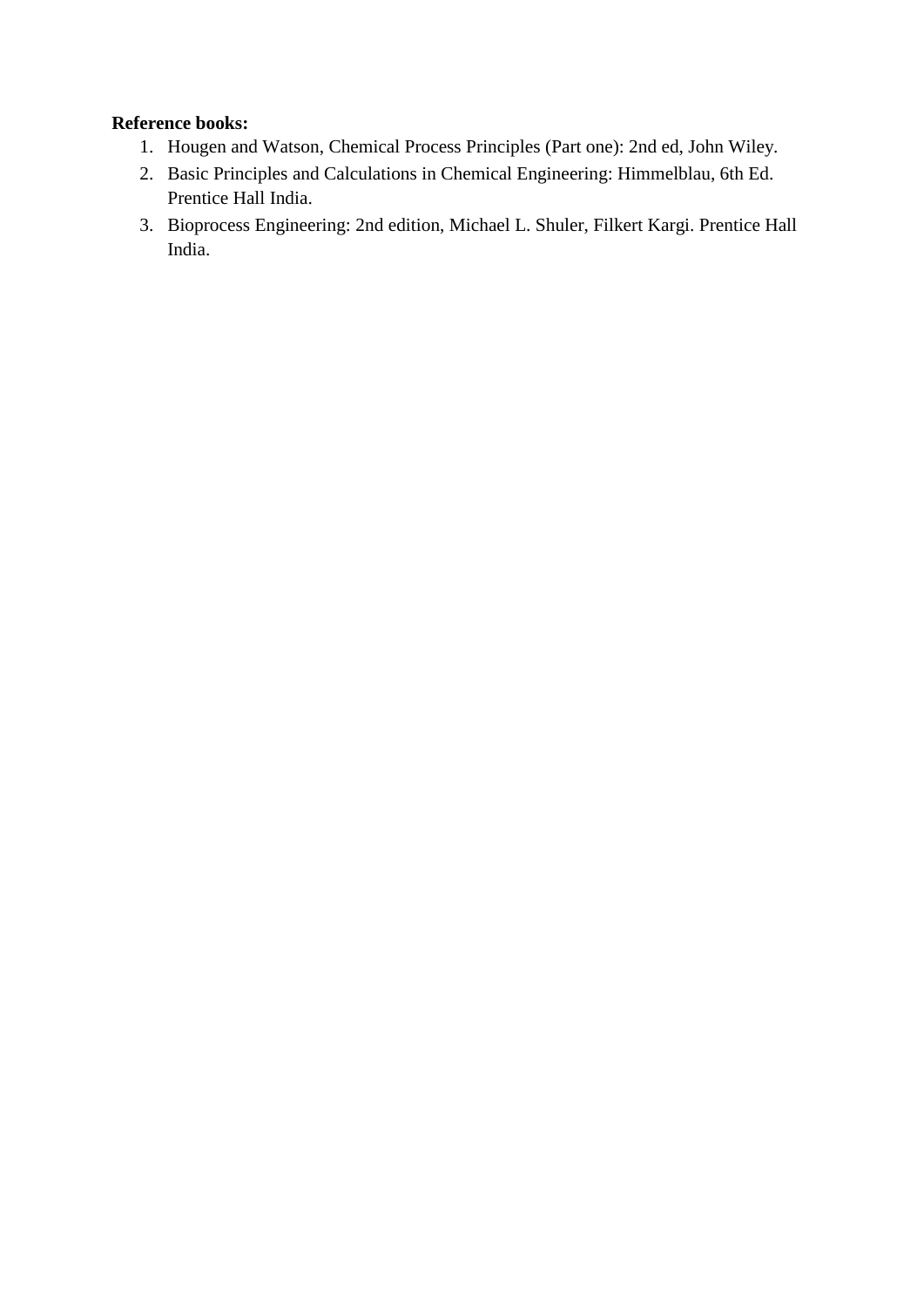**Reference books:**

1. Hougen and Watson, Chemical Process Principles (Part one): 2nd ed, John Wiley.
2. Basic Principles and Calculations in Chemical Engineering: Himmelblau, 6th Ed. Prentice Hall India.
3. Bioprocess Engineering: 2nd edition, Michael L. Shuler, Filkert Kargi. Prentice Hall India.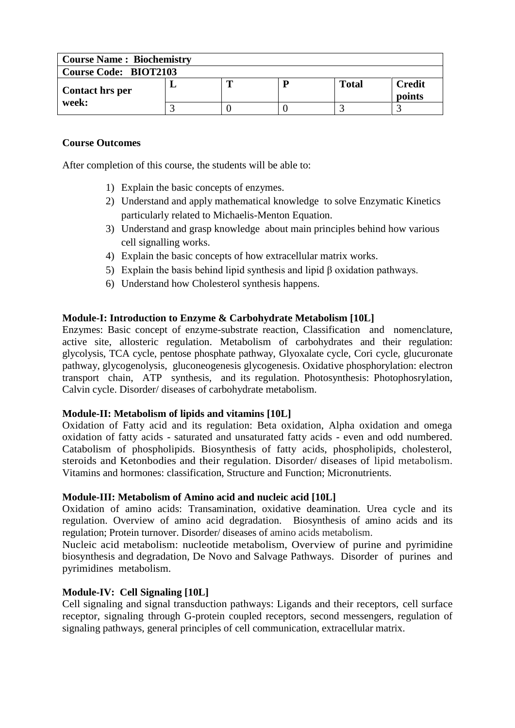| Course Name : Biochemistry | | | | | |
|---|---|---|---|---|---|
| **Course Code: BIOT2103** | | | | | |
| **Contact hrs per week:** | **L** | **T** | **P** | **Total** | **Credit points** |
| | 3 | 0 | 0 | 3 | 3 |

**Course Outcomes**

After completion of this course, the students will be able to:

1) Explain the basic concepts of enzymes.
2) Understand and apply mathematical knowledge to solve Enzymatic Kinetics particularly related to Michaelis-Menton Equation.
3) Understand and grasp knowledge about main principles behind how various cell signalling works.
4) Explain the basic concepts of how extracellular matrix works.
5) Explain the basis behind lipid synthesis and lipid β oxidation pathways.
6) Understand how Cholesterol synthesis happens.

**Module-I: Introduction to Enzyme & Carbohydrate Metabolism [10L]**

Enzymes: Basic concept of enzyme-substrate reaction, Classification and nomenclature, active site, allosteric regulation. Metabolism of carbohydrates and their regulation: glycolysis, TCA cycle, pentose phosphate pathway, Glyoxalate cycle, Cori cycle, glucuronate pathway, glycogenolysis, gluconeogenesis glycogenesis. Oxidative phosphorylation: electron transport chain, ATP synthesis, and its regulation. Photosynthesis: Photophosrylation, Calvin cycle. Disorder/ diseases of carbohydrate metabolism.

**Module-II: Metabolism of lipids and vitamins [10L]**

Oxidation of Fatty acid and its regulation: Beta oxidation, Alpha oxidation and omega oxidation of fatty acids - saturated and unsaturated fatty acids - even and odd numbered. Catabolism of phospholipids. Biosynthesis of fatty acids, phospholipids, cholesterol, steroids and Ketonbodies and their regulation. Disorder/ diseases of lipid metabolism. Vitamins and hormones: classification, Structure and Function; Micronutrients.

**Module-III: Metabolism of Amino acid and nucleic acid [10L]**

Oxidation of amino acids: Transamination, oxidative deamination. Urea cycle and its regulation. Overview of amino acid degradation. Biosynthesis of amino acids and its regulation; Protein turnover. Disorder/ diseases of amino acids metabolism.

Nucleic acid metabolism: nucleotide metabolism, Overview of purine and pyrimidine biosynthesis and degradation, De Novo and Salvage Pathways. Disorder of purines and pyrimidines metabolism.

**Module-IV: Cell Signaling [10L]**

Cell signaling and signal transduction pathways: Ligands and their receptors, cell surface receptor, signaling through G-protein coupled receptors, second messengers, regulation of signaling pathways, general principles of cell communication, extracellular matrix.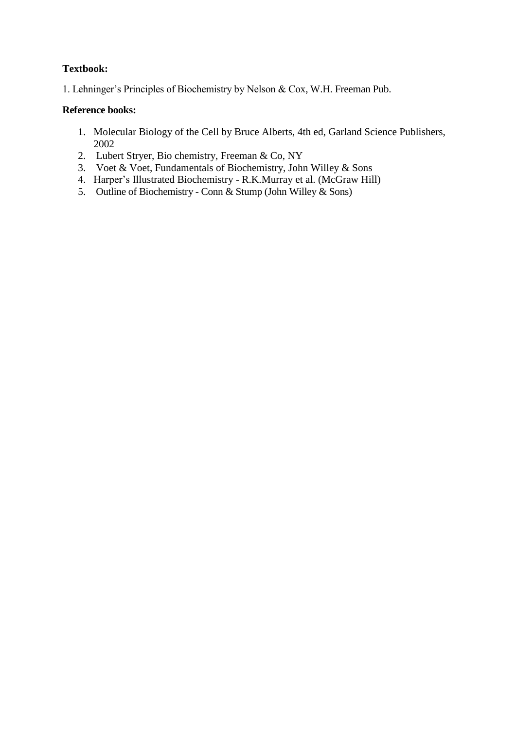**Textbook:**

1. Lehninger's Principles of Biochemistry by Nelson & Cox, W.H. Freeman Pub.

**Reference books:**

1. Molecular Biology of the Cell by Bruce Alberts, 4th ed, Garland Science Publishers, 2002
2. Lubert Stryer, Bio chemistry, Freeman & Co, NY
3. Voet & Voet, Fundamentals of Biochemistry, John Willey & Sons
4. Harper's Illustrated Biochemistry - R.K.Murray et al. (McGraw Hill)
5. Outline of Biochemistry - Conn & Stump (John Willey & Sons)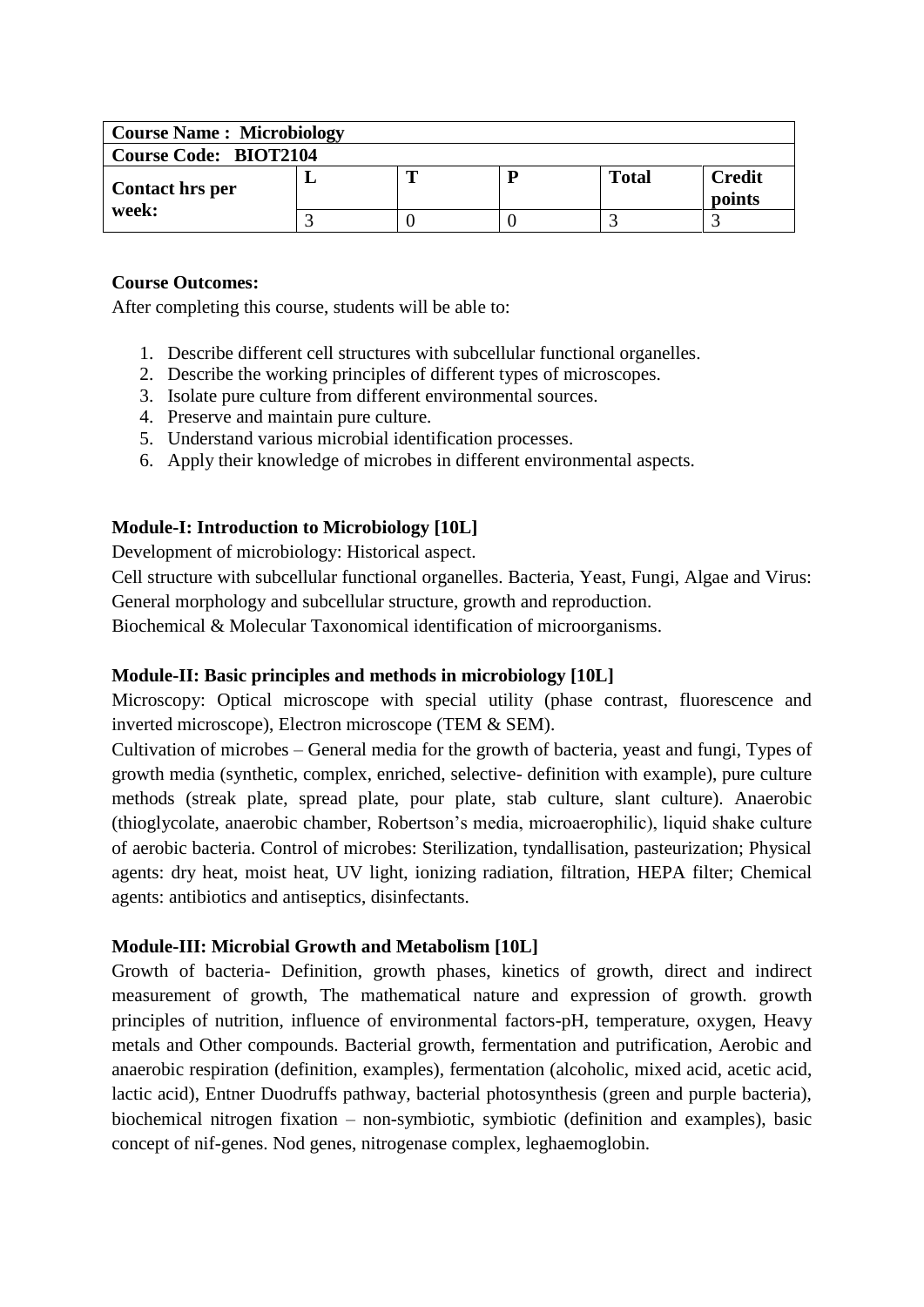| Course Name : Microbiology | | | | | |
|---|---|---|---|---|---|
| Course Code: BIOT2104 | | | | | |
| Contact hrs per week: | L | T | P | Total | Credit points |
| | 3 | 0 | 0 | 3 | 3 |

**Course Outcomes:**

After completing this course, students will be able to:

1. Describe different cell structures with subcellular functional organelles.
2. Describe the working principles of different types of microscopes.
3. Isolate pure culture from different environmental sources.
4. Preserve and maintain pure culture.
5. Understand various microbial identification processes.
6. Apply their knowledge of microbes in different environmental aspects.

**Module-I: Introduction to Microbiology [10L]**

Development of microbiology: Historical aspect.

Cell structure with subcellular functional organelles. Bacteria, Yeast, Fungi, Algae and Virus: General morphology and subcellular structure, growth and reproduction.

Biochemical & Molecular Taxonomical identification of microorganisms.

**Module-II: Basic principles and methods in microbiology [10L]**

Microscopy: Optical microscope with special utility (phase contrast, fluorescence and inverted microscope), Electron microscope (TEM & SEM).

Cultivation of microbes – General media for the growth of bacteria, yeast and fungi, Types of growth media (synthetic, complex, enriched, selective- definition with example), pure culture methods (streak plate, spread plate, pour plate, stab culture, slant culture). Anaerobic (thioglycolate, anaerobic chamber, Robertson's media, microaerophilic), liquid shake culture of aerobic bacteria. Control of microbes: Sterilization, tyndallisation, pasteurization; Physical agents: dry heat, moist heat, UV light, ionizing radiation, filtration, HEPA filter; Chemical agents: antibiotics and antiseptics, disinfectants.

**Module-III: Microbial Growth and Metabolism [10L]**

Growth of bacteria- Definition, growth phases, kinetics of growth, direct and indirect measurement of growth, The mathematical nature and expression of growth. growth principles of nutrition, influence of environmental factors-pH, temperature, oxygen, Heavy metals and Other compounds. Bacterial growth, fermentation and putrification, Aerobic and anaerobic respiration (definition, examples), fermentation (alcoholic, mixed acid, acetic acid, lactic acid), Entner Duodruffs pathway, bacterial photosynthesis (green and purple bacteria), biochemical nitrogen fixation – non-symbiotic, symbiotic (definition and examples), basic concept of nif-genes. Nod genes, nitrogenase complex, leghaemoglobin.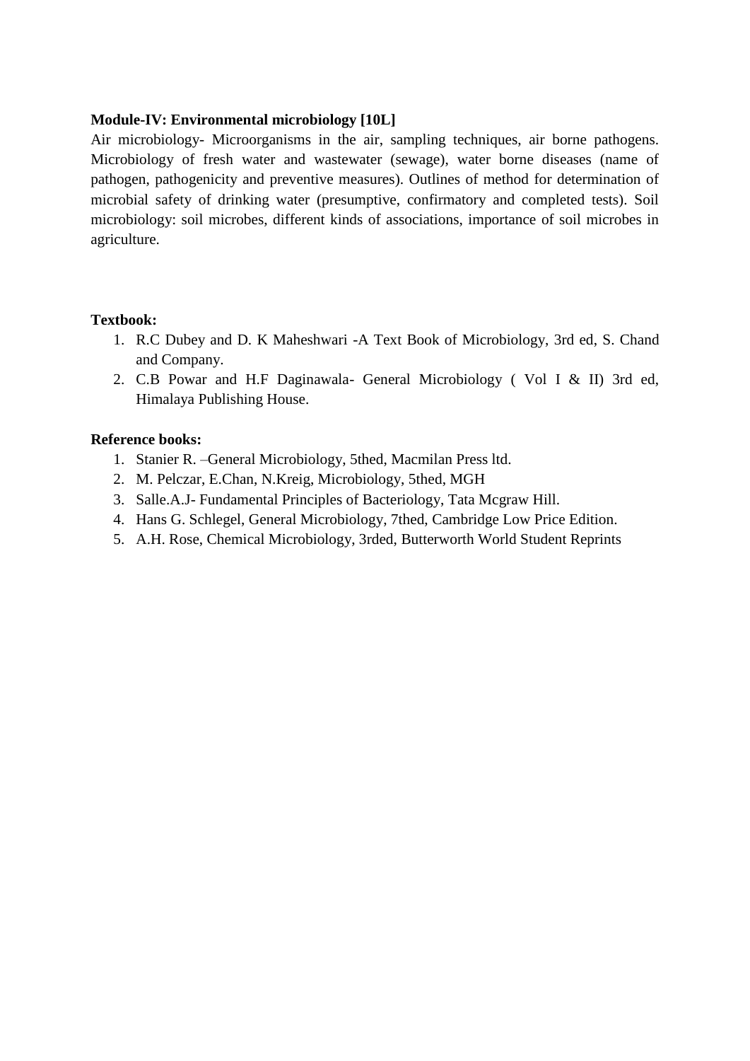**Module-IV: Environmental microbiology [10L]**

Air microbiology- Microorganisms in the air, sampling techniques, air borne pathogens. Microbiology of fresh water and wastewater (sewage), water borne diseases (name of pathogen, pathogenicity and preventive measures). Outlines of method for determination of microbial safety of drinking water (presumptive, confirmatory and completed tests). Soil microbiology: soil microbes, different kinds of associations, importance of soil microbes in agriculture.

**Textbook:**

1. R.C Dubey and D. K Maheshwari -A Text Book of Microbiology, 3rd ed, S. Chand and Company.
2. C.B Powar and H.F Daginawala- General Microbiology ( Vol I & II) 3rd ed, Himalaya Publishing House.

**Reference books:**

1. Stanier R. –General Microbiology, 5thed, Macmilan Press ltd.
2. M. Pelczar, E.Chan, N.Kreig, Microbiology, 5thed, MGH
3. Salle.A.J- Fundamental Principles of Bacteriology, Tata Mcgraw Hill.
4. Hans G. Schlegel, General Microbiology, 7thed, Cambridge Low Price Edition.
5. A.H. Rose, Chemical Microbiology, 3rded, Butterworth World Student Reprints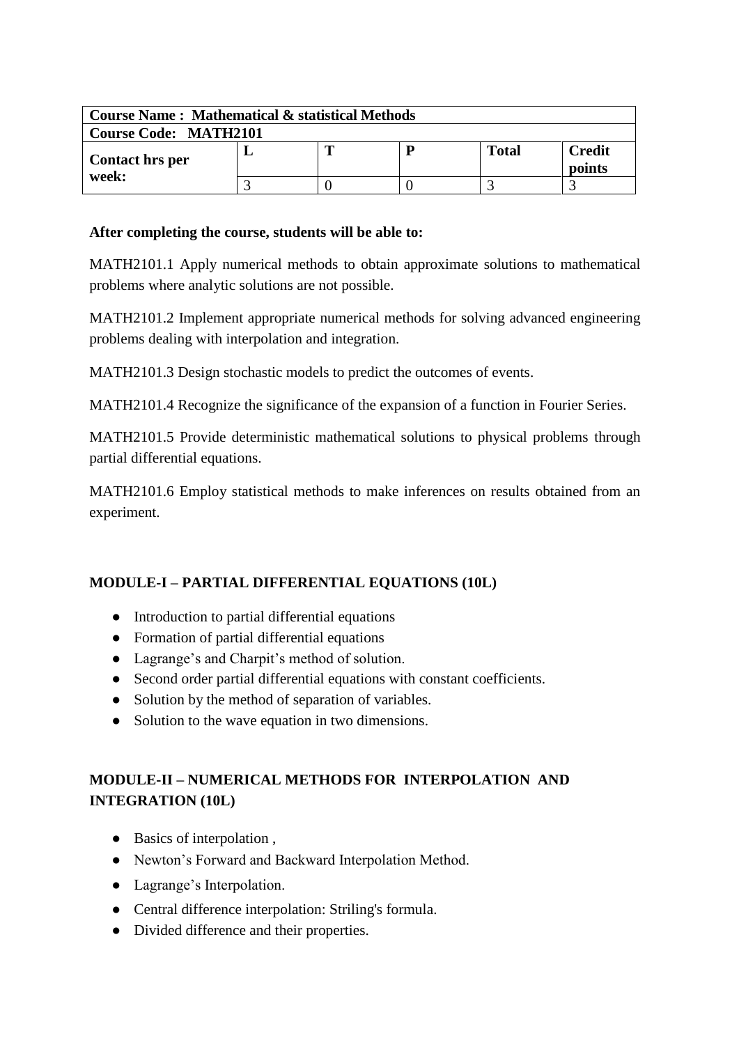| **Course Name : Mathematical & statistical Methods** | | | | | |
|---|---|---|---|---|---|
| **Course Code: MATH2101** | | | | | |
| **Contact hrs per week:** | **L** | **T** | **P** | **Total** | **Credit points** |
| | 3 | 0 | 0 | 3 | 3 |

**After completing the course, students will be able to:**

MATH2101.1 Apply numerical methods to obtain approximate solutions to mathematical problems where analytic solutions are not possible.

MATH2101.2 Implement appropriate numerical methods for solving advanced engineering problems dealing with interpolation and integration.

MATH2101.3 Design stochastic models to predict the outcomes of events.

MATH2101.4 Recognize the significance of the expansion of a function in Fourier Series.

MATH2101.5 Provide deterministic mathematical solutions to physical problems through partial differential equations.

MATH2101.6 Employ statistical methods to make inferences on results obtained from an experiment.

**MODULE-I – PARTIAL DIFFERENTIAL EQUATIONS (10L)**

- Introduction to partial differential equations
- Formation of partial differential equations
- Lagrange's and Charpit's method of solution.
- Second order partial differential equations with constant coefficients.
- Solution by the method of separation of variables.
- Solution to the wave equation in two dimensions.

**MODULE-II – NUMERICAL METHODS FOR INTERPOLATION AND INTEGRATION (10L)**

- Basics of interpolation ,
- Newton's Forward and Backward Interpolation Method.
- Lagrange's Interpolation.
- Central difference interpolation: Striling's formula.
- Divided difference and their properties.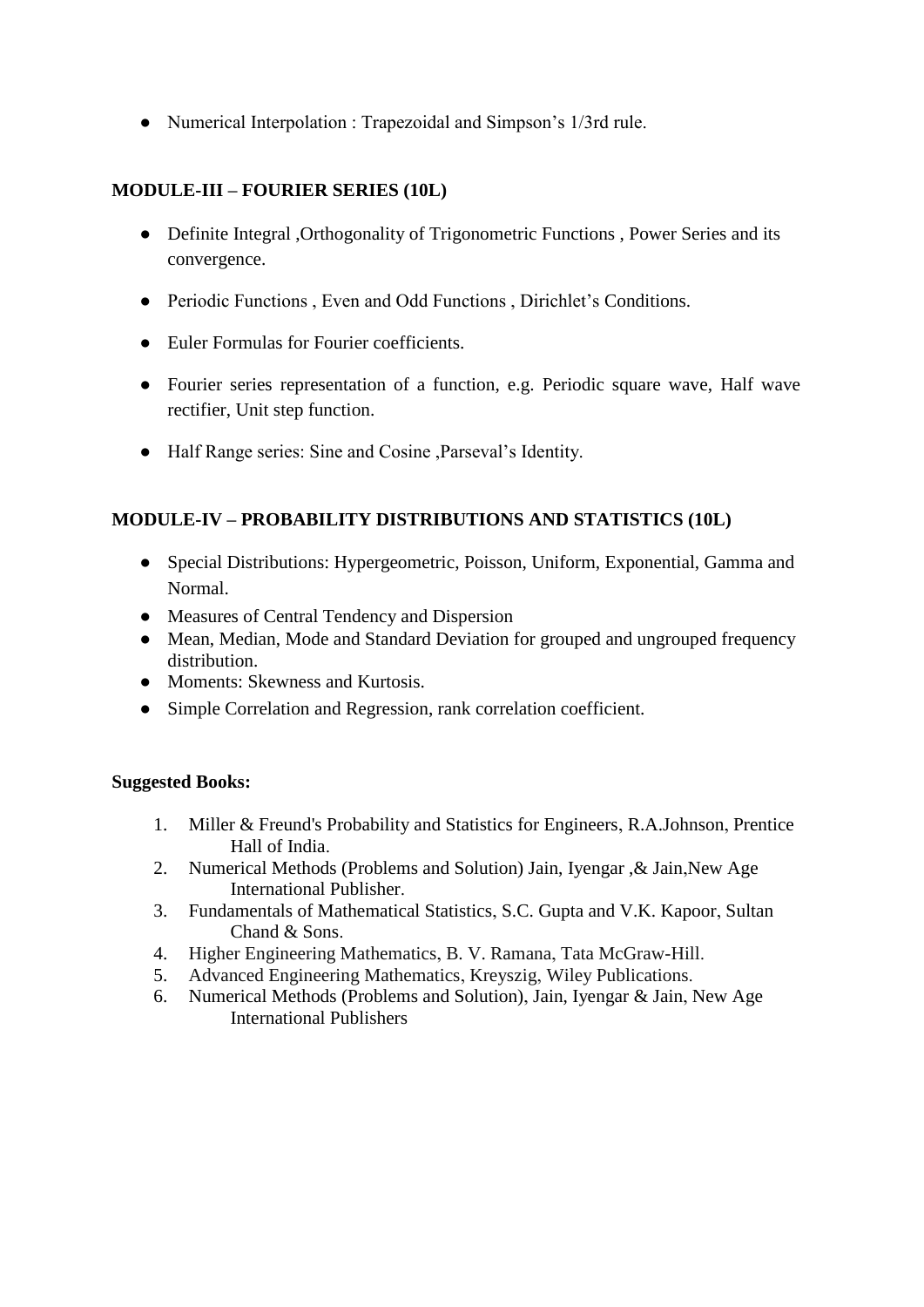- Numerical Interpolation : Trapezoidal and Simpson's 1/3rd rule.

**MODULE-III – FOURIER SERIES (10L)**

- Definite Integral ,Orthogonality of Trigonometric Functions , Power Series and its convergence.
- Periodic Functions , Even and Odd Functions , Dirichlet's Conditions.
- Euler Formulas for Fourier coefficients.
- Fourier series representation of a function, e.g. Periodic square wave, Half wave rectifier, Unit step function.
- Half Range series: Sine and Cosine ,Parseval's Identity.

**MODULE-IV – PROBABILITY DISTRIBUTIONS AND STATISTICS (10L)**

- Special Distributions: Hypergeometric, Poisson, Uniform, Exponential, Gamma and Normal.
- Measures of Central Tendency and Dispersion
- Mean, Median, Mode and Standard Deviation for grouped and ungrouped frequency distribution.
- Moments: Skewness and Kurtosis.
- Simple Correlation and Regression, rank correlation coefficient.

**Suggested Books:**

1. Miller & Freund's Probability and Statistics for Engineers, R.A.Johnson, Prentice Hall of India.
2. Numerical Methods (Problems and Solution) Jain, Iyengar ,& Jain,New Age International Publisher.
3. Fundamentals of Mathematical Statistics, S.C. Gupta and V.K. Kapoor, Sultan Chand & Sons.
4. Higher Engineering Mathematics, B. V. Ramana, Tata McGraw-Hill.
5. Advanced Engineering Mathematics, Kreyszig, Wiley Publications.
6. Numerical Methods (Problems and Solution), Jain, Iyengar & Jain, New Age International Publishers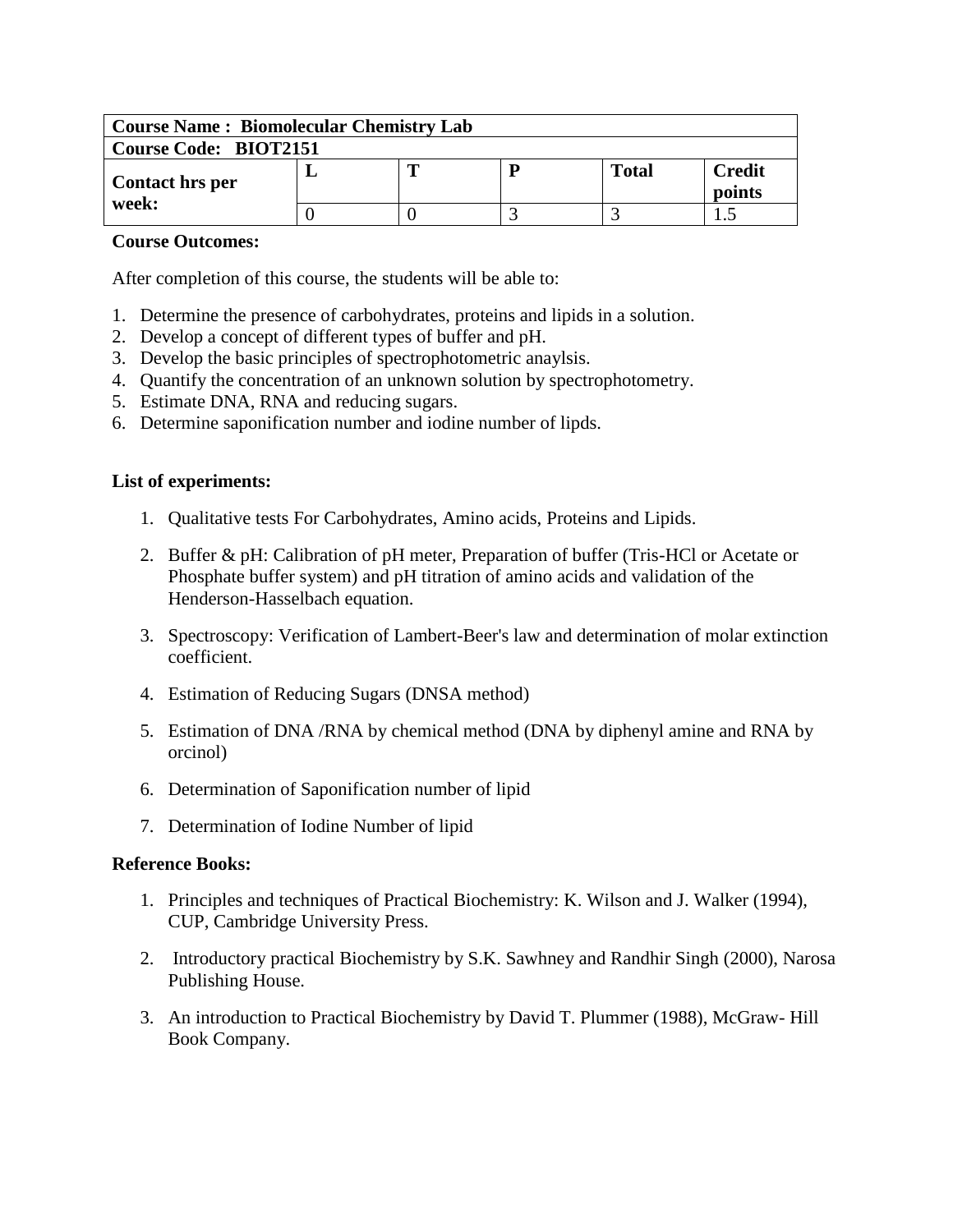| **Course Name : Biomolecular Chemistry Lab** | | | | | |
|---|---|---|---|---|---|
| **Course Code: BIOT2151** | | | | | |
| **Contact hrs per week:** | **L** | **T** | **P** | **Total** | **Credit points** |
| | 0 | 0 | 3 | 3 | 1.5 |

**Course Outcomes:**

After completion of this course, the students will be able to:

1. Determine the presence of carbohydrates, proteins and lipids in a solution.
2. Develop a concept of different types of buffer and pH.
3. Develop the basic principles of spectrophotometric anaylsis.
4. Quantify the concentration of an unknown solution by spectrophotometry.
5. Estimate DNA, RNA and reducing sugars.
6. Determine saponification number and iodine number of lipds.

**List of experiments:**

1. Qualitative tests For Carbohydrates, Amino acids, Proteins and Lipids.
2. Buffer & pH: Calibration of pH meter, Preparation of buffer (Tris-HCl or Acetate or Phosphate buffer system) and pH titration of amino acids and validation of the Henderson-Hasselbach equation.
3. Spectroscopy: Verification of Lambert-Beer's law and determination of molar extinction coefficient.
4. Estimation of Reducing Sugars (DNSA method)
5. Estimation of DNA /RNA by chemical method (DNA by diphenyl amine and RNA by orcinol)
6. Determination of Saponification number of lipid
7. Determination of Iodine Number of lipid

**Reference Books:**

1. Principles and techniques of Practical Biochemistry: K. Wilson and J. Walker (1994), CUP, Cambridge University Press.
2. Introductory practical Biochemistry by S.K. Sawhney and Randhir Singh (2000), Narosa Publishing House.
3. An introduction to Practical Biochemistry by David T. Plummer (1988), McGraw- Hill Book Company.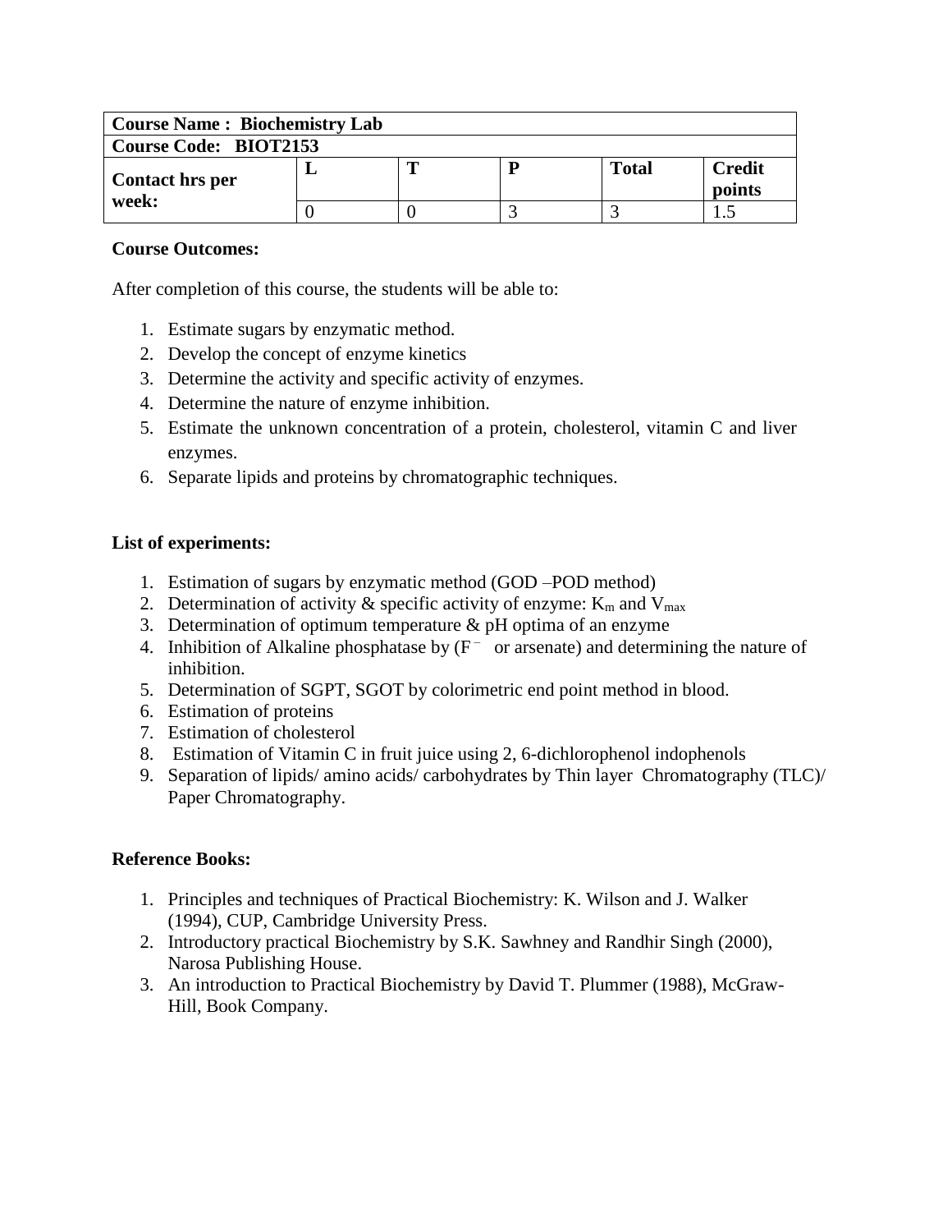| Course Name : Biochemistry Lab | | | | | |
|---|---|---|---|---|---|
| **Course Code: BIOT2153** | | | | | |
| **Contact hrs per week:** | **L** | **T** | **P** | **Total** | **Credit points** |
| | 0 | 0 | 3 | 3 | 1.5 |

**Course Outcomes:**

After completion of this course, the students will be able to:

1. Estimate sugars by enzymatic method.
2. Develop the concept of enzyme kinetics
3. Determine the activity and specific activity of enzymes.
4. Determine the nature of enzyme inhibition.
5. Estimate the unknown concentration of a protein, cholesterol, vitamin C and liver enzymes.
6. Separate lipids and proteins by chromatographic techniques.

**List of experiments:**

1. Estimation of sugars by enzymatic method (GOD –POD method)
2. Determination of activity & specific activity of enzyme: $K_m$ and $V_{max}$
3. Determination of optimum temperature & pH optima of an enzyme
4. Inhibition of Alkaline phosphatase by ($F^-$ or arsenate) and determining the nature of inhibition.
5. Determination of SGPT, SGOT by colorimetric end point method in blood.
6. Estimation of proteins
7. Estimation of cholesterol
8. Estimation of Vitamin C in fruit juice using 2, 6-dichlorophenol indophenols
9. Separation of lipids/ amino acids/ carbohydrates by Thin layer Chromatography (TLC)/ Paper Chromatography.

**Reference Books:**

1. Principles and techniques of Practical Biochemistry: K. Wilson and J. Walker (1994), CUP, Cambridge University Press.
2. Introductory practical Biochemistry by S.K. Sawhney and Randhir Singh (2000), Narosa Publishing House.
3. An introduction to Practical Biochemistry by David T. Plummer (1988), McGraw-Hill, Book Company.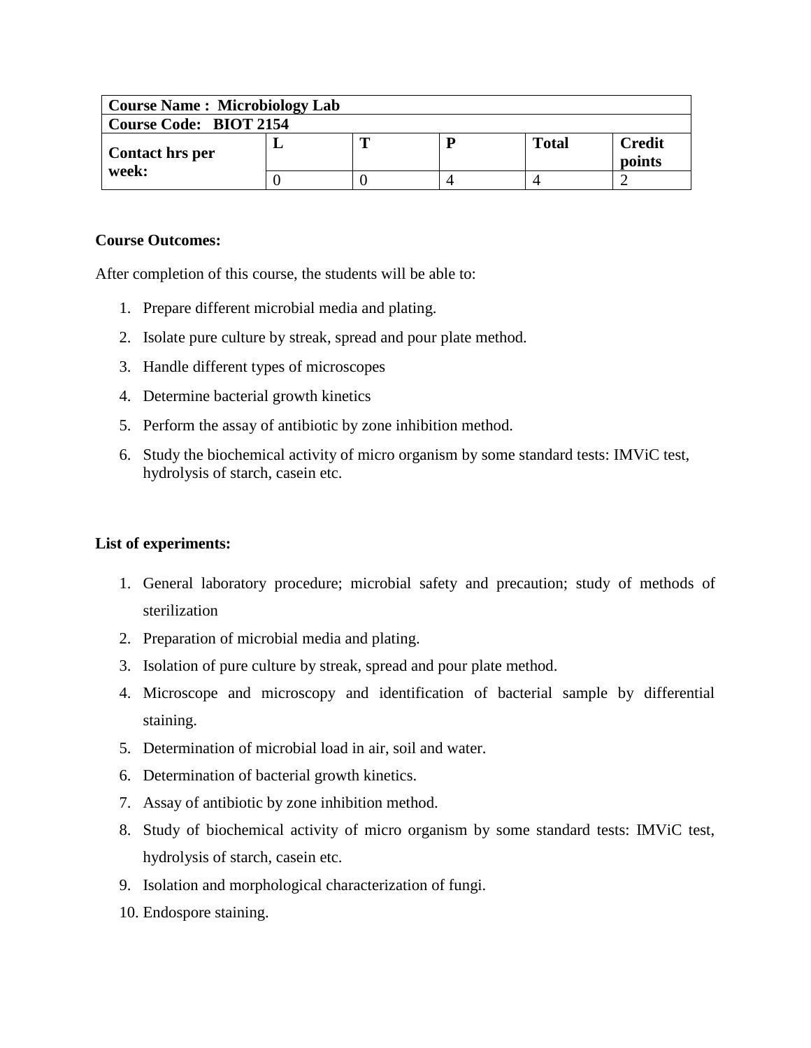| Course Name : Microbiology Lab | | | | | |
|---|---|---|---|---|---|
| Course Code: BIOT 2154 | | | | | |
| Contact hrs per week: | L | T | P | Total | Credit points |
| | 0 | 0 | 4 | 4 | 2 |

**Course Outcomes:**

After completion of this course, the students will be able to:

1. Prepare different microbial media and plating.
2. Isolate pure culture by streak, spread and pour plate method.
3. Handle different types of microscopes
4. Determine bacterial growth kinetics
5. Perform the assay of antibiotic by zone inhibition method.
6. Study the biochemical activity of micro organism by some standard tests: IMViC test, hydrolysis of starch, casein etc.

**List of experiments:**

1. General laboratory procedure; microbial safety and precaution; study of methods of sterilization
2. Preparation of microbial media and plating.
3. Isolation of pure culture by streak, spread and pour plate method.
4. Microscope and microscopy and identification of bacterial sample by differential staining.
5. Determination of microbial load in air, soil and water.
6. Determination of bacterial growth kinetics.
7. Assay of antibiotic by zone inhibition method.
8. Study of biochemical activity of micro organism by some standard tests: IMViC test, hydrolysis of starch, casein etc.
9. Isolation and morphological characterization of fungi.
10. Endospore staining.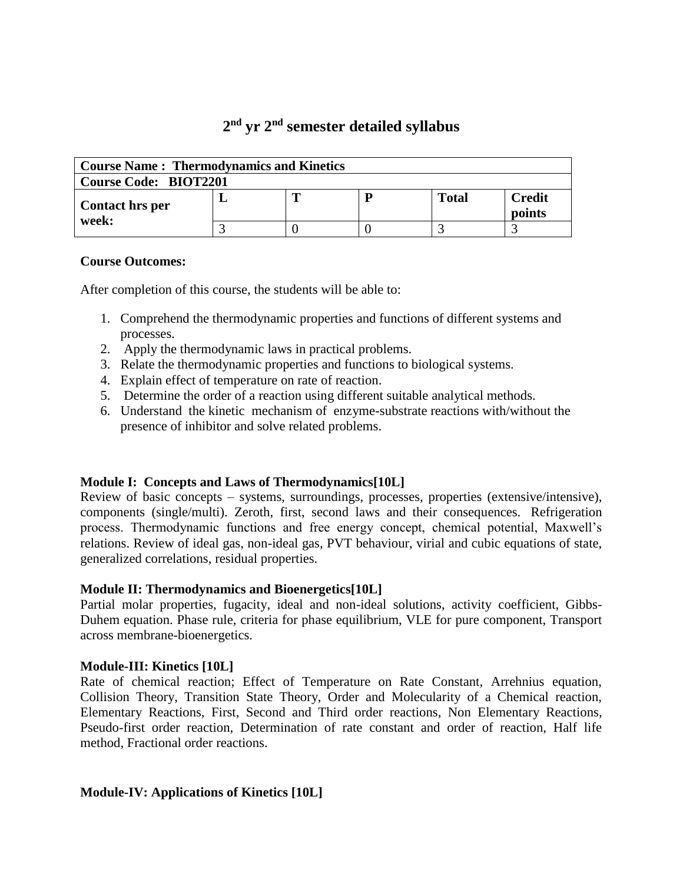# 2[nd] yr 2[nd] semester detailed syllabus

| **Course Name : Thermodynamics and Kinetics** | | | | | |
|---|---|---|---|---|---|
| **Course Code: BIOT2201** | | | | | |
| **Contact hrs per week:** | **L** | **T** | **P** | **Total** | **Credit points** |
| | 3 | 0 | 0 | 3 | 3 |

**Course Outcomes:**

After completion of this course, the students will be able to:

1. Comprehend the thermodynamic properties and functions of different systems and processes.
2. Apply the thermodynamic laws in practical problems.
3. Relate the thermodynamic properties and functions to biological systems.
4. Explain effect of temperature on rate of reaction.
5. Determine the order of a reaction using different suitable analytical methods.
6. Understand the kinetic mechanism of enzyme-substrate reactions with/without the presence of inhibitor and solve related problems.

**Module I: Concepts and Laws of Thermodynamics[10L]**

Review of basic concepts – systems, surroundings, processes, properties (extensive/intensive), components (single/multi). Zeroth, first, second laws and their consequences. Refrigeration process. Thermodynamic functions and free energy concept, chemical potential, Maxwell's relations. Review of ideal gas, non-ideal gas, PVT behaviour, virial and cubic equations of state, generalized correlations, residual properties.

**Module II: Thermodynamics and Bioenergetics[10L]**

Partial molar properties, fugacity, ideal and non-ideal solutions, activity coefficient, Gibbs-Duhem equation. Phase rule, criteria for phase equilibrium, VLE for pure component, Transport across membrane-bioenergetics.

**Module-III: Kinetics [10L]**

Rate of chemical reaction; Effect of Temperature on Rate Constant, Arrehnius equation, Collision Theory, Transition State Theory, Order and Molecularity of a Chemical reaction, Elementary Reactions, First, Second and Third order reactions, Non Elementary Reactions, Pseudo-first order reaction, Determination of rate constant and order of reaction, Half life method, Fractional order reactions.

**Module-IV: Applications of Kinetics [10L]**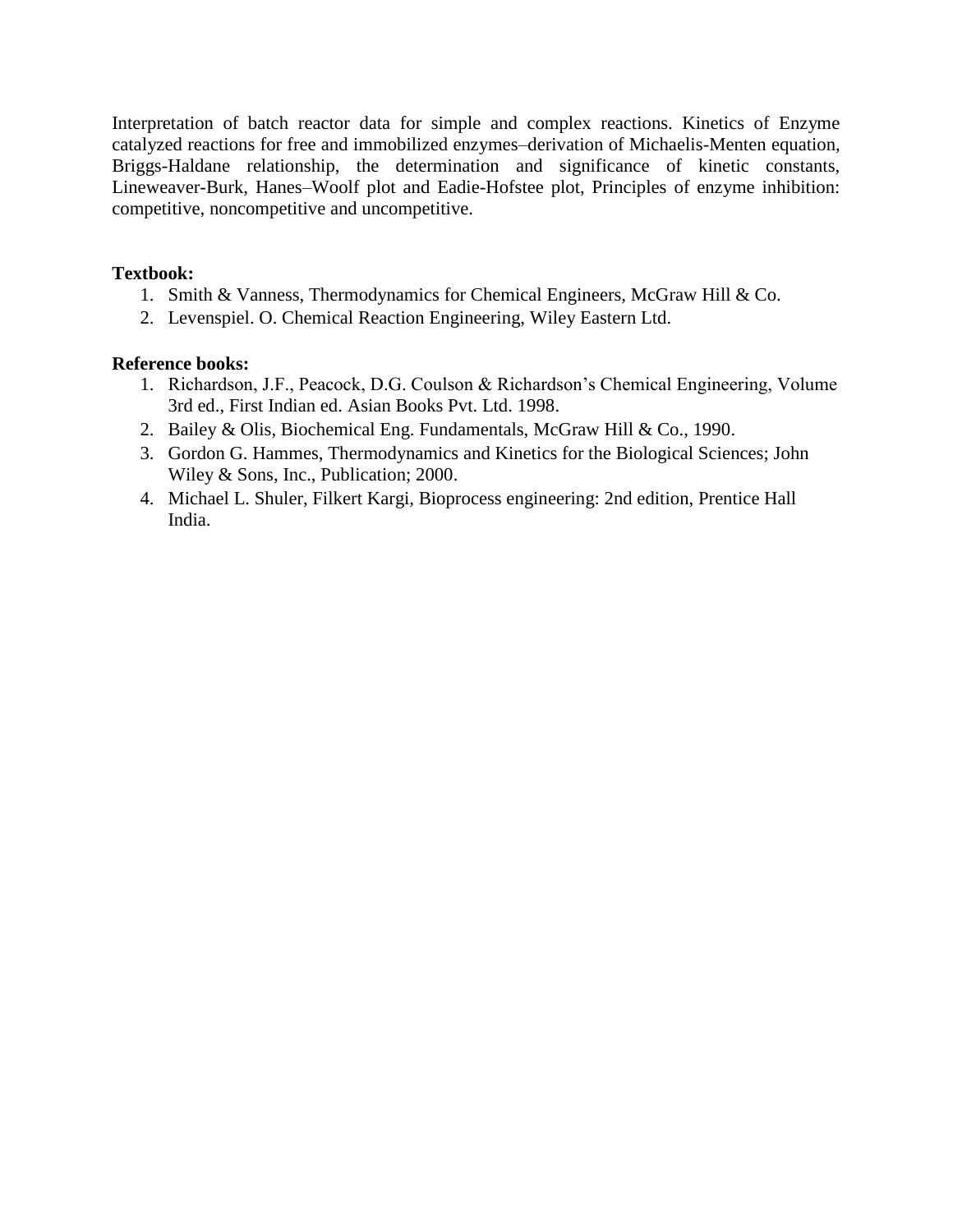Interpretation of batch reactor data for simple and complex reactions. Kinetics of Enzyme catalyzed reactions for free and immobilized enzymes–derivation of Michaelis-Menten equation, Briggs-Haldane relationship, the determination and significance of kinetic constants, Lineweaver-Burk, Hanes–Woolf plot and Eadie-Hofstee plot, Principles of enzyme inhibition: competitive, noncompetitive and uncompetitive.

**Textbook:**

1. Smith & Vanness, Thermodynamics for Chemical Engineers, McGraw Hill & Co.
2. Levenspiel. O. Chemical Reaction Engineering, Wiley Eastern Ltd.

**Reference books:**

1. Richardson, J.F., Peacock, D.G. Coulson & Richardson's Chemical Engineering, Volume 3rd ed., First Indian ed. Asian Books Pvt. Ltd. 1998.
2. Bailey & Olis, Biochemical Eng. Fundamentals, McGraw Hill & Co., 1990.
3. Gordon G. Hammes, Thermodynamics and Kinetics for the Biological Sciences; John Wiley & Sons, Inc., Publication; 2000.
4. Michael L. Shuler, Filkert Kargi, Bioprocess engineering: 2nd edition, Prentice Hall India.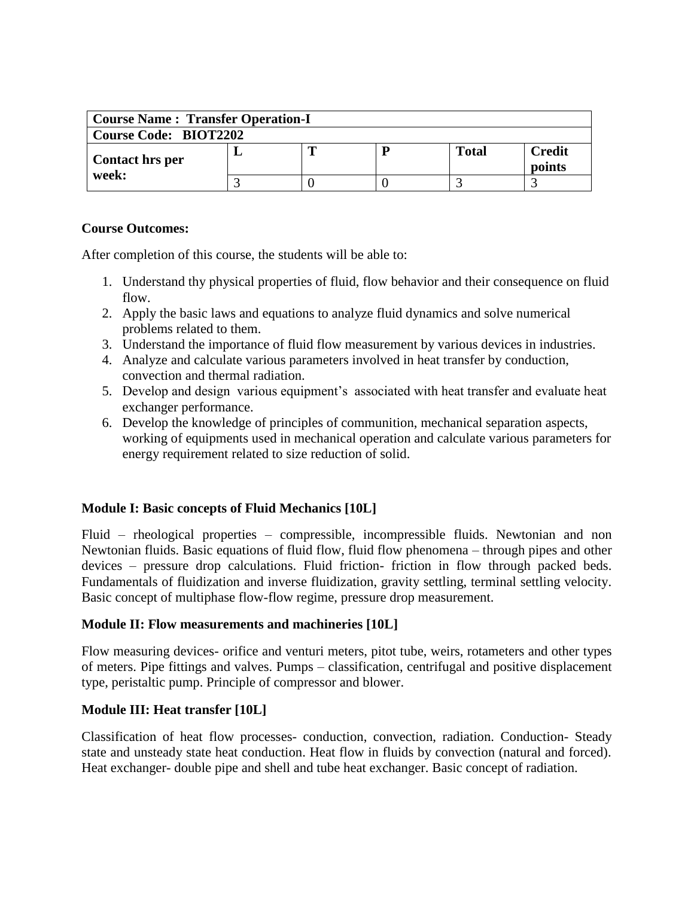| Course Name : Transfer Operation-I | | | | | |
|---|---|---|---|---|---|
| Course Code: BIOT2202 | | | | | |
| Contact hrs per week: | L | T | P | Total | Credit points |
| | 3 | 0 | 0 | 3 | 3 |

**Course Outcomes:**

After completion of this course, the students will be able to:

1. Understand thy physical properties of fluid, flow behavior and their consequence on fluid flow.
2. Apply the basic laws and equations to analyze fluid dynamics and solve numerical problems related to them.
3. Understand the importance of fluid flow measurement by various devices in industries.
4. Analyze and calculate various parameters involved in heat transfer by conduction, convection and thermal radiation.
5. Develop and design various equipment's associated with heat transfer and evaluate heat exchanger performance.
6. Develop the knowledge of principles of communition, mechanical separation aspects, working of equipments used in mechanical operation and calculate various parameters for energy requirement related to size reduction of solid.

**Module I: Basic concepts of Fluid Mechanics [10L]**

Fluid – rheological properties – compressible, incompressible fluids. Newtonian and non Newtonian fluids. Basic equations of fluid flow, fluid flow phenomena – through pipes and other devices – pressure drop calculations. Fluid friction- friction in flow through packed beds. Fundamentals of fluidization and inverse fluidization, gravity settling, terminal settling velocity. Basic concept of multiphase flow-flow regime, pressure drop measurement.

**Module II: Flow measurements and machineries [10L]**

Flow measuring devices- orifice and venturi meters, pitot tube, weirs, rotameters and other types of meters. Pipe fittings and valves. Pumps – classification, centrifugal and positive displacement type, peristaltic pump. Principle of compressor and blower.

**Module III: Heat transfer [10L]**

Classification of heat flow processes- conduction, convection, radiation. Conduction- Steady state and unsteady state heat conduction. Heat flow in fluids by convection (natural and forced). Heat exchanger- double pipe and shell and tube heat exchanger. Basic concept of radiation.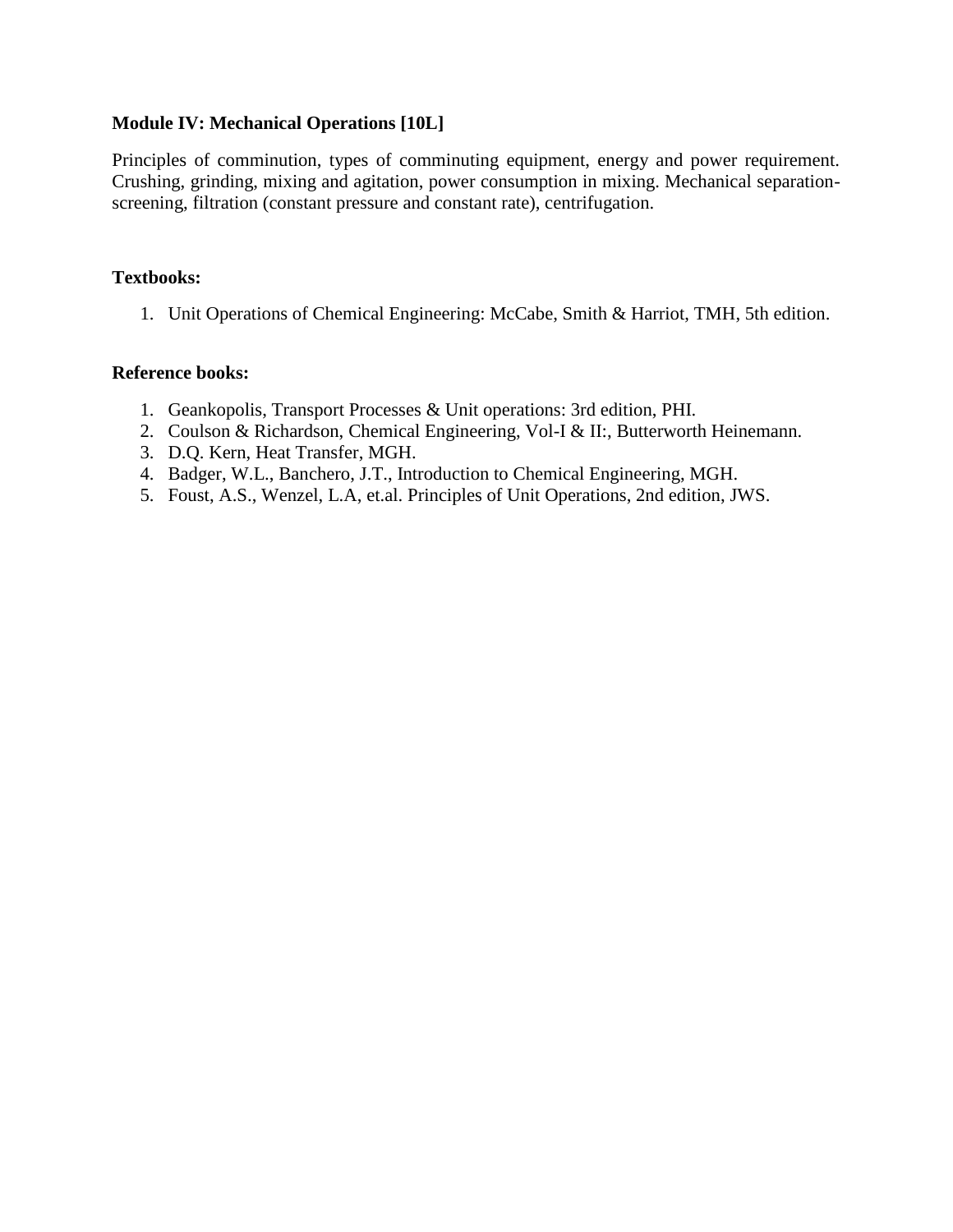**Module IV: Mechanical Operations [10L]**

Principles of comminution, types of comminuting equipment, energy and power requirement. Crushing, grinding, mixing and agitation, power consumption in mixing. Mechanical separation-screening, filtration (constant pressure and constant rate), centrifugation.

**Textbooks:**

1. Unit Operations of Chemical Engineering: McCabe, Smith & Harriot, TMH, 5th edition.

**Reference books:**

1. Geankopolis, Transport Processes & Unit operations: 3rd edition, PHI.
2. Coulson & Richardson, Chemical Engineering, Vol-I & II:, Butterworth Heinemann.
3. D.Q. Kern, Heat Transfer, MGH.
4. Badger, W.L., Banchero, J.T., Introduction to Chemical Engineering, MGH.
5. Foust, A.S., Wenzel, L.A, et.al. Principles of Unit Operations, 2nd edition, JWS.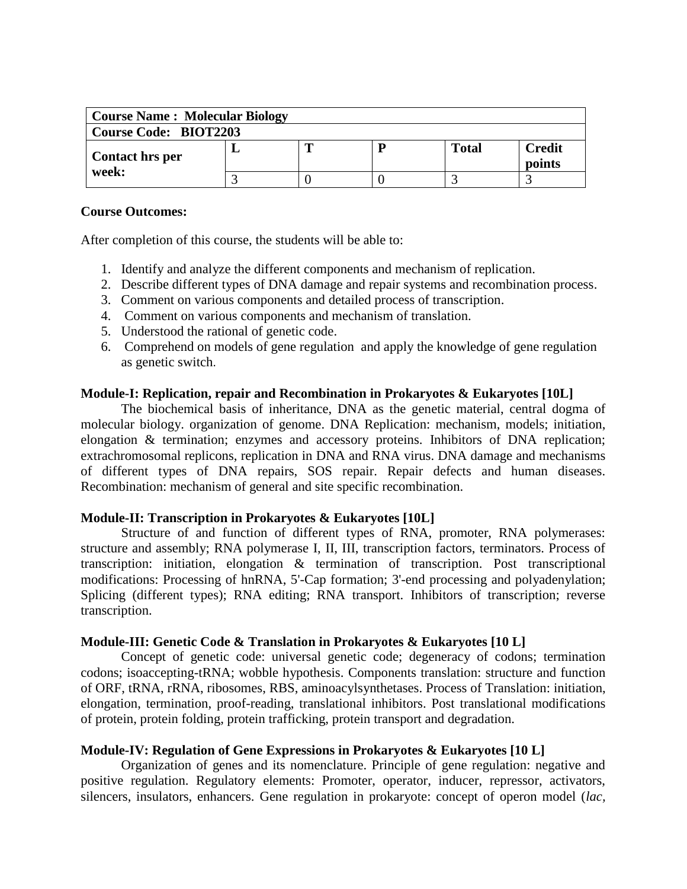| Course Name : Molecular Biology | | | | | |
|---|---|---|---|---|---|
| Course Code: BIOT2203 | | | | | |
| Contact hrs per week: | L | T | P | Total | Credit points |
| | 3 | 0 | 0 | 3 | 3 |

**Course Outcomes:**

After completion of this course, the students will be able to:

1. Identify and analyze the different components and mechanism of replication.
2. Describe different types of DNA damage and repair systems and recombination process.
3. Comment on various components and detailed process of transcription.
4. Comment on various components and mechanism of translation.
5. Understood the rational of genetic code.
6. Comprehend on models of gene regulation and apply the knowledge of gene regulation as genetic switch.

**Module-I: Replication, repair and Recombination in Prokaryotes & Eukaryotes [10L]**

The biochemical basis of inheritance, DNA as the genetic material, central dogma of molecular biology. organization of genome. DNA Replication: mechanism, models; initiation, elongation & termination; enzymes and accessory proteins. Inhibitors of DNA replication; extrachromosomal replicons, replication in DNA and RNA virus. DNA damage and mechanisms of different types of DNA repairs, SOS repair. Repair defects and human diseases. Recombination: mechanism of general and site specific recombination.

**Module-II: Transcription in Prokaryotes & Eukaryotes [10L]**

Structure of and function of different types of RNA, promoter, RNA polymerases: structure and assembly; RNA polymerase I, II, III, transcription factors, terminators. Process of transcription: initiation, elongation & termination of transcription. Post transcriptional modifications: Processing of hnRNA, 5'-Cap formation; 3'-end processing and polyadenylation; Splicing (different types); RNA editing; RNA transport. Inhibitors of transcription; reverse transcription.

**Module-III: Genetic Code & Translation in Prokaryotes & Eukaryotes [10 L]**

Concept of genetic code: universal genetic code; degeneracy of codons; termination codons; isoaccepting-tRNA; wobble hypothesis. Components translation: structure and function of ORF, tRNA, rRNA, ribosomes, RBS, aminoacylsynthetases. Process of Translation: initiation, elongation, termination, proof-reading, translational inhibitors. Post translational modifications of protein, protein folding, protein trafficking, protein transport and degradation.

**Module-IV: Regulation of Gene Expressions in Prokaryotes & Eukaryotes [10 L]**

Organization of genes and its nomenclature. Principle of gene regulation: negative and positive regulation. Regulatory elements: Promoter, operator, inducer, repressor, activators, silencers, insulators, enhancers. Gene regulation in prokaryote: concept of operon model (*lac*,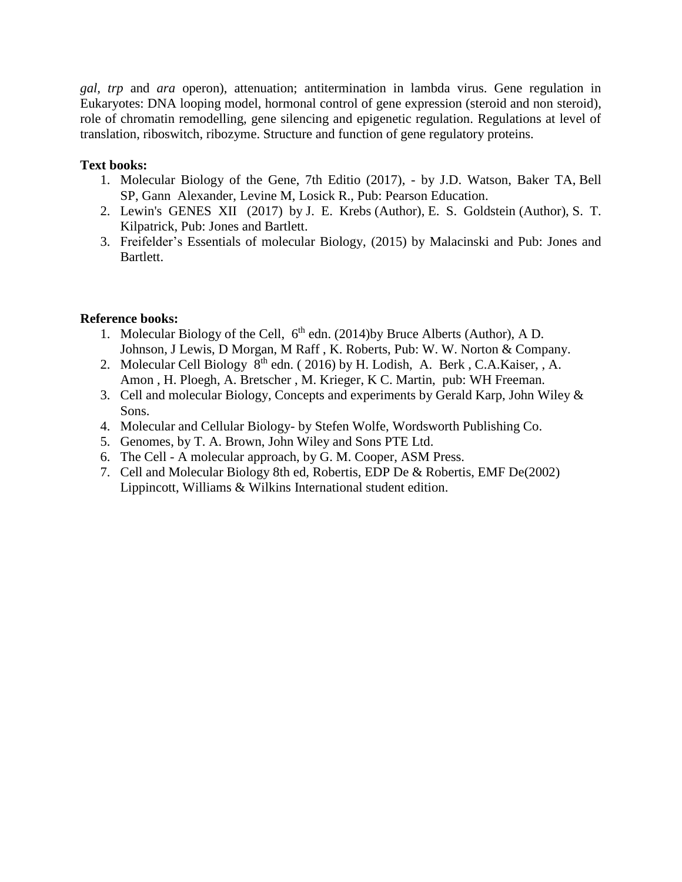*gal*, *trp* and *ara* operon), attenuation; antitermination in lambda virus. Gene regulation in Eukaryotes: DNA looping model, hormonal control of gene expression (steroid and non steroid), role of chromatin remodelling, gene silencing and epigenetic regulation. Regulations at level of translation, riboswitch, ribozyme. Structure and function of gene regulatory proteins.

**Text books:**

1. Molecular Biology of the Gene, 7th Editio (2017), - by J.D. Watson, Baker TA, Bell SP, Gann Alexander, Levine M, Losick R., Pub: Pearson Education.
2. Lewin's GENES XII (2017) by J. E. Krebs (Author), E. S. Goldstein (Author), S. T. Kilpatrick, Pub: Jones and Bartlett.
3. Freifelder's Essentials of molecular Biology, (2015) by Malacinski and Pub: Jones and Bartlett.

**Reference books:**

1. Molecular Biology of the Cell, 6th edn. (2014)by Bruce Alberts (Author), A D. Johnson, J Lewis, D Morgan, M Raff , K. Roberts, Pub: W. W. Norton & Company.
2. Molecular Cell Biology 8th edn. ( 2016) by H. Lodish, A. Berk , C.A.Kaiser, , A. Amon , H. Ploegh, A. Bretscher , M. Krieger, K C. Martin, pub: WH Freeman.
3. Cell and molecular Biology, Concepts and experiments by Gerald Karp, John Wiley & Sons.
4. Molecular and Cellular Biology- by Stefen Wolfe, Wordsworth Publishing Co.
5. Genomes, by T. A. Brown, John Wiley and Sons PTE Ltd.
6. The Cell - A molecular approach, by G. M. Cooper, ASM Press.
7. Cell and Molecular Biology 8th ed, Robertis, EDP De & Robertis, EMF De(2002) Lippincott, Williams & Wilkins International student edition.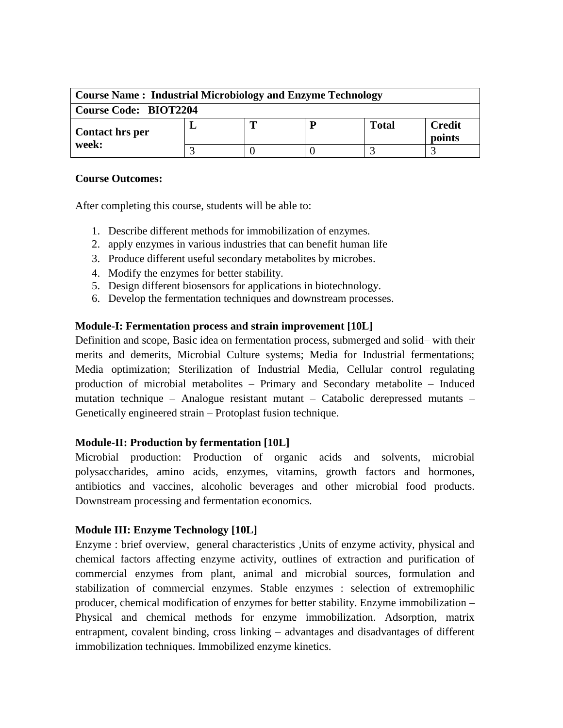| **Course Name : Industrial Microbiology and Enzyme Technology** | | | | | |
|---|---|---|---|---|---|
| **Course Code: BIOT2204** | | | | | |
| **Contact hrs per week:** | **L** | **T** | **P** | **Total** | **Credit points** |
| | 3 | 0 | 0 | 3 | 3 |

**Course Outcomes:**

After completing this course, students will be able to:

1. Describe different methods for immobilization of enzymes.
2. apply enzymes in various industries that can benefit human life
3. Produce different useful secondary metabolites by microbes.
4. Modify the enzymes for better stability.
5. Design different biosensors for applications in biotechnology.
6. Develop the fermentation techniques and downstream processes.

**Module-I: Fermentation process and strain improvement [10L]**

Definition and scope, Basic idea on fermentation process, submerged and solid– with their merits and demerits, Microbial Culture systems; Media for Industrial fermentations; Media optimization; Sterilization of Industrial Media, Cellular control regulating production of microbial metabolites – Primary and Secondary metabolite – Induced mutation technique – Analogue resistant mutant – Catabolic derepressed mutants – Genetically engineered strain – Protoplast fusion technique.

**Module-II: Production by fermentation [10L]**

Microbial production: Production of organic acids and solvents, microbial polysaccharides, amino acids, enzymes, vitamins, growth factors and hormones, antibiotics and vaccines, alcoholic beverages and other microbial food products. Downstream processing and fermentation economics.

**Module III: Enzyme Technology [10L]**

Enzyme : brief overview, general characteristics ,Units of enzyme activity, physical and chemical factors affecting enzyme activity, outlines of extraction and purification of commercial enzymes from plant, animal and microbial sources, formulation and stabilization of commercial enzymes. Stable enzymes : selection of extremophilic producer, chemical modification of enzymes for better stability. Enzyme immobilization – Physical and chemical methods for enzyme immobilization. Adsorption, matrix entrapment, covalent binding, cross linking – advantages and disadvantages of different immobilization techniques. Immobilized enzyme kinetics.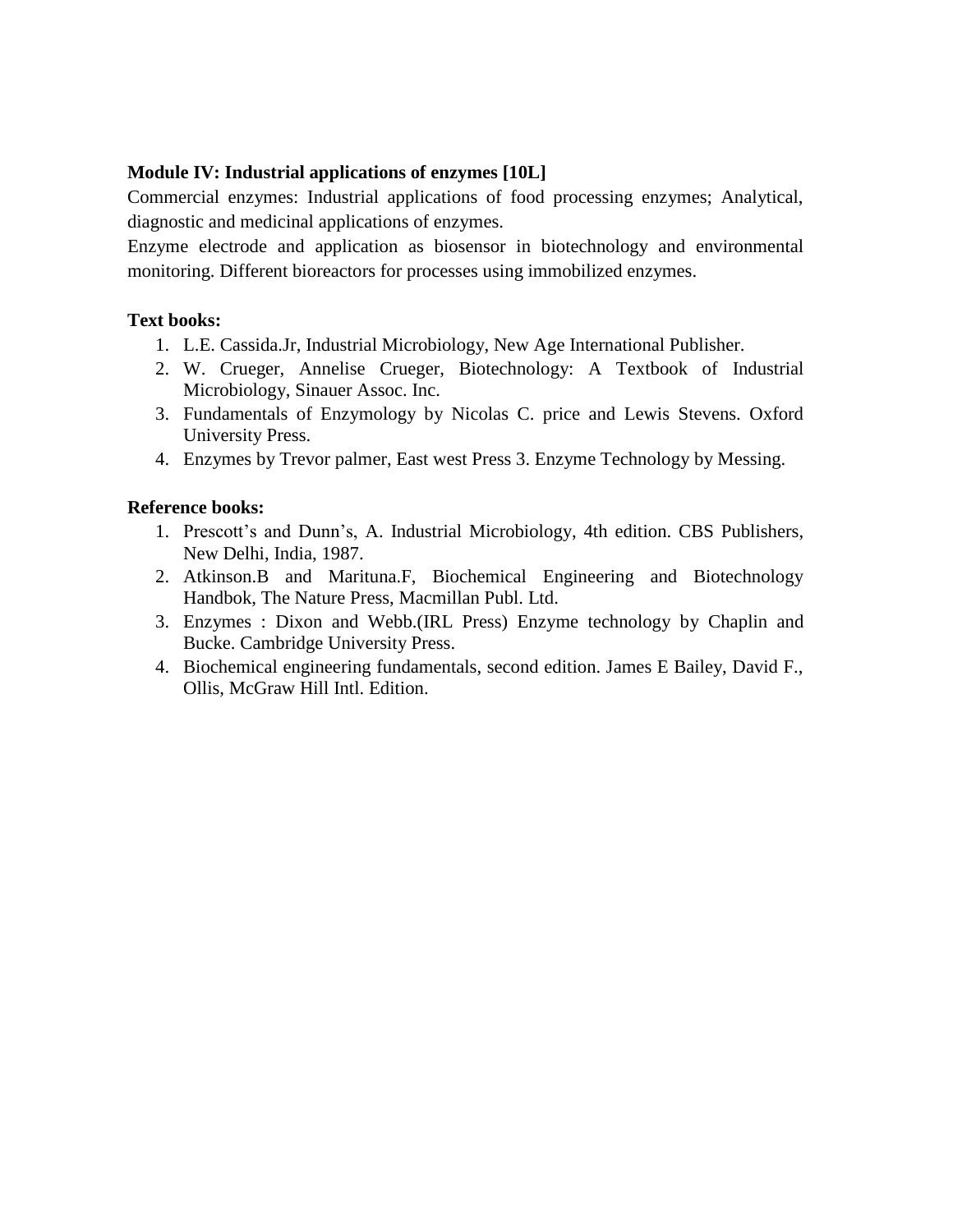**Module IV: Industrial applications of enzymes [10L]**

Commercial enzymes: Industrial applications of food processing enzymes; Analytical, diagnostic and medicinal applications of enzymes.

Enzyme electrode and application as biosensor in biotechnology and environmental monitoring. Different bioreactors for processes using immobilized enzymes.

**Text books:**

1. L.E. Cassida.Jr, Industrial Microbiology, New Age International Publisher.
2. W. Crueger, Annelise Crueger, Biotechnology: A Textbook of Industrial Microbiology, Sinauer Assoc. Inc.
3. Fundamentals of Enzymology by Nicolas C. price and Lewis Stevens. Oxford University Press.
4. Enzymes by Trevor palmer, East west Press 3. Enzyme Technology by Messing.

**Reference books:**

1. Prescott's and Dunn's, A. Industrial Microbiology, 4th edition. CBS Publishers, New Delhi, India, 1987.
2. Atkinson.B and Marituna.F, Biochemical Engineering and Biotechnology Handbok, The Nature Press, Macmillan Publ. Ltd.
3. Enzymes : Dixon and Webb.(IRL Press) Enzyme technology by Chaplin and Bucke. Cambridge University Press.
4. Biochemical engineering fundamentals, second edition. James E Bailey, David F., Ollis, McGraw Hill Intl. Edition.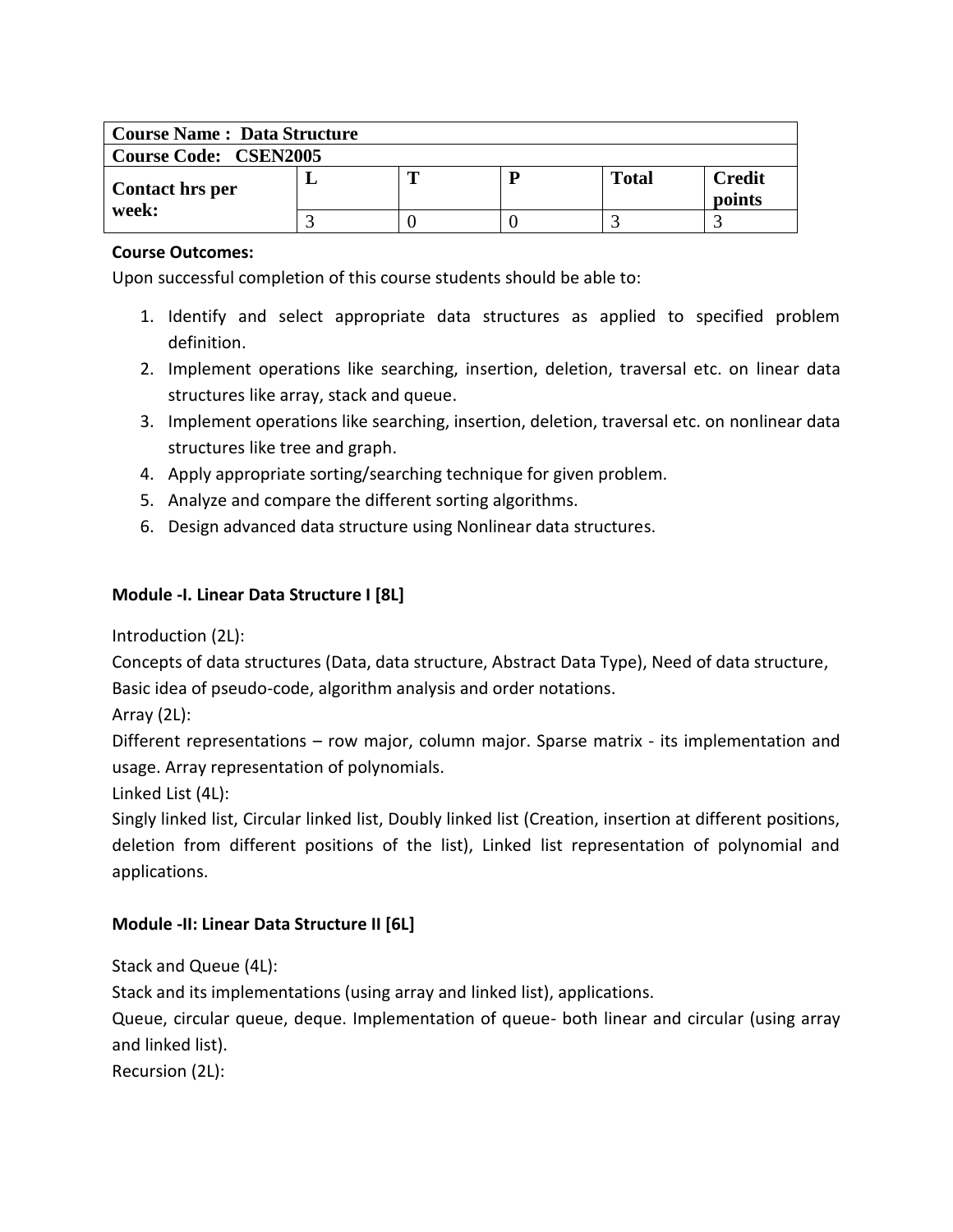| Course Name : Data Structure | | | | | |
|---|---|---|---|---|---|
| Course Code: CSEN2005 | | | | | |
| Contact hrs per week: | L | T | P | Total | Credit points |
| | 3 | 0 | 0 | 3 | 3 |

**Course Outcomes:**

Upon successful completion of this course students should be able to:

1. Identify and select appropriate data structures as applied to specified problem definition.
2. Implement operations like searching, insertion, deletion, traversal etc. on linear data structures like array, stack and queue.
3. Implement operations like searching, insertion, deletion, traversal etc. on nonlinear data structures like tree and graph.
4. Apply appropriate sorting/searching technique for given problem.
5. Analyze and compare the different sorting algorithms.
6. Design advanced data structure using Nonlinear data structures.

**Module -I. Linear Data Structure I [8L]**

Introduction (2L):

Concepts of data structures (Data, data structure, Abstract Data Type), Need of data structure, Basic idea of pseudo-code, algorithm analysis and order notations.

Array (2L):

Different representations – row major, column major. Sparse matrix - its implementation and usage. Array representation of polynomials.

Linked List (4L):

Singly linked list, Circular linked list, Doubly linked list (Creation, insertion at different positions, deletion from different positions of the list), Linked list representation of polynomial and applications.

**Module -II: Linear Data Structure II [6L]**

Stack and Queue (4L):

Stack and its implementations (using array and linked list), applications.

Queue, circular queue, deque. Implementation of queue- both linear and circular (using array and linked list).

Recursion (2L):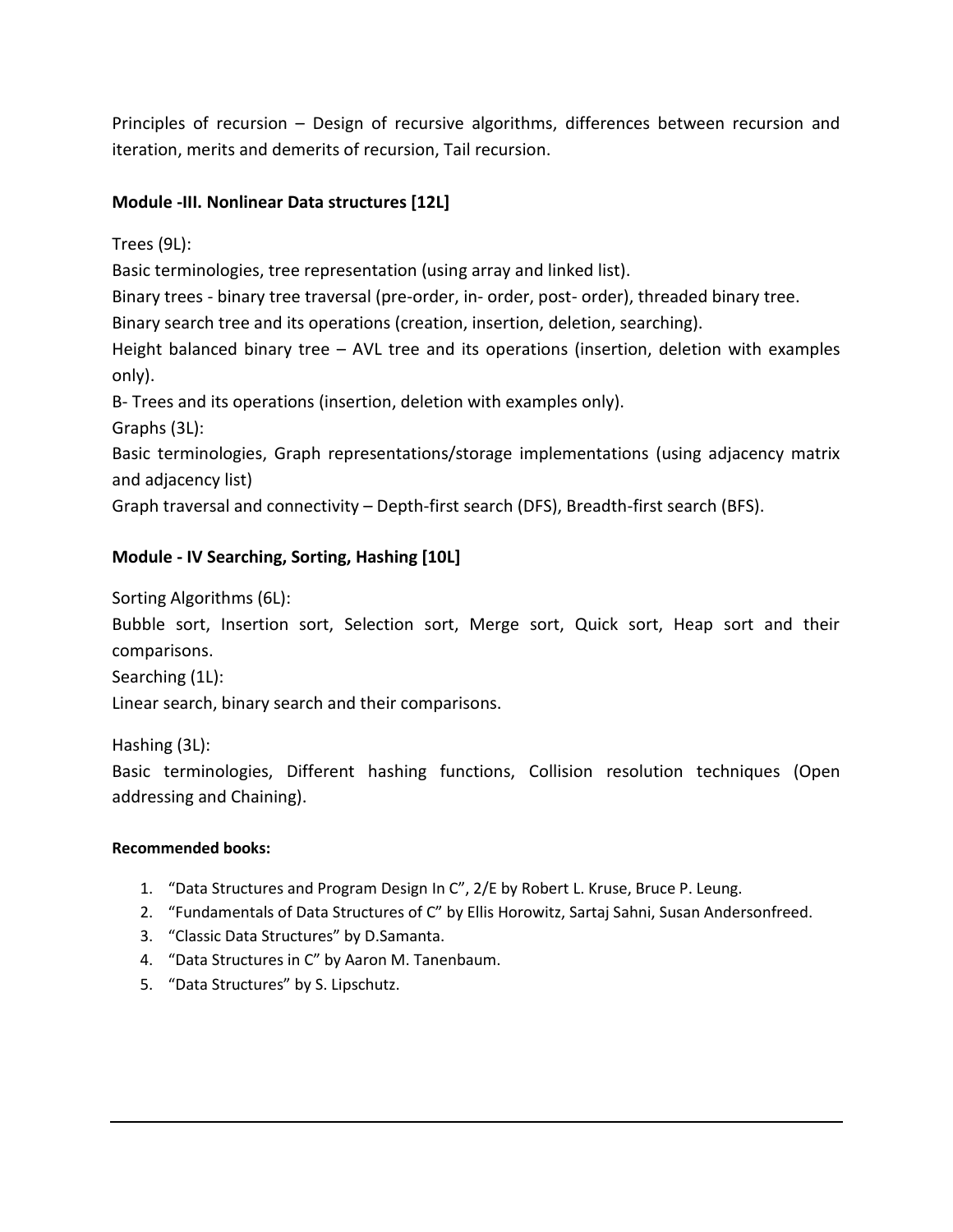Principles of recursion – Design of recursive algorithms, differences between recursion and iteration, merits and demerits of recursion, Tail recursion.

**Module -III. Nonlinear Data structures [12L]**

Trees (9L):

Basic terminologies, tree representation (using array and linked list).

Binary trees - binary tree traversal (pre-order, in- order, post- order), threaded binary tree.

Binary search tree and its operations (creation, insertion, deletion, searching).

Height balanced binary tree – AVL tree and its operations (insertion, deletion with examples only).

B- Trees and its operations (insertion, deletion with examples only).

Graphs (3L):

Basic terminologies, Graph representations/storage implementations (using adjacency matrix and adjacency list)

Graph traversal and connectivity – Depth-first search (DFS), Breadth-first search (BFS).

**Module - IV Searching, Sorting, Hashing [10L]**

Sorting Algorithms (6L):

Bubble sort, Insertion sort, Selection sort, Merge sort, Quick sort, Heap sort and their comparisons.

Searching (1L):

Linear search, binary search and their comparisons.

Hashing (3L):

Basic terminologies, Different hashing functions, Collision resolution techniques (Open addressing and Chaining).

**Recommended books:**

1. "Data Structures and Program Design In C", 2/E by Robert L. Kruse, Bruce P. Leung.
2. "Fundamentals of Data Structures of C" by Ellis Horowitz, Sartaj Sahni, Susan Andersonfreed.
3. "Classic Data Structures" by D.Samanta.
4. "Data Structures in C" by Aaron M. Tanenbaum.
5. "Data Structures" by S. Lipschutz.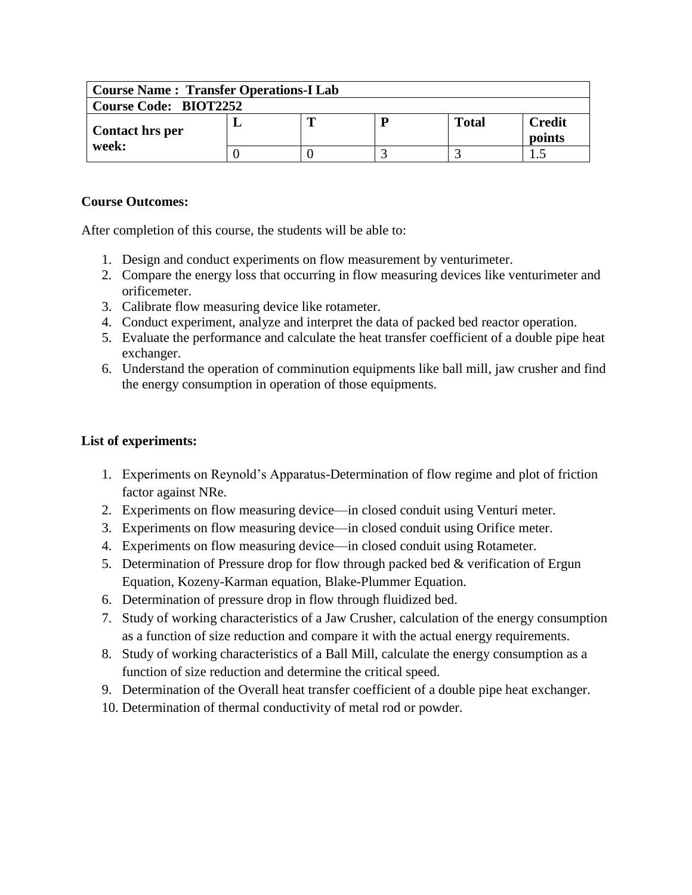| Course Name : Transfer Operations-I Lab | | | | | |
|---|---|---|---|---|---|
| Course Code: BIOT2252 | | | | | |
| Contact hrs per week: | L | T | P | Total | Credit points |
| | 0 | 0 | 3 | 3 | 1.5 |

**Course Outcomes:**

After completion of this course, the students will be able to:

1. Design and conduct experiments on flow measurement by venturimeter.
2. Compare the energy loss that occurring in flow measuring devices like venturimeter and orificemeter.
3. Calibrate flow measuring device like rotameter.
4. Conduct experiment, analyze and interpret the data of packed bed reactor operation.
5. Evaluate the performance and calculate the heat transfer coefficient of a double pipe heat exchanger.
6. Understand the operation of comminution equipments like ball mill, jaw crusher and find the energy consumption in operation of those equipments.

**List of experiments:**

1. Experiments on Reynold's Apparatus-Determination of flow regime and plot of friction factor against NRe.
2. Experiments on flow measuring device—in closed conduit using Venturi meter.
3. Experiments on flow measuring device—in closed conduit using Orifice meter.
4. Experiments on flow measuring device—in closed conduit using Rotameter.
5. Determination of Pressure drop for flow through packed bed & verification of Ergun Equation, Kozeny-Karman equation, Blake-Plummer Equation.
6. Determination of pressure drop in flow through fluidized bed.
7. Study of working characteristics of a Jaw Crusher, calculation of the energy consumption as a function of size reduction and compare it with the actual energy requirements.
8. Study of working characteristics of a Ball Mill, calculate the energy consumption as a function of size reduction and determine the critical speed.
9. Determination of the Overall heat transfer coefficient of a double pipe heat exchanger.
10. Determination of thermal conductivity of metal rod or powder.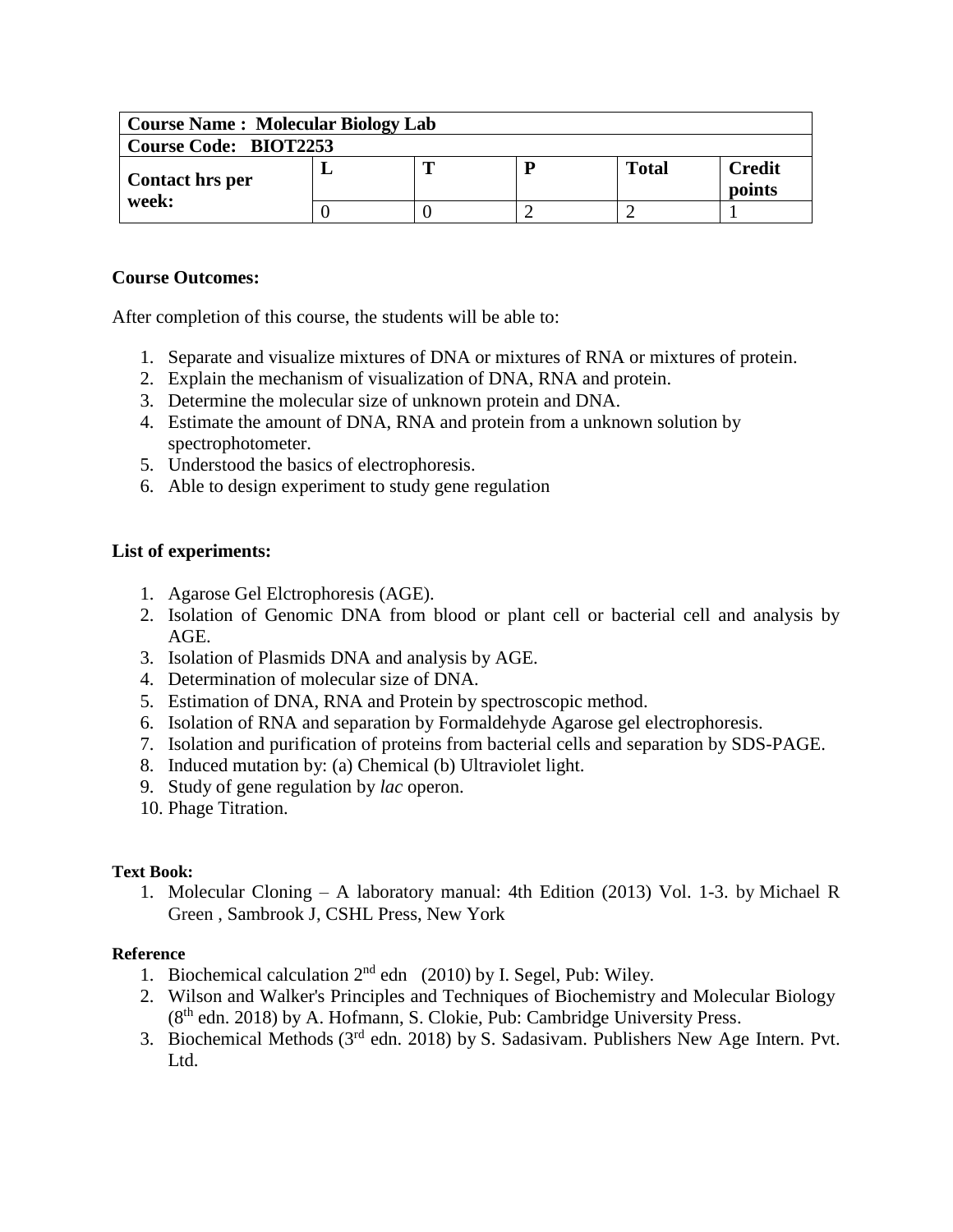| **Course Name : Molecular Biology Lab** | | | | | |
|---|---|---|---|---|---|
| **Course Code: BIOT2253** | | | | | |
| **Contact hrs per week:** | **L** | **T** | **P** | **Total** | **Credit points** |
| | 0 | 0 | 2 | 2 | 1 |

**Course Outcomes:**

After completion of this course, the students will be able to:

1. Separate and visualize mixtures of DNA or mixtures of RNA or mixtures of protein.
2. Explain the mechanism of visualization of DNA, RNA and protein.
3. Determine the molecular size of unknown protein and DNA.
4. Estimate the amount of DNA, RNA and protein from a unknown solution by spectrophotometer.
5. Understood the basics of electrophoresis.
6. Able to design experiment to study gene regulation

**List of experiments:**

1. Agarose Gel Elctrophoresis (AGE).
2. Isolation of Genomic DNA from blood or plant cell or bacterial cell and analysis by AGE.
3. Isolation of Plasmids DNA and analysis by AGE.
4. Determination of molecular size of DNA.
5. Estimation of DNA, RNA and Protein by spectroscopic method.
6. Isolation of RNA and separation by Formaldehyde Agarose gel electrophoresis.
7. Isolation and purification of proteins from bacterial cells and separation by SDS-PAGE.
8. Induced mutation by: (a) Chemical (b) Ultraviolet light.
9. Study of gene regulation by *lac* operon.
10. Phage Titration.

**Text Book:**

1. Molecular Cloning – A laboratory manual: 4th Edition (2013) Vol. 1-3. by Michael R Green , Sambrook J, CSHL Press, New York

**Reference**

1. Biochemical calculation 2nd edn (2010) by I. Segel, Pub: Wiley.
2. Wilson and Walker's Principles and Techniques of Biochemistry and Molecular Biology (8th edn. 2018) by A. Hofmann, S. Clokie, Pub: Cambridge University Press.
3. Biochemical Methods (3rd edn. 2018) by S. Sadasivam. Publishers New Age Intern. Pvt. Ltd.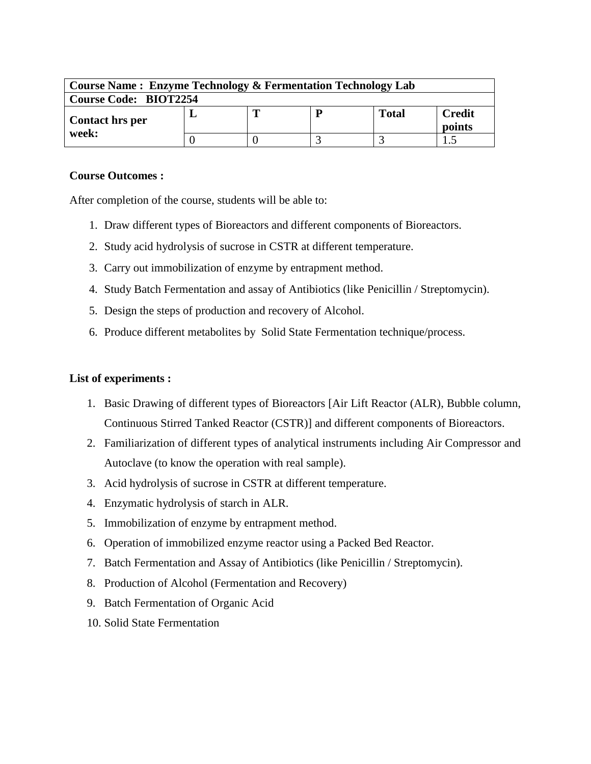| **Course Name : Enzyme Technology & Fermentation Technology Lab** | | | | | |
|---|---|---|---|---|---|
| **Course Code: BIOT2254** | | | | | |
| **Contact hrs per week:** | **L** | **T** | **P** | **Total** | **Credit points** |
| | 0 | 0 | 3 | 3 | 1.5 |

**Course Outcomes :**

After completion of the course, students will be able to:

1. Draw different types of Bioreactors and different components of Bioreactors.
2. Study acid hydrolysis of sucrose in CSTR at different temperature.
3. Carry out immobilization of enzyme by entrapment method.
4. Study Batch Fermentation and assay of Antibiotics (like Penicillin / Streptomycin).
5. Design the steps of production and recovery of Alcohol.
6. Produce different metabolites by Solid State Fermentation technique/process.

**List of experiments :**

1. Basic Drawing of different types of Bioreactors [Air Lift Reactor (ALR), Bubble column, Continuous Stirred Tanked Reactor (CSTR)] and different components of Bioreactors.
2. Familiarization of different types of analytical instruments including Air Compressor and Autoclave (to know the operation with real sample).
3. Acid hydrolysis of sucrose in CSTR at different temperature.
4. Enzymatic hydrolysis of starch in ALR.
5. Immobilization of enzyme by entrapment method.
6. Operation of immobilized enzyme reactor using a Packed Bed Reactor.
7. Batch Fermentation and Assay of Antibiotics (like Penicillin / Streptomycin).
8. Production of Alcohol (Fermentation and Recovery)
9. Batch Fermentation of Organic Acid
10. Solid State Fermentation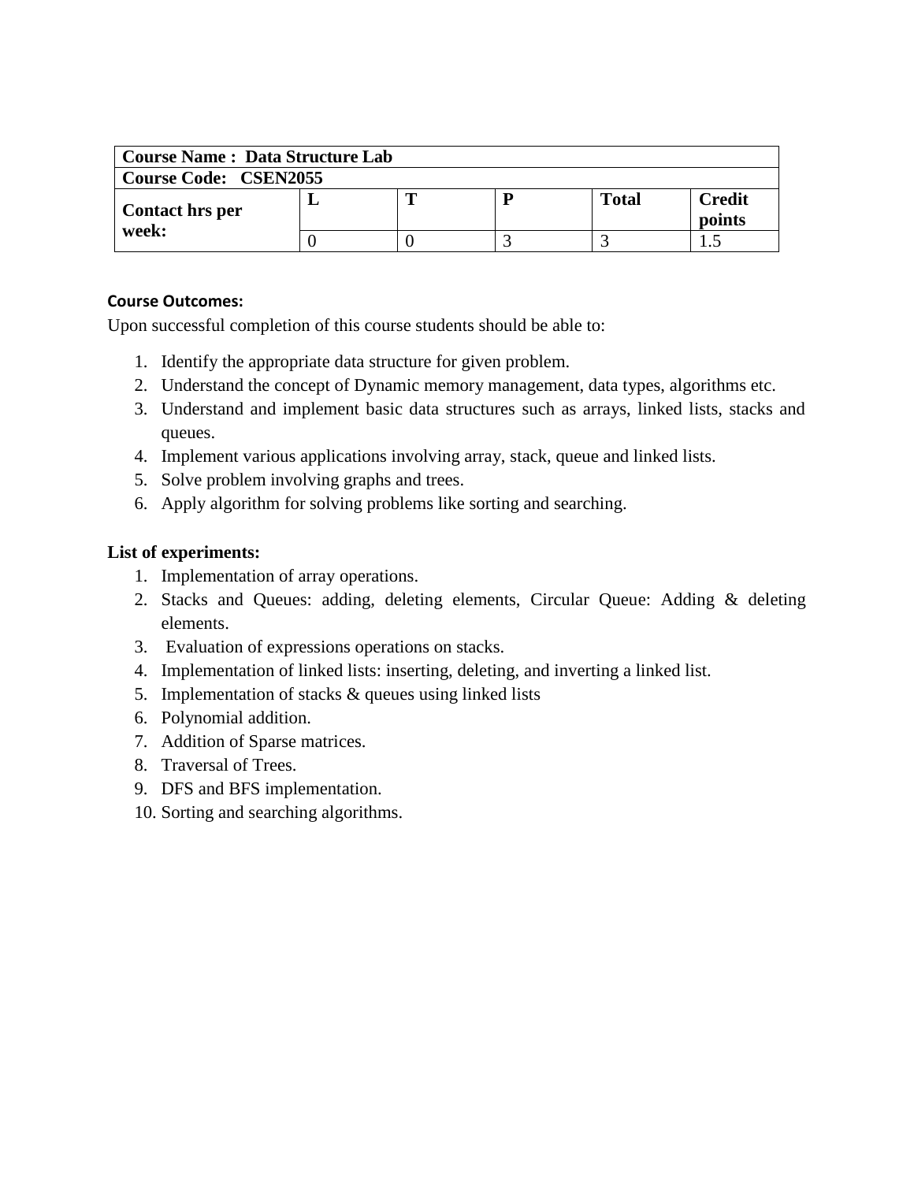| **Course Name : Data Structure Lab** | | | | | |
|---|---|---|---|---|---|
| **Course Code: CSEN2055** | | | | | |
| **Contact hrs per week:** | **L** | **T** | **P** | **Total** | **Credit points** |
| | 0 | 0 | 3 | 3 | 1.5 |

**Course Outcomes:**

Upon successful completion of this course students should be able to:

1. Identify the appropriate data structure for given problem.
2. Understand the concept of Dynamic memory management, data types, algorithms etc.
3. Understand and implement basic data structures such as arrays, linked lists, stacks and queues.
4. Implement various applications involving array, stack, queue and linked lists.
5. Solve problem involving graphs and trees.
6. Apply algorithm for solving problems like sorting and searching.

**List of experiments:**

1. Implementation of array operations.
2. Stacks and Queues: adding, deleting elements, Circular Queue: Adding & deleting elements.
3. Evaluation of expressions operations on stacks.
4. Implementation of linked lists: inserting, deleting, and inverting a linked list.
5. Implementation of stacks & queues using linked lists
6. Polynomial addition.
7. Addition of Sparse matrices.
8. Traversal of Trees.
9. DFS and BFS implementation.
10. Sorting and searching algorithms.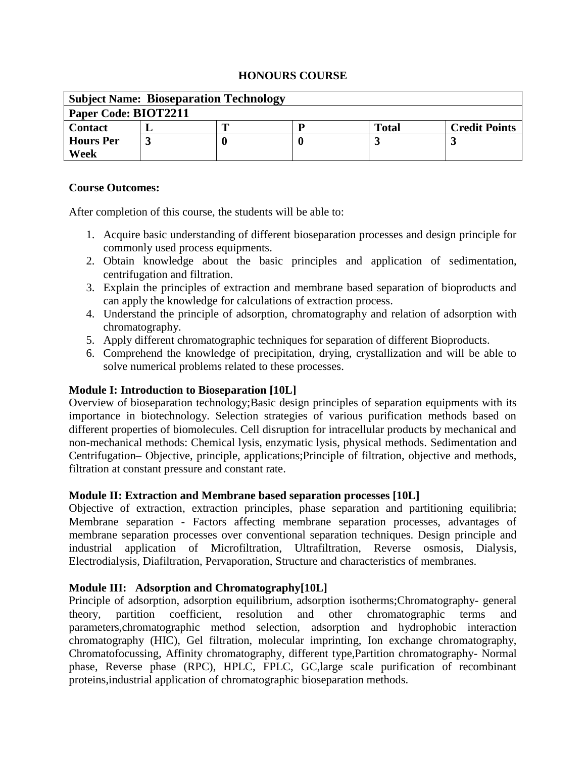**HONOURS COURSE**

| Subject Name: **Bioseparation Technology** | | | | | |
|---|---|---|---|---|---|
| **Paper Code: BIOT2211** | | | | | |
| **Contact Hours Per Week** | **L** | **T** | **P** | **Total** | **Credit Points** |
| | **3** | **0** | **0** | **3** | **3** |

**Course Outcomes:**

After completion of this course, the students will be able to:

1. Acquire basic understanding of different bioseparation processes and design principle for commonly used process equipments.
2. Obtain knowledge about the basic principles and application of sedimentation, centrifugation and filtration.
3. Explain the principles of extraction and membrane based separation of bioproducts and can apply the knowledge for calculations of extraction process.
4. Understand the principle of adsorption, chromatography and relation of adsorption with chromatography.
5. Apply different chromatographic techniques for separation of different Bioproducts.
6. Comprehend the knowledge of precipitation, drying, crystallization and will be able to solve numerical problems related to these processes.

**Module I: Introduction to Bioseparation [10L]**

Overview of bioseparation technology;Basic design principles of separation equipments with its importance in biotechnology. Selection strategies of various purification methods based on different properties of biomolecules. Cell disruption for intracellular products by mechanical and non-mechanical methods: Chemical lysis, enzymatic lysis, physical methods. Sedimentation and Centrifugation– Objective, principle, applications;Principle of filtration, objective and methods, filtration at constant pressure and constant rate.

**Module II: Extraction and Membrane based separation processes [10L]**

Objective of extraction, extraction principles, phase separation and partitioning equilibria; Membrane separation - Factors affecting membrane separation processes, advantages of membrane separation processes over conventional separation techniques. Design principle and industrial application of Microfiltration, Ultrafiltration, Reverse osmosis, Dialysis, Electrodialysis, Diafiltration, Pervaporation, Structure and characteristics of membranes.

**Module III: Adsorption and Chromatography[10L]**

Principle of adsorption, adsorption equilibrium, adsorption isotherms;Chromatography- general theory, partition coefficient, resolution and other chromatographic terms and parameters,chromatographic method selection, adsorption and hydrophobic interaction chromatography (HIC), Gel filtration, molecular imprinting, Ion exchange chromatography, Chromatofocussing, Affinity chromatography, different type,Partition chromatography- Normal phase, Reverse phase (RPC), HPLC, FPLC, GC,large scale purification of recombinant proteins,industrial application of chromatographic bioseparation methods.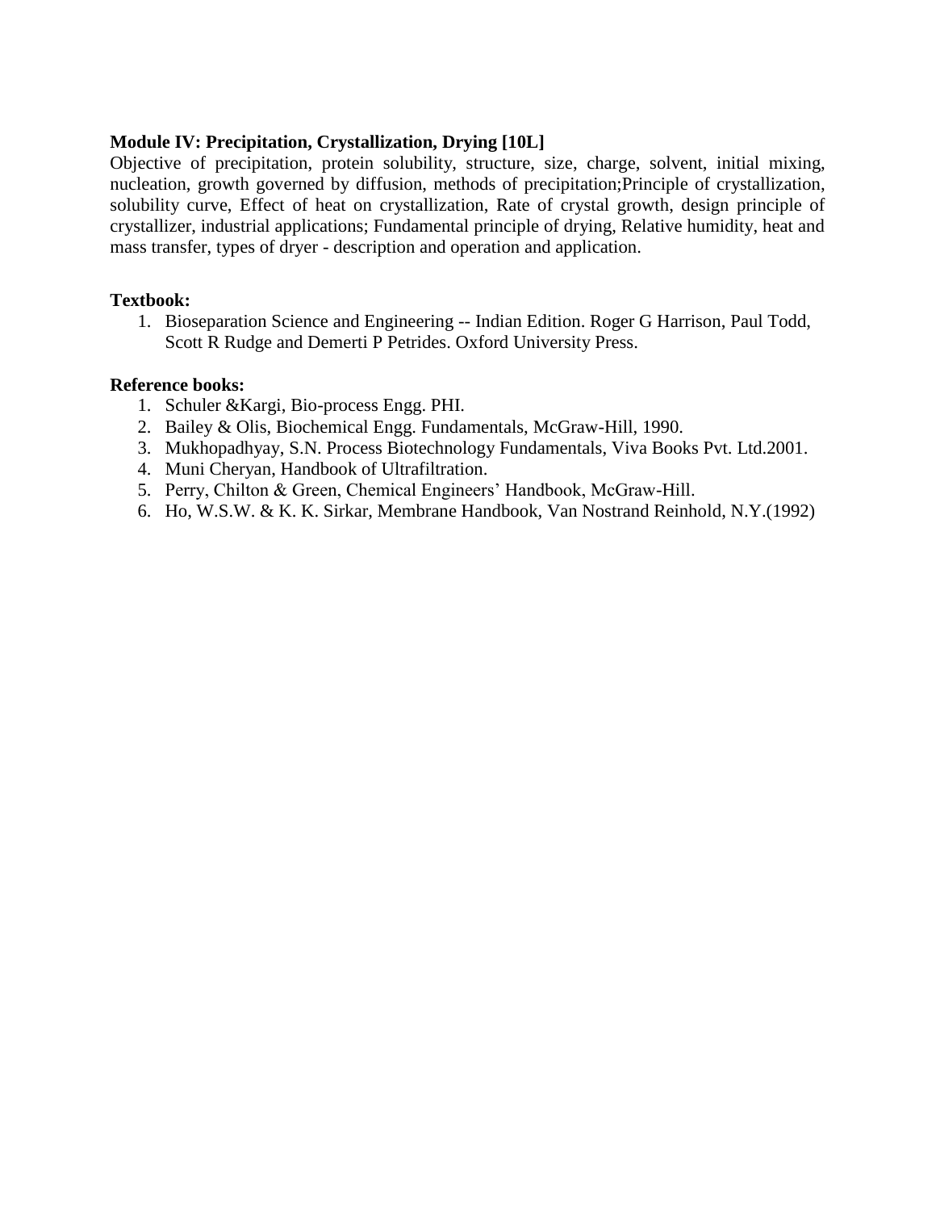**Module IV: Precipitation, Crystallization, Drying [10L]**

Objective of precipitation, protein solubility, structure, size, charge, solvent, initial mixing, nucleation, growth governed by diffusion, methods of precipitation;Principle of crystallization, solubility curve, Effect of heat on crystallization, Rate of crystal growth, design principle of crystallizer, industrial applications; Fundamental principle of drying, Relative humidity, heat and mass transfer, types of dryer - description and operation and application.

**Textbook:**

1. Bioseparation Science and Engineering -- Indian Edition. Roger G Harrison, Paul Todd, Scott R Rudge and Demerti P Petrides. Oxford University Press.

**Reference books:**

1. Schuler &Kargi, Bio-process Engg. PHI.
2. Bailey & Olis, Biochemical Engg. Fundamentals, McGraw-Hill, 1990.
3. Mukhopadhyay, S.N. Process Biotechnology Fundamentals, Viva Books Pvt. Ltd.2001.
4. Muni Cheryan, Handbook of Ultrafiltration.
5. Perry, Chilton & Green, Chemical Engineers' Handbook, McGraw-Hill.
6. Ho, W.S.W. & K. K. Sirkar, Membrane Handbook, Van Nostrand Reinhold, N.Y.(1992)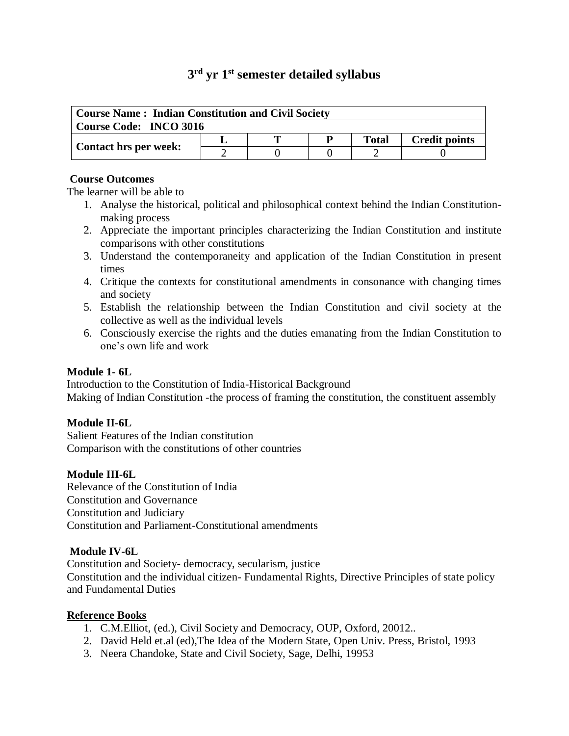# 3rd yr 1st semester detailed syllabus

| **Course Name : Indian Constitution and Civil Society** | | | | | |
|---|---|---|---|---|---|
| **Course Code: INCO 3016** | | | | | |
| **Contact hrs per week:** | **L** | **T** | **P** | **Total** | **Credit points** |
| | 2 | 0 | 0 | 2 | 0 |

**Course Outcomes**

The learner will be able to

1. Analyse the historical, political and philosophical context behind the Indian Constitution-making process
2. Appreciate the important principles characterizing the Indian Constitution and institute comparisons with other constitutions
3. Understand the contemporaneity and application of the Indian Constitution in present times
4. Critique the contexts for constitutional amendments in consonance with changing times and society
5. Establish the relationship between the Indian Constitution and civil society at the collective as well as the individual levels
6. Consciously exercise the rights and the duties emanating from the Indian Constitution to one's own life and work

**Module 1- 6L**

Introduction to the Constitution of India-Historical Background

Making of Indian Constitution -the process of framing the constitution, the constituent assembly

**Module II-6L**

Salient Features of the Indian constitution

Comparison with the constitutions of other countries

**Module III-6L**

Relevance of the Constitution of India

Constitution and Governance

Constitution and Judiciary

Constitution and Parliament-Constitutional amendments

**Module IV-6L**

Constitution and Society- democracy, secularism, justice

Constitution and the individual citizen- Fundamental Rights, Directive Principles of state policy and Fundamental Duties

**<u>Reference Books</u>**

1. C.M.Elliot, (ed.), Civil Society and Democracy, OUP, Oxford, 20012..
2. David Held et.al (ed),The Idea of the Modern State, Open Univ. Press, Bristol, 1993
3. Neera Chandoke, State and Civil Society, Sage, Delhi, 19953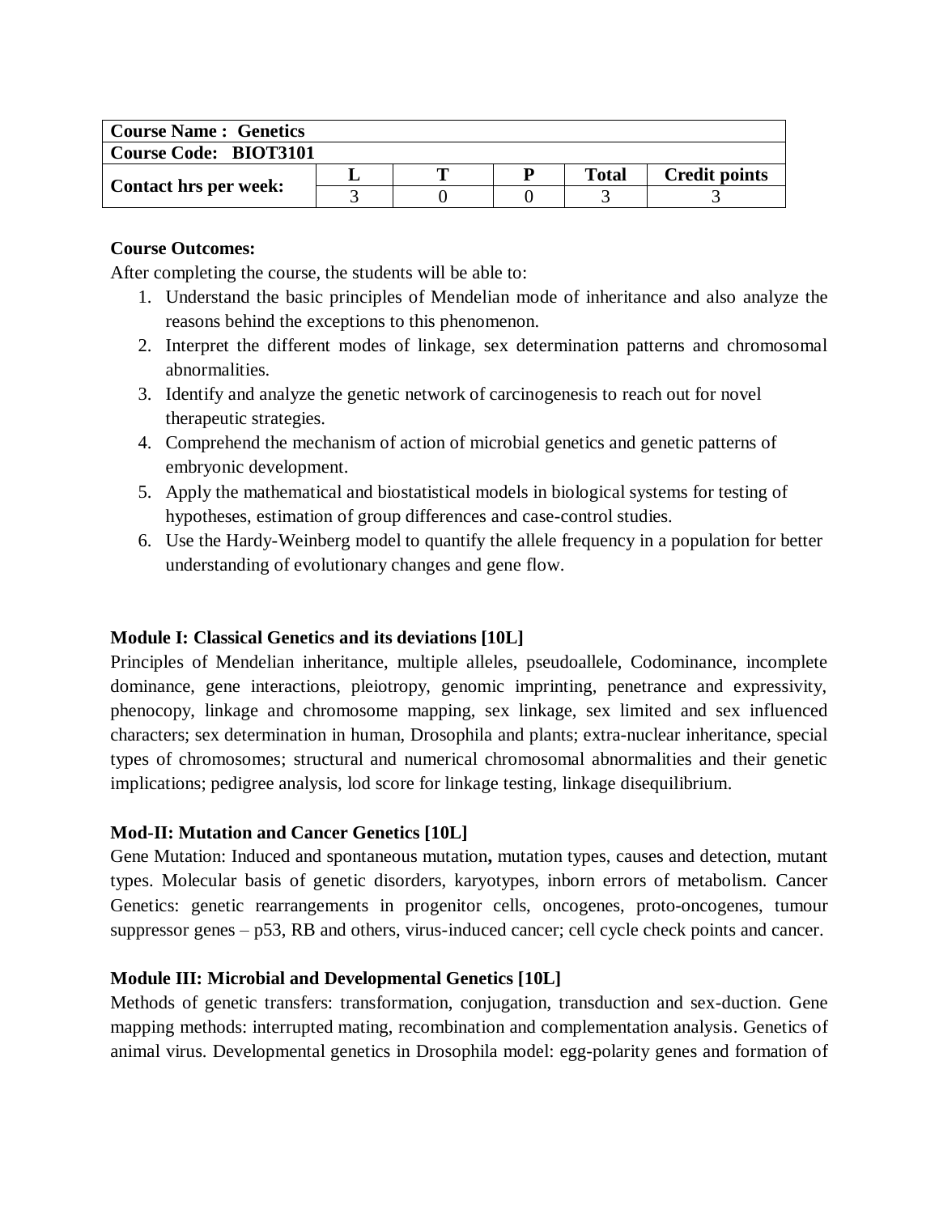| Course Name : Genetics | | | | | |
|---|---|---|---|---|---|
| Course Code: BIOT3101 | | | | | |
| Contact hrs per week: | L | T | P | Total | Credit points |
| | 3 | 0 | 0 | 3 | 3 |

**Course Outcomes:**

After completing the course, the students will be able to:

1. Understand the basic principles of Mendelian mode of inheritance and also analyze the reasons behind the exceptions to this phenomenon.
2. Interpret the different modes of linkage, sex determination patterns and chromosomal abnormalities.
3. Identify and analyze the genetic network of carcinogenesis to reach out for novel therapeutic strategies.
4. Comprehend the mechanism of action of microbial genetics and genetic patterns of embryonic development.
5. Apply the mathematical and biostatistical models in biological systems for testing of hypotheses, estimation of group differences and case-control studies.
6. Use the Hardy-Weinberg model to quantify the allele frequency in a population for better understanding of evolutionary changes and gene flow.

**Module I: Classical Genetics and its deviations [10L]**

Principles of Mendelian inheritance, multiple alleles, pseudoallele, Codominance, incomplete dominance, gene interactions, pleiotropy, genomic imprinting, penetrance and expressivity, phenocopy, linkage and chromosome mapping, sex linkage, sex limited and sex influenced characters; sex determination in human, Drosophila and plants; extra-nuclear inheritance, special types of chromosomes; structural and numerical chromosomal abnormalities and their genetic implications; pedigree analysis, lod score for linkage testing, linkage disequilibrium.

**Mod-II: Mutation and Cancer Genetics [10L]**

Gene Mutation: Induced and spontaneous mutation**,** mutation types, causes and detection, mutant types. Molecular basis of genetic disorders, karyotypes, inborn errors of metabolism. Cancer Genetics: genetic rearrangements in progenitor cells, oncogenes, proto-oncogenes, tumour suppressor genes – p53, RB and others, virus-induced cancer; cell cycle check points and cancer.

**Module III: Microbial and Developmental Genetics [10L]**

Methods of genetic transfers: transformation, conjugation, transduction and sex-duction. Gene mapping methods: interrupted mating, recombination and complementation analysis. Genetics of animal virus. Developmental genetics in Drosophila model: egg-polarity genes and formation of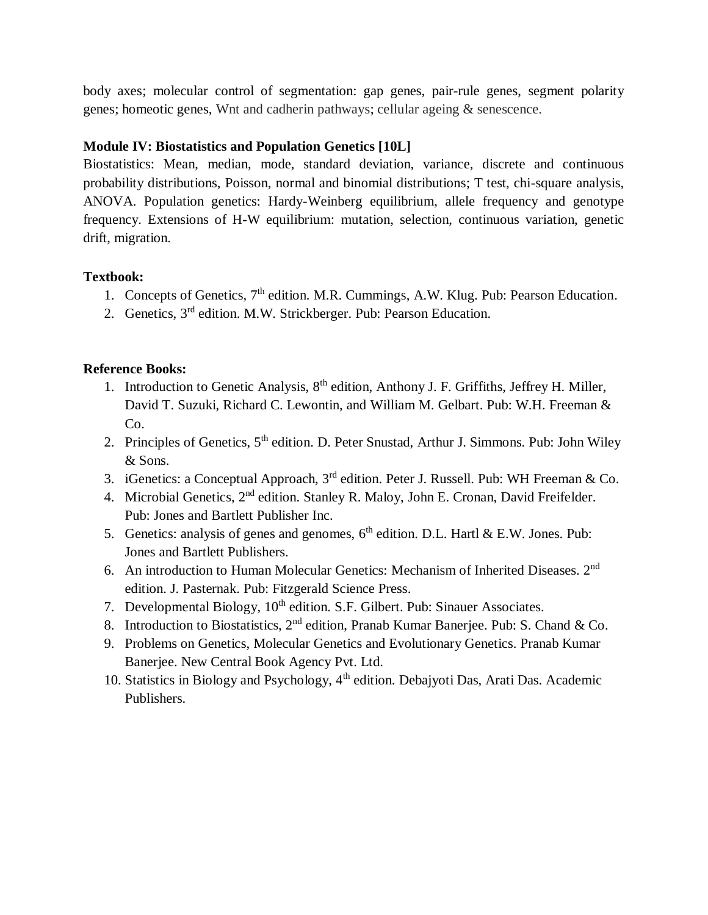body axes; molecular control of segmentation: gap genes, pair-rule genes, segment polarity genes; homeotic genes, Wnt and cadherin pathways; cellular ageing & senescence.

**Module IV: Biostatistics and Population Genetics [10L]**

Biostatistics: Mean, median, mode, standard deviation, variance, discrete and continuous probability distributions, Poisson, normal and binomial distributions; T test, chi-square analysis, ANOVA. Population genetics: Hardy-Weinberg equilibrium, allele frequency and genotype frequency. Extensions of H-W equilibrium: mutation, selection, continuous variation, genetic drift, migration.

**Textbook:**

1. Concepts of Genetics, 7th edition. M.R. Cummings, A.W. Klug. Pub: Pearson Education.
2. Genetics, 3rd edition. M.W. Strickberger. Pub: Pearson Education.

**Reference Books:**

1. Introduction to Genetic Analysis, 8th edition, Anthony J. F. Griffiths, Jeffrey H. Miller, David T. Suzuki, Richard C. Lewontin, and William M. Gelbart. Pub: W.H. Freeman & Co.
2. Principles of Genetics, 5th edition. D. Peter Snustad, Arthur J. Simmons. Pub: John Wiley & Sons.
3. iGenetics: a Conceptual Approach, 3rd edition. Peter J. Russell. Pub: WH Freeman & Co.
4. Microbial Genetics, 2nd edition. Stanley R. Maloy, John E. Cronan, David Freifelder. Pub: Jones and Bartlett Publisher Inc.
5. Genetics: analysis of genes and genomes, 6th edition. D.L. Hartl & E.W. Jones. Pub: Jones and Bartlett Publishers.
6. An introduction to Human Molecular Genetics: Mechanism of Inherited Diseases. 2nd edition. J. Pasternak. Pub: Fitzgerald Science Press.
7. Developmental Biology, 10th edition. S.F. Gilbert. Pub: Sinauer Associates.
8. Introduction to Biostatistics, 2nd edition, Pranab Kumar Banerjee. Pub: S. Chand & Co.
9. Problems on Genetics, Molecular Genetics and Evolutionary Genetics. Pranab Kumar Banerjee. New Central Book Agency Pvt. Ltd.
10. Statistics in Biology and Psychology, 4th edition. Debajyoti Das, Arati Das. Academic Publishers.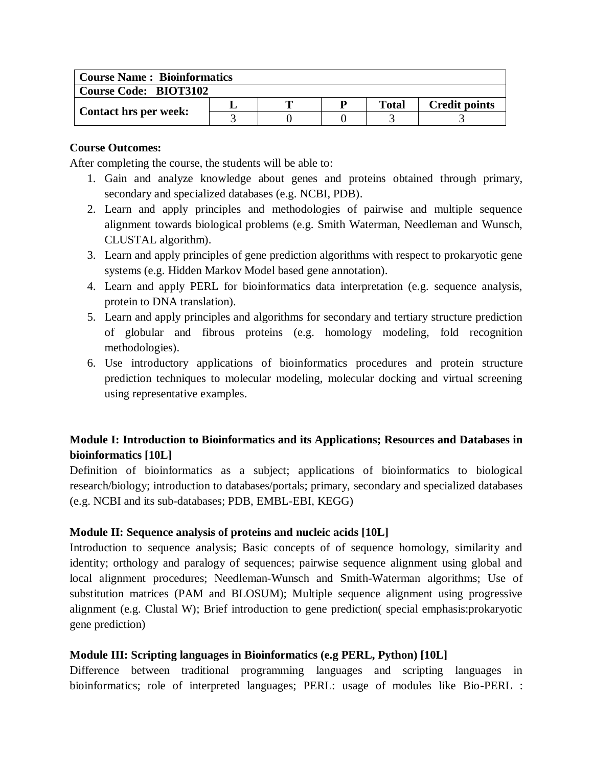| Course Name : Bioinformatics | | | | | |
|---|---|---|---|---|---|
| Course Code: BIOT3102 | | | | | |
| Contact hrs per week: | L | T | P | Total | Credit points |
| | 3 | 0 | 0 | 3 | 3 |

**Course Outcomes:**

After completing the course, the students will be able to:

1. Gain and analyze knowledge about genes and proteins obtained through primary, secondary and specialized databases (e.g. NCBI, PDB).
2. Learn and apply principles and methodologies of pairwise and multiple sequence alignment towards biological problems (e.g. Smith Waterman, Needleman and Wunsch, CLUSTAL algorithm).
3. Learn and apply principles of gene prediction algorithms with respect to prokaryotic gene systems (e.g. Hidden Markov Model based gene annotation).
4. Learn and apply PERL for bioinformatics data interpretation (e.g. sequence analysis, protein to DNA translation).
5. Learn and apply principles and algorithms for secondary and tertiary structure prediction of globular and fibrous proteins (e.g. homology modeling, fold recognition methodologies).
6. Use introductory applications of bioinformatics procedures and protein structure prediction techniques to molecular modeling, molecular docking and virtual screening using representative examples.

**Module I: Introduction to Bioinformatics and its Applications; Resources and Databases in bioinformatics [10L]**

Definition of bioinformatics as a subject; applications of bioinformatics to biological research/biology; introduction to databases/portals; primary, secondary and specialized databases (e.g. NCBI and its sub-databases; PDB, EMBL-EBI, KEGG)

**Module II: Sequence analysis of proteins and nucleic acids [10L]**

Introduction to sequence analysis; Basic concepts of of sequence homology, similarity and identity; orthology and paralogy of sequences; pairwise sequence alignment using global and local alignment procedures; Needleman-Wunsch and Smith-Waterman algorithms; Use of substitution matrices (PAM and BLOSUM); Multiple sequence alignment using progressive alignment (e.g. Clustal W); Brief introduction to gene prediction( special emphasis:prokaryotic gene prediction)

**Module III: Scripting languages in Bioinformatics (e.g PERL, Python) [10L]**

Difference between traditional programming languages and scripting languages in bioinformatics; role of interpreted languages; PERL: usage of modules like Bio-PERL :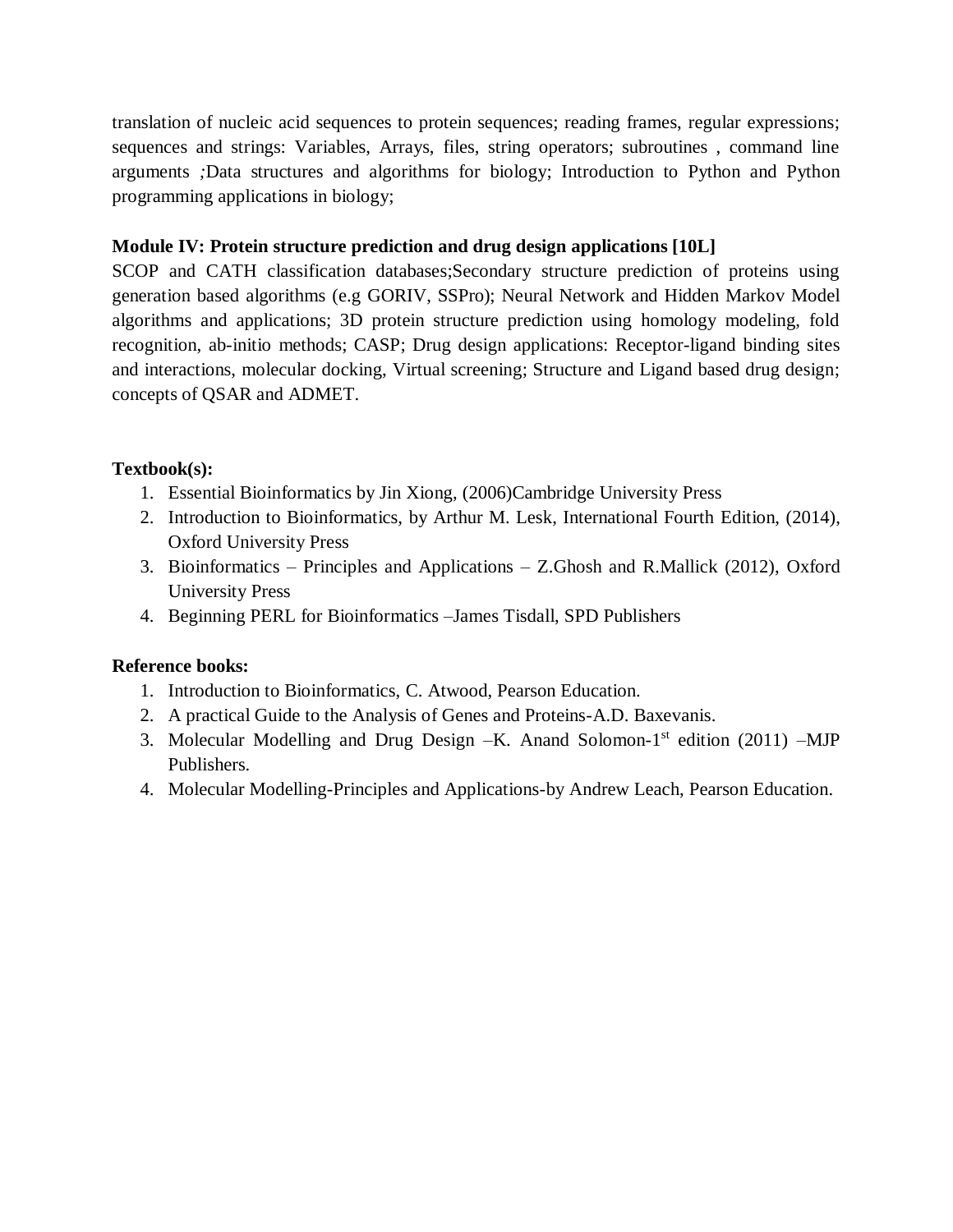translation of nucleic acid sequences to protein sequences; reading frames, regular expressions; sequences and strings: Variables, Arrays, files, string operators; subroutines , command line arguments ;Data structures and algorithms for biology; Introduction to Python and Python programming applications in biology;

**Module IV: Protein structure prediction and drug design applications [10L]**

SCOP and CATH classification databases;Secondary structure prediction of proteins using generation based algorithms (e.g GORIV, SSPro); Neural Network and Hidden Markov Model algorithms and applications; 3D protein structure prediction using homology modeling, fold recognition, ab-initio methods; CASP; Drug design applications: Receptor-ligand binding sites and interactions, molecular docking, Virtual screening; Structure and Ligand based drug design; concepts of QSAR and ADMET.

**Textbook(s):**

1. Essential Bioinformatics by Jin Xiong, (2006)Cambridge University Press
2. Introduction to Bioinformatics, by Arthur M. Lesk, International Fourth Edition, (2014), Oxford University Press
3. Bioinformatics – Principles and Applications – Z.Ghosh and R.Mallick (2012), Oxford University Press
4. Beginning PERL for Bioinformatics –James Tisdall, SPD Publishers

**Reference books:**

1. Introduction to Bioinformatics, C. Atwood, Pearson Education.
2. A practical Guide to the Analysis of Genes and Proteins-A.D. Baxevanis.
3. Molecular Modelling and Drug Design –K. Anand Solomon-1st edition (2011) –MJP Publishers.
4. Molecular Modelling-Principles and Applications-by Andrew Leach, Pearson Education.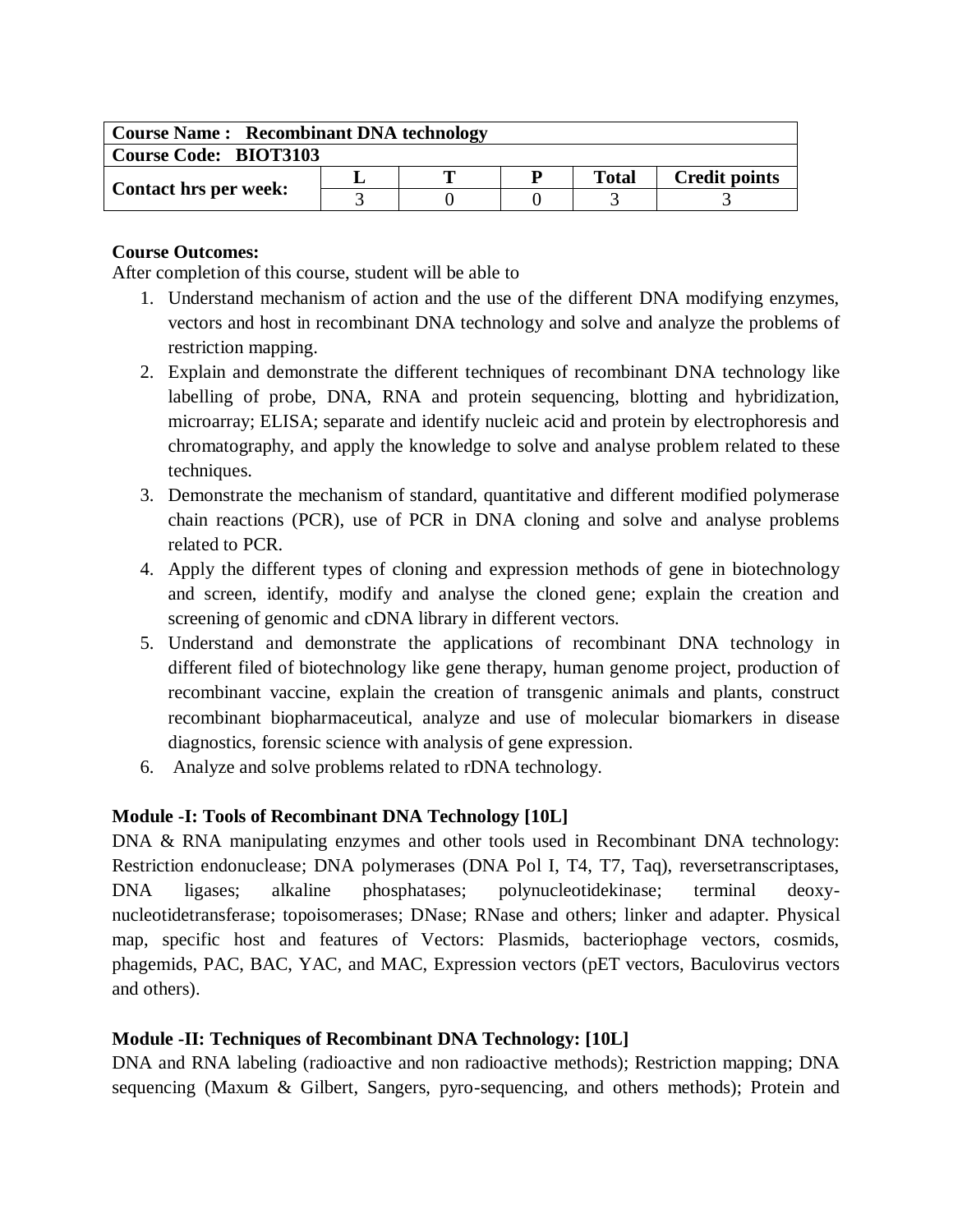| Course Name : Recombinant DNA technology | | | | | |
|---|---|---|---|---|---|
| Course Code: BIOT3103 | | | | | |
| Contact hrs per week: | L | T | P | Total | Credit points |
| | 3 | 0 | 0 | 3 | 3 |

**Course Outcomes:**

After completion of this course, student will be able to

1. Understand mechanism of action and the use of the different DNA modifying enzymes, vectors and host in recombinant DNA technology and solve and analyze the problems of restriction mapping.
2. Explain and demonstrate the different techniques of recombinant DNA technology like labelling of probe, DNA, RNA and protein sequencing, blotting and hybridization, microarray; ELISA; separate and identify nucleic acid and protein by electrophoresis and chromatography, and apply the knowledge to solve and analyse problem related to these techniques.
3. Demonstrate the mechanism of standard, quantitative and different modified polymerase chain reactions (PCR), use of PCR in DNA cloning and solve and analyse problems related to PCR.
4. Apply the different types of cloning and expression methods of gene in biotechnology and screen, identify, modify and analyse the cloned gene; explain the creation and screening of genomic and cDNA library in different vectors.
5. Understand and demonstrate the applications of recombinant DNA technology in different filed of biotechnology like gene therapy, human genome project, production of recombinant vaccine, explain the creation of transgenic animals and plants, construct recombinant biopharmaceutical, analyze and use of molecular biomarkers in disease diagnostics, forensic science with analysis of gene expression.
6. Analyze and solve problems related to rDNA technology.

**Module -I: Tools of Recombinant DNA Technology [10L]**

DNA & RNA manipulating enzymes and other tools used in Recombinant DNA technology: Restriction endonuclease; DNA polymerases (DNA Pol I, T4, T7, Taq), reversetranscriptases, DNA ligases; alkaline phosphatases; polynucleotidekinase; terminal deoxy-nucleotidetransferase; topoisomerases; DNase; RNase and others; linker and adapter. Physical map, specific host and features of Vectors: Plasmids, bacteriophage vectors, cosmids, phagemids, PAC, BAC, YAC, and MAC, Expression vectors (pET vectors, Baculovirus vectors and others).

**Module -II: Techniques of Recombinant DNA Technology: [10L]**

DNA and RNA labeling (radioactive and non radioactive methods); Restriction mapping; DNA sequencing (Maxum & Gilbert, Sangers, pyro-sequencing, and others methods); Protein and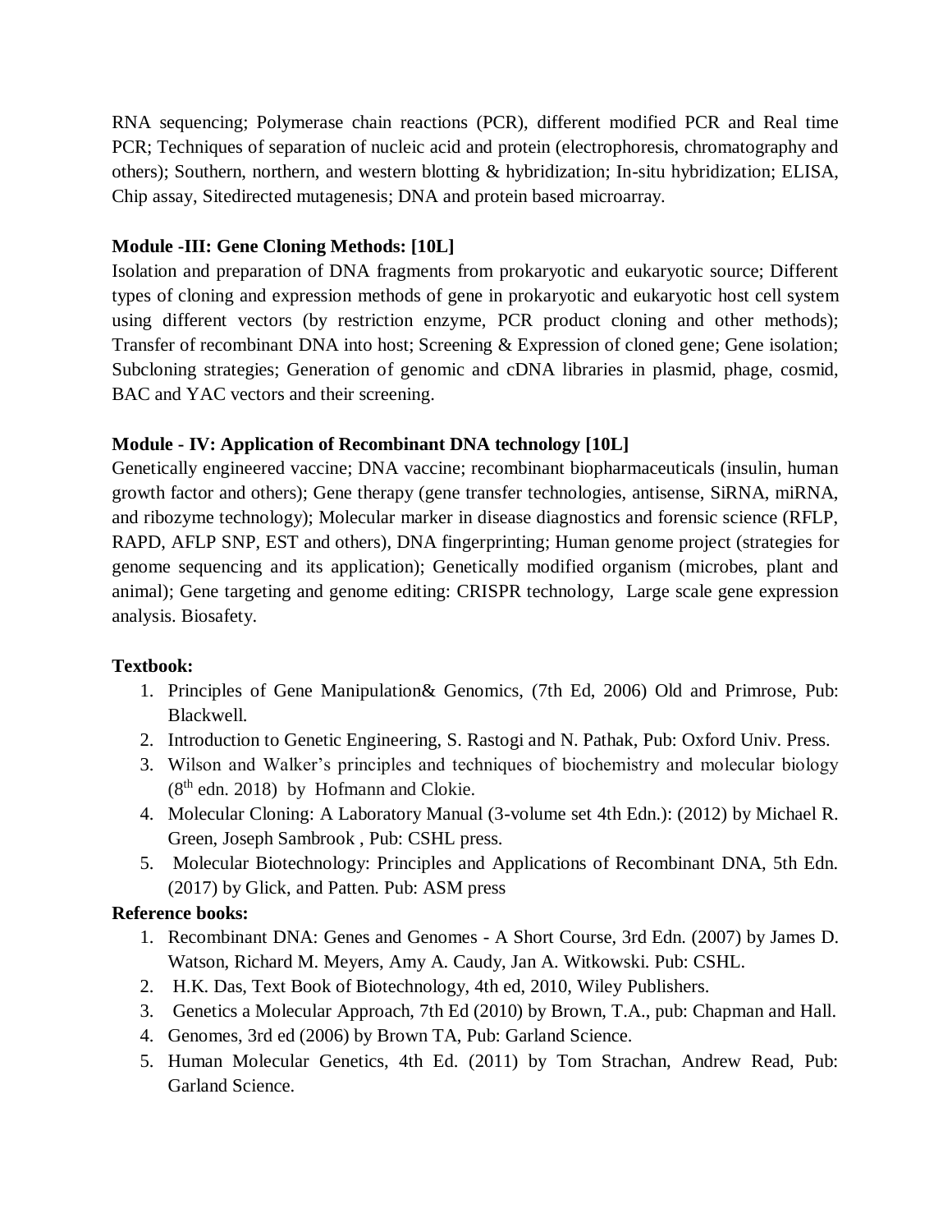RNA sequencing; Polymerase chain reactions (PCR), different modified PCR and Real time PCR; Techniques of separation of nucleic acid and protein (electrophoresis, chromatography and others); Southern, northern, and western blotting & hybridization; In-situ hybridization; ELISA, Chip assay, Sitedirected mutagenesis; DNA and protein based microarray.

**Module -III: Gene Cloning Methods: [10L]**

Isolation and preparation of DNA fragments from prokaryotic and eukaryotic source; Different types of cloning and expression methods of gene in prokaryotic and eukaryotic host cell system using different vectors (by restriction enzyme, PCR product cloning and other methods); Transfer of recombinant DNA into host; Screening & Expression of cloned gene; Gene isolation; Subcloning strategies; Generation of genomic and cDNA libraries in plasmid, phage, cosmid, BAC and YAC vectors and their screening.

**Module - IV: Application of Recombinant DNA technology [10L]**

Genetically engineered vaccine; DNA vaccine; recombinant biopharmaceuticals (insulin, human growth factor and others); Gene therapy (gene transfer technologies, antisense, SiRNA, miRNA, and ribozyme technology); Molecular marker in disease diagnostics and forensic science (RFLP, RAPD, AFLP SNP, EST and others), DNA fingerprinting; Human genome project (strategies for genome sequencing and its application); Genetically modified organism (microbes, plant and animal); Gene targeting and genome editing: CRISPR technology, Large scale gene expression analysis. Biosafety.

**Textbook:**

1. Principles of Gene Manipulation& Genomics, (7th Ed, 2006) Old and Primrose, Pub: Blackwell.
2. Introduction to Genetic Engineering, S. Rastogi and N. Pathak, Pub: Oxford Univ. Press.
3. Wilson and Walker's principles and techniques of biochemistry and molecular biology ($8^{th}$ edn. 2018) by Hofmann and Clokie.
4. Molecular Cloning: A Laboratory Manual (3-volume set 4th Edn.): (2012) by Michael R. Green, Joseph Sambrook , Pub: CSHL press.
5. Molecular Biotechnology: Principles and Applications of Recombinant DNA, 5th Edn. (2017) by Glick, and Patten. Pub: ASM press

**Reference books:**

1. Recombinant DNA: Genes and Genomes - A Short Course, 3rd Edn. (2007) by James D. Watson, Richard M. Meyers, Amy A. Caudy, Jan A. Witkowski. Pub: CSHL.
2. H.K. Das, Text Book of Biotechnology, 4th ed, 2010, Wiley Publishers.
3. Genetics a Molecular Approach, 7th Ed (2010) by Brown, T.A., pub: Chapman and Hall.
4. Genomes, 3rd ed (2006) by Brown TA, Pub: Garland Science.
5. Human Molecular Genetics, 4th Ed. (2011) by Tom Strachan, Andrew Read, Pub: Garland Science.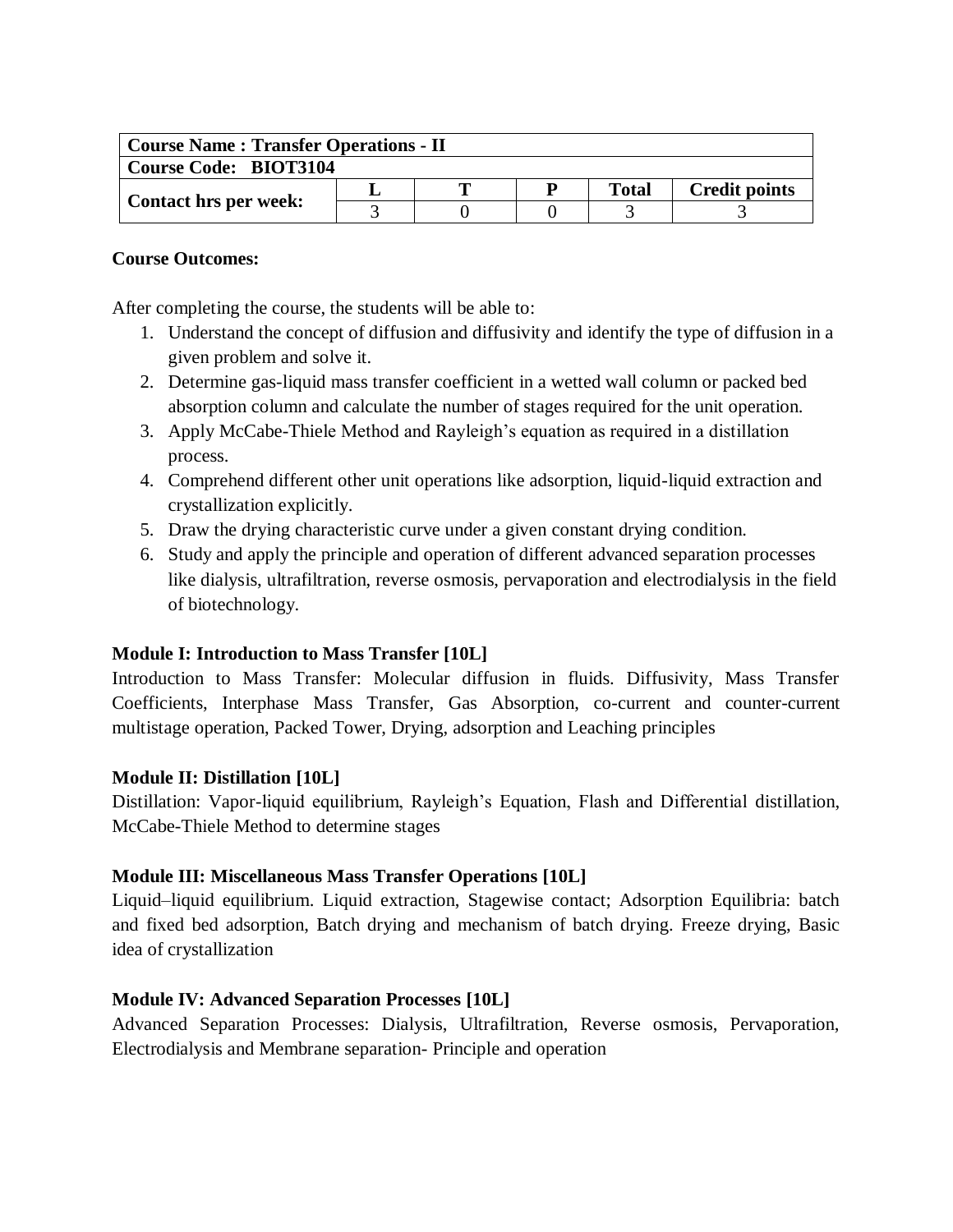| Course Name : Transfer Operations - II | | | | | |
|---|---|---|---|---|---|
| Course Code: BIOT3104 | | | | | |
| Contact hrs per week: | L | T | P | Total | Credit points |
| | 3 | 0 | 0 | 3 | 3 |

**Course Outcomes:**

After completing the course, the students will be able to:

1. Understand the concept of diffusion and diffusivity and identify the type of diffusion in a given problem and solve it.
2. Determine gas-liquid mass transfer coefficient in a wetted wall column or packed bed absorption column and calculate the number of stages required for the unit operation.
3. Apply McCabe-Thiele Method and Rayleigh's equation as required in a distillation process.
4. Comprehend different other unit operations like adsorption, liquid-liquid extraction and crystallization explicitly.
5. Draw the drying characteristic curve under a given constant drying condition.
6. Study and apply the principle and operation of different advanced separation processes like dialysis, ultrafiltration, reverse osmosis, pervaporation and electrodialysis in the field of biotechnology.

**Module I: Introduction to Mass Transfer [10L]**

Introduction to Mass Transfer: Molecular diffusion in fluids. Diffusivity, Mass Transfer Coefficients, Interphase Mass Transfer, Gas Absorption, co-current and counter-current multistage operation, Packed Tower, Drying, adsorption and Leaching principles

**Module II: Distillation [10L]**

Distillation: Vapor-liquid equilibrium, Rayleigh's Equation, Flash and Differential distillation, McCabe-Thiele Method to determine stages

**Module III: Miscellaneous Mass Transfer Operations [10L]**

Liquid–liquid equilibrium. Liquid extraction, Stagewise contact; Adsorption Equilibria: batch and fixed bed adsorption, Batch drying and mechanism of batch drying. Freeze drying, Basic idea of crystallization

**Module IV: Advanced Separation Processes [10L]**

Advanced Separation Processes: Dialysis, Ultrafiltration, Reverse osmosis, Pervaporation, Electrodialysis and Membrane separation- Principle and operation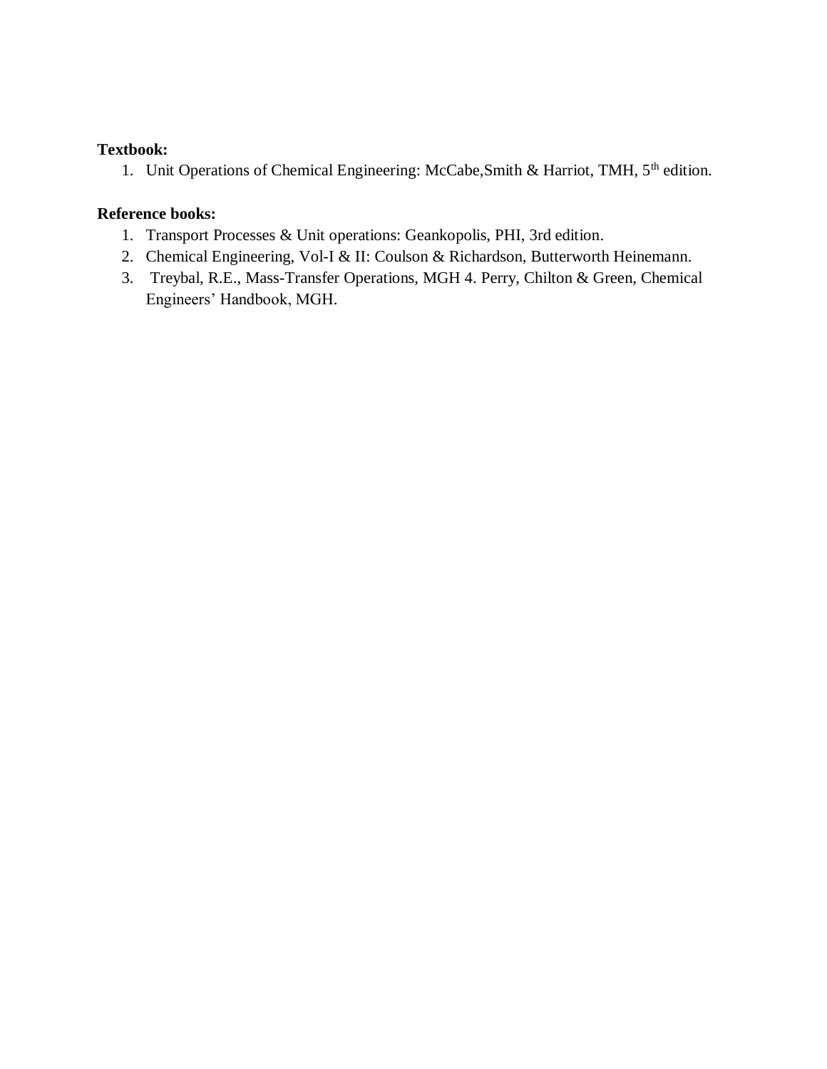**Textbook:**

1. Unit Operations of Chemical Engineering: McCabe,Smith & Harriot, TMH, 5th edition.

**Reference books:**

1. Transport Processes & Unit operations: Geankopolis, PHI, 3rd edition.
2. Chemical Engineering, Vol-I & II: Coulson & Richardson, Butterworth Heinemann.
3. Treybal, R.E., Mass-Transfer Operations, MGH 4. Perry, Chilton & Green, Chemical Engineers' Handbook, MGH.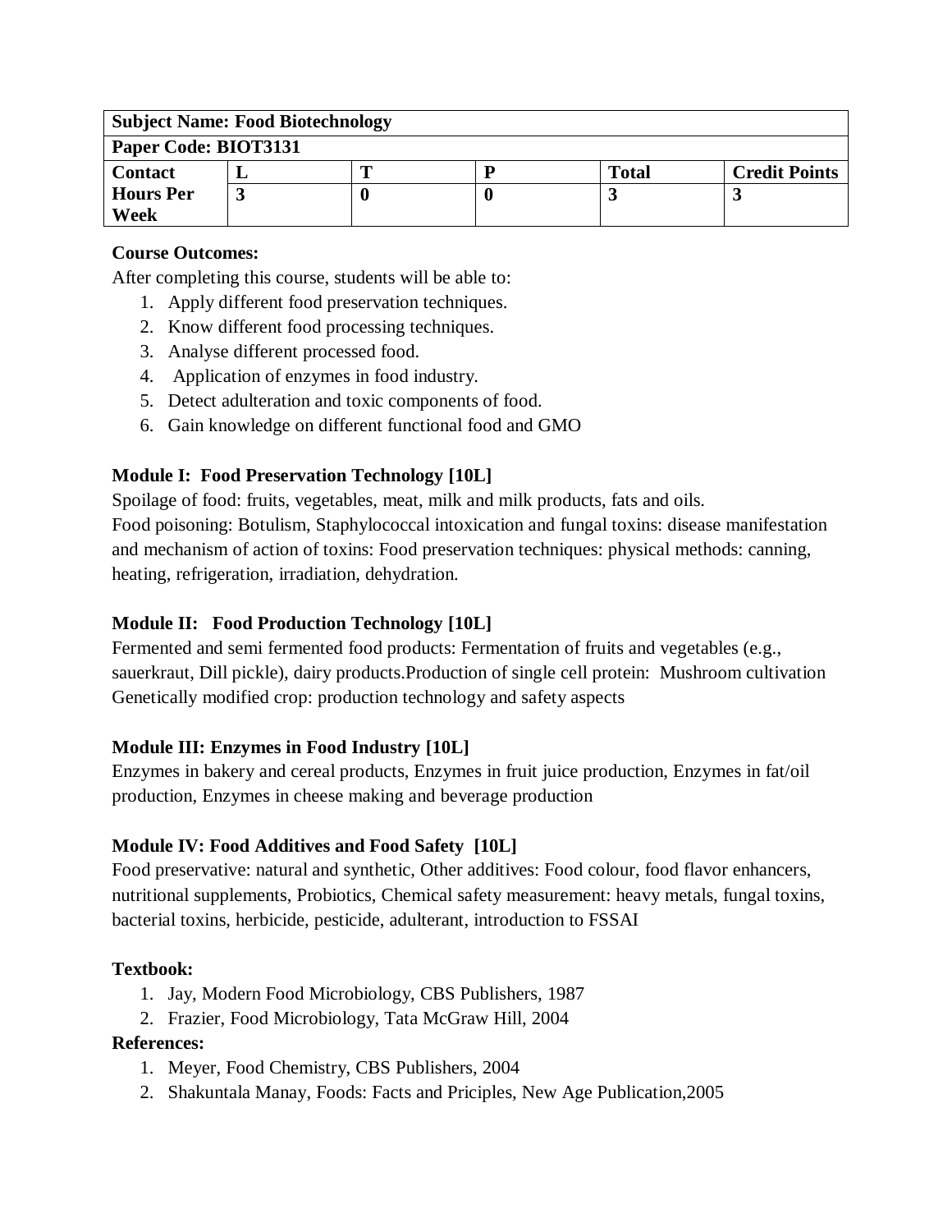| **Subject Name: Food Biotechnology** | | | | | |
|---|---|---|---|---|---|
| **Paper Code: BIOT3131** | | | | | |
| **Contact Hours Per Week** | **L** | **T** | **P** | **Total** | **Credit Points** |
| | **3** | **0** | **0** | **3** | **3** |

**Course Outcomes:**

After completing this course, students will be able to:

1. Apply different food preservation techniques.
2. Know different food processing techniques.
3. Analyse different processed food.
4. Application of enzymes in food industry.
5. Detect adulteration and toxic components of food.
6. Gain knowledge on different functional food and GMO

**Module I: Food Preservation Technology [10L]**

Spoilage of food: fruits, vegetables, meat, milk and milk products, fats and oils.
Food poisoning: Botulism, Staphylococcal intoxication and fungal toxins: disease manifestation and mechanism of action of toxins: Food preservation techniques: physical methods: canning, heating, refrigeration, irradiation, dehydration.

**Module II: Food Production Technology [10L]**

Fermented and semi fermented food products: Fermentation of fruits and vegetables (e.g., sauerkraut, Dill pickle), dairy products.Production of single cell protein: Mushroom cultivation Genetically modified crop: production technology and safety aspects

**Module III: Enzymes in Food Industry [10L]**

Enzymes in bakery and cereal products, Enzymes in fruit juice production, Enzymes in fat/oil production, Enzymes in cheese making and beverage production

**Module IV: Food Additives and Food Safety [10L]**

Food preservative: natural and synthetic, Other additives: Food colour, food flavor enhancers, nutritional supplements, Probiotics, Chemical safety measurement: heavy metals, fungal toxins, bacterial toxins, herbicide, pesticide, adulterant, introduction to FSSAI

**Textbook:**

1. Jay, Modern Food Microbiology, CBS Publishers, 1987
2. Frazier, Food Microbiology, Tata McGraw Hill, 2004

**References:**

1. Meyer, Food Chemistry, CBS Publishers, 2004
2. Shakuntala Manay, Foods: Facts and Priciples, New Age Publication,2005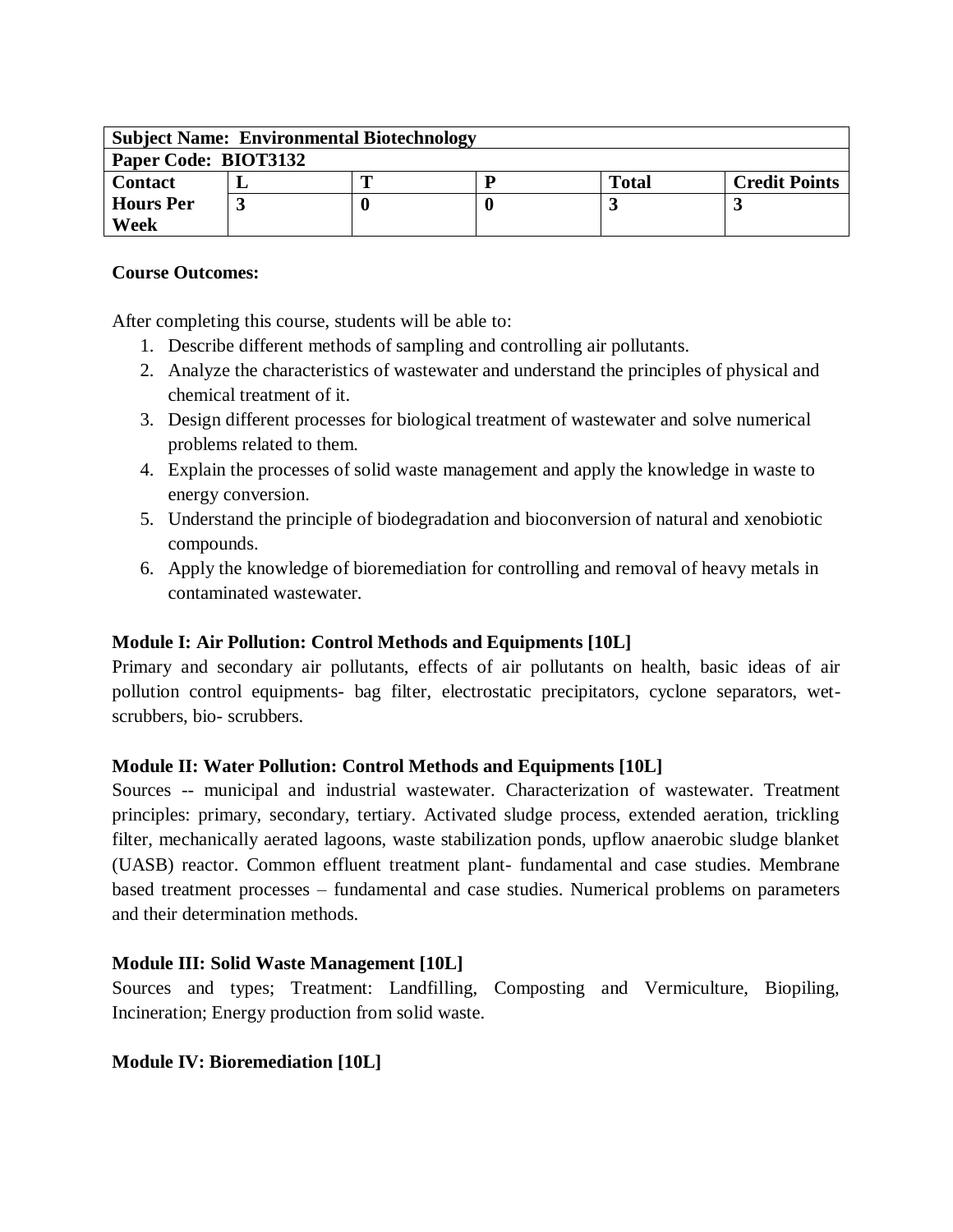| **Subject Name: Environmental Biotechnology** | | | | | |
|---|---|---|---|---|---|
| **Paper Code: BIOT3132** | | | | | |
| **Contact Hours Per Week** | **L** | **T** | **P** | **Total** | **Credit Points** |
| | **3** | **0** | **0** | **3** | **3** |

**Course Outcomes:**

After completing this course, students will be able to:

1. Describe different methods of sampling and controlling air pollutants.
2. Analyze the characteristics of wastewater and understand the principles of physical and chemical treatment of it.
3. Design different processes for biological treatment of wastewater and solve numerical problems related to them.
4. Explain the processes of solid waste management and apply the knowledge in waste to energy conversion.
5. Understand the principle of biodegradation and bioconversion of natural and xenobiotic compounds.
6. Apply the knowledge of bioremediation for controlling and removal of heavy metals in contaminated wastewater.

**Module I: Air Pollution: Control Methods and Equipments [10L]**

Primary and secondary air pollutants, effects of air pollutants on health, basic ideas of air pollution control equipments- bag filter, electrostatic precipitators, cyclone separators, wet-scrubbers, bio- scrubbers.

**Module II: Water Pollution: Control Methods and Equipments [10L]**

Sources -- municipal and industrial wastewater. Characterization of wastewater. Treatment principles: primary, secondary, tertiary. Activated sludge process, extended aeration, trickling filter, mechanically aerated lagoons, waste stabilization ponds, upflow anaerobic sludge blanket (UASB) reactor. Common effluent treatment plant- fundamental and case studies. Membrane based treatment processes – fundamental and case studies. Numerical problems on parameters and their determination methods.

**Module III: Solid Waste Management [10L]**

Sources and types; Treatment: Landfilling, Composting and Vermiculture, Biopiling, Incineration; Energy production from solid waste.

**Module IV: Bioremediation [10L]**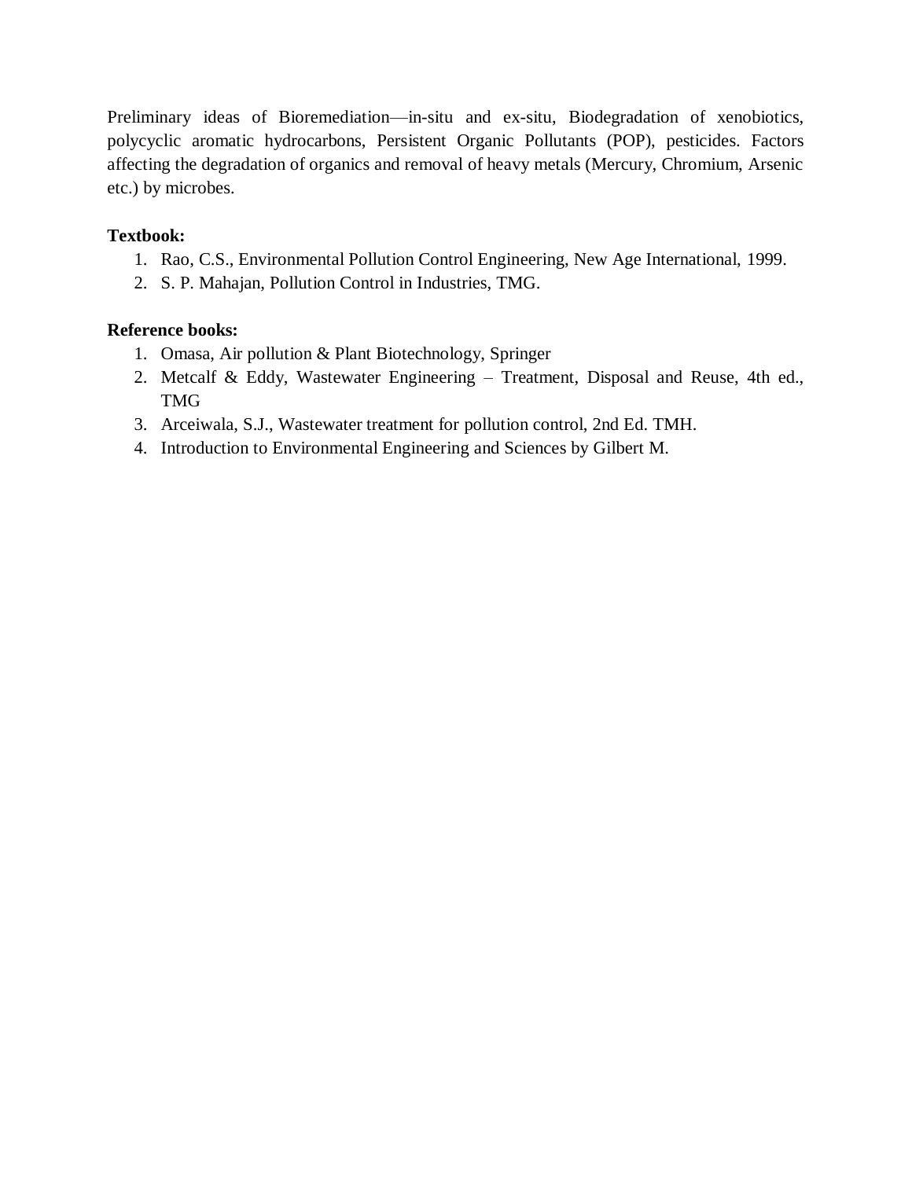Preliminary ideas of Bioremediation—in-situ and ex-situ, Biodegradation of xenobiotics, polycyclic aromatic hydrocarbons, Persistent Organic Pollutants (POP), pesticides. Factors affecting the degradation of organics and removal of heavy metals (Mercury, Chromium, Arsenic etc.) by microbes.

**Textbook:**

1. Rao, C.S., Environmental Pollution Control Engineering, New Age International, 1999.
2. S. P. Mahajan, Pollution Control in Industries, TMG.

**Reference books:**

1. Omasa, Air pollution & Plant Biotechnology, Springer
2. Metcalf & Eddy, Wastewater Engineering – Treatment, Disposal and Reuse, 4th ed., TMG
3. Arceiwala, S.J., Wastewater treatment for pollution control, 2nd Ed. TMH.
4. Introduction to Environmental Engineering and Sciences by Gilbert M.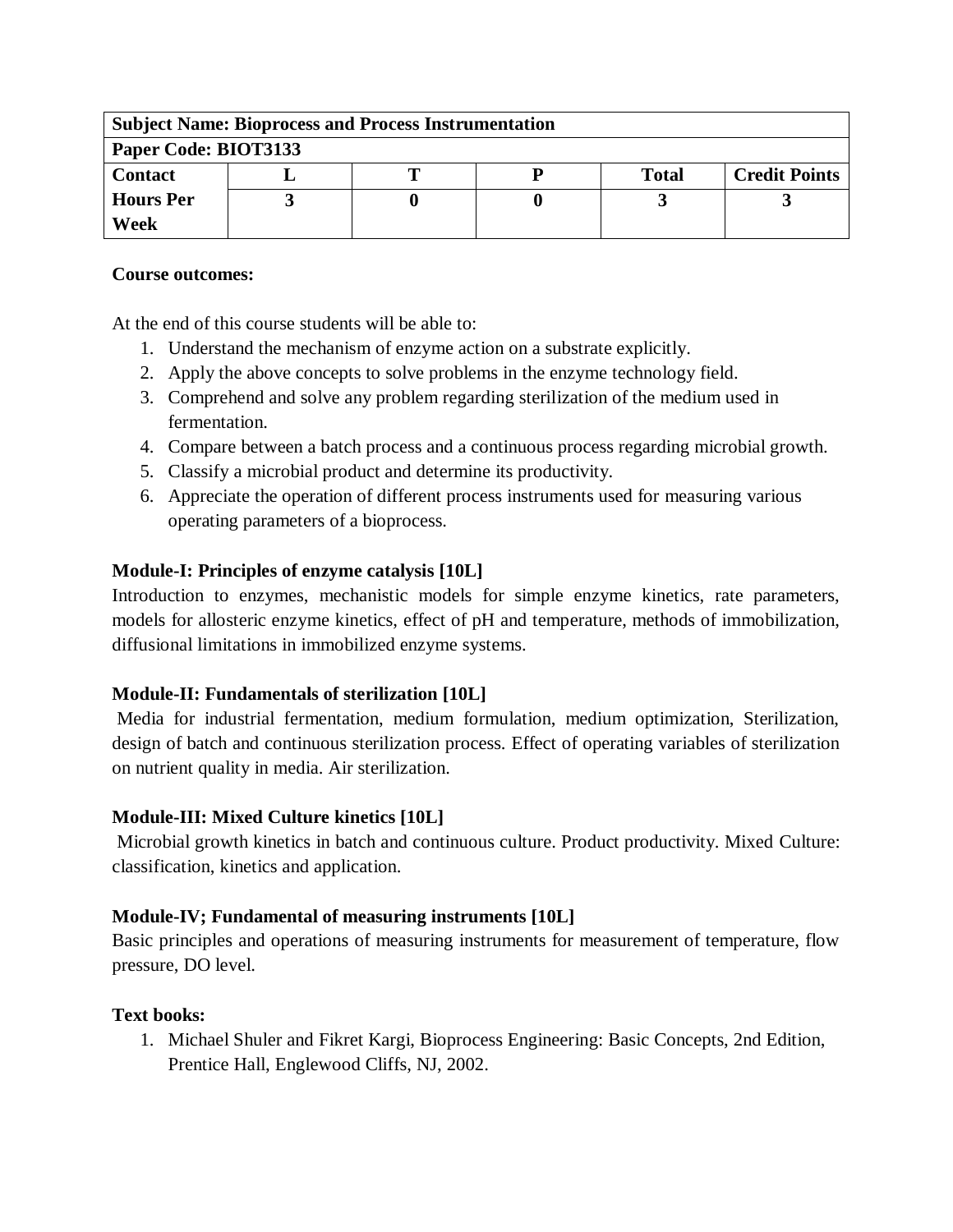| Subject Name: Bioprocess and Process Instrumentation | | | | | |
|---|---|---|---|---|---|
| Paper Code: BIOT3133 | | | | | |
| Contact Hours Per Week | L | T | P | Total | Credit Points |
| | 3 | 0 | 0 | 3 | 3 |

**Course outcomes:**

At the end of this course students will be able to:

1. Understand the mechanism of enzyme action on a substrate explicitly.
2. Apply the above concepts to solve problems in the enzyme technology field.
3. Comprehend and solve any problem regarding sterilization of the medium used in fermentation.
4. Compare between a batch process and a continuous process regarding microbial growth.
5. Classify a microbial product and determine its productivity.
6. Appreciate the operation of different process instruments used for measuring various operating parameters of a bioprocess.

**Module-I: Principles of enzyme catalysis [10L]**

Introduction to enzymes, mechanistic models for simple enzyme kinetics, rate parameters, models for allosteric enzyme kinetics, effect of pH and temperature, methods of immobilization, diffusional limitations in immobilized enzyme systems.

**Module-II: Fundamentals of sterilization [10L]**

Media for industrial fermentation, medium formulation, medium optimization, Sterilization, design of batch and continuous sterilization process. Effect of operating variables of sterilization on nutrient quality in media. Air sterilization.

**Module-III: Mixed Culture kinetics [10L]**

Microbial growth kinetics in batch and continuous culture. Product productivity. Mixed Culture: classification, kinetics and application.

**Module-IV; Fundamental of measuring instruments [10L]**

Basic principles and operations of measuring instruments for measurement of temperature, flow pressure, DO level.

**Text books:**

1. Michael Shuler and Fikret Kargi, Bioprocess Engineering: Basic Concepts, 2nd Edition, Prentice Hall, Englewood Cliffs, NJ, 2002.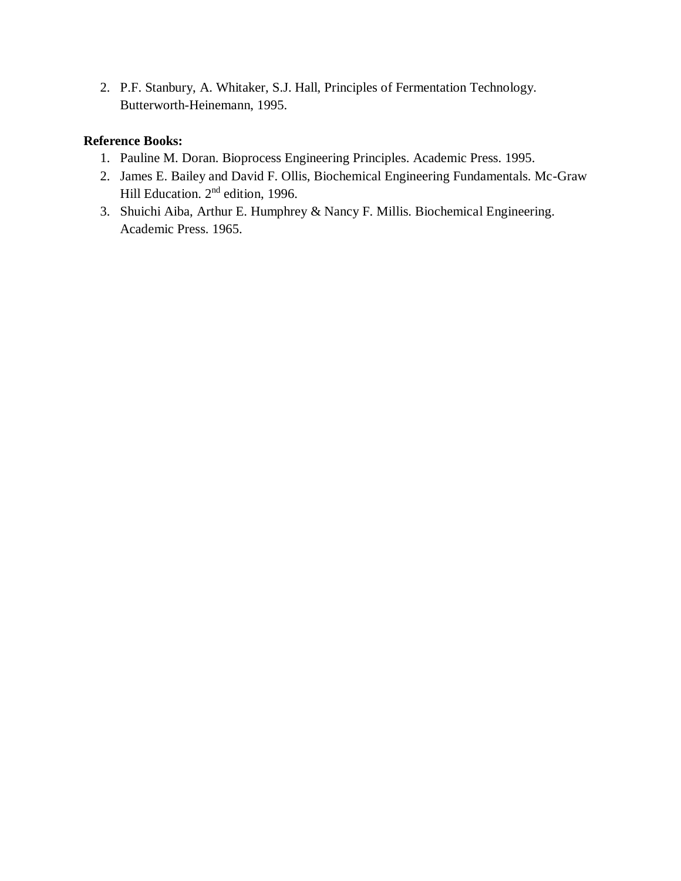2. P.F. Stanbury, A. Whitaker, S.J. Hall, Principles of Fermentation Technology. Butterworth-Heinemann, 1995.

**Reference Books:**

1. Pauline M. Doran. Bioprocess Engineering Principles. Academic Press. 1995.
2. James E. Bailey and David F. Ollis, Biochemical Engineering Fundamentals. Mc-Graw Hill Education. 2nd edition, 1996.
3. Shuichi Aiba, Arthur E. Humphrey & Nancy F. Millis. Biochemical Engineering. Academic Press. 1965.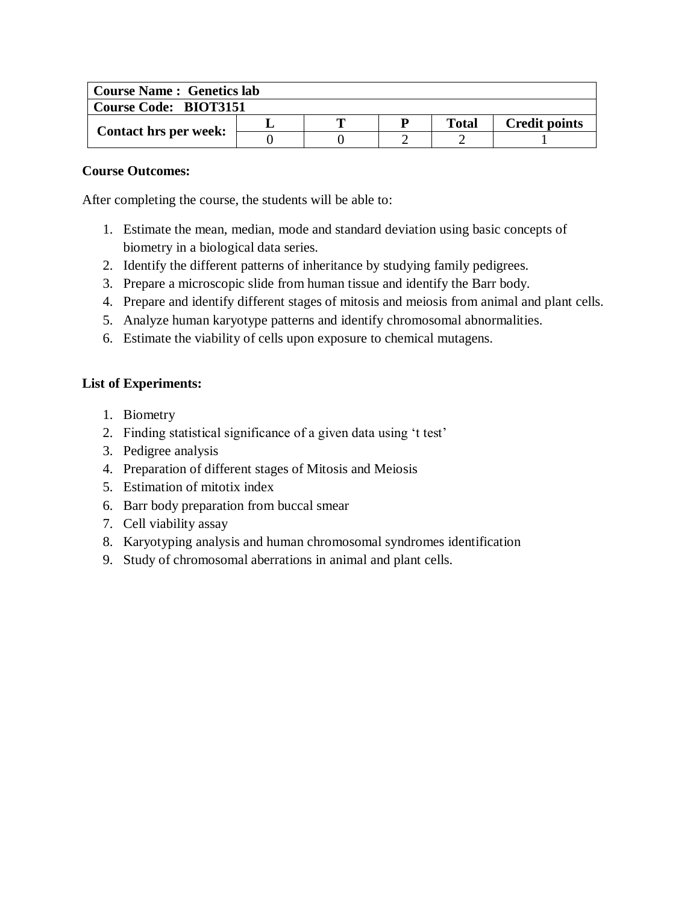| Course Name : Genetics lab | | | | | |
|---|---|---|---|---|---|
| **Course Code: BIOT3151** | | | | | |
| **Contact hrs per week:** | **L** | **T** | **P** | **Total** | **Credit points** |
| | 0 | 0 | 2 | 2 | 1 |

**Course Outcomes:**

After completing the course, the students will be able to:

1. Estimate the mean, median, mode and standard deviation using basic concepts of biometry in a biological data series.
2. Identify the different patterns of inheritance by studying family pedigrees.
3. Prepare a microscopic slide from human tissue and identify the Barr body.
4. Prepare and identify different stages of mitosis and meiosis from animal and plant cells.
5. Analyze human karyotype patterns and identify chromosomal abnormalities.
6. Estimate the viability of cells upon exposure to chemical mutagens.

**List of Experiments:**

1. Biometry
2. Finding statistical significance of a given data using 't test'
3. Pedigree analysis
4. Preparation of different stages of Mitosis and Meiosis
5. Estimation of mitotix index
6. Barr body preparation from buccal smear
7. Cell viability assay
8. Karyotyping analysis and human chromosomal syndromes identification
9. Study of chromosomal aberrations in animal and plant cells.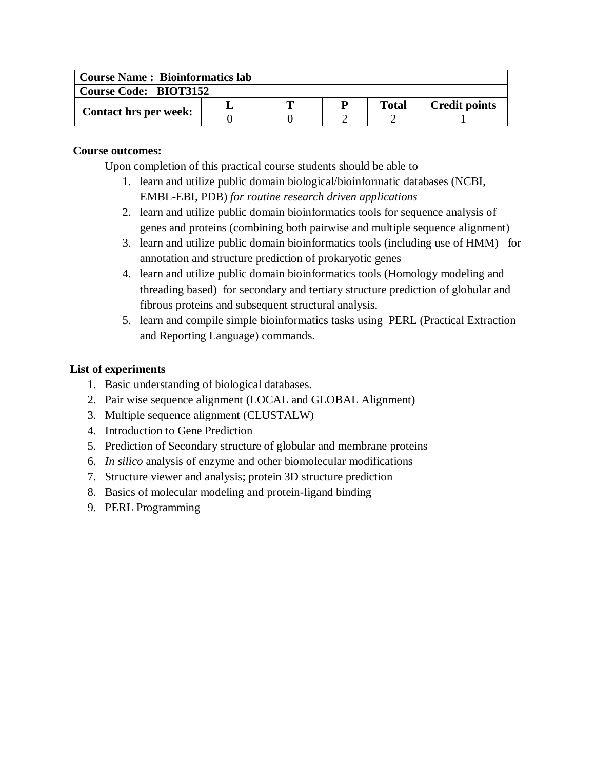| **Course Name : Bioinformatics lab** | | | | | |
|---|---|---|---|---|---|
| **Course Code: BIOT3152** | | | | | |
| **Contact hrs per week:** | **L** | **T** | **P** | **Total** | **Credit points** |
| | 0 | 0 | 2 | 2 | 1 |

**Course outcomes:**

Upon completion of this practical course students should be able to

1. learn and utilize public domain biological/bioinformatic databases (NCBI, EMBL-EBI, PDB) *for routine research driven applications*
2. learn and utilize public domain bioinformatics tools for sequence analysis of genes and proteins (combining both pairwise and multiple sequence alignment)
3. learn and utilize public domain bioinformatics tools (including use of HMM) for annotation and structure prediction of prokaryotic genes
4. learn and utilize public domain bioinformatics tools (Homology modeling and threading based) for secondary and tertiary structure prediction of globular and fibrous proteins and subsequent structural analysis.
5. learn and compile simple bioinformatics tasks using PERL (Practical Extraction and Reporting Language) commands.

**List of experiments**

1. Basic understanding of biological databases.
2. Pair wise sequence alignment (LOCAL and GLOBAL Alignment)
3. Multiple sequence alignment (CLUSTALW)
4. Introduction to Gene Prediction
5. Prediction of Secondary structure of globular and membrane proteins
6. *In silico* analysis of enzyme and other biomolecular modifications
7. Structure viewer and analysis; protein 3D structure prediction
8. Basics of molecular modeling and protein-ligand binding
9. PERL Programming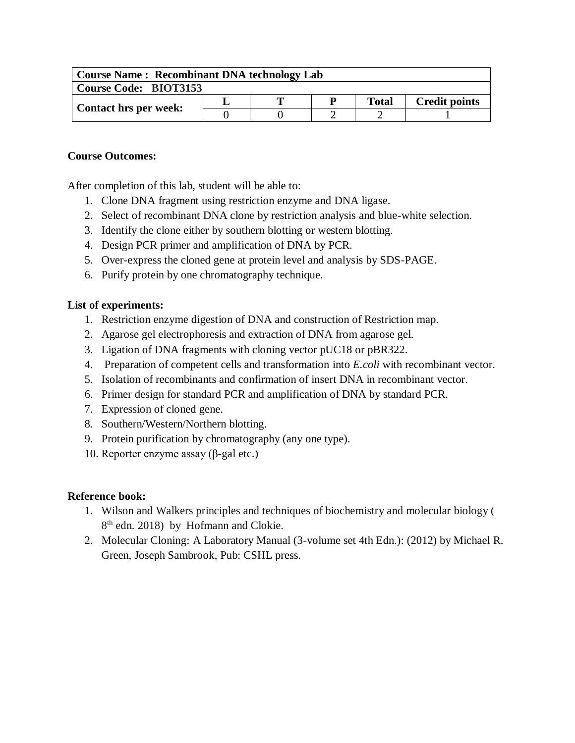| **Course Name : Recombinant DNA technology Lab** | | | | | |
|---|---|---|---|---|---|
| **Course Code: BIOT3153** | | | | | |
| **Contact hrs per week:** | **L** | **T** | **P** | **Total** | **Credit points** |
| | 0 | 0 | 2 | 2 | 1 |

**Course Outcomes:**

After completion of this lab, student will be able to:

1. Clone DNA fragment using restriction enzyme and DNA ligase.
2. Select of recombinant DNA clone by restriction analysis and blue-white selection.
3. Identify the clone either by southern blotting or western blotting.
4. Design PCR primer and amplification of DNA by PCR.
5. Over-express the cloned gene at protein level and analysis by SDS-PAGE.
6. Purify protein by one chromatography technique.

**List of experiments:**

1. Restriction enzyme digestion of DNA and construction of Restriction map.
2. Agarose gel electrophoresis and extraction of DNA from agarose gel.
3. Ligation of DNA fragments with cloning vector pUC18 or pBR322.
4. Preparation of competent cells and transformation into *E.coli* with recombinant vector.
5. Isolation of recombinants and confirmation of insert DNA in recombinant vector.
6. Primer design for standard PCR and amplification of DNA by standard PCR.
7. Expression of cloned gene.
8. Southern/Western/Northern blotting.
9. Protein purification by chromatography (any one type).
10. Reporter enzyme assay (β-gal etc.)

**Reference book:**

1. Wilson and Walkers principles and techniques of biochemistry and molecular biology ( 8th edn. 2018) by Hofmann and Clokie.
2. Molecular Cloning: A Laboratory Manual (3-volume set 4th Edn.): (2012) by Michael R. Green, Joseph Sambrook, Pub: CSHL press.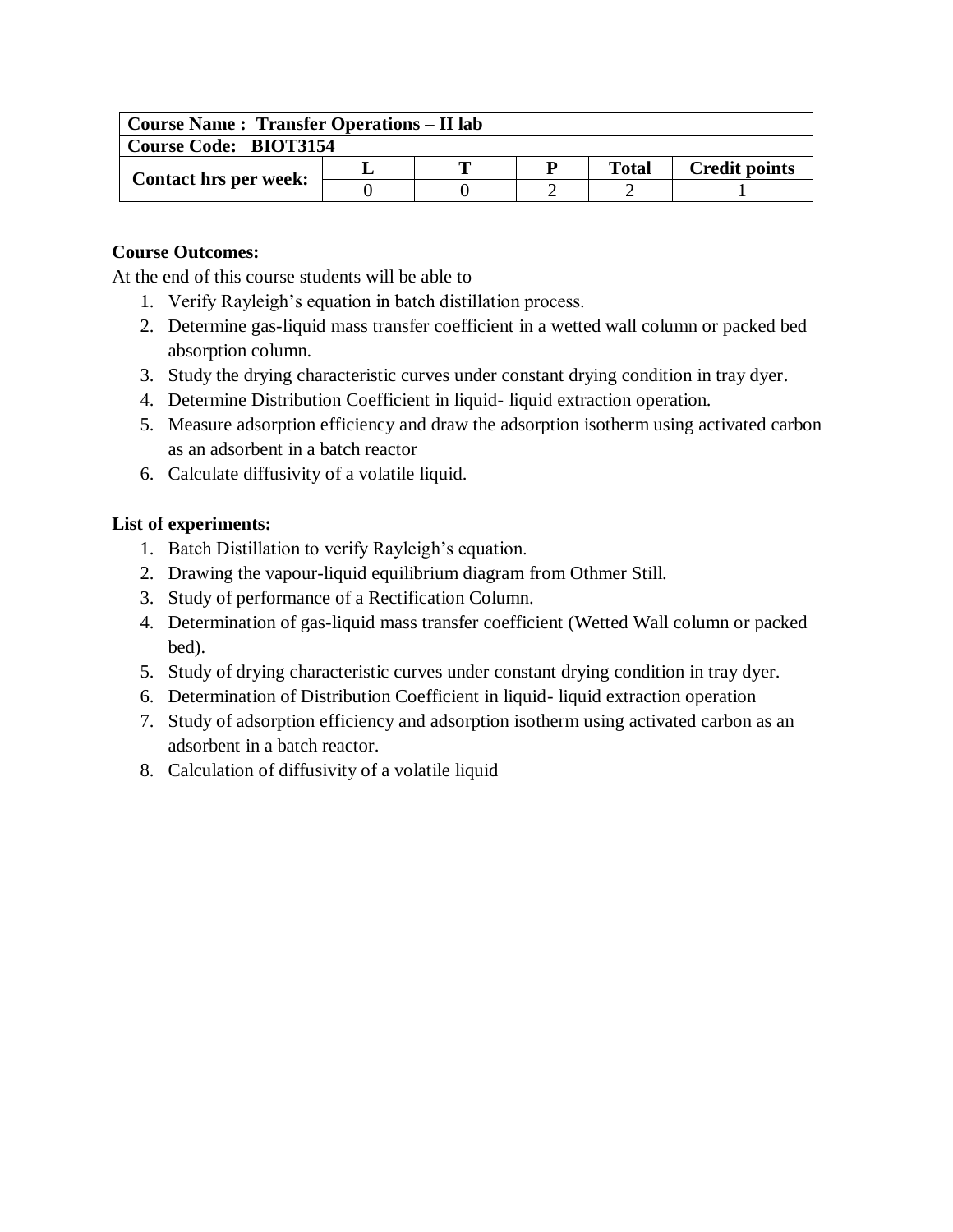| Course Name : Transfer Operations – II lab | | | | | |
|---|---|---|---|---|---|
| **Course Code: BIOT3154** | | | | | |
| **Contact hrs per week:** | **L** | **T** | **P** | **Total** | **Credit points** |
| | 0 | 0 | 2 | 2 | 1 |

**Course Outcomes:**

At the end of this course students will be able to

1. Verify Rayleigh's equation in batch distillation process.
2. Determine gas-liquid mass transfer coefficient in a wetted wall column or packed bed absorption column.
3. Study the drying characteristic curves under constant drying condition in tray dyer.
4. Determine Distribution Coefficient in liquid- liquid extraction operation.
5. Measure adsorption efficiency and draw the adsorption isotherm using activated carbon as an adsorbent in a batch reactor
6. Calculate diffusivity of a volatile liquid.

**List of experiments:**

1. Batch Distillation to verify Rayleigh's equation.
2. Drawing the vapour-liquid equilibrium diagram from Othmer Still.
3. Study of performance of a Rectification Column.
4. Determination of gas-liquid mass transfer coefficient (Wetted Wall column or packed bed).
5. Study of drying characteristic curves under constant drying condition in tray dyer.
6. Determination of Distribution Coefficient in liquid- liquid extraction operation
7. Study of adsorption efficiency and adsorption isotherm using activated carbon as an adsorbent in a batch reactor.
8. Calculation of diffusivity of a volatile liquid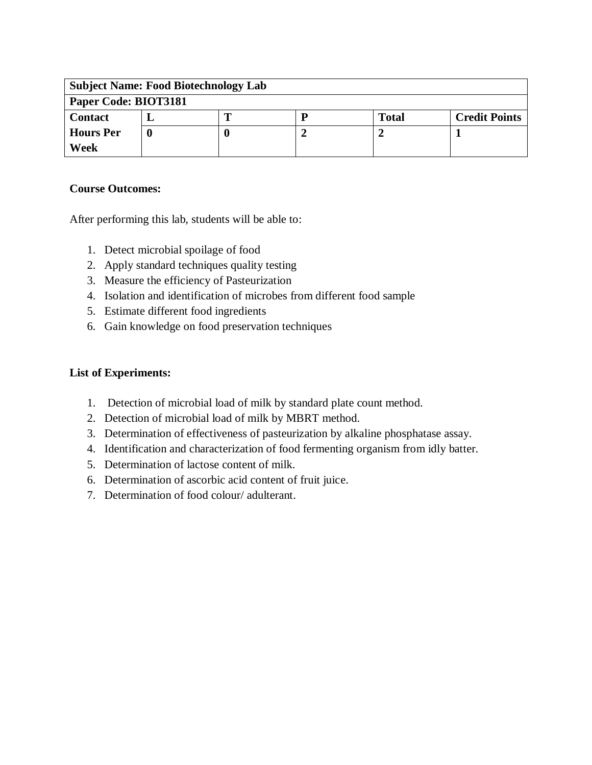| **Subject Name: Food Biotechnology Lab** | | | | | |
|---|---|---|---|---|---|
| **Paper Code: BIOT3181** | | | | | |
| **Contact Hours Per Week** | **L** | **T** | **P** | **Total** | **Credit Points** |
| | **0** | **0** | **2** | **2** | **1** |

**Course Outcomes:**

After performing this lab, students will be able to:

1. Detect microbial spoilage of food
2. Apply standard techniques quality testing
3. Measure the efficiency of Pasteurization
4. Isolation and identification of microbes from different food sample
5. Estimate different food ingredients
6. Gain knowledge on food preservation techniques

**List of Experiments:**

1. Detection of microbial load of milk by standard plate count method.
2. Detection of microbial load of milk by MBRT method.
3. Determination of effectiveness of pasteurization by alkaline phosphatase assay.
4. Identification and characterization of food fermenting organism from idly batter.
5. Determination of lactose content of milk.
6. Determination of ascorbic acid content of fruit juice.
7. Determination of food colour/ adulterant.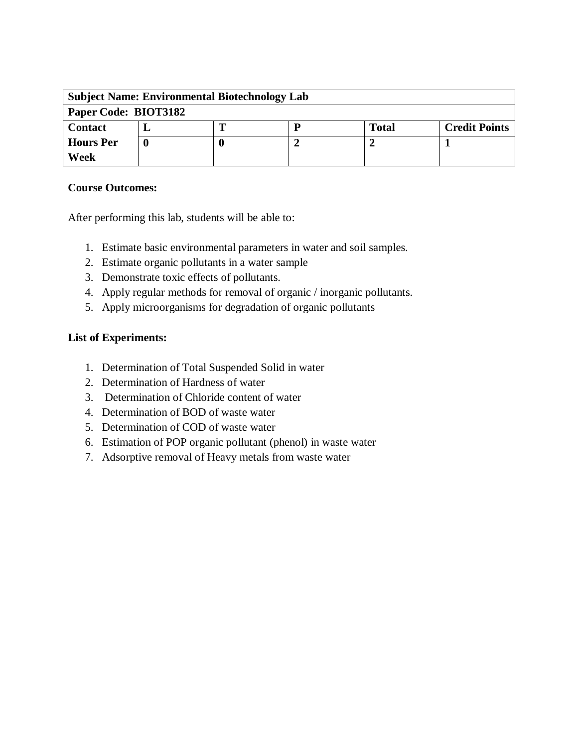| **Subject Name: Environmental Biotechnology Lab** | | | | | |
|---|---|---|---|---|---|
| **Paper Code: BIOT3182** | | | | | |
| **Contact Hours Per Week** | **L** | **T** | **P** | **Total** | **Credit Points** |
| | **0** | **0** | **2** | **2** | **1** |

**Course Outcomes:**

After performing this lab, students will be able to:

1. Estimate basic environmental parameters in water and soil samples.
2. Estimate organic pollutants in a water sample
3. Demonstrate toxic effects of pollutants.
4. Apply regular methods for removal of organic / inorganic pollutants.
5. Apply microorganisms for degradation of organic pollutants

**List of Experiments:**

1. Determination of Total Suspended Solid in water
2. Determination of Hardness of water
3. Determination of Chloride content of water
4. Determination of BOD of waste water
5. Determination of COD of waste water
6. Estimation of POP organic pollutant (phenol) in waste water
7. Adsorptive removal of Heavy metals from waste water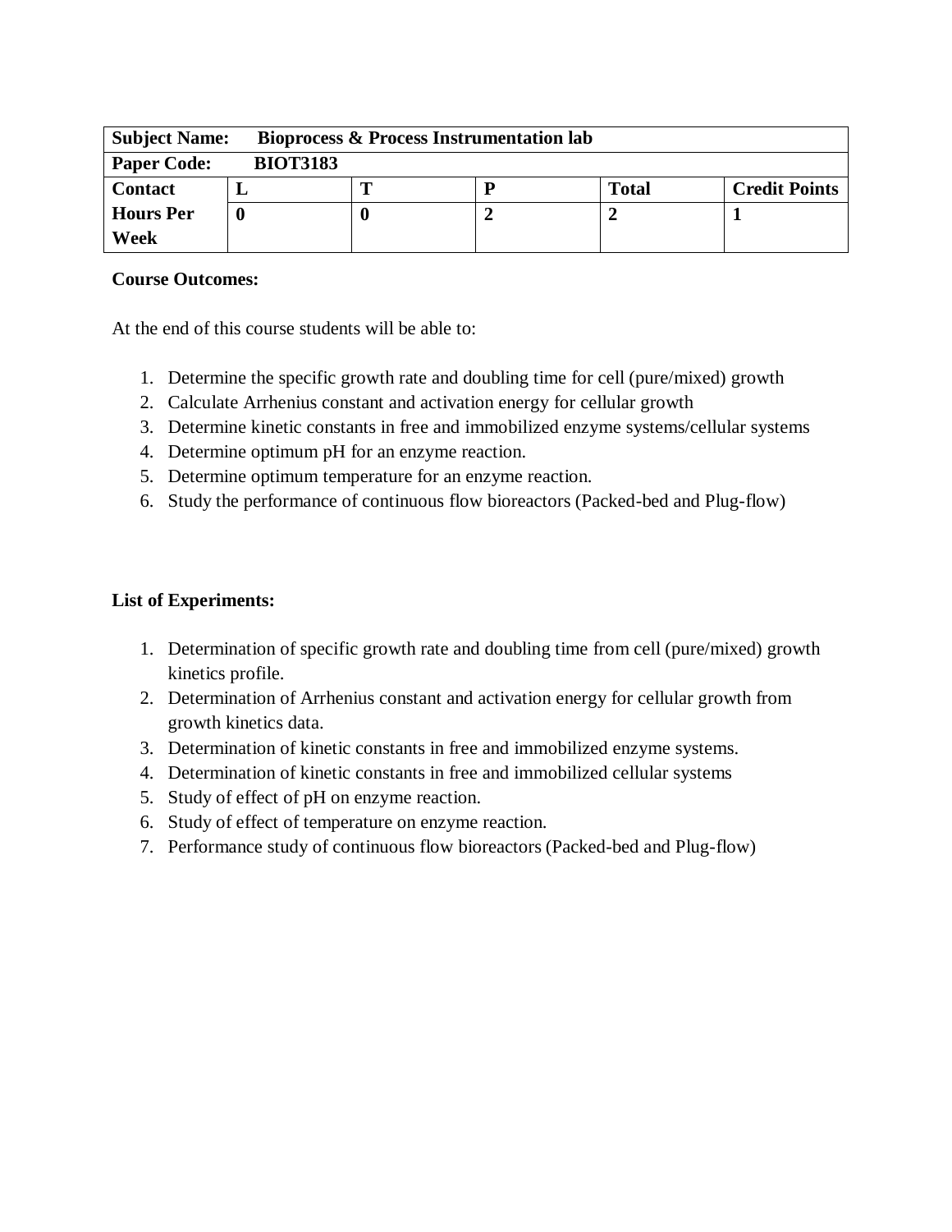| **Subject Name:** | **Bioprocess & Process Instrumentation lab** | | | | |
|---|---|---|---|---|---|
| **Paper Code:** | **BIOT3183** | | | | |
| **Contact Hours Per Week** | **L** | **T** | **P** | **Total** | **Credit Points** |
| | **0** | **0** | **2** | **2** | **1** |

**Course Outcomes:**

At the end of this course students will be able to:

1. Determine the specific growth rate and doubling time for cell (pure/mixed) growth
2. Calculate Arrhenius constant and activation energy for cellular growth
3. Determine kinetic constants in free and immobilized enzyme systems/cellular systems
4. Determine optimum pH for an enzyme reaction.
5. Determine optimum temperature for an enzyme reaction.
6. Study the performance of continuous flow bioreactors (Packed-bed and Plug-flow)

**List of Experiments:**

1. Determination of specific growth rate and doubling time from cell (pure/mixed) growth kinetics profile.
2. Determination of Arrhenius constant and activation energy for cellular growth from growth kinetics data.
3. Determination of kinetic constants in free and immobilized enzyme systems.
4. Determination of kinetic constants in free and immobilized cellular systems
5. Study of effect of pH on enzyme reaction.
6. Study of effect of temperature on enzyme reaction.
7. Performance study of continuous flow bioreactors (Packed-bed and Plug-flow)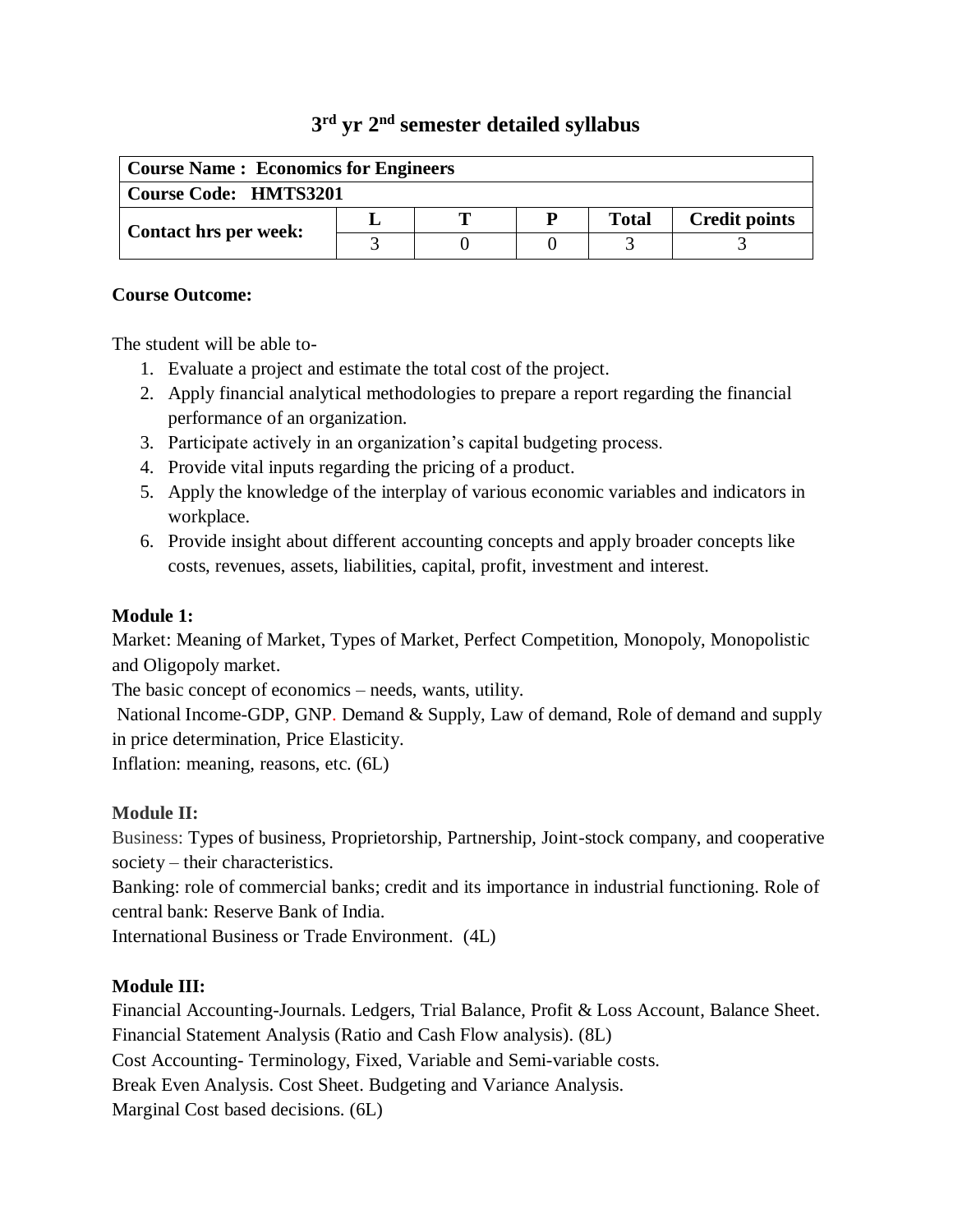# 3rd yr 2nd semester detailed syllabus

| **Course Name : Economics for Engineers** | | | | | |
|---|---|---|---|---|---|
| **Course Code: HMTS3201** | | | | | |
| **Contact hrs per week:** | **L** | **T** | **P** | **Total** | **Credit points** |
| | 3 | 0 | 0 | 3 | 3 |

**Course Outcome:**

The student will be able to-

1. Evaluate a project and estimate the total cost of the project.
2. Apply financial analytical methodologies to prepare a report regarding the financial performance of an organization.
3. Participate actively in an organization's capital budgeting process.
4. Provide vital inputs regarding the pricing of a product.
5. Apply the knowledge of the interplay of various economic variables and indicators in workplace.
6. Provide insight about different accounting concepts and apply broader concepts like costs, revenues, assets, liabilities, capital, profit, investment and interest.

**Module 1:**

Market: Meaning of Market, Types of Market, Perfect Competition, Monopoly, Monopolistic and Oligopoly market.

The basic concept of economics – needs, wants, utility.

National Income-GDP, GNP. Demand & Supply, Law of demand, Role of demand and supply in price determination, Price Elasticity.

Inflation: meaning, reasons, etc. (6L)

**Module II:**

Business: Types of business, Proprietorship, Partnership, Joint-stock company, and cooperative society – their characteristics.

Banking: role of commercial banks; credit and its importance in industrial functioning. Role of central bank: Reserve Bank of India.

International Business or Trade Environment. (4L)

**Module III:**

Financial Accounting-Journals. Ledgers, Trial Balance, Profit & Loss Account, Balance Sheet.

Financial Statement Analysis (Ratio and Cash Flow analysis). (8L)

Cost Accounting- Terminology, Fixed, Variable and Semi-variable costs.

Break Even Analysis. Cost Sheet. Budgeting and Variance Analysis.

Marginal Cost based decisions. (6L)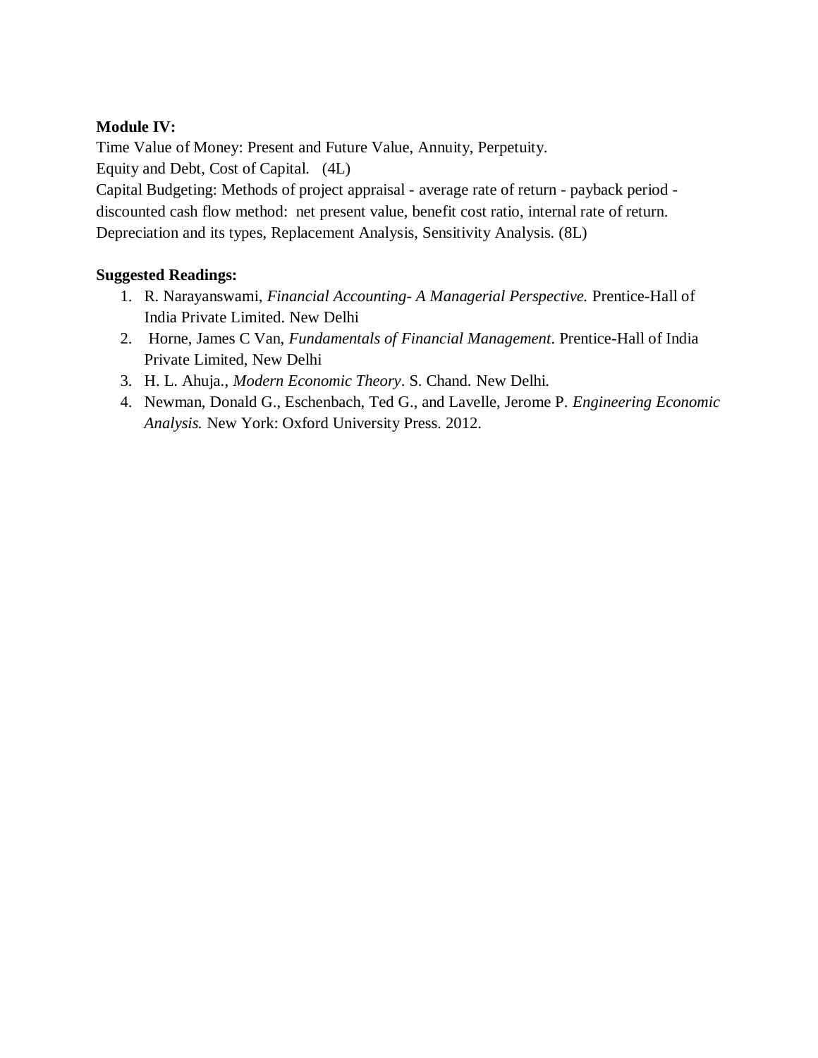**Module IV:**

Time Value of Money: Present and Future Value, Annuity, Perpetuity.
Equity and Debt, Cost of Capital. (4L)
Capital Budgeting: Methods of project appraisal - average rate of return - payback period - discounted cash flow method: net present value, benefit cost ratio, internal rate of return.
Depreciation and its types, Replacement Analysis, Sensitivity Analysis. (8L)

**Suggested Readings:**

1. R. Narayanswami, *Financial Accounting- A Managerial Perspective.* Prentice-Hall of India Private Limited. New Delhi
2. Horne, James C Van, *Fundamentals of Financial Management*. Prentice-Hall of India Private Limited, New Delhi
3. H. L. Ahuja., *Modern Economic Theory*. S. Chand. New Delhi.
4. Newman, Donald G., Eschenbach, Ted G., and Lavelle, Jerome P. *Engineering Economic Analysis.* New York: Oxford University Press. 2012.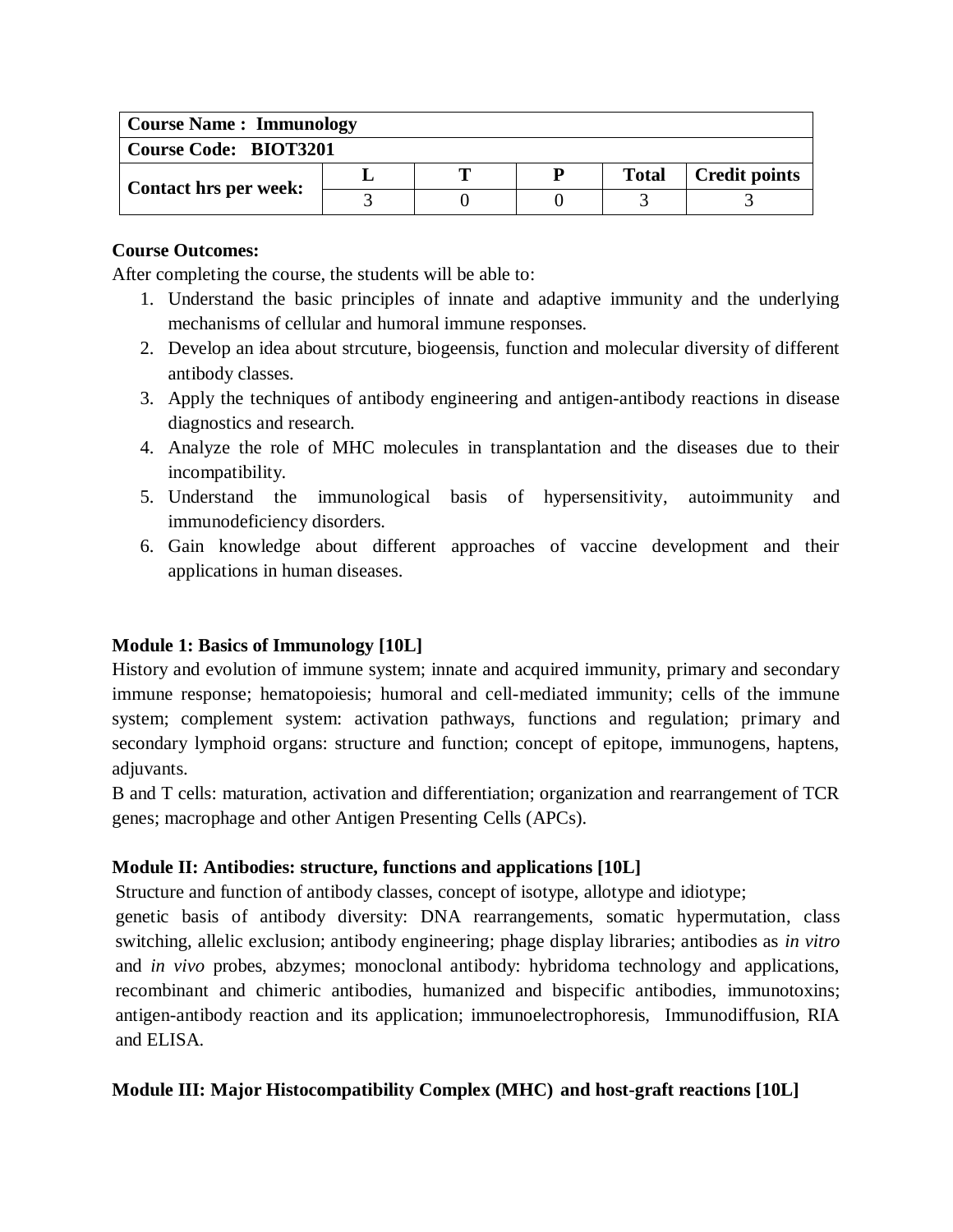| Course Name : Immunology | | | | | |
|---|---|---|---|---|---|
| **Course Code: BIOT3201** | | | | | |
| **Contact hrs per week:** | **L** | **T** | **P** | **Total** | **Credit points** |
| | 3 | 0 | 0 | 3 | 3 |

**Course Outcomes:**

After completing the course, the students will be able to:

1. Understand the basic principles of innate and adaptive immunity and the underlying mechanisms of cellular and humoral immune responses.
2. Develop an idea about strcuture, biogeensis, function and molecular diversity of different antibody classes.
3. Apply the techniques of antibody engineering and antigen-antibody reactions in disease diagnostics and research.
4. Analyze the role of MHC molecules in transplantation and the diseases due to their incompatibility.
5. Understand the immunological basis of hypersensitivity, autoimmunity and immunodeficiency disorders.
6. Gain knowledge about different approaches of vaccine development and their applications in human diseases.

**Module 1: Basics of Immunology [10L]**

History and evolution of immune system; innate and acquired immunity, primary and secondary immune response; hematopoiesis; humoral and cell-mediated immunity; cells of the immune system; complement system: activation pathways, functions and regulation; primary and secondary lymphoid organs: structure and function; concept of epitope, immunogens, haptens, adjuvants.

B and T cells: maturation, activation and differentiation; organization and rearrangement of TCR genes; macrophage and other Antigen Presenting Cells (APCs).

**Module II: Antibodies: structure, functions and applications [10L]**

Structure and function of antibody classes, concept of isotype, allotype and idiotype;
genetic basis of antibody diversity: DNA rearrangements, somatic hypermutation, class switching, allelic exclusion; antibody engineering; phage display libraries; antibodies as *in vitro* and *in vivo* probes, abzymes; monoclonal antibody: hybridoma technology and applications, recombinant and chimeric antibodies, humanized and bispecific antibodies, immunotoxins; antigen-antibody reaction and its application; immunoelectrophoresis, Immunodiffusion, RIA and ELISA.

**Module III: Major Histocompatibility Complex (MHC) and host-graft reactions [10L]**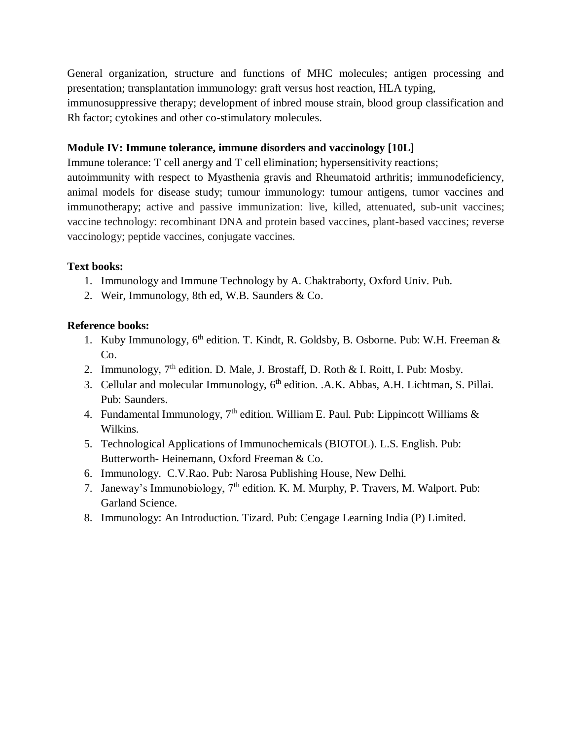General organization, structure and functions of MHC molecules; antigen processing and presentation; transplantation immunology: graft versus host reaction, HLA typing, immunosuppressive therapy; development of inbred mouse strain, blood group classification and Rh factor; cytokines and other co-stimulatory molecules.

**Module IV: Immune tolerance, immune disorders and vaccinology [10L]**

Immune tolerance: T cell anergy and T cell elimination; hypersensitivity reactions; autoimmunity with respect to Myasthenia gravis and Rheumatoid arthritis; immunodeficiency, animal models for disease study; tumour immunology: tumour antigens, tumor vaccines and immunotherapy; active and passive immunization: live, killed, attenuated, sub-unit vaccines; vaccine technology: recombinant DNA and protein based vaccines, plant-based vaccines; reverse vaccinology; peptide vaccines, conjugate vaccines.

**Text books:**

1. Immunology and Immune Technology by A. Chaktraborty, Oxford Univ. Pub.
2. Weir, Immunology, 8th ed, W.B. Saunders & Co.

**Reference books:**

1. Kuby Immunology, 6th edition. T. Kindt, R. Goldsby, B. Osborne. Pub: W.H. Freeman & Co.
2. Immunology, 7th edition. D. Male, J. Brostaff, D. Roth & I. Roitt, I. Pub: Mosby.
3. Cellular and molecular Immunology, 6th edition. .A.K. Abbas, A.H. Lichtman, S. Pillai. Pub: Saunders.
4. Fundamental Immunology, 7th edition. William E. Paul. Pub: Lippincott Williams & Wilkins.
5. Technological Applications of Immunochemicals (BIOTOL). L.S. English. Pub: Butterworth- Heinemann, Oxford Freeman & Co.
6. Immunology. C.V.Rao. Pub: Narosa Publishing House, New Delhi.
7. Janeway's Immunobiology, 7th edition. K. M. Murphy, P. Travers, M. Walport. Pub: Garland Science.
8. Immunology: An Introduction. Tizard. Pub: Cengage Learning India (P) Limited.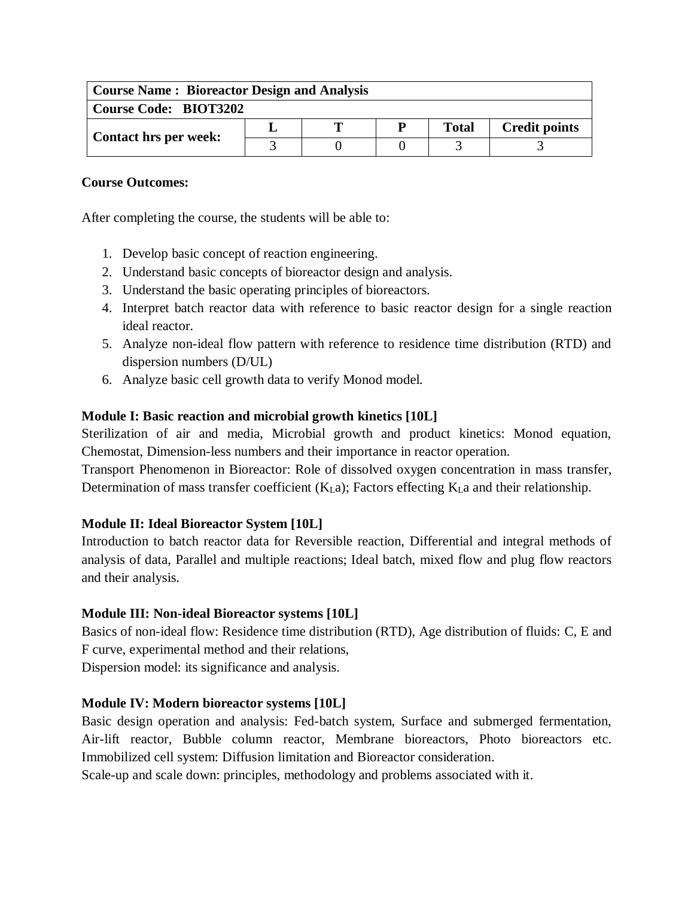| Course Name : Bioreactor Design and Analysis | | | | | |
|---|---|---|---|---|---|
| Course Code: BIOT3202 | | | | | |
| Contact hrs per week: | L | T | P | Total | Credit points |
| | 3 | 0 | 0 | 3 | 3 |

**Course Outcomes:**

After completing the course, the students will be able to:

1. Develop basic concept of reaction engineering.
2. Understand basic concepts of bioreactor design and analysis.
3. Understand the basic operating principles of bioreactors.
4. Interpret batch reactor data with reference to basic reactor design for a single reaction ideal reactor.
5. Analyze non-ideal flow pattern with reference to residence time distribution (RTD) and dispersion numbers (D/UL)
6. Analyze basic cell growth data to verify Monod model.

**Module I: Basic reaction and microbial growth kinetics [10L]**

Sterilization of air and media, Microbial growth and product kinetics: Monod equation, Chemostat, Dimension-less numbers and their importance in reactor operation.

Transport Phenomenon in Bioreactor: Role of dissolved oxygen concentration in mass transfer, Determination of mass transfer coefficient ($K_La$); Factors effecting $K_La$ and their relationship.

**Module II: Ideal Bioreactor System [10L]**

Introduction to batch reactor data for Reversible reaction, Differential and integral methods of analysis of data, Parallel and multiple reactions; Ideal batch, mixed flow and plug flow reactors and their analysis.

**Module III: Non-ideal Bioreactor systems [10L]**

Basics of non-ideal flow: Residence time distribution (RTD), Age distribution of fluids: C, E and F curve, experimental method and their relations,

Dispersion model: its significance and analysis.

**Module IV: Modern bioreactor systems [10L]**

Basic design operation and analysis: Fed-batch system, Surface and submerged fermentation, Air-lift reactor, Bubble column reactor, Membrane bioreactors, Photo bioreactors etc. Immobilized cell system: Diffusion limitation and Bioreactor consideration.

Scale-up and scale down: principles, methodology and problems associated with it.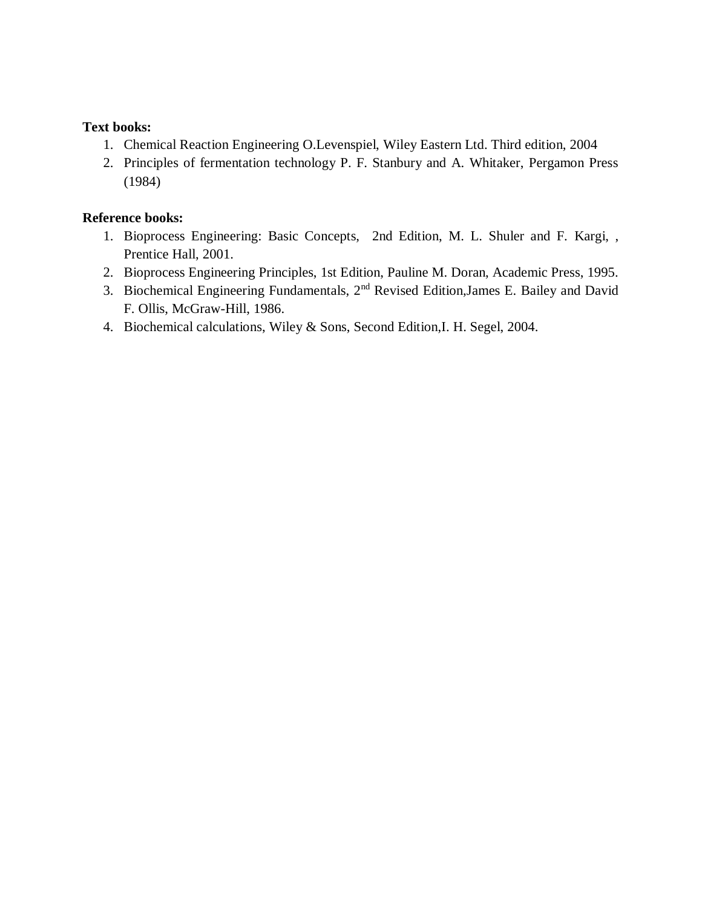**Text books:**

1. Chemical Reaction Engineering O.Levenspiel, Wiley Eastern Ltd. Third edition, 2004
2. Principles of fermentation technology P. F. Stanbury and A. Whitaker, Pergamon Press (1984)

**Reference books:**

1. Bioprocess Engineering: Basic Concepts, 2nd Edition, M. L. Shuler and F. Kargi, , Prentice Hall, 2001.
2. Bioprocess Engineering Principles, 1st Edition, Pauline M. Doran, Academic Press, 1995.
3. Biochemical Engineering Fundamentals, 2nd Revised Edition,James E. Bailey and David F. Ollis, McGraw-Hill, 1986.
4. Biochemical calculations, Wiley & Sons, Second Edition,I. H. Segel, 2004.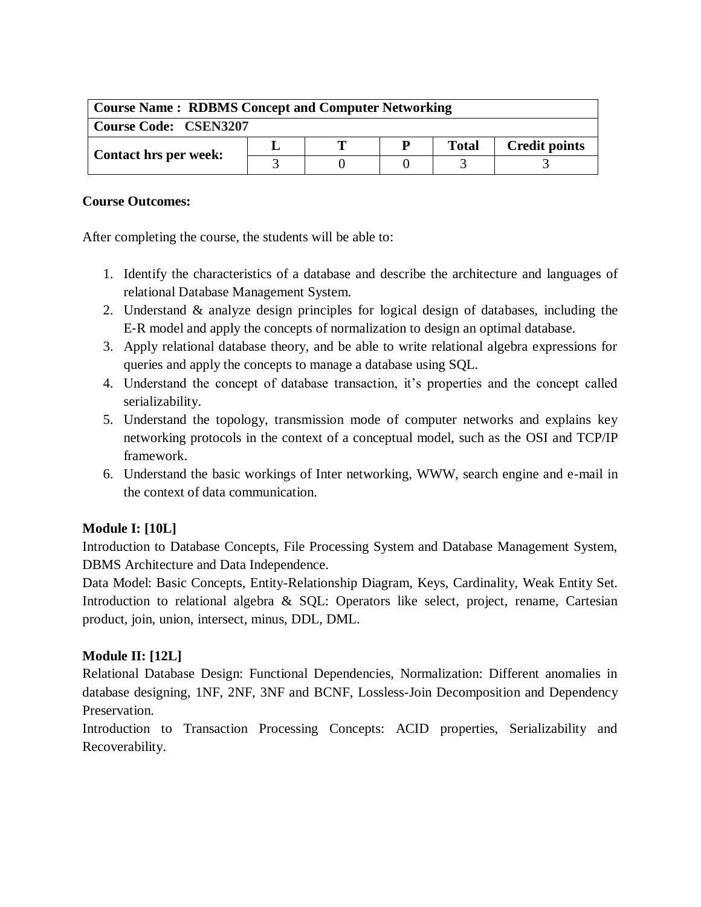| Course Name : RDBMS Concept and Computer Networking | | | | | |
|---|---|---|---|---|---|
| **Course Code: CSEN3207** | | | | | |
| **Contact hrs per week:** | **L** | **T** | **P** | **Total** | **Credit points** |
| | 3 | 0 | 0 | 3 | 3 |

**Course Outcomes:**

After completing the course, the students will be able to:

1. Identify the characteristics of a database and describe the architecture and languages of relational Database Management System.
2. Understand & analyze design principles for logical design of databases, including the E-R model and apply the concepts of normalization to design an optimal database.
3. Apply relational database theory, and be able to write relational algebra expressions for queries and apply the concepts to manage a database using SQL.
4. Understand the concept of database transaction, it's properties and the concept called serializability.
5. Understand the topology, transmission mode of computer networks and explains key networking protocols in the context of a conceptual model, such as the OSI and TCP/IP framework.
6. Understand the basic workings of Inter networking, WWW, search engine and e-mail in the context of data communication.

**Module I: [10L]**

Introduction to Database Concepts, File Processing System and Database Management System, DBMS Architecture and Data Independence.

Data Model: Basic Concepts, Entity-Relationship Diagram, Keys, Cardinality, Weak Entity Set. Introduction to relational algebra & SQL: Operators like select, project, rename, Cartesian product, join, union, intersect, minus, DDL, DML.

**Module II: [12L]**

Relational Database Design: Functional Dependencies, Normalization: Different anomalies in database designing, 1NF, 2NF, 3NF and BCNF, Lossless-Join Decomposition and Dependency Preservation.

Introduction to Transaction Processing Concepts: ACID properties, Serializability and Recoverability.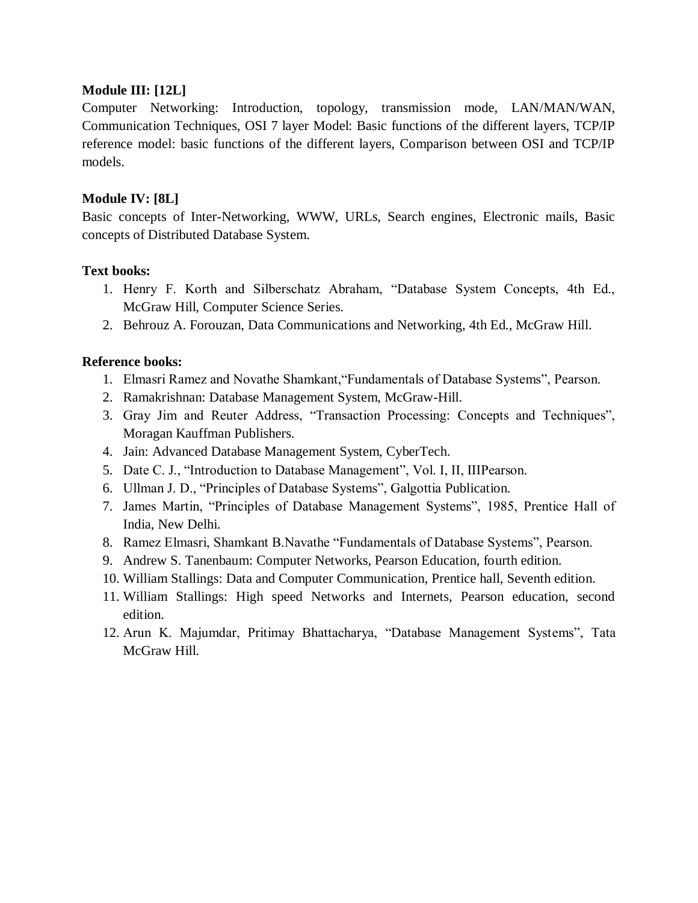**Module III: [12L]**

Computer Networking: Introduction, topology, transmission mode, LAN/MAN/WAN, Communication Techniques, OSI 7 layer Model: Basic functions of the different layers, TCP/IP reference model: basic functions of the different layers, Comparison between OSI and TCP/IP models.

**Module IV: [8L]**

Basic concepts of Inter-Networking, WWW, URLs, Search engines, Electronic mails, Basic concepts of Distributed Database System.

**Text books:**

1. Henry F. Korth and Silberschatz Abraham, "Database System Concepts, 4th Ed., McGraw Hill, Computer Science Series.
2. Behrouz A. Forouzan, Data Communications and Networking, 4th Ed., McGraw Hill.

**Reference books:**

1. Elmasri Ramez and Novathe Shamkant,"Fundamentals of Database Systems", Pearson.
2. Ramakrishnan: Database Management System, McGraw-Hill.
3. Gray Jim and Reuter Address, "Transaction Processing: Concepts and Techniques", Moragan Kauffman Publishers.
4. Jain: Advanced Database Management System, CyberTech.
5. Date C. J., "Introduction to Database Management", Vol. I, II, IIIPearson.
6. Ullman J. D., "Principles of Database Systems", Galgottia Publication.
7. James Martin, "Principles of Database Management Systems", 1985, Prentice Hall of India, New Delhi.
8. Ramez Elmasri, Shamkant B.Navathe "Fundamentals of Database Systems", Pearson.
9. Andrew S. Tanenbaum: Computer Networks, Pearson Education, fourth edition.
10. William Stallings: Data and Computer Communication, Prentice hall, Seventh edition.
11. William Stallings: High speed Networks and Internets, Pearson education, second edition.
12. Arun K. Majumdar, Pritimay Bhattacharya, "Database Management Systems", Tata McGraw Hill.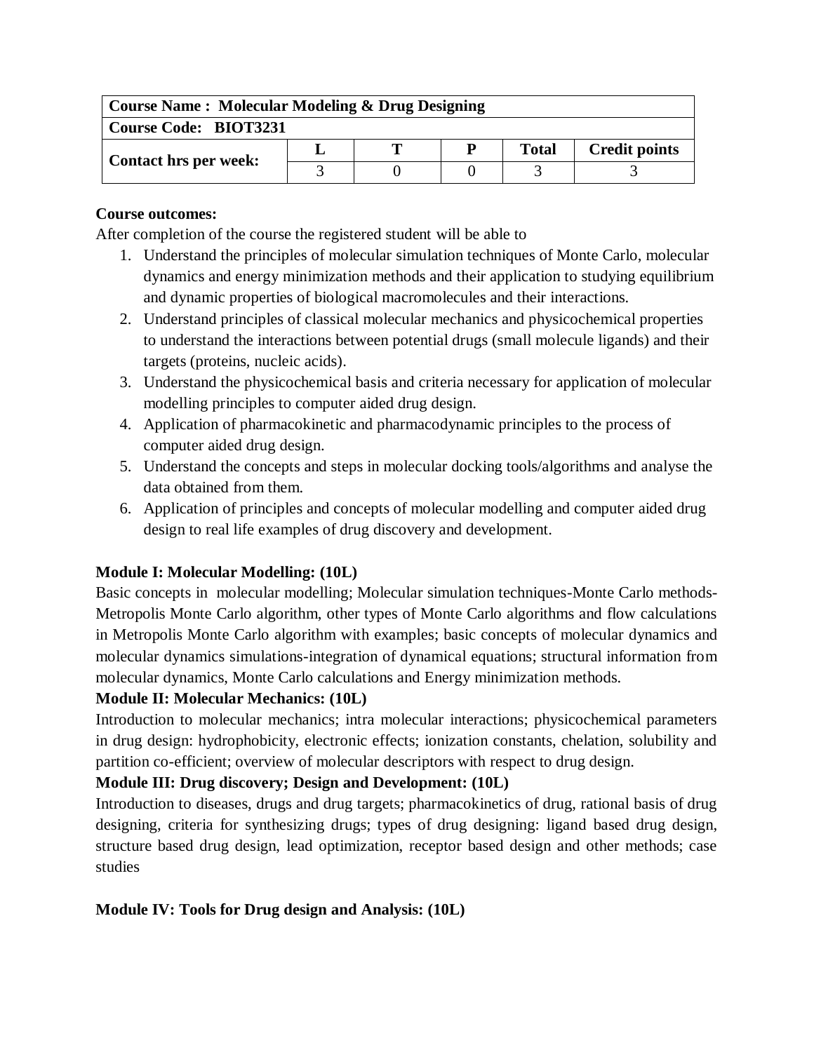| Course Name : Molecular Modeling & Drug Designing | | | | | |
|---|---|---|---|---|---|
| Course Code: BIOT3231 | | | | | |
| Contact hrs per week: | L | T | P | Total | Credit points |
| | 3 | 0 | 0 | 3 | 3 |

**Course outcomes:**

After completion of the course the registered student will be able to

1. Understand the principles of molecular simulation techniques of Monte Carlo, molecular dynamics and energy minimization methods and their application to studying equilibrium and dynamic properties of biological macromolecules and their interactions.
2. Understand principles of classical molecular mechanics and physicochemical properties to understand the interactions between potential drugs (small molecule ligands) and their targets (proteins, nucleic acids).
3. Understand the physicochemical basis and criteria necessary for application of molecular modelling principles to computer aided drug design.
4. Application of pharmacokinetic and pharmacodynamic principles to the process of computer aided drug design.
5. Understand the concepts and steps in molecular docking tools/algorithms and analyse the data obtained from them.
6. Application of principles and concepts of molecular modelling and computer aided drug design to real life examples of drug discovery and development.

**Module I: Molecular Modelling: (10L)**

Basic concepts in molecular modelling; Molecular simulation techniques-Monte Carlo methods-Metropolis Monte Carlo algorithm, other types of Monte Carlo algorithms and flow calculations in Metropolis Monte Carlo algorithm with examples; basic concepts of molecular dynamics and molecular dynamics simulations-integration of dynamical equations; structural information from molecular dynamics, Monte Carlo calculations and Energy minimization methods.

**Module II: Molecular Mechanics: (10L)**

Introduction to molecular mechanics; intra molecular interactions; physicochemical parameters in drug design: hydrophobicity, electronic effects; ionization constants, chelation, solubility and partition co-efficient; overview of molecular descriptors with respect to drug design.

**Module III: Drug discovery; Design and Development: (10L)**

Introduction to diseases, drugs and drug targets; pharmacokinetics of drug, rational basis of drug designing, criteria for synthesizing drugs; types of drug designing: ligand based drug design, structure based drug design, lead optimization, receptor based design and other methods; case studies

**Module IV: Tools for Drug design and Analysis: (10L)**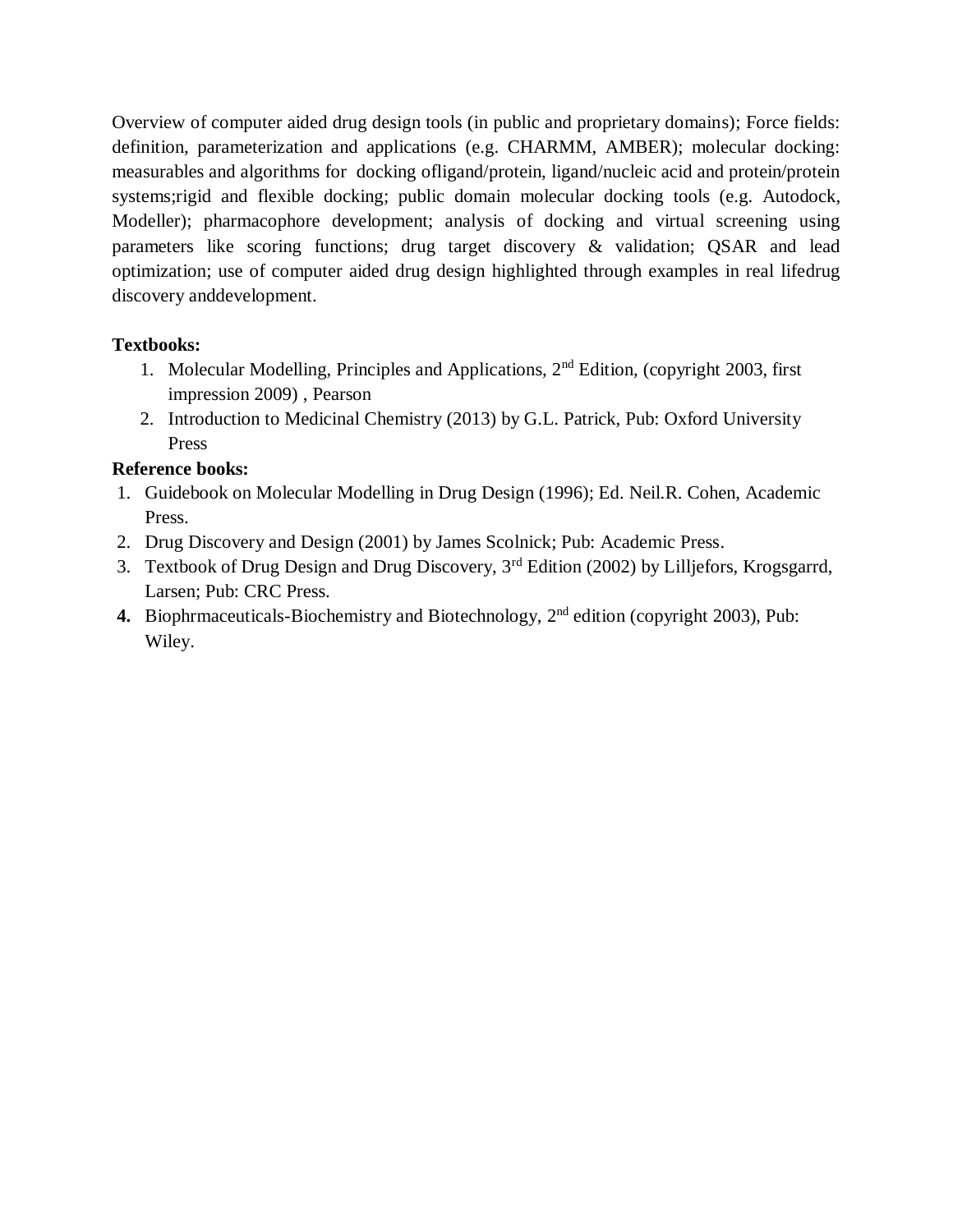Overview of computer aided drug design tools (in public and proprietary domains); Force fields: definition, parameterization and applications (e.g. CHARMM, AMBER); molecular docking: measurables and algorithms for docking ofligand/protein, ligand/nucleic acid and protein/protein systems;rigid and flexible docking; public domain molecular docking tools (e.g. Autodock, Modeller); pharmacophore development; analysis of docking and virtual screening using parameters like scoring functions; drug target discovery & validation; QSAR and lead optimization; use of computer aided drug design highlighted through examples in real lifedrug discovery anddevelopment.

**Textbooks:**

1. Molecular Modelling, Principles and Applications, 2nd Edition, (copyright 2003, first impression 2009) , Pearson
2. Introduction to Medicinal Chemistry (2013) by G.L. Patrick, Pub: Oxford University Press

**Reference books:**

1. Guidebook on Molecular Modelling in Drug Design (1996); Ed. Neil.R. Cohen, Academic Press.
2. Drug Discovery and Design (2001) by James Scolnick; Pub: Academic Press.
3. Textbook of Drug Design and Drug Discovery, 3rd Edition (2002) by Lilljefors, Krogsgarrd, Larsen; Pub: CRC Press.
4. Biophrmaceuticals-Biochemistry and Biotechnology, 2nd edition (copyright 2003), Pub: Wiley.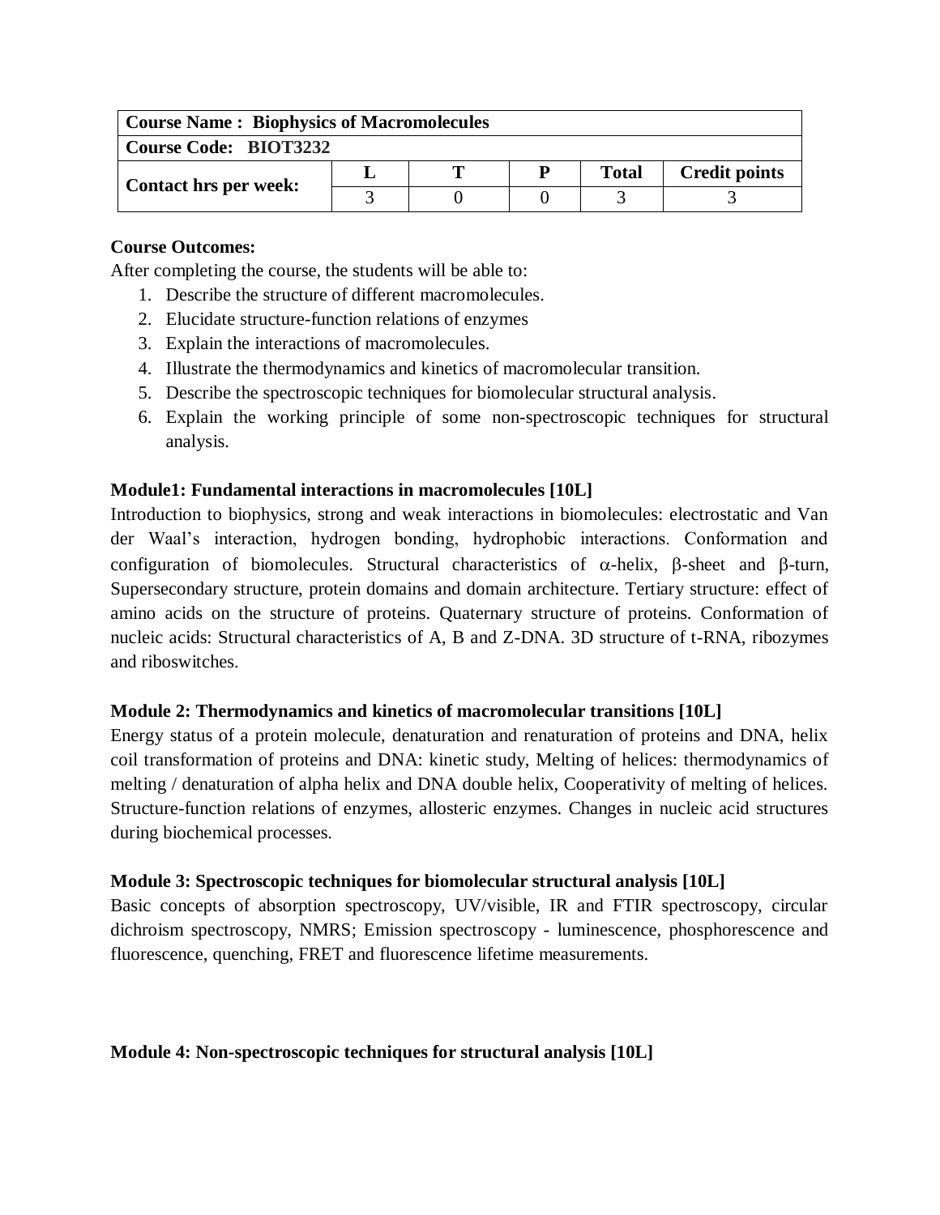| **Course Name : Biophysics of Macromolecules** | | | | | |
|---|---|---|---|---|---|
| **Course Code: BIOT3232** | | | | | |
| **Contact hrs per week:** | **L** | **T** | **P** | **Total** | **Credit points** |
| | 3 | 0 | 0 | 3 | 3 |

**Course Outcomes:**

After completing the course, the students will be able to:

1. Describe the structure of different macromolecules.
2. Elucidate structure-function relations of enzymes
3. Explain the interactions of macromolecules.
4. Illustrate the thermodynamics and kinetics of macromolecular transition.
5. Describe the spectroscopic techniques for biomolecular structural analysis.
6. Explain the working principle of some non-spectroscopic techniques for structural analysis.

**Module1: Fundamental interactions in macromolecules [10L]**

Introduction to biophysics, strong and weak interactions in biomolecules: electrostatic and Van der Waal's interaction, hydrogen bonding, hydrophobic interactions. Conformation and configuration of biomolecules. Structural characteristics of $\alpha$-helix, $\beta$-sheet and $\beta$-turn, Supersecondary structure, protein domains and domain architecture. Tertiary structure: effect of amino acids on the structure of proteins. Quaternary structure of proteins. Conformation of nucleic acids: Structural characteristics of A, B and Z-DNA. 3D structure of t-RNA, ribozymes and riboswitches.

**Module 2: Thermodynamics and kinetics of macromolecular transitions [10L]**

Energy status of a protein molecule, denaturation and renaturation of proteins and DNA, helix coil transformation of proteins and DNA: kinetic study, Melting of helices: thermodynamics of melting / denaturation of alpha helix and DNA double helix, Cooperativity of melting of helices. Structure-function relations of enzymes, allosteric enzymes. Changes in nucleic acid structures during biochemical processes.

**Module 3: Spectroscopic techniques for biomolecular structural analysis [10L]**

Basic concepts of absorption spectroscopy, UV/visible, IR and FTIR spectroscopy, circular dichroism spectroscopy, NMRS; Emission spectroscopy - luminescence, phosphorescence and fluorescence, quenching, FRET and fluorescence lifetime measurements.

**Module 4: Non-spectroscopic techniques for structural analysis [10L]**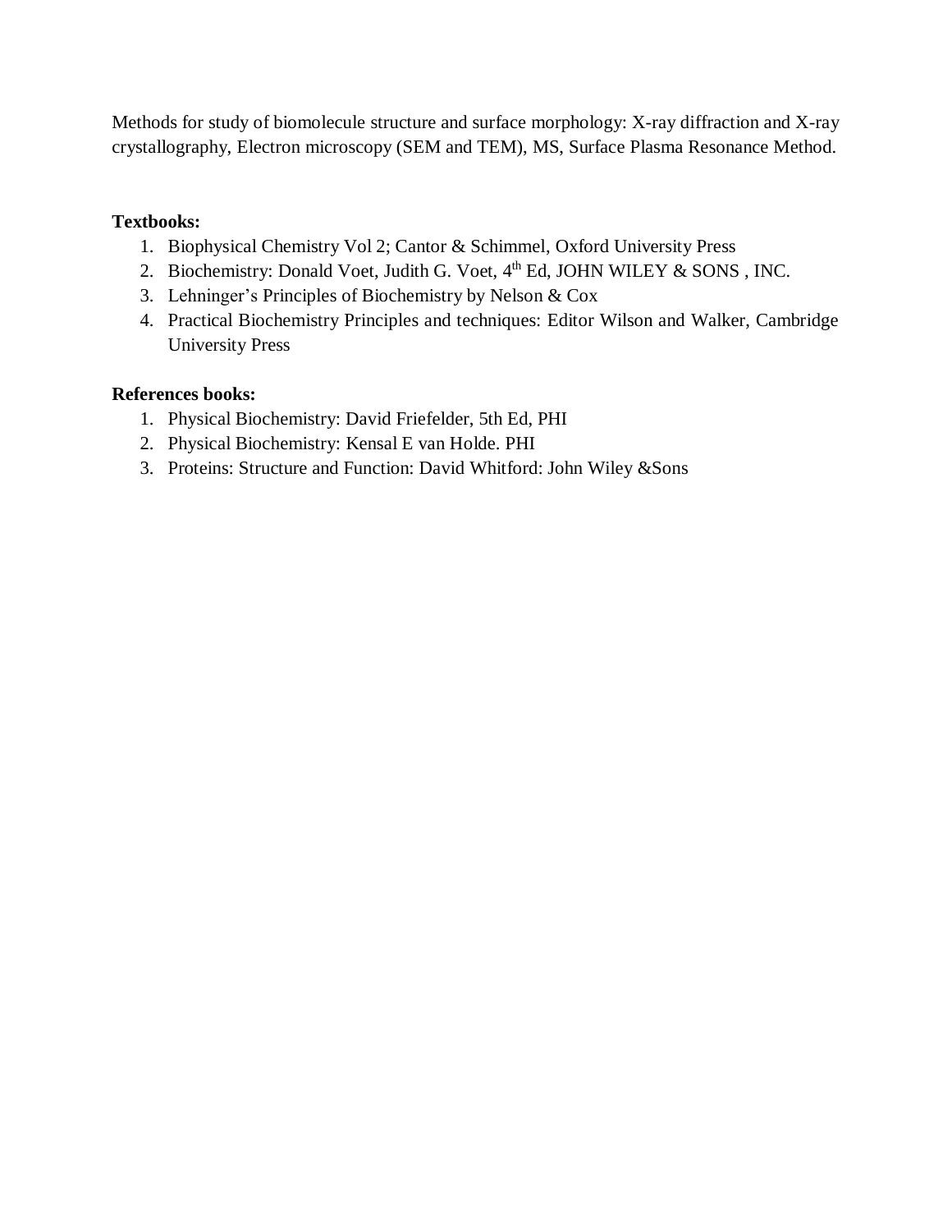Methods for study of biomolecule structure and surface morphology: X-ray diffraction and X-ray crystallography, Electron microscopy (SEM and TEM), MS, Surface Plasma Resonance Method.

**Textbooks:**

1. Biophysical Chemistry Vol 2; Cantor & Schimmel, Oxford University Press
2. Biochemistry: Donald Voet, Judith G. Voet, 4th Ed, JOHN WILEY & SONS , INC.
3. Lehninger's Principles of Biochemistry by Nelson & Cox
4. Practical Biochemistry Principles and techniques: Editor Wilson and Walker, Cambridge University Press

**References books:**

1. Physical Biochemistry: David Friefelder, 5th Ed, PHI
2. Physical Biochemistry: Kensal E van Holde. PHI
3. Proteins: Structure and Function: David Whitford: John Wiley &Sons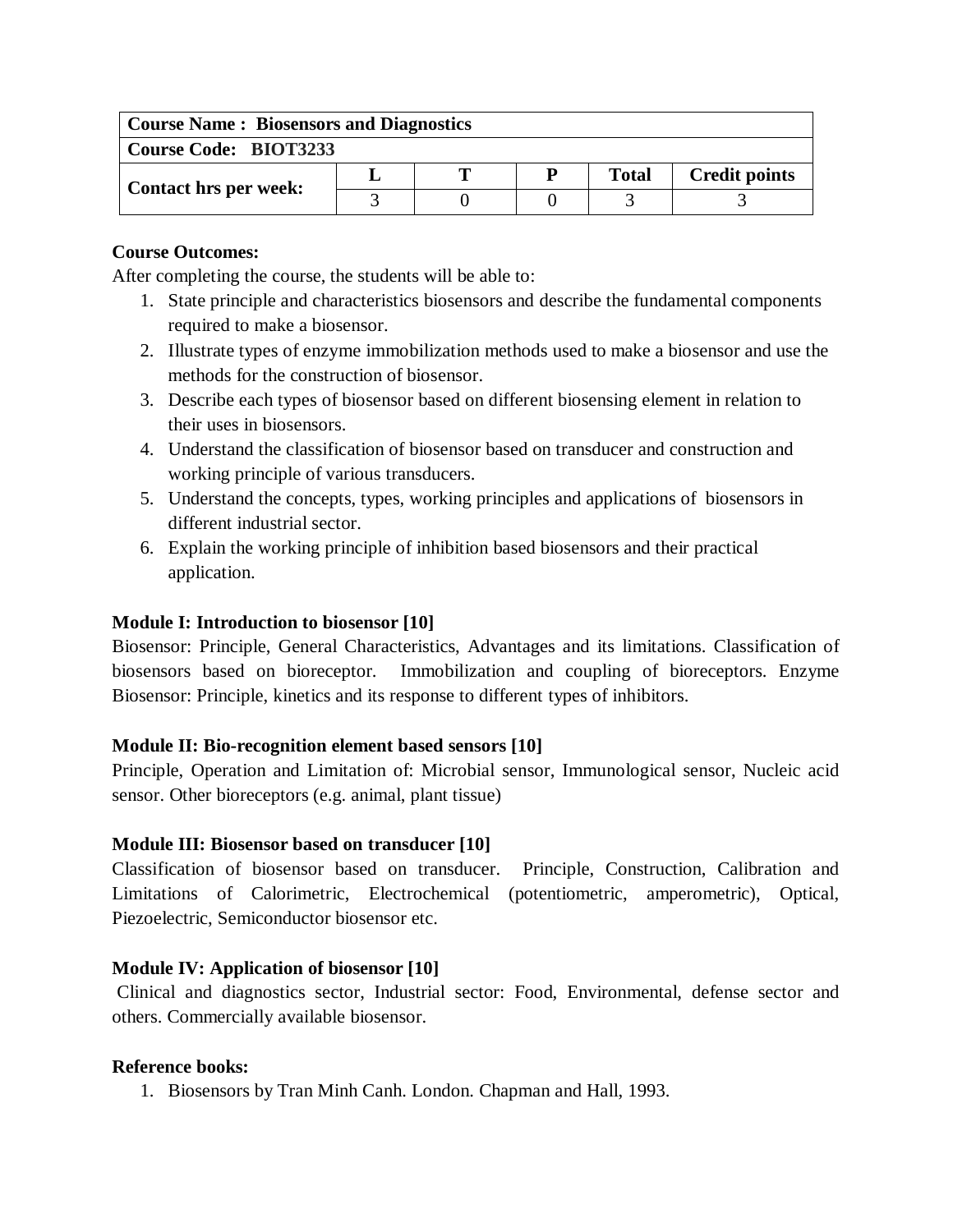| **Course Name : Biosensors and Diagnostics** | | | | | |
|---|---|---|---|---|---|
| **Course Code: BIOT3233** | | | | | |
| **Contact hrs per week:** | **L** | **T** | **P** | **Total** | **Credit points** |
| | 3 | 0 | 0 | 3 | 3 |

**Course Outcomes:**

After completing the course, the students will be able to:

1. State principle and characteristics biosensors and describe the fundamental components required to make a biosensor.
2. Illustrate types of enzyme immobilization methods used to make a biosensor and use the methods for the construction of biosensor.
3. Describe each types of biosensor based on different biosensing element in relation to their uses in biosensors.
4. Understand the classification of biosensor based on transducer and construction and working principle of various transducers.
5. Understand the concepts, types, working principles and applications of biosensors in different industrial sector.
6. Explain the working principle of inhibition based biosensors and their practical application.

**Module I: Introduction to biosensor [10]**

Biosensor: Principle, General Characteristics, Advantages and its limitations. Classification of biosensors based on bioreceptor. Immobilization and coupling of bioreceptors. Enzyme Biosensor: Principle, kinetics and its response to different types of inhibitors.

**Module II: Bio-recognition element based sensors [10]**

Principle, Operation and Limitation of: Microbial sensor, Immunological sensor, Nucleic acid sensor. Other bioreceptors (e.g. animal, plant tissue)

**Module III: Biosensor based on transducer [10]**

Classification of biosensor based on transducer. Principle, Construction, Calibration and Limitations of Calorimetric, Electrochemical (potentiometric, amperometric), Optical, Piezoelectric, Semiconductor biosensor etc.

**Module IV: Application of biosensor [10]**

Clinical and diagnostics sector, Industrial sector: Food, Environmental, defense sector and others. Commercially available biosensor.

**Reference books:**

1. Biosensors by Tran Minh Canh. London. Chapman and Hall, 1993.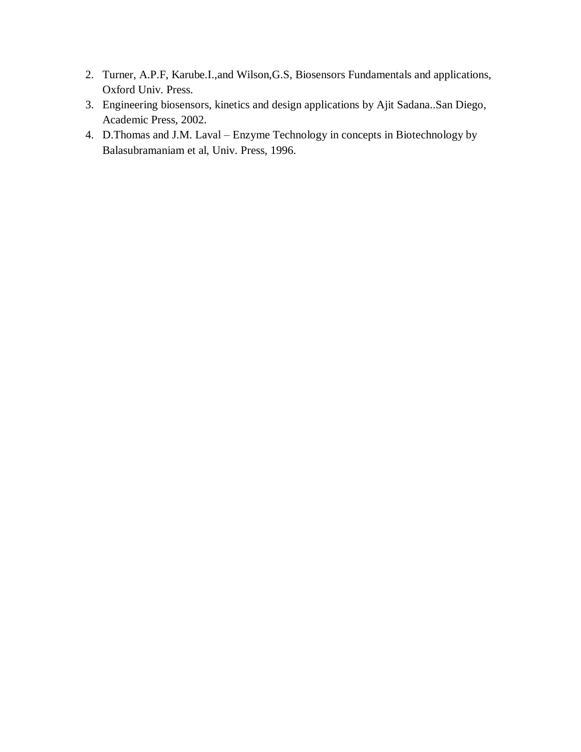2. Turner, A.P.F, Karube.I.,and Wilson,G.S, Biosensors Fundamentals and applications, Oxford Univ. Press.
3. Engineering biosensors, kinetics and design applications by Ajit Sadana..San Diego, Academic Press, 2002.
4. D.Thomas and J.M. Laval – Enzyme Technology in concepts in Biotechnology by Balasubramaniam et al, Univ. Press, 1996.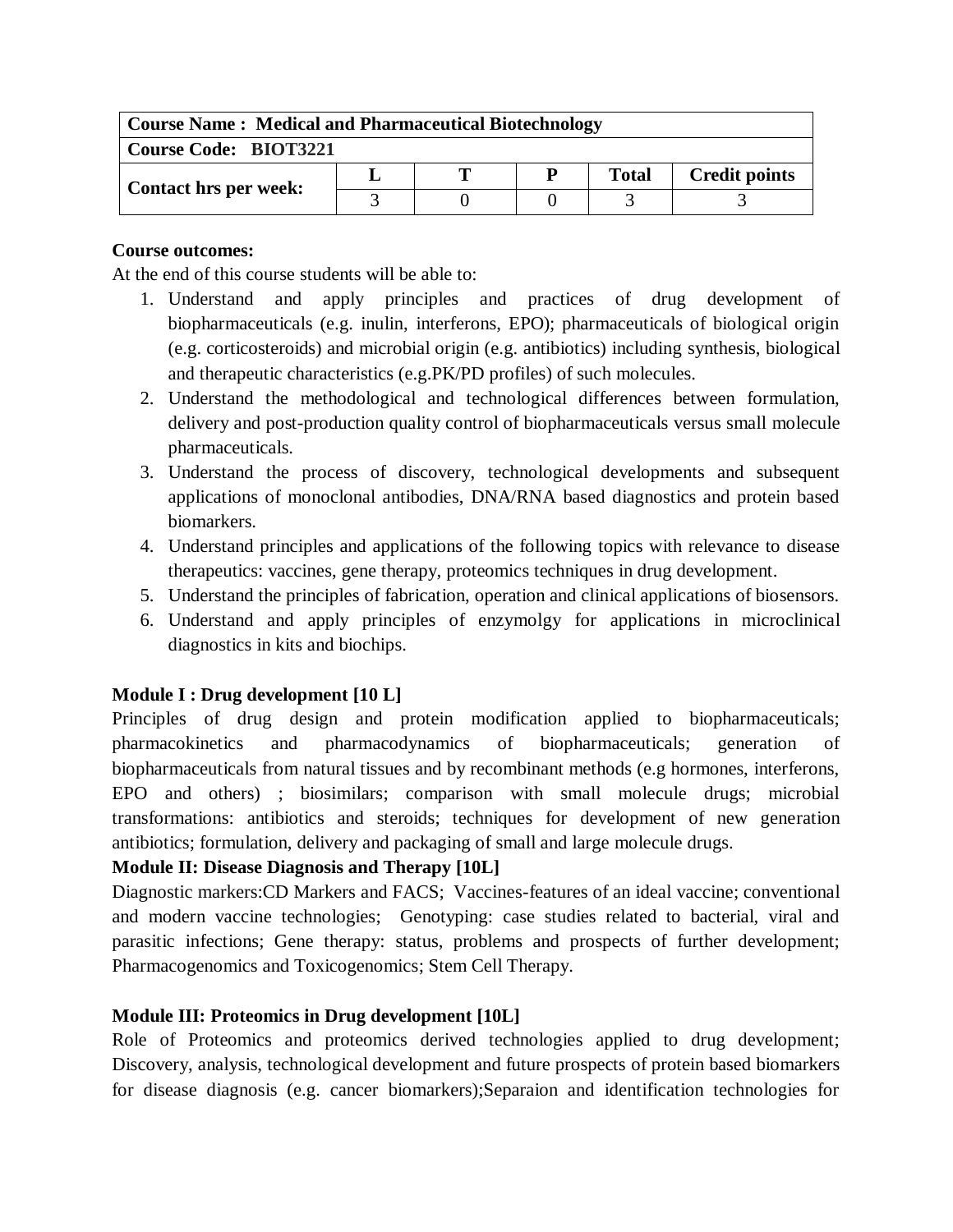| **Course Name : Medical and Pharmaceutical Biotechnology** | | | | | |
|---|---|---|---|---|---|
| **Course Code: BIOT3221** | | | | | |
| **Contact hrs per week:** | **L** | **T** | **P** | **Total** | **Credit points** |
| | 3 | 0 | 0 | 3 | 3 |

**Course outcomes:**

At the end of this course students will be able to:

1. Understand and apply principles and practices of drug development of biopharmaceuticals (e.g. inulin, interferons, EPO); pharmaceuticals of biological origin (e.g. corticosteroids) and microbial origin (e.g. antibiotics) including synthesis, biological and therapeutic characteristics (e.g.PK/PD profiles) of such molecules.
2. Understand the methodological and technological differences between formulation, delivery and post-production quality control of biopharmaceuticals versus small molecule pharmaceuticals.
3. Understand the process of discovery, technological developments and subsequent applications of monoclonal antibodies, DNA/RNA based diagnostics and protein based biomarkers.
4. Understand principles and applications of the following topics with relevance to disease therapeutics: vaccines, gene therapy, proteomics techniques in drug development.
5. Understand the principles of fabrication, operation and clinical applications of biosensors.
6. Understand and apply principles of enzymolgy for applications in microclinical diagnostics in kits and biochips.

**Module I : Drug development [10 L]**

Principles of drug design and protein modification applied to biopharmaceuticals; pharmacokinetics and pharmacodynamics of biopharmaceuticals; generation of biopharmaceuticals from natural tissues and by recombinant methods (e.g hormones, interferons, EPO and others) ; biosimilars; comparison with small molecule drugs; microbial transformations: antibiotics and steroids; techniques for development of new generation antibiotics; formulation, delivery and packaging of small and large molecule drugs.

**Module II: Disease Diagnosis and Therapy [10L]**

Diagnostic markers:CD Markers and FACS; Vaccines-features of an ideal vaccine; conventional and modern vaccine technologies; Genotyping: case studies related to bacterial, viral and parasitic infections; Gene therapy: status, problems and prospects of further development; Pharmacogenomics and Toxicogenomics; Stem Cell Therapy.

**Module III: Proteomics in Drug development [10L]**

Role of Proteomics and proteomics derived technologies applied to drug development; Discovery, analysis, technological development and future prospects of protein based biomarkers for disease diagnosis (e.g. cancer biomarkers);Separaion and identification technologies for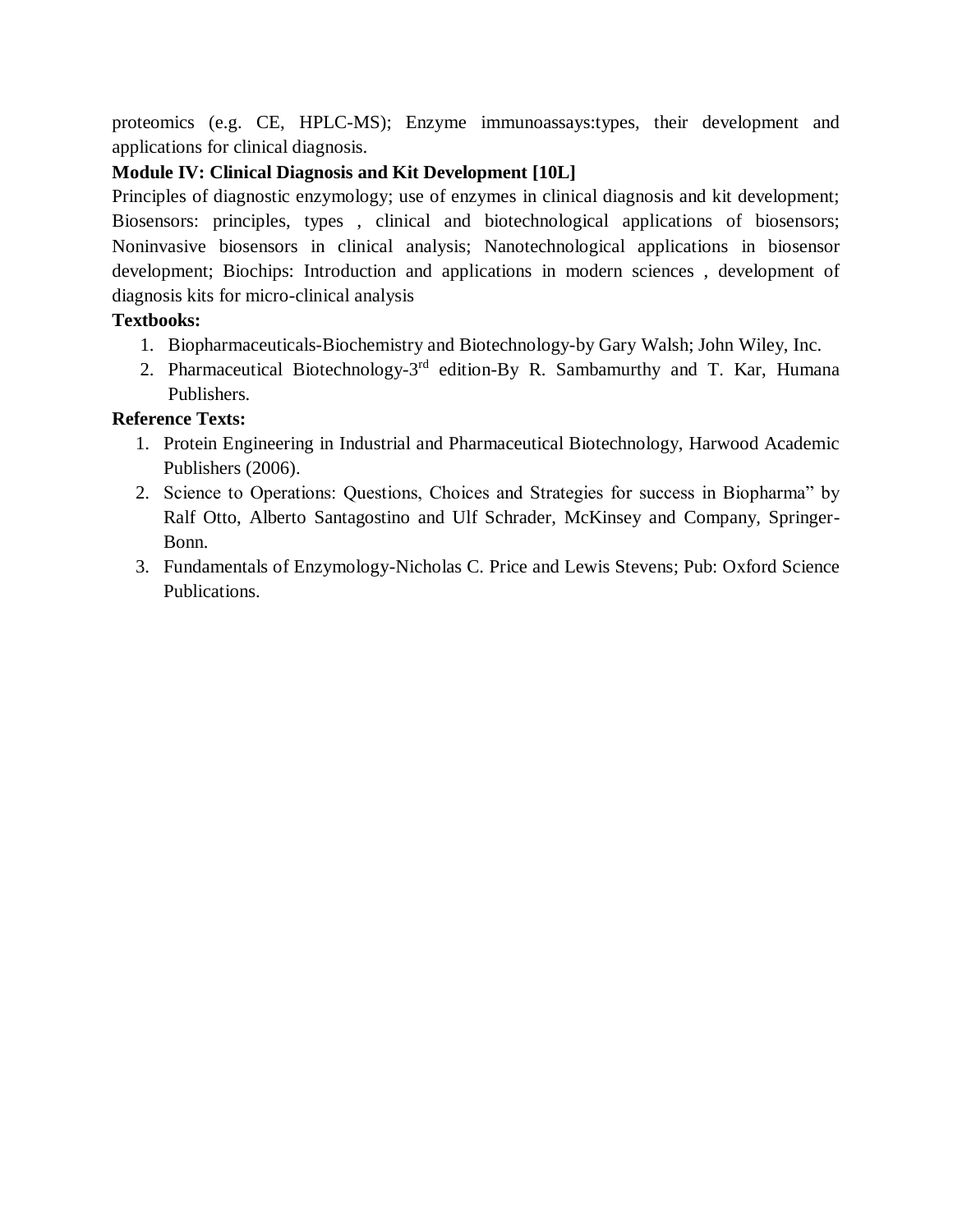proteomics (e.g. CE, HPLC-MS); Enzyme immunoassays:types, their development and applications for clinical diagnosis.

**Module IV: Clinical Diagnosis and Kit Development [10L]**

Principles of diagnostic enzymology; use of enzymes in clinical diagnosis and kit development; Biosensors: principles, types , clinical and biotechnological applications of biosensors; Noninvasive biosensors in clinical analysis; Nanotechnological applications in biosensor development; Biochips: Introduction and applications in modern sciences , development of diagnosis kits for micro-clinical analysis

**Textbooks:**

1. Biopharmaceuticals-Biochemistry and Biotechnology-by Gary Walsh; John Wiley, Inc.
2. Pharmaceutical Biotechnology-3rd edition-By R. Sambamurthy and T. Kar, Humana Publishers.

**Reference Texts:**

1. Protein Engineering in Industrial and Pharmaceutical Biotechnology, Harwood Academic Publishers (2006).
2. Science to Operations: Questions, Choices and Strategies for success in Biopharma" by Ralf Otto, Alberto Santagostino and Ulf Schrader, McKinsey and Company, Springer-Bonn.
3. Fundamentals of Enzymology-Nicholas C. Price and Lewis Stevens; Pub: Oxford Science Publications.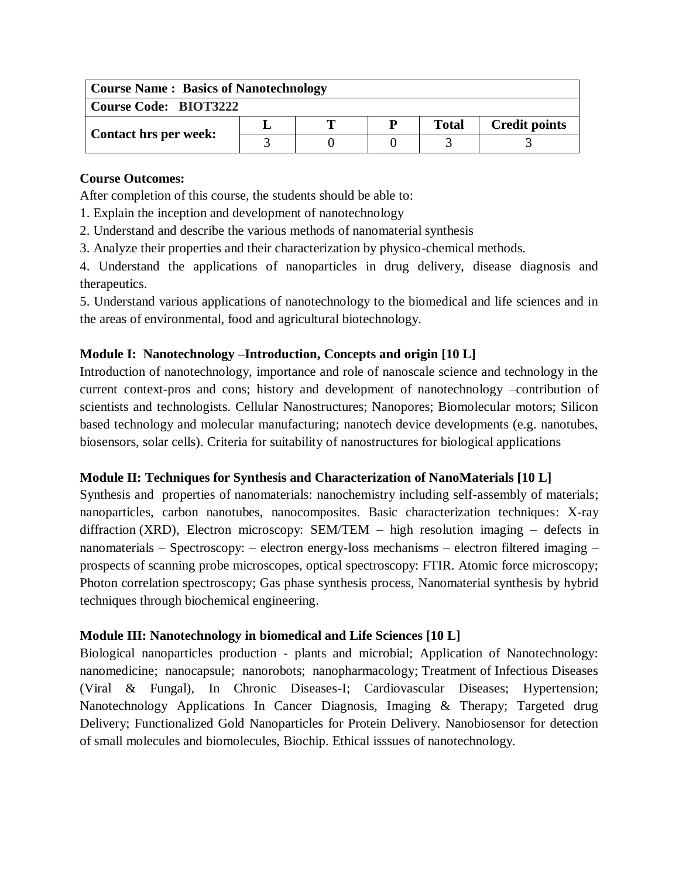| **Course Name : Basics of Nanotechnology** | | | | | |
|---|---|---|---|---|---|
| **Course Code: BIOT3222** | | | | | |
| **Contact hrs per week:** | **L** | **T** | **P** | **Total** | **Credit points** |
| | 3 | 0 | 0 | 3 | 3 |

**Course Outcomes:**

After completion of this course, the students should be able to:

1. Explain the inception and development of nanotechnology
2. Understand and describe the various methods of nanomaterial synthesis
3. Analyze their properties and their characterization by physico-chemical methods.
4. Understand the applications of nanoparticles in drug delivery, disease diagnosis and therapeutics.
5. Understand various applications of nanotechnology to the biomedical and life sciences and in the areas of environmental, food and agricultural biotechnology.

**Module I: Nanotechnology –Introduction, Concepts and origin [10 L]**

Introduction of nanotechnology, importance and role of nanoscale science and technology in the current context-pros and cons; history and development of nanotechnology –contribution of scientists and technologists. Cellular Nanostructures; Nanopores; Biomolecular motors; Silicon based technology and molecular manufacturing; nanotech device developments (e.g. nanotubes, biosensors, solar cells). Criteria for suitability of nanostructures for biological applications

**Module II: Techniques for Synthesis and Characterization of NanoMaterials [10 L]**

Synthesis and properties of nanomaterials: nanochemistry including self-assembly of materials; nanoparticles, carbon nanotubes, nanocomposites. Basic characterization techniques: X-ray diffraction (XRD), Electron microscopy: SEM/TEM – high resolution imaging – defects in nanomaterials – Spectroscopy: – electron energy-loss mechanisms – electron filtered imaging – prospects of scanning probe microscopes, optical spectroscopy: FTIR. Atomic force microscopy; Photon correlation spectroscopy; Gas phase synthesis process, Nanomaterial synthesis by hybrid techniques through biochemical engineering.

**Module III: Nanotechnology in biomedical and Life Sciences [10 L]**

Biological nanoparticles production - plants and microbial; Application of Nanotechnology: nanomedicine; nanocapsule; nanorobots; nanopharmacology; Treatment of Infectious Diseases (Viral & Fungal), In Chronic Diseases-I; Cardiovascular Diseases; Hypertension; Nanotechnology Applications In Cancer Diagnosis, Imaging & Therapy; Targeted drug Delivery; Functionalized Gold Nanoparticles for Protein Delivery. Nanobiosensor for detection of small molecules and biomolecules, Biochip. Ethical isssues of nanotechnology.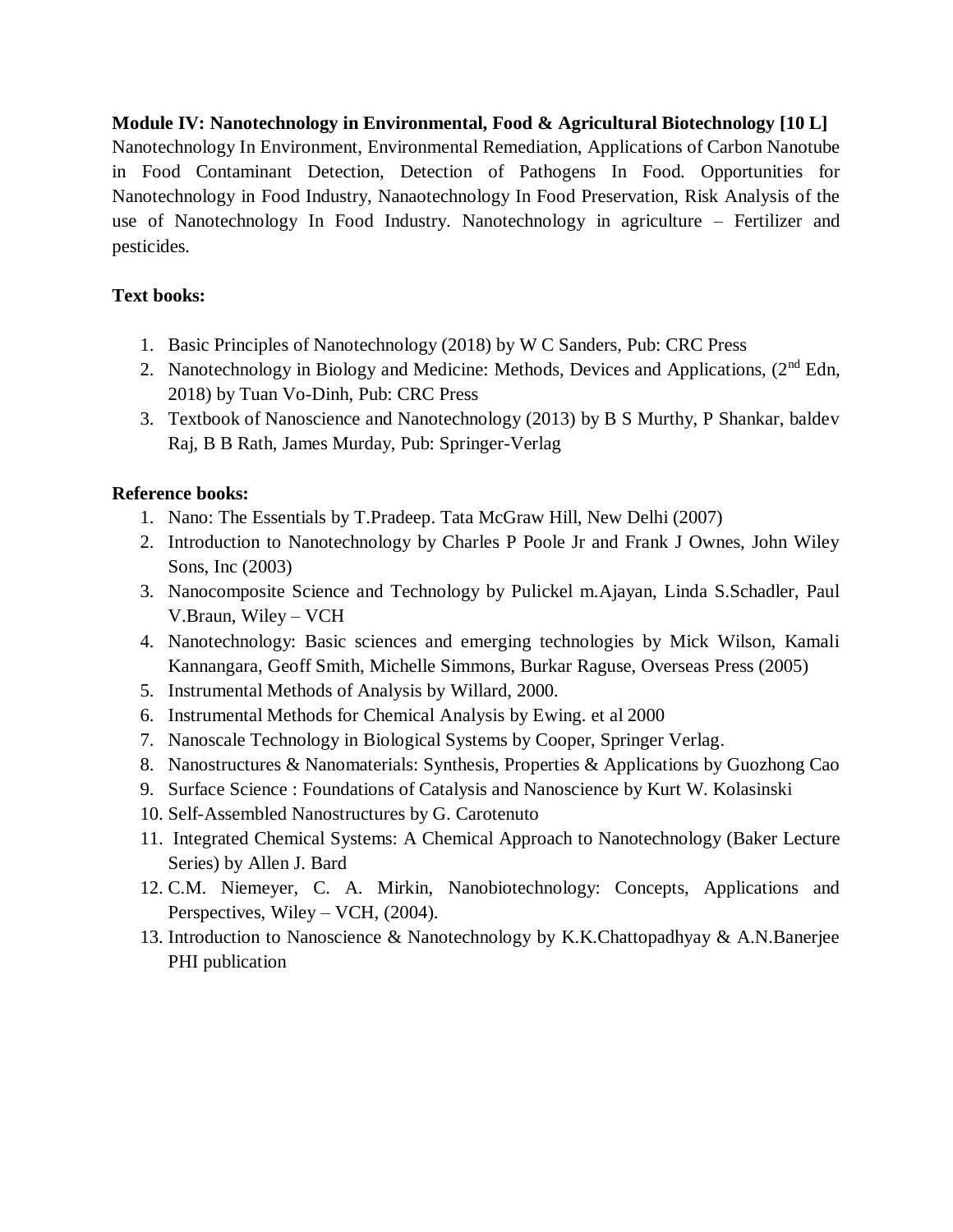**Module IV: Nanotechnology in Environmental, Food & Agricultural Biotechnology [10 L]**
Nanotechnology In Environment, Environmental Remediation, Applications of Carbon Nanotube in Food Contaminant Detection, Detection of Pathogens In Food. Opportunities for Nanotechnology in Food Industry, Nanaotechnology In Food Preservation, Risk Analysis of the use of Nanotechnology In Food Industry. Nanotechnology in agriculture – Fertilizer and pesticides.

**Text books:**

1. Basic Principles of Nanotechnology (2018) by W C Sanders, Pub: CRC Press
2. Nanotechnology in Biology and Medicine: Methods, Devices and Applications, (2nd Edn, 2018) by Tuan Vo-Dinh, Pub: CRC Press
3. Textbook of Nanoscience and Nanotechnology (2013) by B S Murthy, P Shankar, baldev Raj, B B Rath, James Murday, Pub: Springer-Verlag

**Reference books:**

1. Nano: The Essentials by T.Pradeep. Tata McGraw Hill, New Delhi (2007)
2. Introduction to Nanotechnology by Charles P Poole Jr and Frank J Ownes, John Wiley Sons, Inc (2003)
3. Nanocomposite Science and Technology by Pulickel m.Ajayan, Linda S.Schadler, Paul V.Braun, Wiley – VCH
4. Nanotechnology: Basic sciences and emerging technologies by Mick Wilson, Kamali Kannangara, Geoff Smith, Michelle Simmons, Burkar Raguse, Overseas Press (2005)
5. Instrumental Methods of Analysis by Willard, 2000.
6. Instrumental Methods for Chemical Analysis by Ewing. et al 2000
7. Nanoscale Technology in Biological Systems by Cooper, Springer Verlag.
8. Nanostructures & Nanomaterials: Synthesis, Properties & Applications by Guozhong Cao
9. Surface Science : Foundations of Catalysis and Nanoscience by Kurt W. Kolasinski
10. Self-Assembled Nanostructures by G. Carotenuto
11. Integrated Chemical Systems: A Chemical Approach to Nanotechnology (Baker Lecture Series) by Allen J. Bard
12. C.M. Niemeyer, C. A. Mirkin, Nanobiotechnology: Concepts, Applications and Perspectives, Wiley – VCH, (2004).
13. Introduction to Nanoscience & Nanotechnology by K.K.Chattopadhyay & A.N.Banerjee PHI publication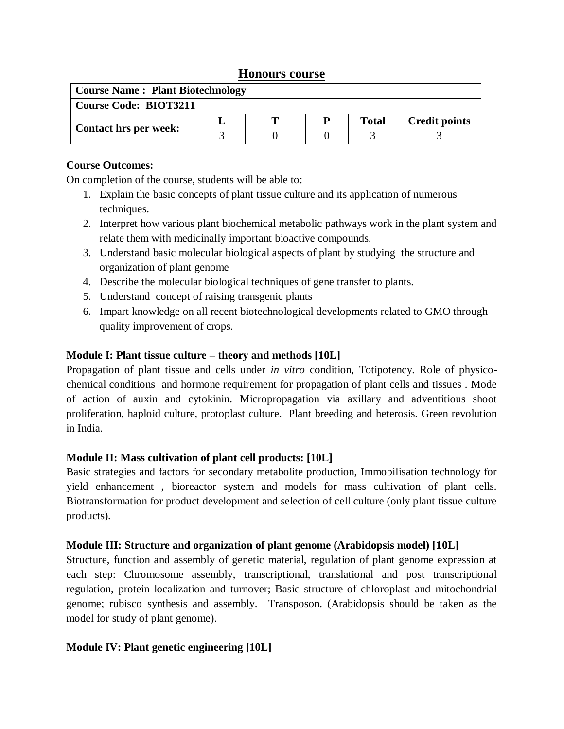## Honours course

| Course Name : Plant Biotechnology | | | | | |
|---|---|---|---|---|---|
| **Course Code: BIOT3211** | | | | | |
| **Contact hrs per week:** | **L** | **T** | **P** | **Total** | **Credit points** |
| | 3 | 0 | 0 | 3 | 3 |

**Course Outcomes:**

On completion of the course, students will be able to:

1. Explain the basic concepts of plant tissue culture and its application of numerous techniques.
2. Interpret how various plant biochemical metabolic pathways work in the plant system and relate them with medicinally important bioactive compounds.
3. Understand basic molecular biological aspects of plant by studying the structure and organization of plant genome
4. Describe the molecular biological techniques of gene transfer to plants.
5. Understand concept of raising transgenic plants
6. Impart knowledge on all recent biotechnological developments related to GMO through quality improvement of crops.

**Module I: Plant tissue culture – theory and methods [10L]**

Propagation of plant tissue and cells under *in vitro* condition, Totipotency. Role of physico-chemical conditions and hormone requirement for propagation of plant cells and tissues . Mode of action of auxin and cytokinin. Micropropagation via axillary and adventitious shoot proliferation, haploid culture, protoplast culture. Plant breeding and heterosis. Green revolution in India.

**Module II: Mass cultivation of plant cell products: [10L]**

Basic strategies and factors for secondary metabolite production, Immobilisation technology for yield enhancement , bioreactor system and models for mass cultivation of plant cells. Biotransformation for product development and selection of cell culture (only plant tissue culture products).

**Module III: Structure and organization of plant genome (Arabidopsis model) [10L]**

Structure, function and assembly of genetic material, regulation of plant genome expression at each step: Chromosome assembly, transcriptional, translational and post transcriptional regulation, protein localization and turnover; Basic structure of chloroplast and mitochondrial genome; rubisco synthesis and assembly. Transposon. (Arabidopsis should be taken as the model for study of plant genome).

**Module IV: Plant genetic engineering [10L]**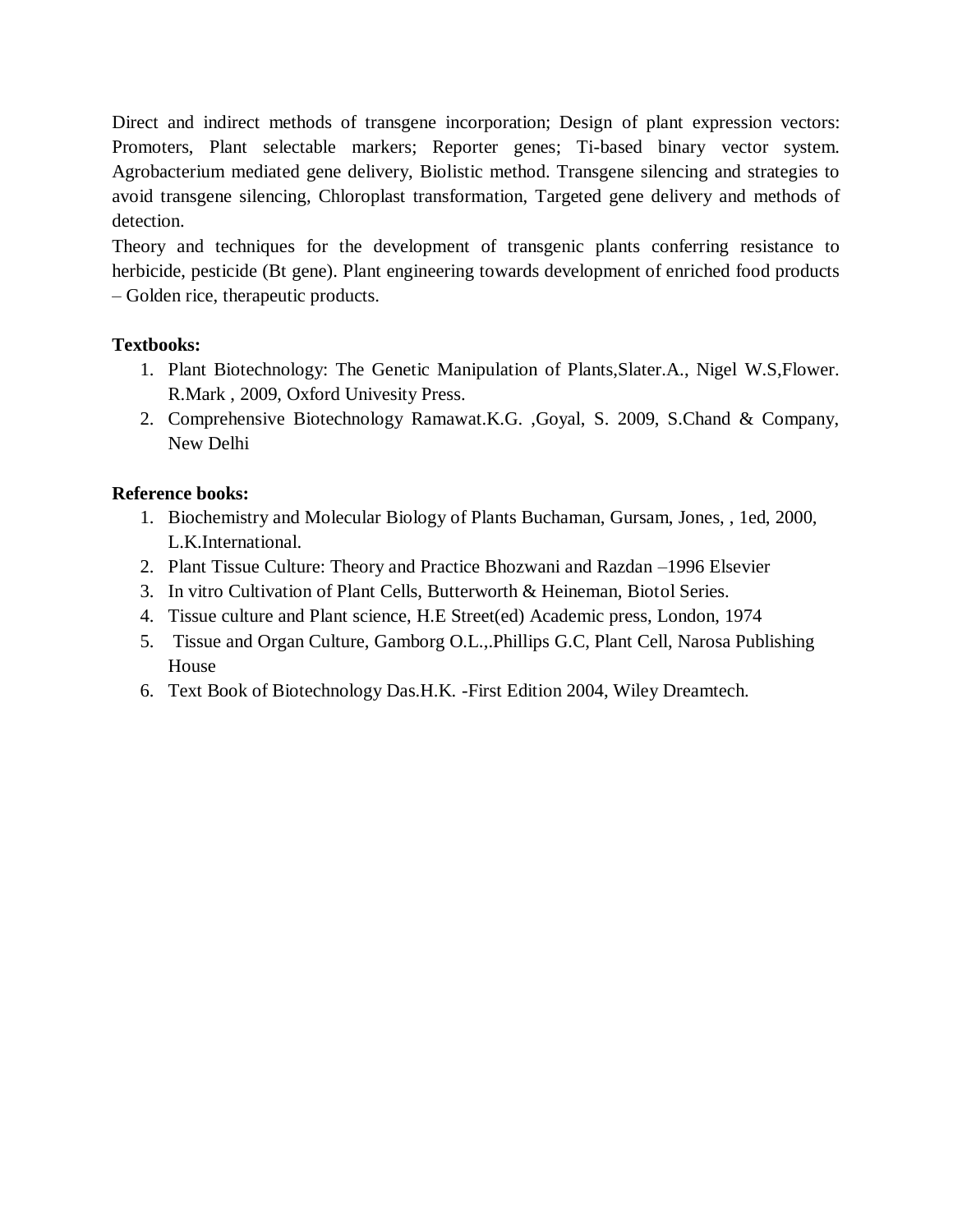Direct and indirect methods of transgene incorporation; Design of plant expression vectors: Promoters, Plant selectable markers; Reporter genes; Ti-based binary vector system. Agrobacterium mediated gene delivery, Biolistic method. Transgene silencing and strategies to avoid transgene silencing, Chloroplast transformation, Targeted gene delivery and methods of detection.

Theory and techniques for the development of transgenic plants conferring resistance to herbicide, pesticide (Bt gene). Plant engineering towards development of enriched food products – Golden rice, therapeutic products.

**Textbooks:**

1. Plant Biotechnology: The Genetic Manipulation of Plants,Slater.A., Nigel W.S,Flower. R.Mark , 2009, Oxford Univesity Press.
2. Comprehensive Biotechnology Ramawat.K.G. ,Goyal, S. 2009, S.Chand & Company, New Delhi

**Reference books:**

1. Biochemistry and Molecular Biology of Plants Buchaman, Gursam, Jones, , 1ed, 2000, L.K.International.
2. Plant Tissue Culture: Theory and Practice Bhozwani and Razdan –1996 Elsevier
3. In vitro Cultivation of Plant Cells, Butterworth & Heineman, Biotol Series.
4. Tissue culture and Plant science, H.E Street(ed) Academic press, London, 1974
5. Tissue and Organ Culture, Gamborg O.L.,.Phillips G.C, Plant Cell, Narosa Publishing House
6. Text Book of Biotechnology Das.H.K. -First Edition 2004, Wiley Dreamtech.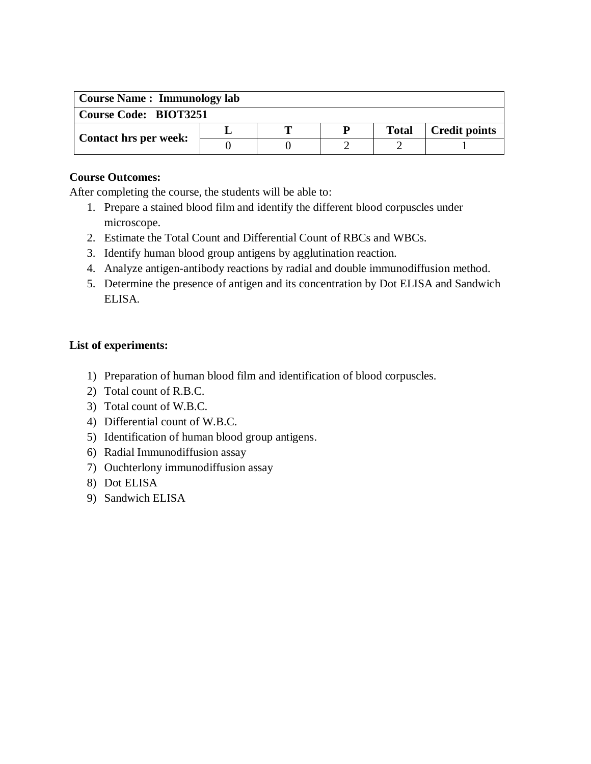| Course Name : Immunology lab | | | | | |
|---|---|---|---|---|---|
| Course Code: BIOT3251 | | | | | |
| Contact hrs per week: | L | T | P | Total | Credit points |
| | 0 | 0 | 2 | 2 | 1 |

**Course Outcomes:**

After completing the course, the students will be able to:

1. Prepare a stained blood film and identify the different blood corpuscles under microscope.
2. Estimate the Total Count and Differential Count of RBCs and WBCs.
3. Identify human blood group antigens by agglutination reaction.
4. Analyze antigen-antibody reactions by radial and double immunodiffusion method.
5. Determine the presence of antigen and its concentration by Dot ELISA and Sandwich ELISA.

**List of experiments:**

1) Preparation of human blood film and identification of blood corpuscles.
2) Total count of R.B.C.
3) Total count of W.B.C.
4) Differential count of W.B.C.
5) Identification of human blood group antigens.
6) Radial Immunodiffusion assay
7) Ouchterlony immunodiffusion assay
8) Dot ELISA
9) Sandwich ELISA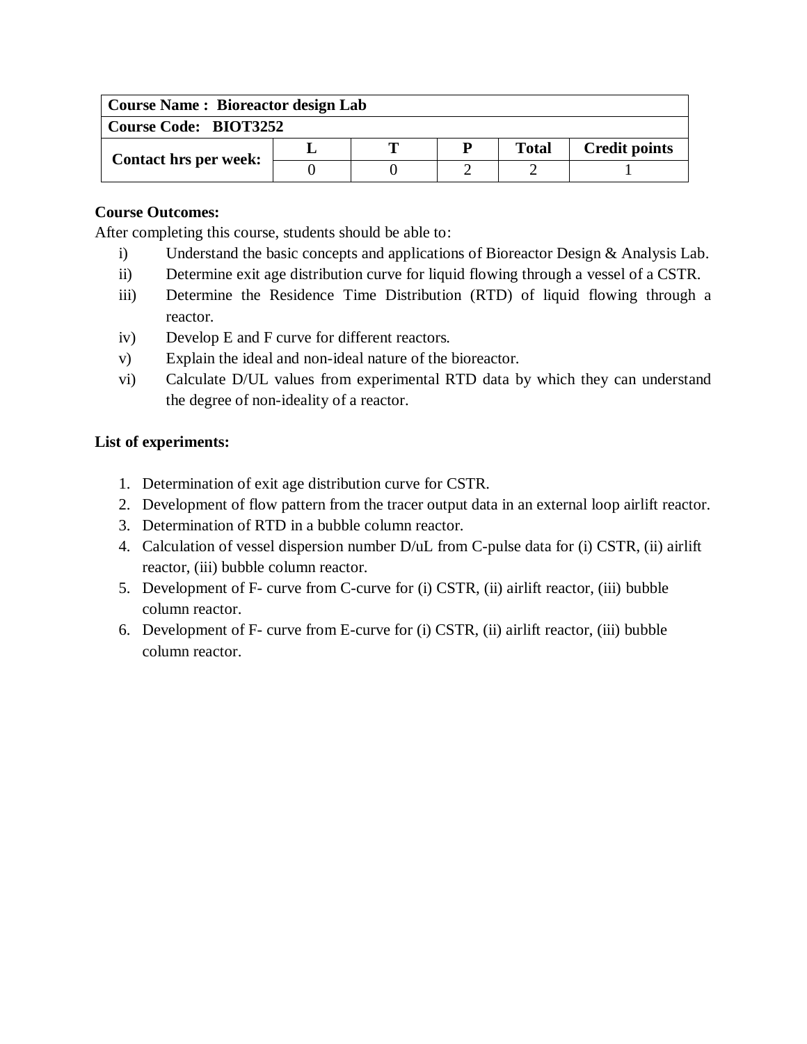| **Course Name : Bioreactor design Lab** | | | | | |
|---|---|---|---|---|---|
| **Course Code: BIOT3252** | | | | | |
| **Contact hrs per week:** | **L** | **T** | **P** | **Total** | **Credit points** |
| | 0 | 0 | 2 | 2 | 1 |

**Course Outcomes:**

After completing this course, students should be able to:

i) Understand the basic concepts and applications of Bioreactor Design & Analysis Lab.

ii) Determine exit age distribution curve for liquid flowing through a vessel of a CSTR.

iii) Determine the Residence Time Distribution (RTD) of liquid flowing through a reactor.

iv) Develop E and F curve for different reactors.

v) Explain the ideal and non-ideal nature of the bioreactor.

vi) Calculate D/UL values from experimental RTD data by which they can understand the degree of non-ideality of a reactor.

**List of experiments:**

1. Determination of exit age distribution curve for CSTR.
2. Development of flow pattern from the tracer output data in an external loop airlift reactor.
3. Determination of RTD in a bubble column reactor.
4. Calculation of vessel dispersion number D/uL from C-pulse data for (i) CSTR, (ii) airlift reactor, (iii) bubble column reactor.
5. Development of F- curve from C-curve for (i) CSTR, (ii) airlift reactor, (iii) bubble column reactor.
6. Development of F- curve from E-curve for (i) CSTR, (ii) airlift reactor, (iii) bubble column reactor.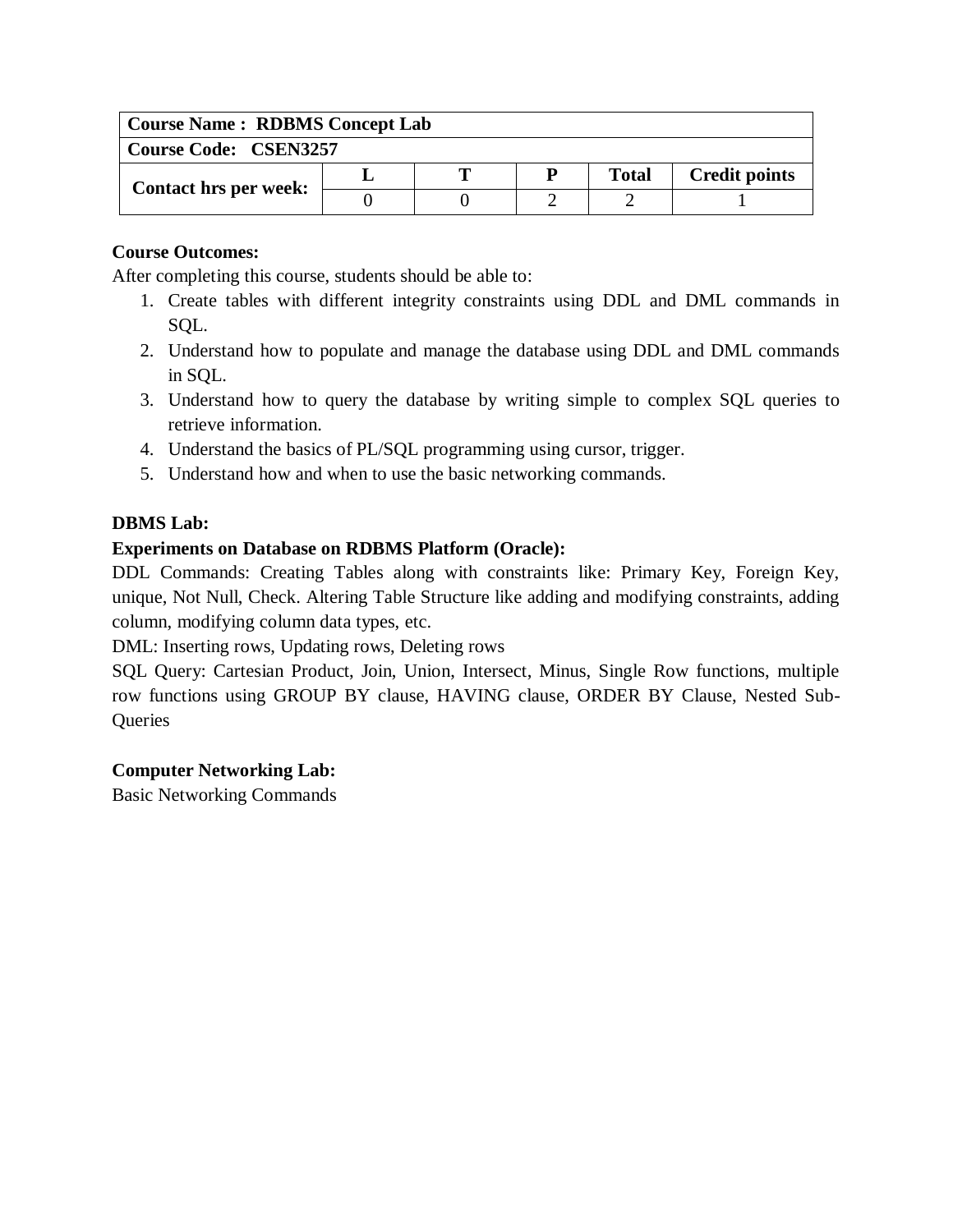| **Course Name : RDBMS Concept Lab** | | | | | |
|---|---|---|---|---|---|
| **Course Code: CSEN3257** | | | | | |
| **Contact hrs per week:** | **L** | **T** | **P** | **Total** | **Credit points** |
| | 0 | 0 | 2 | 2 | 1 |

**Course Outcomes:**

After completing this course, students should be able to:

1. Create tables with different integrity constraints using DDL and DML commands in SQL.
2. Understand how to populate and manage the database using DDL and DML commands in SQL.
3. Understand how to query the database by writing simple to complex SQL queries to retrieve information.
4. Understand the basics of PL/SQL programming using cursor, trigger.
5. Understand how and when to use the basic networking commands.

**DBMS Lab:**

**Experiments on Database on RDBMS Platform (Oracle):**

DDL Commands: Creating Tables along with constraints like: Primary Key, Foreign Key, unique, Not Null, Check. Altering Table Structure like adding and modifying constraints, adding column, modifying column data types, etc.

DML: Inserting rows, Updating rows, Deleting rows

SQL Query: Cartesian Product, Join, Union, Intersect, Minus, Single Row functions, multiple row functions using GROUP BY clause, HAVING clause, ORDER BY Clause, Nested Sub-Queries

**Computer Networking Lab:**

Basic Networking Commands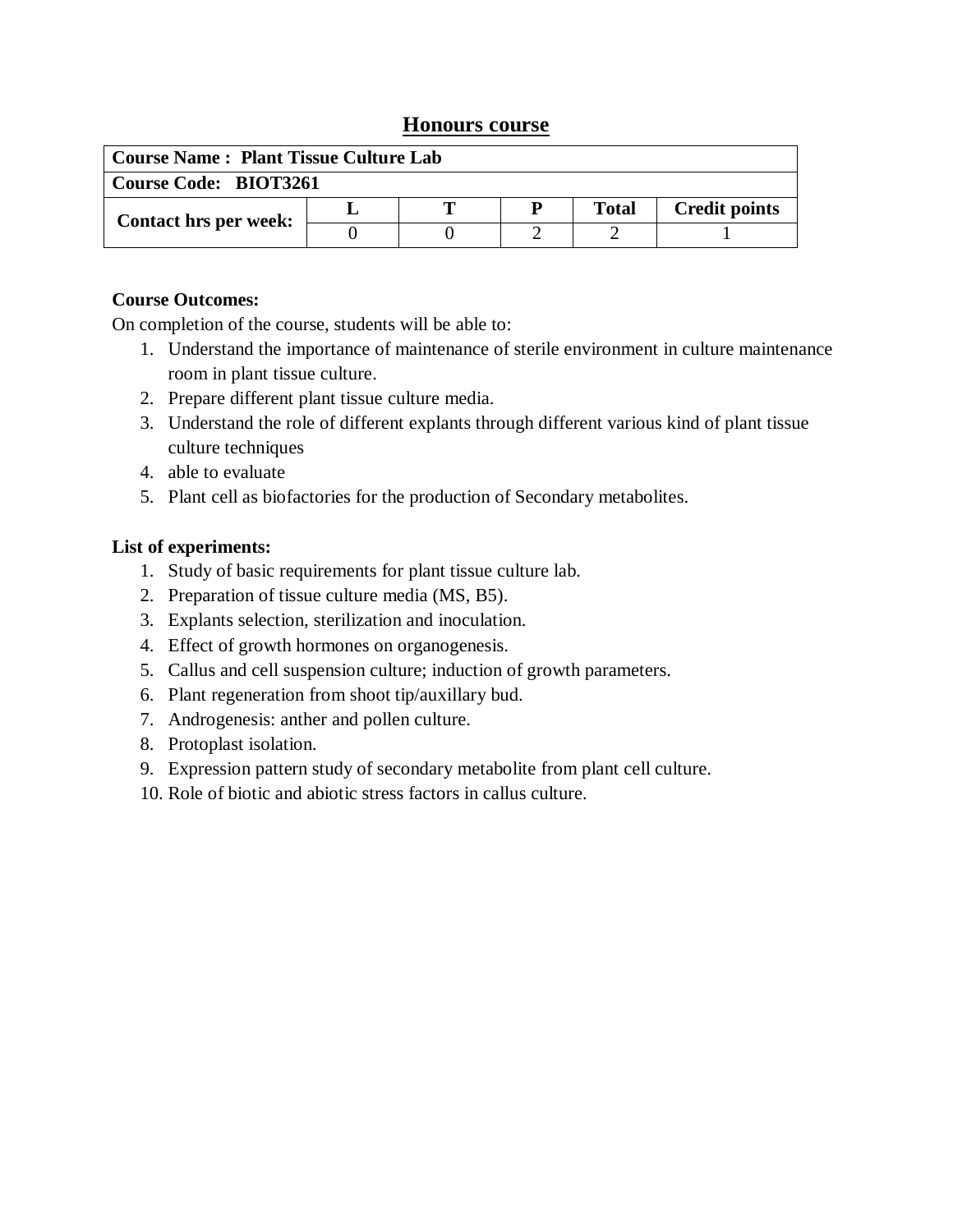## Honours course

| Course Name : Plant Tissue Culture Lab | | | | | |
|---|---|---|---|---|---|
| Course Code: BIOT3261 | | | | | |
| Contact hrs per week: | L | T | P | Total | Credit points |
| | 0 | 0 | 2 | 2 | 1 |

**Course Outcomes:**

On completion of the course, students will be able to:

1. Understand the importance of maintenance of sterile environment in culture maintenance room in plant tissue culture.
2. Prepare different plant tissue culture media.
3. Understand the role of different explants through different various kind of plant tissue culture techniques
4. able to evaluate
5. Plant cell as biofactories for the production of Secondary metabolites.

**List of experiments:**

1. Study of basic requirements for plant tissue culture lab.
2. Preparation of tissue culture media (MS, B5).
3. Explants selection, sterilization and inoculation.
4. Effect of growth hormones on organogenesis.
5. Callus and cell suspension culture; induction of growth parameters.
6. Plant regeneration from shoot tip/auxillary bud.
7. Androgenesis: anther and pollen culture.
8. Protoplast isolation.
9. Expression pattern study of secondary metabolite from plant cell culture.
10. Role of biotic and abiotic stress factors in callus culture.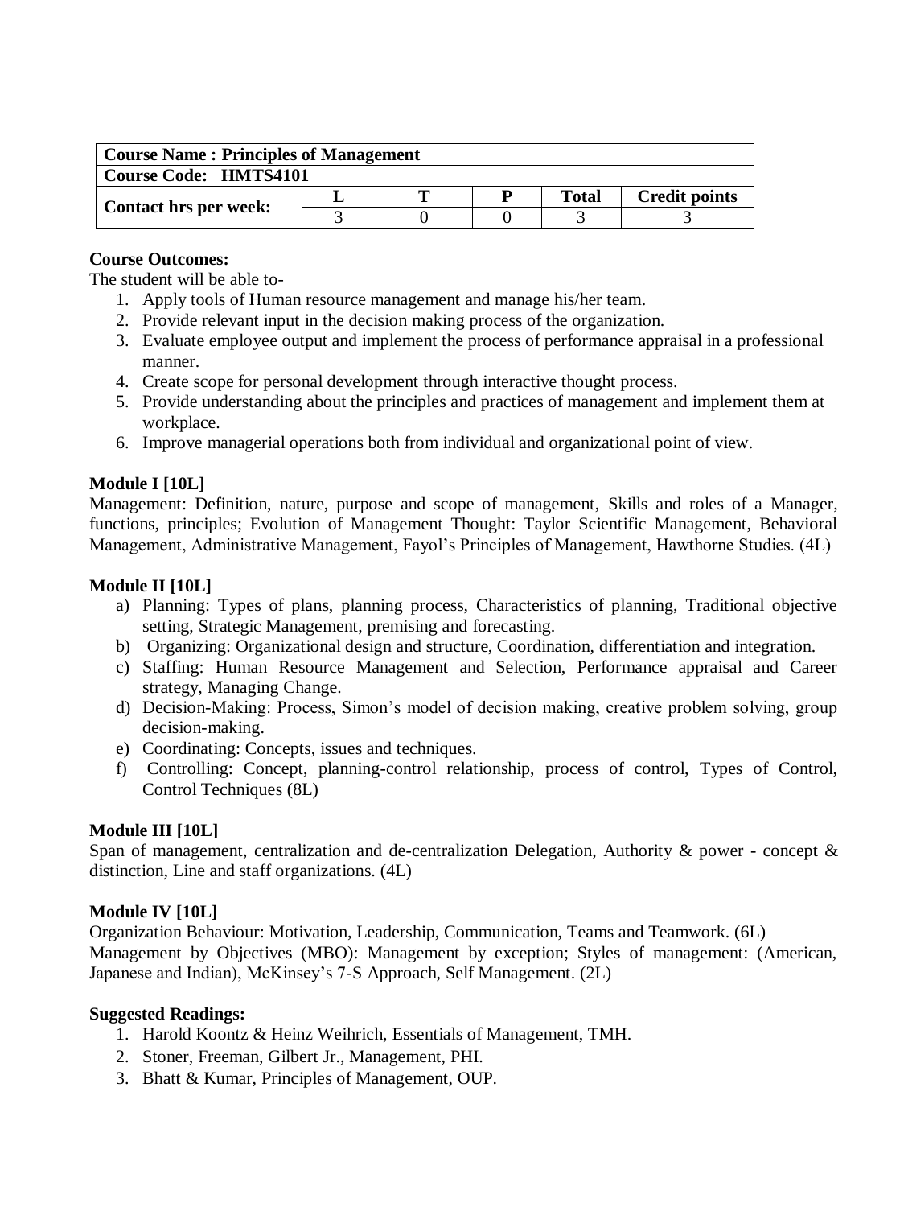| Course Name : Principles of Management | | | | | |
|---|---|---|---|---|---|
| Course Code: HMTS4101 | | | | | |
| Contact hrs per week: | L | T | P | Total | Credit points |
| | 3 | 0 | 0 | 3 | 3 |

**Course Outcomes:**

The student will be able to-

1. Apply tools of Human resource management and manage his/her team.
2. Provide relevant input in the decision making process of the organization.
3. Evaluate employee output and implement the process of performance appraisal in a professional manner.
4. Create scope for personal development through interactive thought process.
5. Provide understanding about the principles and practices of management and implement them at workplace.
6. Improve managerial operations both from individual and organizational point of view.

**Module I [10L]**

Management: Definition, nature, purpose and scope of management, Skills and roles of a Manager, functions, principles; Evolution of Management Thought: Taylor Scientific Management, Behavioral Management, Administrative Management, Fayol's Principles of Management, Hawthorne Studies. (4L)

**Module II [10L]**

a) Planning: Types of plans, planning process, Characteristics of planning, Traditional objective setting, Strategic Management, premising and forecasting.
b) Organizing: Organizational design and structure, Coordination, differentiation and integration.
c) Staffing: Human Resource Management and Selection, Performance appraisal and Career strategy, Managing Change.
d) Decision-Making: Process, Simon's model of decision making, creative problem solving, group decision-making.
e) Coordinating: Concepts, issues and techniques.
f) Controlling: Concept, planning-control relationship, process of control, Types of Control, Control Techniques (8L)

**Module III [10L]**

Span of management, centralization and de-centralization Delegation, Authority & power - concept & distinction, Line and staff organizations. (4L)

**Module IV [10L]**

Organization Behaviour: Motivation, Leadership, Communication, Teams and Teamwork. (6L)

Management by Objectives (MBO): Management by exception; Styles of management: (American, Japanese and Indian), McKinsey's 7-S Approach, Self Management. (2L)

**Suggested Readings:**

1. Harold Koontz & Heinz Weihrich, Essentials of Management, TMH.
2. Stoner, Freeman, Gilbert Jr., Management, PHI.
3. Bhatt & Kumar, Principles of Management, OUP.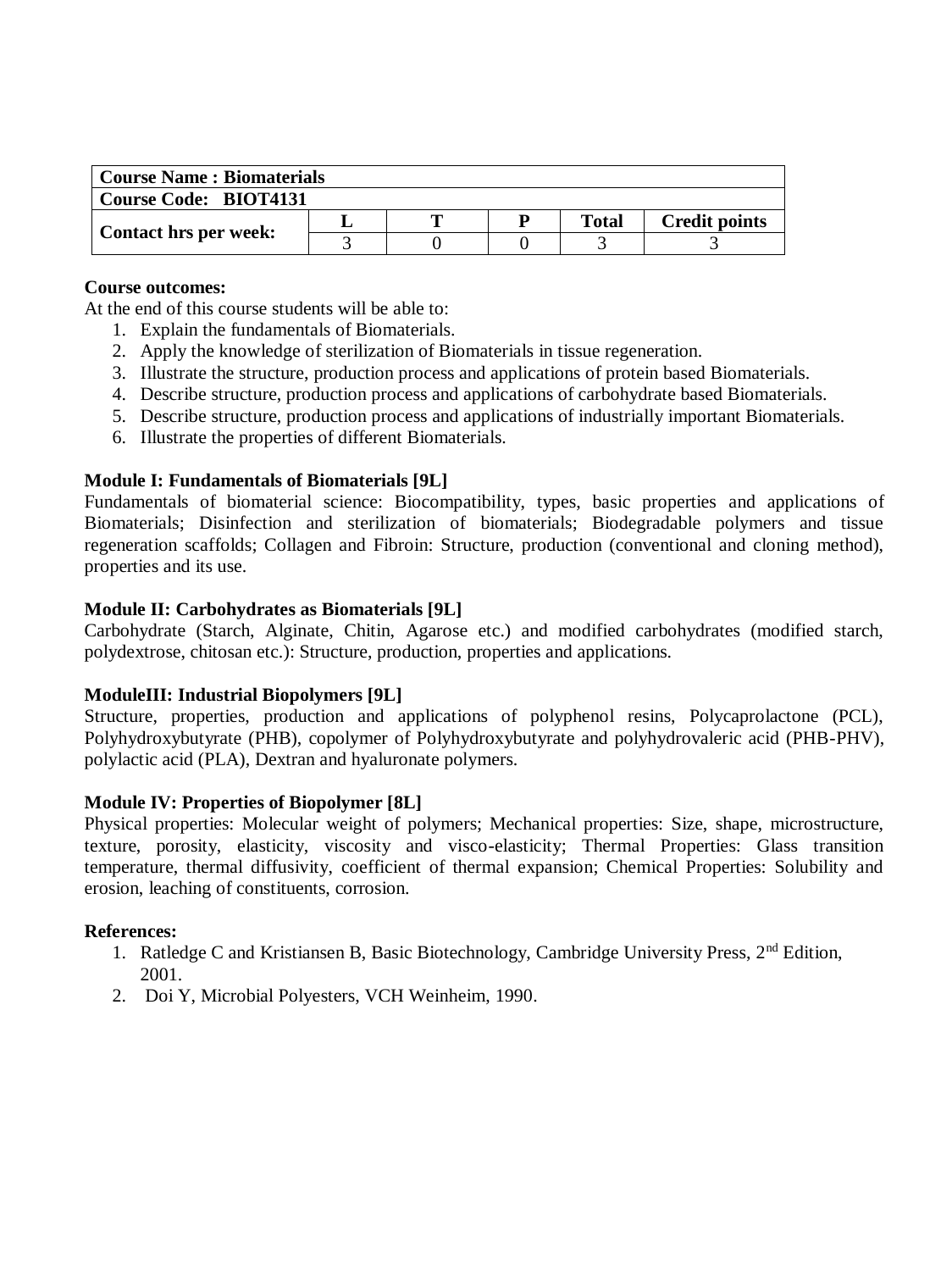| Course Name : Biomaterials | | | | | |
|---|---|---|---|---|---|
| Course Code: BIOT4131 | | | | | |
| Contact hrs per week: | L | T | P | Total | Credit points |
| | 3 | 0 | 0 | 3 | 3 |

**Course outcomes:**

At the end of this course students will be able to:

1. Explain the fundamentals of Biomaterials.
2. Apply the knowledge of sterilization of Biomaterials in tissue regeneration.
3. Illustrate the structure, production process and applications of protein based Biomaterials.
4. Describe structure, production process and applications of carbohydrate based Biomaterials.
5. Describe structure, production process and applications of industrially important Biomaterials.
6. Illustrate the properties of different Biomaterials.

**Module I: Fundamentals of Biomaterials [9L]**

Fundamentals of biomaterial science: Biocompatibility, types, basic properties and applications of Biomaterials; Disinfection and sterilization of biomaterials; Biodegradable polymers and tissue regeneration scaffolds; Collagen and Fibroin: Structure, production (conventional and cloning method), properties and its use.

**Module II: Carbohydrates as Biomaterials [9L]**

Carbohydrate (Starch, Alginate, Chitin, Agarose etc.) and modified carbohydrates (modified starch, polydextrose, chitosan etc.): Structure, production, properties and applications.

**ModuleIII: Industrial Biopolymers [9L]**

Structure, properties, production and applications of polyphenol resins, Polycaprolactone (PCL), Polyhydroxybutyrate (PHB), copolymer of Polyhydroxybutyrate and polyhydrovaleric acid (PHB-PHV), polylactic acid (PLA), Dextran and hyaluronate polymers.

**Module IV: Properties of Biopolymer [8L]**

Physical properties: Molecular weight of polymers; Mechanical properties: Size, shape, microstructure, texture, porosity, elasticity, viscosity and visco-elasticity; Thermal Properties: Glass transition temperature, thermal diffusivity, coefficient of thermal expansion; Chemical Properties: Solubility and erosion, leaching of constituents, corrosion.

**References:**

1. Ratledge C and Kristiansen B, Basic Biotechnology, Cambridge University Press, 2nd Edition, 2001.
2. Doi Y, Microbial Polyesters, VCH Weinheim, 1990.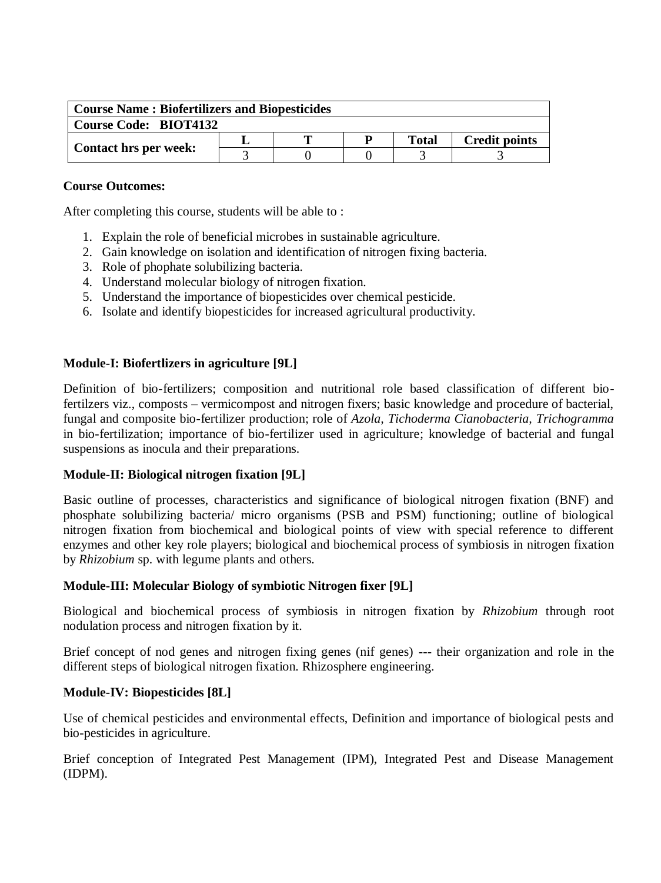| Course Name : Biofertilizers and Biopesticides | | | | | |
|---|---|---|---|---|---|
| **Course Code: BIOT4132** | | | | | |
| **Contact hrs per week:** | **L** | **T** | **P** | **Total** | **Credit points** |
| | 3 | 0 | 0 | 3 | 3 |

**Course Outcomes:**

After completing this course, students will be able to :

1. Explain the role of beneficial microbes in sustainable agriculture.
2. Gain knowledge on isolation and identification of nitrogen fixing bacteria.
3. Role of phophate solubilizing bacteria.
4. Understand molecular biology of nitrogen fixation.
5. Understand the importance of biopesticides over chemical pesticide.
6. Isolate and identify biopesticides for increased agricultural productivity.

**Module-I: Biofertlizers in agriculture [9L]**

Definition of bio-fertilizers; composition and nutritional role based classification of different bio-fertilzers viz., composts – vermicompost and nitrogen fixers; basic knowledge and procedure of bacterial, fungal and composite bio-fertilizer production; role of *Azola, Tichoderma Cianobacteria, Trichogramma* in bio-fertilization; importance of bio-fertilizer used in agriculture; knowledge of bacterial and fungal suspensions as inocula and their preparations.

**Module-II: Biological nitrogen fixation [9L]**

Basic outline of processes, characteristics and significance of biological nitrogen fixation (BNF) and phosphate solubilizing bacteria/ micro organisms (PSB and PSM) functioning; outline of biological nitrogen fixation from biochemical and biological points of view with special reference to different enzymes and other key role players; biological and biochemical process of symbiosis in nitrogen fixation by *Rhizobium* sp. with legume plants and others.

**Module-III: Molecular Biology of symbiotic Nitrogen fixer [9L]**

Biological and biochemical process of symbiosis in nitrogen fixation by *Rhizobium* through root nodulation process and nitrogen fixation by it.

Brief concept of nod genes and nitrogen fixing genes (nif genes) --- their organization and role in the different steps of biological nitrogen fixation. Rhizosphere engineering.

**Module-IV: Biopesticides [8L]**

Use of chemical pesticides and environmental effects, Definition and importance of biological pests and bio-pesticides in agriculture.

Brief conception of Integrated Pest Management (IPM), Integrated Pest and Disease Management (IDPM).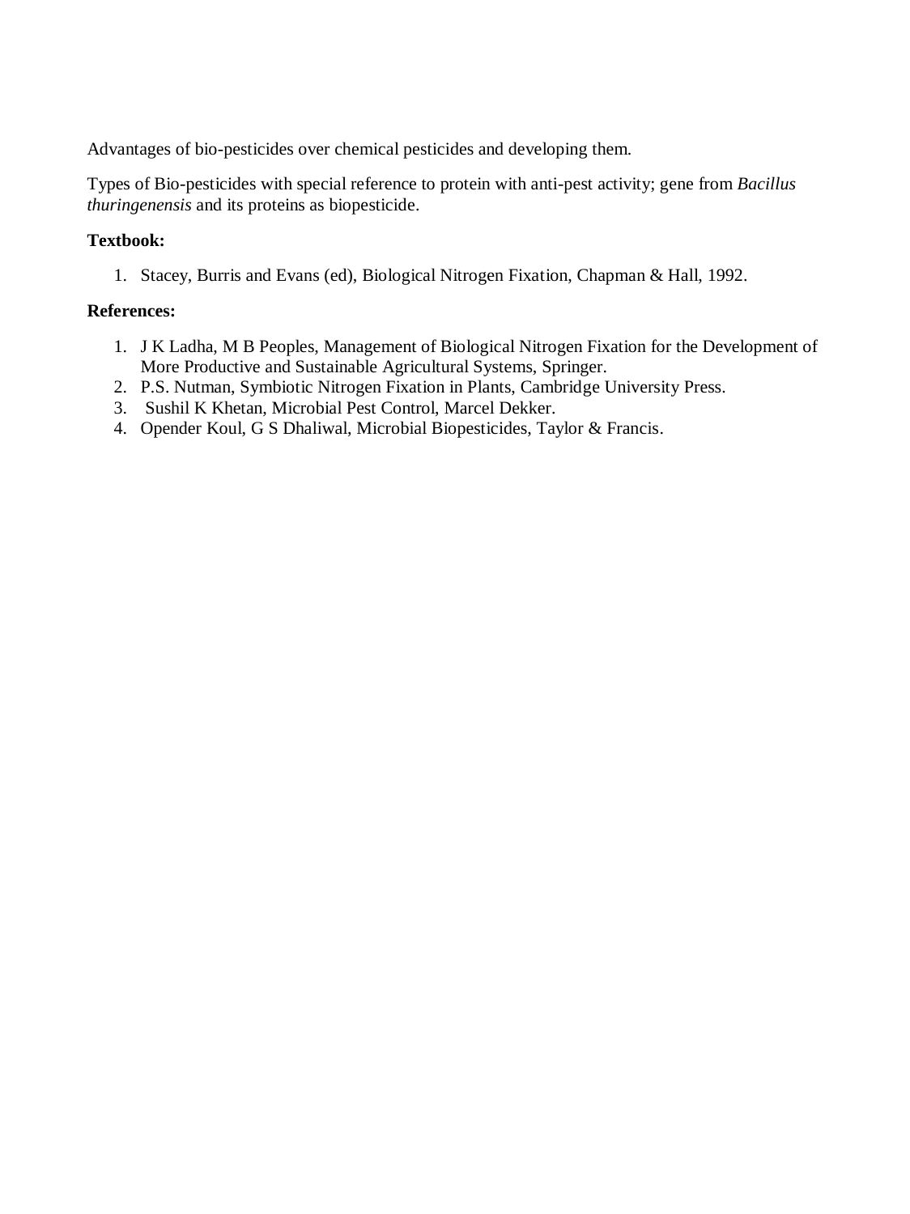Advantages of bio-pesticides over chemical pesticides and developing them.

Types of Bio-pesticides with special reference to protein with anti-pest activity; gene from *Bacillus thuringenensis* and its proteins as biopesticide.

**Textbook:**

1. Stacey, Burris and Evans (ed), Biological Nitrogen Fixation, Chapman & Hall, 1992.

**References:**

1. J K Ladha, M B Peoples, Management of Biological Nitrogen Fixation for the Development of More Productive and Sustainable Agricultural Systems, Springer.
2. P.S. Nutman, Symbiotic Nitrogen Fixation in Plants, Cambridge University Press.
3. Sushil K Khetan, Microbial Pest Control, Marcel Dekker.
4. Opender Koul, G S Dhaliwal, Microbial Biopesticides, Taylor & Francis.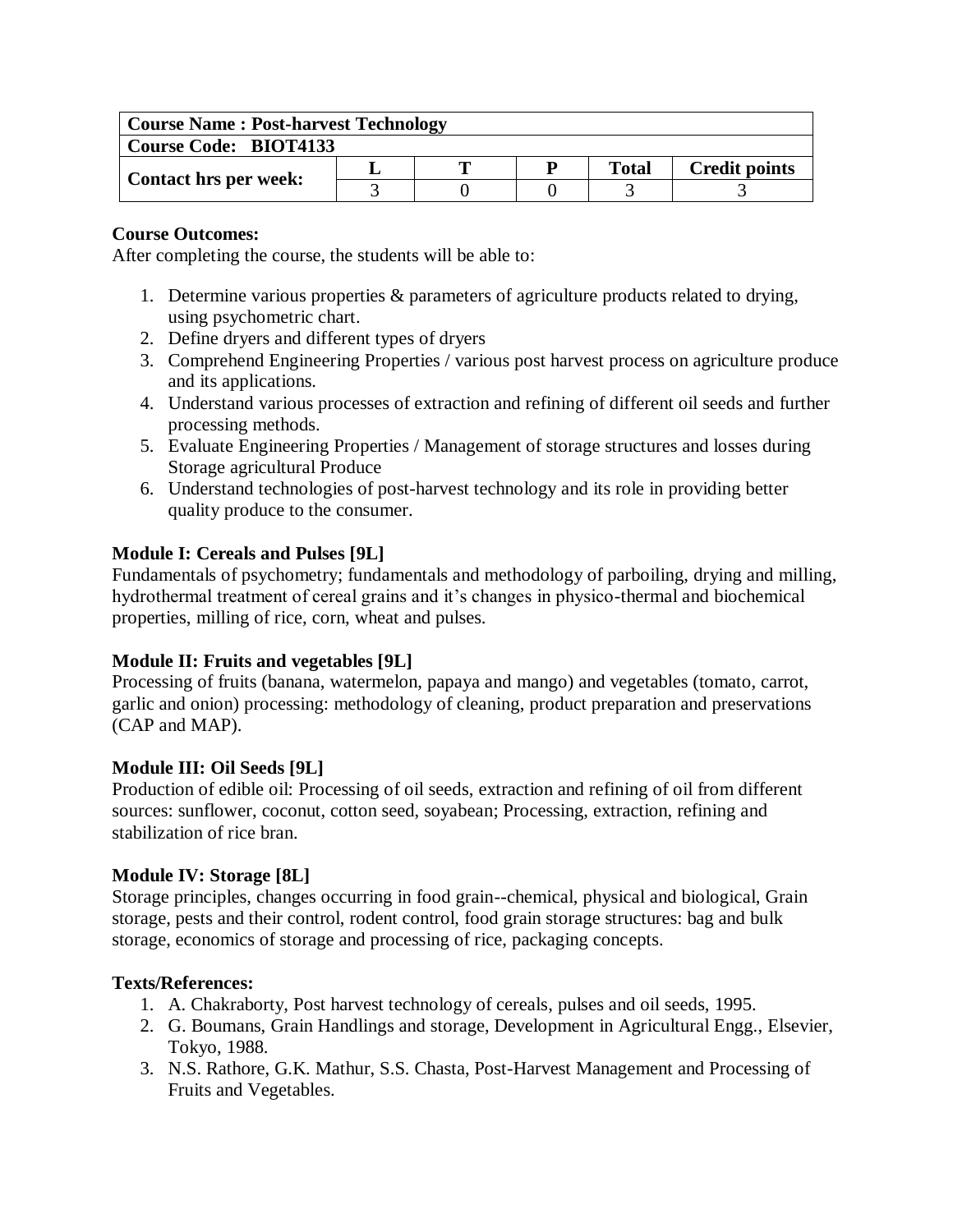| **Course Name : Post-harvest Technology** | | | | | |
|---|---|---|---|---|---|
| **Course Code: BIOT4133** | | | | | |
| **Contact hrs per week:** | **L** | **T** | **P** | **Total** | **Credit points** |
| | 3 | 0 | 0 | 3 | 3 |

**Course Outcomes:**

After completing the course, the students will be able to:

1. Determine various properties & parameters of agriculture products related to drying, using psychometric chart.
2. Define dryers and different types of dryers
3. Comprehend Engineering Properties / various post harvest process on agriculture produce and its applications.
4. Understand various processes of extraction and refining of different oil seeds and further processing methods.
5. Evaluate Engineering Properties / Management of storage structures and losses during Storage agricultural Produce
6. Understand technologies of post-harvest technology and its role in providing better quality produce to the consumer.

**Module I: Cereals and Pulses [9L]**

Fundamentals of psychometry; fundamentals and methodology of parboiling, drying and milling, hydrothermal treatment of cereal grains and it's changes in physico-thermal and biochemical properties, milling of rice, corn, wheat and pulses.

**Module II: Fruits and vegetables [9L]**

Processing of fruits (banana, watermelon, papaya and mango) and vegetables (tomato, carrot, garlic and onion) processing: methodology of cleaning, product preparation and preservations (CAP and MAP).

**Module III: Oil Seeds [9L]**

Production of edible oil: Processing of oil seeds, extraction and refining of oil from different sources: sunflower, coconut, cotton seed, soyabean; Processing, extraction, refining and stabilization of rice bran.

**Module IV: Storage [8L]**

Storage principles, changes occurring in food grain--chemical, physical and biological, Grain storage, pests and their control, rodent control, food grain storage structures: bag and bulk storage, economics of storage and processing of rice, packaging concepts.

**Texts/References:**

1. A. Chakraborty, Post harvest technology of cereals, pulses and oil seeds, 1995.
2. G. Boumans, Grain Handlings and storage, Development in Agricultural Engg., Elsevier, Tokyo, 1988.
3. N.S. Rathore, G.K. Mathur, S.S. Chasta, Post-Harvest Management and Processing of Fruits and Vegetables.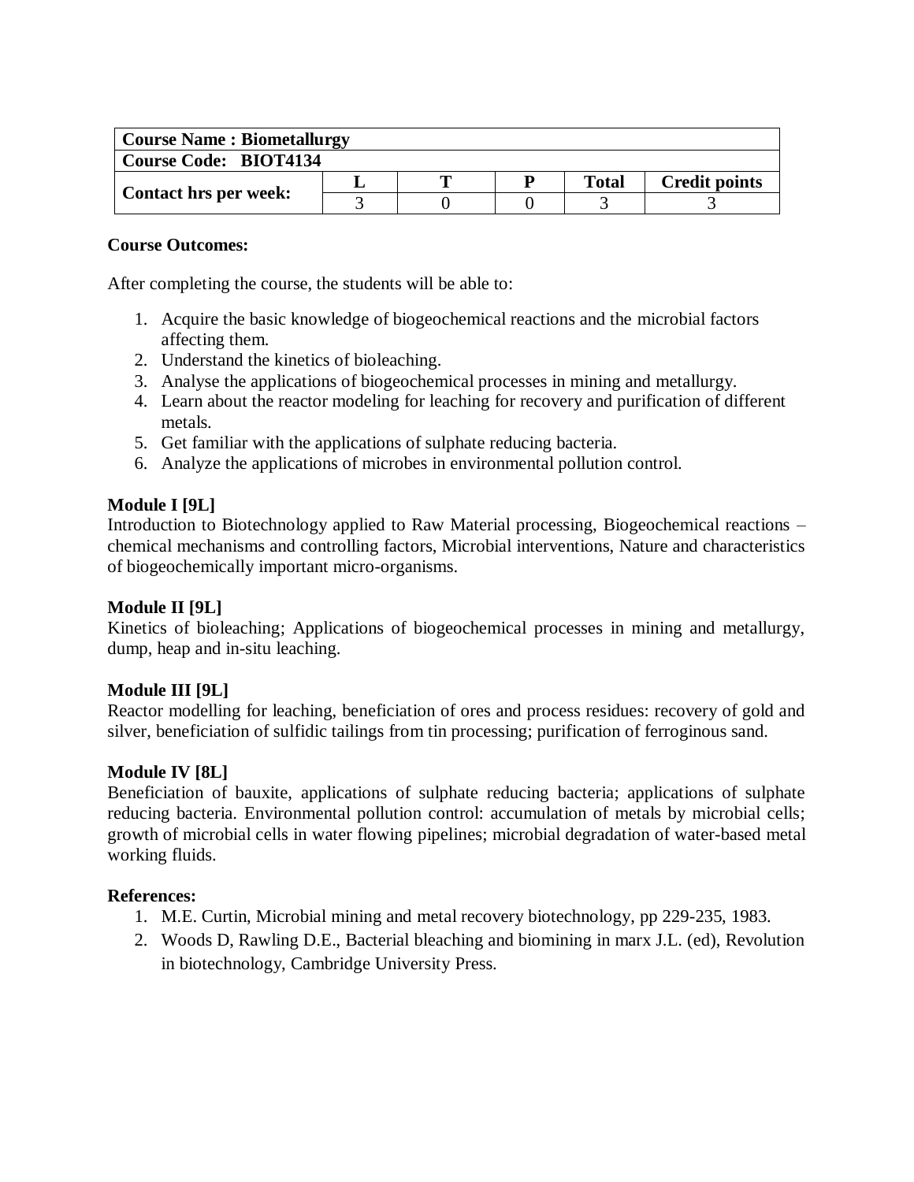| Course Name : Biometallurgy | | | | | |
|---|---|---|---|---|---|
| **Course Code: BIOT4134** | | | | | |
| **Contact hrs per week:** | **L** | **T** | **P** | **Total** | **Credit points** |
| | 3 | 0 | 0 | 3 | 3 |

**Course Outcomes:**

After completing the course, the students will be able to:

1. Acquire the basic knowledge of biogeochemical reactions and the microbial factors affecting them.
2. Understand the kinetics of bioleaching.
3. Analyse the applications of biogeochemical processes in mining and metallurgy.
4. Learn about the reactor modeling for leaching for recovery and purification of different metals.
5. Get familiar with the applications of sulphate reducing bacteria.
6. Analyze the applications of microbes in environmental pollution control.

**Module I [9L]**
Introduction to Biotechnology applied to Raw Material processing, Biogeochemical reactions – chemical mechanisms and controlling factors, Microbial interventions, Nature and characteristics of biogeochemically important micro-organisms.

**Module II [9L]**
Kinetics of bioleaching; Applications of biogeochemical processes in mining and metallurgy, dump, heap and in-situ leaching.

**Module III [9L]**
Reactor modelling for leaching, beneficiation of ores and process residues: recovery of gold and silver, beneficiation of sulfidic tailings from tin processing; purification of ferroginous sand.

**Module IV [8L]**
Beneficiation of bauxite, applications of sulphate reducing bacteria; applications of sulphate reducing bacteria. Environmental pollution control: accumulation of metals by microbial cells; growth of microbial cells in water flowing pipelines; microbial degradation of water-based metal working fluids.

**References:**

1. M.E. Curtin, Microbial mining and metal recovery biotechnology, pp 229-235, 1983.
2. Woods D, Rawling D.E., Bacterial bleaching and biomining in marx J.L. (ed), Revolution in biotechnology, Cambridge University Press.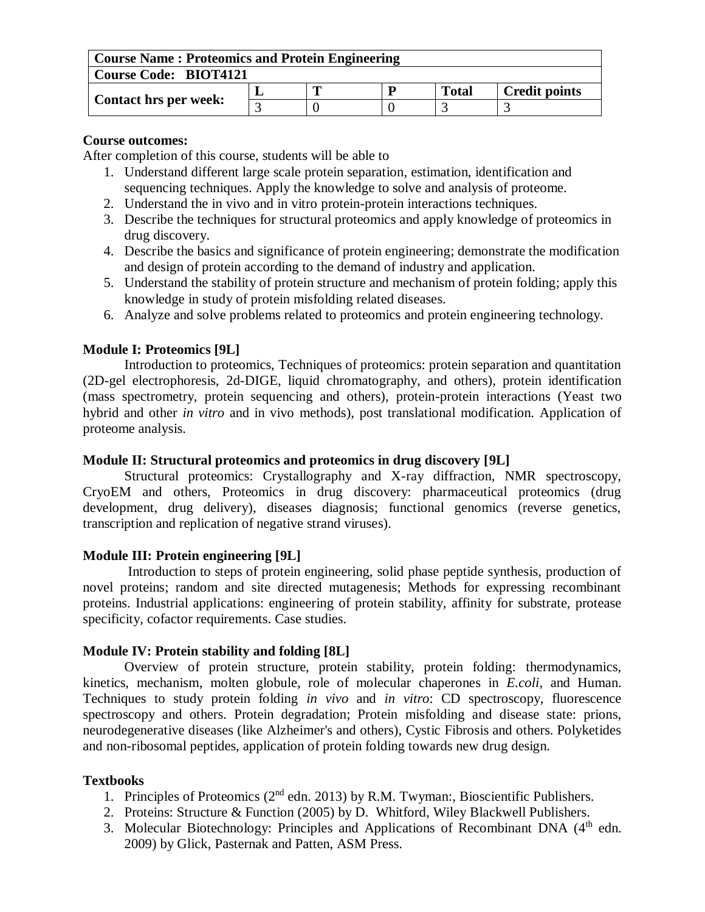| **Course Name : Proteomics and Protein Engineering** | | | | | |
|---|---|---|---|---|---|
| **Course Code: BIOT4121** | | | | | |
| **Contact hrs per week:** | **L** | **T** | **P** | **Total** | **Credit points** |
| | 3 | 0 | 0 | 3 | 3 |

**Course outcomes:**

After completion of this course, students will be able to

1. Understand different large scale protein separation, estimation, identification and sequencing techniques. Apply the knowledge to solve and analysis of proteome.
2. Understand the in vivo and in vitro protein-protein interactions techniques.
3. Describe the techniques for structural proteomics and apply knowledge of proteomics in drug discovery.
4. Describe the basics and significance of protein engineering; demonstrate the modification and design of protein according to the demand of industry and application.
5. Understand the stability of protein structure and mechanism of protein folding; apply this knowledge in study of protein misfolding related diseases.
6. Analyze and solve problems related to proteomics and protein engineering technology.

**Module I: Proteomics [9L]**

Introduction to proteomics, Techniques of proteomics: protein separation and quantitation (2D-gel electrophoresis, 2d-DIGE, liquid chromatography, and others), protein identification (mass spectrometry, protein sequencing and others), protein-protein interactions (Yeast two hybrid and other *in vitro* and in vivo methods), post translational modification. Application of proteome analysis.

**Module II: Structural proteomics and proteomics in drug discovery [9L]**

Structural proteomics: Crystallography and X-ray diffraction, NMR spectroscopy, CryoEM and others, Proteomics in drug discovery: pharmaceutical proteomics (drug development, drug delivery), diseases diagnosis; functional genomics (reverse genetics, transcription and replication of negative strand viruses).

**Module III: Protein engineering [9L]**

Introduction to steps of protein engineering, solid phase peptide synthesis, production of novel proteins; random and site directed mutagenesis; Methods for expressing recombinant proteins. Industrial applications: engineering of protein stability, affinity for substrate, protease specificity, cofactor requirements. Case studies.

**Module IV: Protein stability and folding [8L]**

Overview of protein structure, protein stability, protein folding: thermodynamics, kinetics, mechanism, molten globule, role of molecular chaperones in *E.coli*, and Human. Techniques to study protein folding *in vivo* and *in vitro*: CD spectroscopy, fluorescence spectroscopy and others. Protein degradation; Protein misfolding and disease state: prions, neurodegenerative diseases (like Alzheimer's and others), Cystic Fibrosis and others. Polyketides and non-ribosomal peptides, application of protein folding towards new drug design.

**Textbooks**

1. Principles of Proteomics (2nd edn. 2013) by R.M. Twyman:, Bioscientific Publishers.
2. Proteins: Structure & Function (2005) by D. Whitford, Wiley Blackwell Publishers.
3. Molecular Biotechnology: Principles and Applications of Recombinant DNA (4th edn. 2009) by Glick, Pasternak and Patten, ASM Press.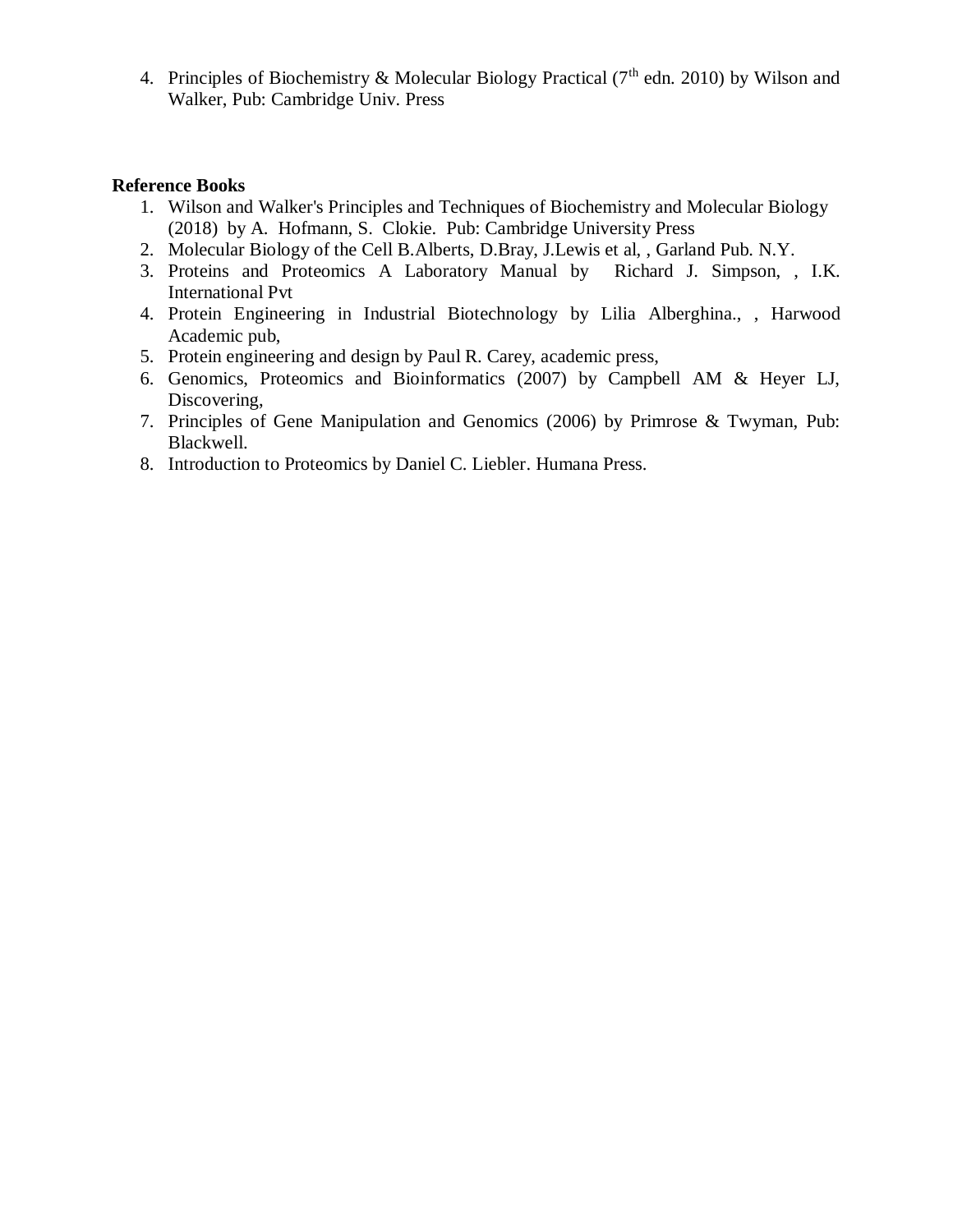4. Principles of Biochemistry & Molecular Biology Practical (7th edn. 2010) by Wilson and Walker, Pub: Cambridge Univ. Press

**Reference Books**

1. Wilson and Walker's Principles and Techniques of Biochemistry and Molecular Biology (2018) by A. Hofmann, S. Clokie. Pub: Cambridge University Press
2. Molecular Biology of the Cell B.Alberts, D.Bray, J.Lewis et al, , Garland Pub. N.Y.
3. Proteins and Proteomics A Laboratory Manual by Richard J. Simpson, , I.K. International Pvt
4. Protein Engineering in Industrial Biotechnology by Lilia Alberghina., , Harwood Academic pub,
5. Protein engineering and design by Paul R. Carey, academic press,
6. Genomics, Proteomics and Bioinformatics (2007) by Campbell AM & Heyer LJ, Discovering,
7. Principles of Gene Manipulation and Genomics (2006) by Primrose & Twyman, Pub: Blackwell.
8. Introduction to Proteomics by Daniel C. Liebler. Humana Press.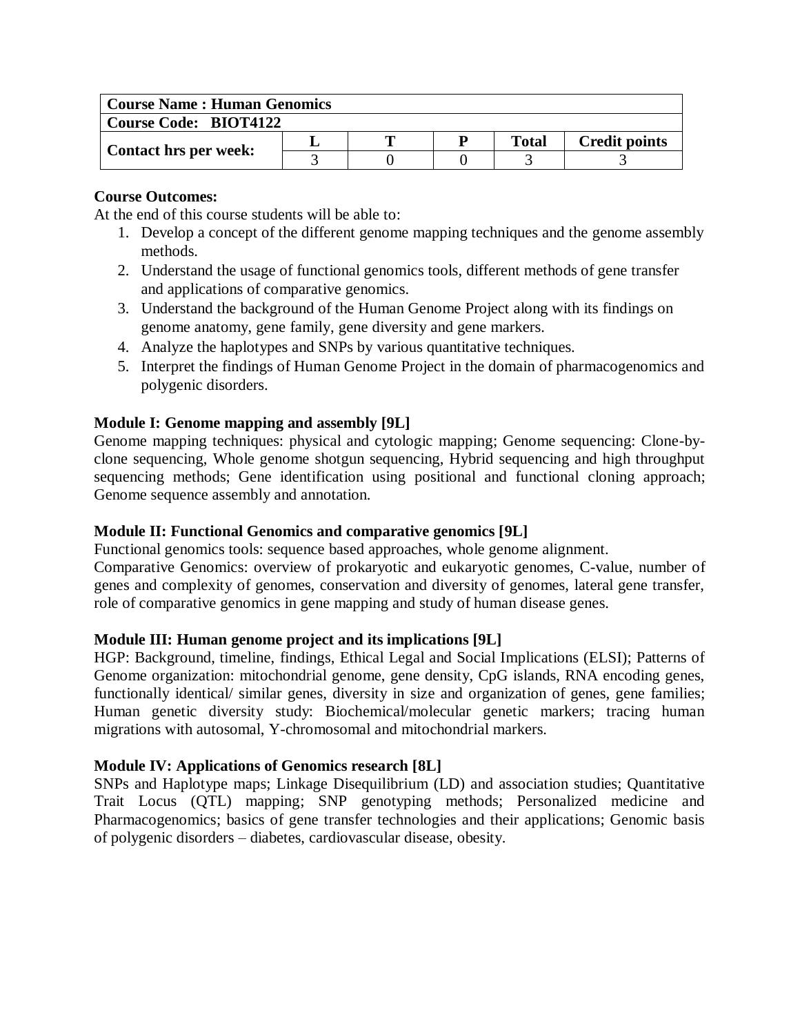| Course Name : Human Genomics | | | | | |
|---|---|---|---|---|---|
| Course Code: BIOT4122 | | | | | |
| Contact hrs per week: | L | T | P | Total | Credit points |
| | 3 | 0 | 0 | 3 | 3 |

**Course Outcomes:**

At the end of this course students will be able to:

1. Develop a concept of the different genome mapping techniques and the genome assembly methods.
2. Understand the usage of functional genomics tools, different methods of gene transfer and applications of comparative genomics.
3. Understand the background of the Human Genome Project along with its findings on genome anatomy, gene family, gene diversity and gene markers.
4. Analyze the haplotypes and SNPs by various quantitative techniques.
5. Interpret the findings of Human Genome Project in the domain of pharmacogenomics and polygenic disorders.

**Module I: Genome mapping and assembly [9L]**

Genome mapping techniques: physical and cytologic mapping; Genome sequencing: Clone-by-clone sequencing, Whole genome shotgun sequencing, Hybrid sequencing and high throughput sequencing methods; Gene identification using positional and functional cloning approach; Genome sequence assembly and annotation.

**Module II: Functional Genomics and comparative genomics [9L]**

Functional genomics tools: sequence based approaches, whole genome alignment.

Comparative Genomics: overview of prokaryotic and eukaryotic genomes, C-value, number of genes and complexity of genomes, conservation and diversity of genomes, lateral gene transfer, role of comparative genomics in gene mapping and study of human disease genes.

**Module III: Human genome project and its implications [9L]**

HGP: Background, timeline, findings, Ethical Legal and Social Implications (ELSI); Patterns of Genome organization: mitochondrial genome, gene density, CpG islands, RNA encoding genes, functionally identical/ similar genes, diversity in size and organization of genes, gene families; Human genetic diversity study: Biochemical/molecular genetic markers; tracing human migrations with autosomal, Y-chromosomal and mitochondrial markers.

**Module IV: Applications of Genomics research [8L]**

SNPs and Haplotype maps; Linkage Disequilibrium (LD) and association studies; Quantitative Trait Locus (QTL) mapping; SNP genotyping methods; Personalized medicine and Pharmacogenomics; basics of gene transfer technologies and their applications; Genomic basis of polygenic disorders – diabetes, cardiovascular disease, obesity.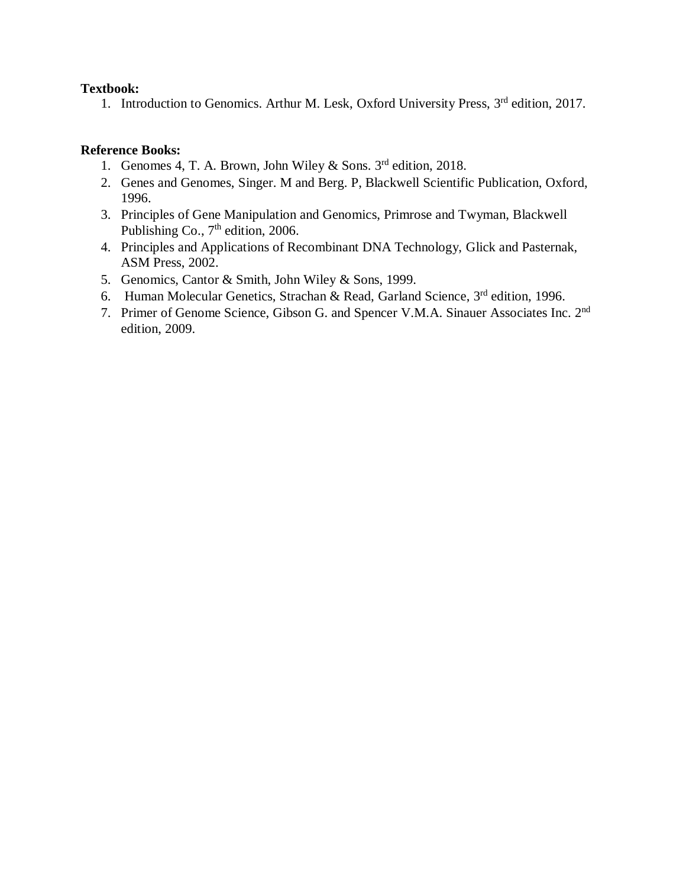**Textbook:**

1. Introduction to Genomics. Arthur M. Lesk, Oxford University Press, 3rd edition, 2017.

**Reference Books:**

1. Genomes 4, T. A. Brown, John Wiley & Sons. 3rd edition, 2018.
2. Genes and Genomes, Singer. M and Berg. P, Blackwell Scientific Publication, Oxford, 1996.
3. Principles of Gene Manipulation and Genomics, Primrose and Twyman, Blackwell Publishing Co., 7th edition, 2006.
4. Principles and Applications of Recombinant DNA Technology, Glick and Pasternak, ASM Press, 2002.
5. Genomics, Cantor & Smith, John Wiley & Sons, 1999.
6. Human Molecular Genetics, Strachan & Read, Garland Science, 3rd edition, 1996.
7. Primer of Genome Science, Gibson G. and Spencer V.M.A. Sinauer Associates Inc. 2nd edition, 2009.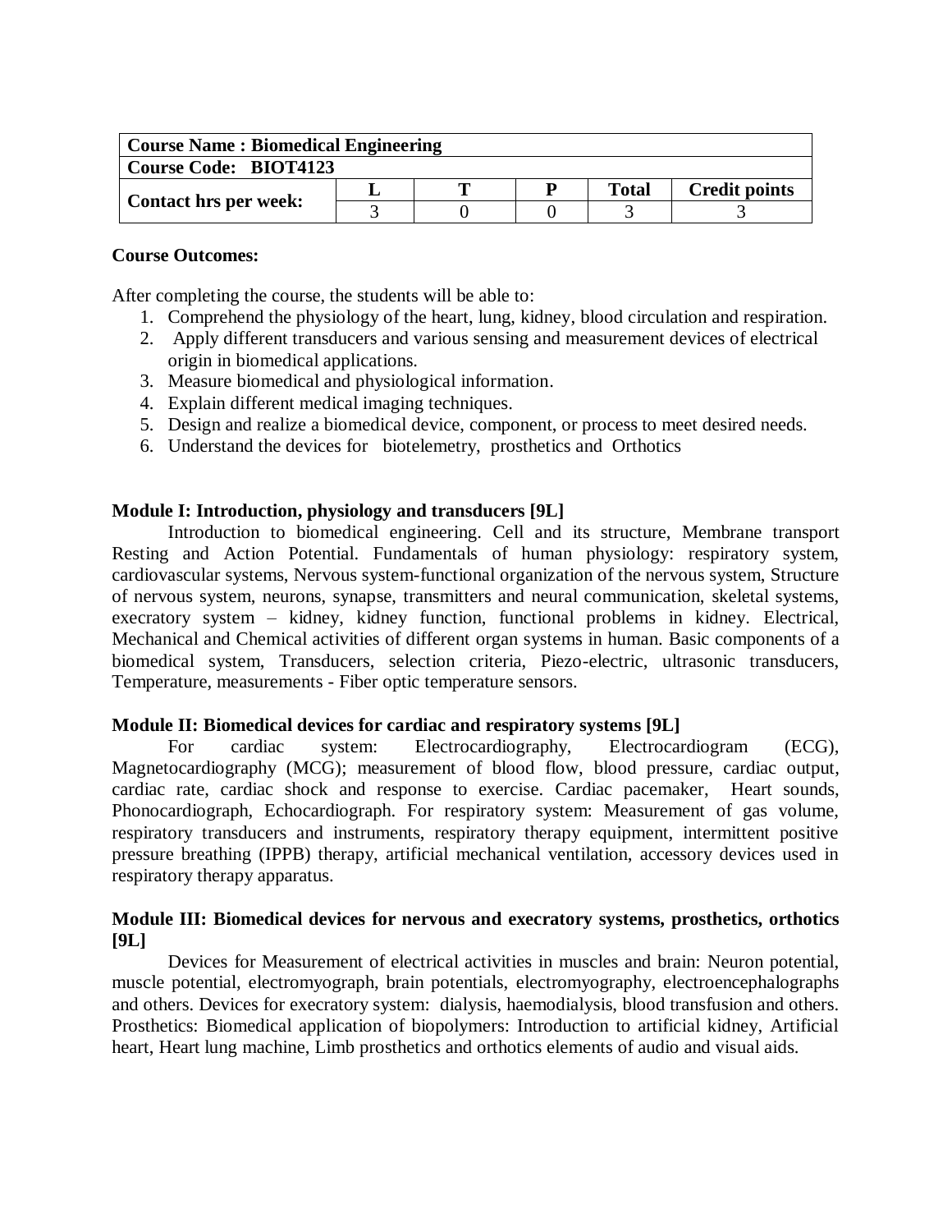| Course Name : Biomedical Engineering | | | | | |
|---|---|---|---|---|---|
| Course Code: BIOT4123 | | | | | |
| Contact hrs per week: | L | T | P | Total | Credit points |
| | 3 | 0 | 0 | 3 | 3 |

**Course Outcomes:**

After completing the course, the students will be able to:

1. Comprehend the physiology of the heart, lung, kidney, blood circulation and respiration.
2. Apply different transducers and various sensing and measurement devices of electrical origin in biomedical applications.
3. Measure biomedical and physiological information.
4. Explain different medical imaging techniques.
5. Design and realize a biomedical device, component, or process to meet desired needs.
6. Understand the devices for biotelemetry, prosthetics and Orthotics

**Module I: Introduction, physiology and transducers [9L]**

Introduction to biomedical engineering. Cell and its structure, Membrane transport Resting and Action Potential. Fundamentals of human physiology: respiratory system, cardiovascular systems, Nervous system-functional organization of the nervous system, Structure of nervous system, neurons, synapse, transmitters and neural communication, skeletal systems, execratory system – kidney, kidney function, functional problems in kidney. Electrical, Mechanical and Chemical activities of different organ systems in human. Basic components of a biomedical system, Transducers, selection criteria, Piezo-electric, ultrasonic transducers, Temperature, measurements - Fiber optic temperature sensors.

**Module II: Biomedical devices for cardiac and respiratory systems [9L]**

For cardiac system: Electrocardiography, Electrocardiogram (ECG), Magnetocardiography (MCG); measurement of blood flow, blood pressure, cardiac output, cardiac rate, cardiac shock and response to exercise. Cardiac pacemaker, Heart sounds, Phonocardiograph, Echocardiograph. For respiratory system: Measurement of gas volume, respiratory transducers and instruments, respiratory therapy equipment, intermittent positive pressure breathing (IPPB) therapy, artificial mechanical ventilation, accessory devices used in respiratory therapy apparatus.

**Module III: Biomedical devices for nervous and execratory systems, prosthetics, orthotics [9L]**

Devices for Measurement of electrical activities in muscles and brain: Neuron potential, muscle potential, electromyograph, brain potentials, electromyography, electroencephalographs and others. Devices for execratory system: dialysis, haemodialysis, blood transfusion and others. Prosthetics: Biomedical application of biopolymers: Introduction to artificial kidney, Artificial heart, Heart lung machine, Limb prosthetics and orthotics elements of audio and visual aids.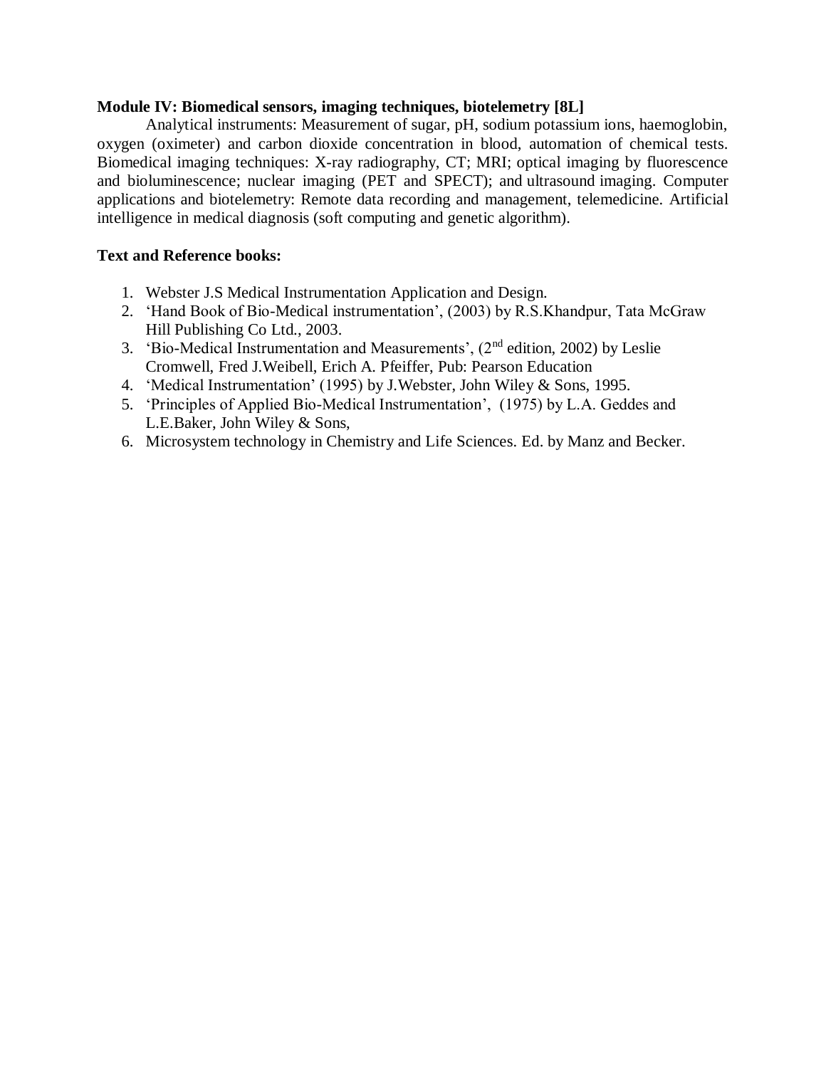**Module IV: Biomedical sensors, imaging techniques, biotelemetry [8L]**

Analytical instruments: Measurement of sugar, pH, sodium potassium ions, haemoglobin, oxygen (oximeter) and carbon dioxide concentration in blood, automation of chemical tests. Biomedical imaging techniques: X-ray radiography, CT; MRI; optical imaging by fluorescence and bioluminescence; nuclear imaging (PET and SPECT); and ultrasound imaging. Computer applications and biotelemetry: Remote data recording and management, telemedicine. Artificial intelligence in medical diagnosis (soft computing and genetic algorithm).

**Text and Reference books:**

1. Webster J.S Medical Instrumentation Application and Design.
2. 'Hand Book of Bio-Medical instrumentation', (2003) by R.S.Khandpur, Tata McGraw Hill Publishing Co Ltd., 2003.
3. 'Bio-Medical Instrumentation and Measurements', (2nd edition, 2002) by Leslie Cromwell, Fred J.Weibell, Erich A. Pfeiffer, Pub: Pearson Education
4. 'Medical Instrumentation' (1995) by J.Webster, John Wiley & Sons, 1995.
5. 'Principles of Applied Bio-Medical Instrumentation', (1975) by L.A. Geddes and L.E.Baker, John Wiley & Sons,
6. Microsystem technology in Chemistry and Life Sciences. Ed. by Manz and Becker.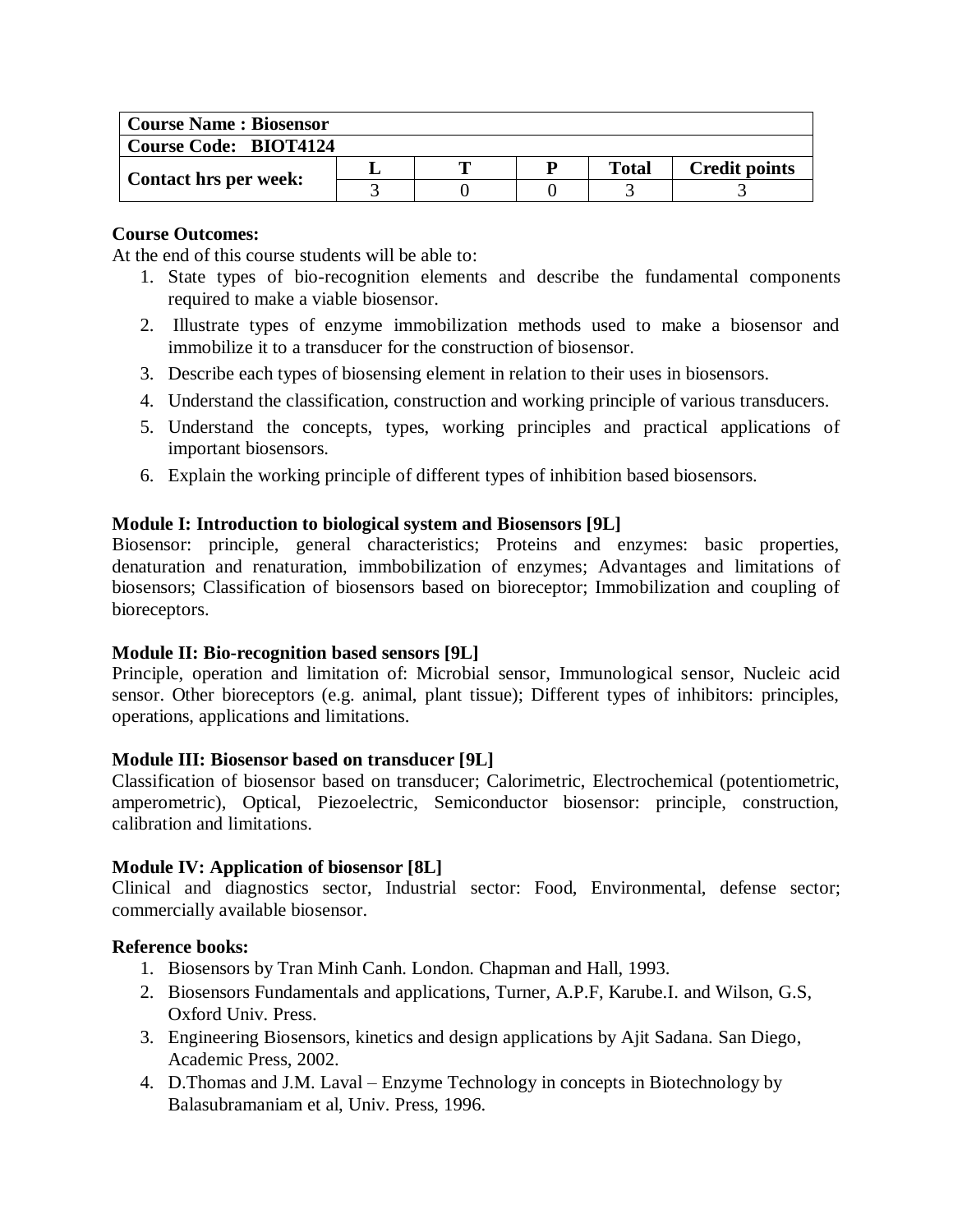| Course Name : Biosensor | | | | | |
|---|---|---|---|---|---|
| Course Code: BIOT4124 | | | | | |
| Contact hrs per week: | L | T | P | Total | Credit points |
| | 3 | 0 | 0 | 3 | 3 |

**Course Outcomes:**

At the end of this course students will be able to:

1. State types of bio-recognition elements and describe the fundamental components required to make a viable biosensor.
2. Illustrate types of enzyme immobilization methods used to make a biosensor and immobilize it to a transducer for the construction of biosensor.
3. Describe each types of biosensing element in relation to their uses in biosensors.
4. Understand the classification, construction and working principle of various transducers.
5. Understand the concepts, types, working principles and practical applications of important biosensors.
6. Explain the working principle of different types of inhibition based biosensors.

**Module I: Introduction to biological system and Biosensors [9L]**

Biosensor: principle, general characteristics; Proteins and enzymes: basic properties, denaturation and renaturation, immbobilization of enzymes; Advantages and limitations of biosensors; Classification of biosensors based on bioreceptor; Immobilization and coupling of bioreceptors.

**Module II: Bio-recognition based sensors [9L]**

Principle, operation and limitation of: Microbial sensor, Immunological sensor, Nucleic acid sensor. Other bioreceptors (e.g. animal, plant tissue); Different types of inhibitors: principles, operations, applications and limitations.

**Module III: Biosensor based on transducer [9L]**

Classification of biosensor based on transducer; Calorimetric, Electrochemical (potentiometric, amperometric), Optical, Piezoelectric, Semiconductor biosensor: principle, construction, calibration and limitations.

**Module IV: Application of biosensor [8L]**

Clinical and diagnostics sector, Industrial sector: Food, Environmental, defense sector; commercially available biosensor.

**Reference books:**

1. Biosensors by Tran Minh Canh. London. Chapman and Hall, 1993.
2. Biosensors Fundamentals and applications, Turner, A.P.F, Karube.I. and Wilson, G.S, Oxford Univ. Press.
3. Engineering Biosensors, kinetics and design applications by Ajit Sadana. San Diego, Academic Press, 2002.
4. D.Thomas and J.M. Laval – Enzyme Technology in concepts in Biotechnology by Balasubramaniam et al, Univ. Press, 1996.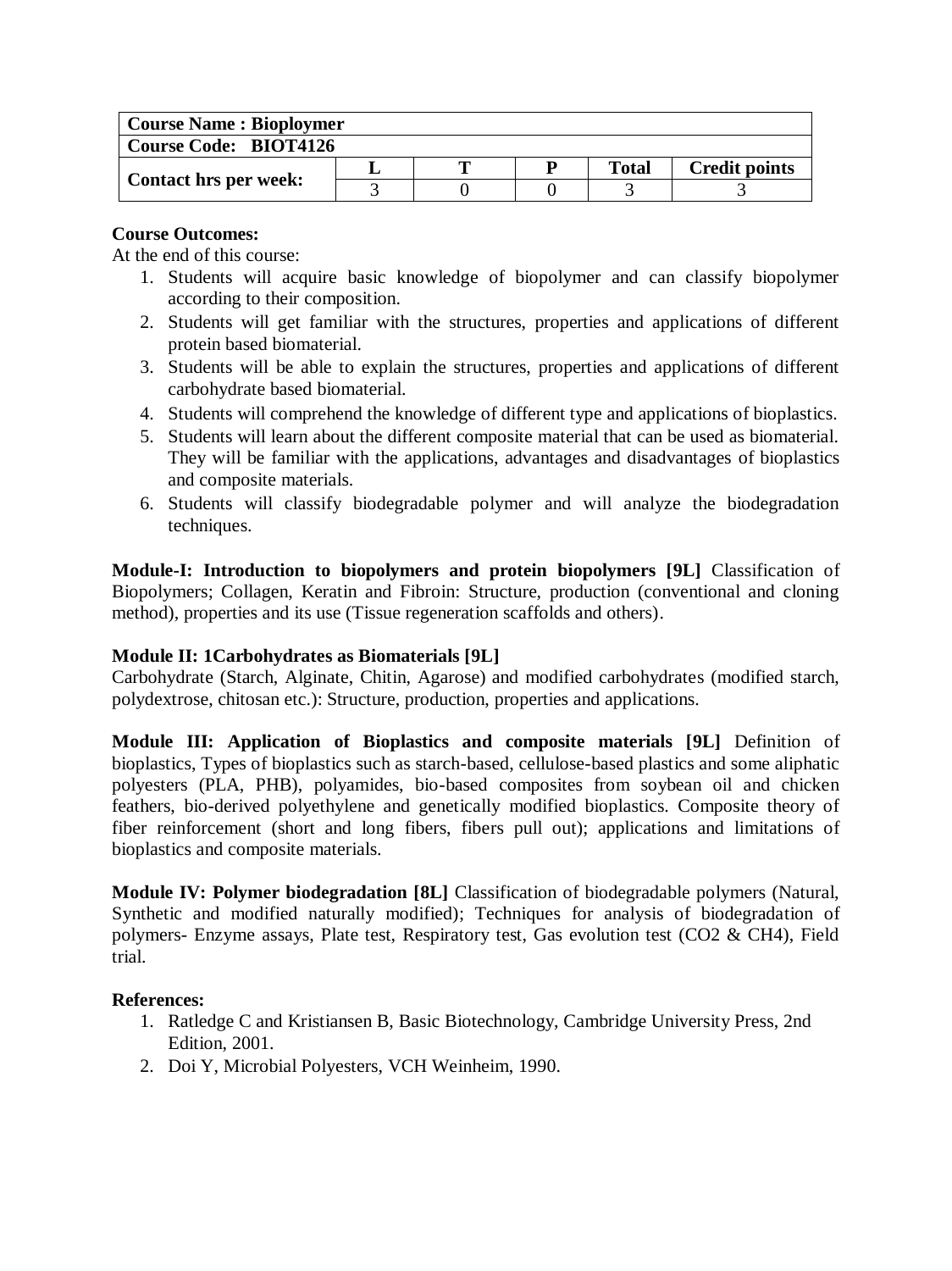| Course Name : Biopolymer | | | | | |
|---|---|---|---|---|---|
| Course Code: BIOT4126 | | | | | |
| Contact hrs per week: | L | T | P | Total | Credit points |
| | 3 | 0 | 0 | 3 | 3 |

**Course Outcomes:**

At the end of this course:

1. Students will acquire basic knowledge of biopolymer and can classify biopolymer according to their composition.
2. Students will get familiar with the structures, properties and applications of different protein based biomaterial.
3. Students will be able to explain the structures, properties and applications of different carbohydrate based biomaterial.
4. Students will comprehend the knowledge of different type and applications of bioplastics.
5. Students will learn about the different composite material that can be used as biomaterial. They will be familiar with the applications, advantages and disadvantages of bioplastics and composite materials.
6. Students will classify biodegradable polymer and will analyze the biodegradation techniques.

**Module-I: Introduction to biopolymers and protein biopolymers [9L]** Classification of Biopolymers; Collagen, Keratin and Fibroin: Structure, production (conventional and cloning method), properties and its use (Tissue regeneration scaffolds and others).

**Module II: 1Carbohydrates as Biomaterials [9L]**

Carbohydrate (Starch, Alginate, Chitin, Agarose) and modified carbohydrates (modified starch, polydextrose, chitosan etc.): Structure, production, properties and applications.

**Module III: Application of Bioplastics and composite materials [9L]** Definition of bioplastics, Types of bioplastics such as starch-based, cellulose-based plastics and some aliphatic polyesters (PLA, PHB), polyamides, bio-based composites from soybean oil and chicken feathers, bio-derived polyethylene and genetically modified bioplastics. Composite theory of fiber reinforcement (short and long fibers, fibers pull out); applications and limitations of bioplastics and composite materials.

**Module IV: Polymer biodegradation [8L]** Classification of biodegradable polymers (Natural, Synthetic and modified naturally modified); Techniques for analysis of biodegradation of polymers- Enzyme assays, Plate test, Respiratory test, Gas evolution test ($CO_2$ & $CH_4$), Field trial.

**References:**

1. Ratledge C and Kristiansen B, Basic Biotechnology, Cambridge University Press, 2nd Edition, 2001.
2. Doi Y, Microbial Polyesters, VCH Weinheim, 1990.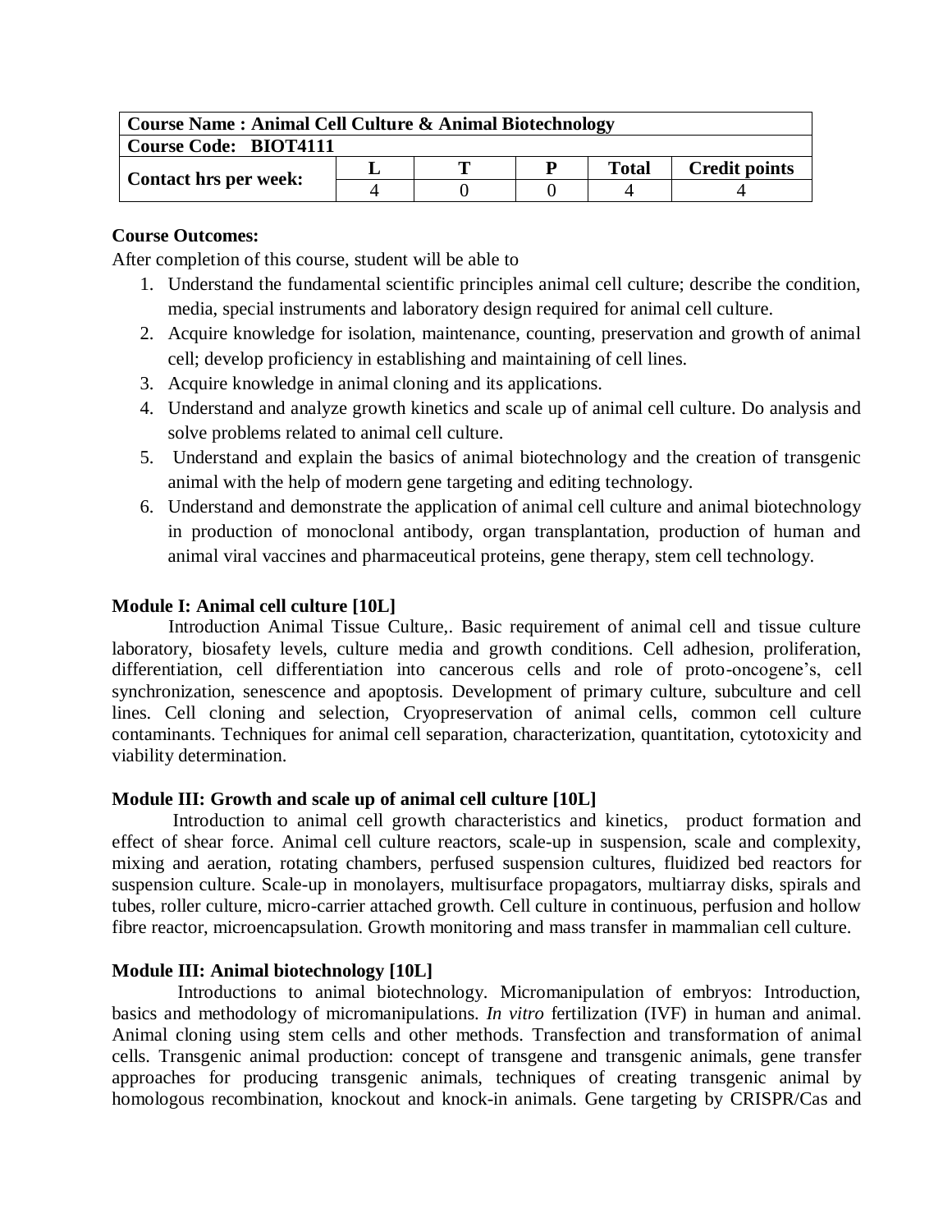| Course Name : Animal Cell Culture & Animal Biotechnology | | | | | |
|---|---|---|---|---|---|
| **Course Code: BIOT4111** | | | | | |
| **Contact hrs per week:** | **L** | **T** | **P** | **Total** | **Credit points** |
| | 4 | 0 | 0 | 4 | 4 |

**Course Outcomes:**

After completion of this course, student will be able to

1. Understand the fundamental scientific principles animal cell culture; describe the condition, media, special instruments and laboratory design required for animal cell culture.
2. Acquire knowledge for isolation, maintenance, counting, preservation and growth of animal cell; develop proficiency in establishing and maintaining of cell lines.
3. Acquire knowledge in animal cloning and its applications.
4. Understand and analyze growth kinetics and scale up of animal cell culture. Do analysis and solve problems related to animal cell culture.
5. Understand and explain the basics of animal biotechnology and the creation of transgenic animal with the help of modern gene targeting and editing technology.
6. Understand and demonstrate the application of animal cell culture and animal biotechnology in production of monoclonal antibody, organ transplantation, production of human and animal viral vaccines and pharmaceutical proteins, gene therapy, stem cell technology.

**Module I: Animal cell culture [10L]**

Introduction Animal Tissue Culture,. Basic requirement of animal cell and tissue culture laboratory, biosafety levels, culture media and growth conditions. Cell adhesion, proliferation, differentiation, cell differentiation into cancerous cells and role of proto-oncogene's, cell synchronization, senescence and apoptosis. Development of primary culture, subculture and cell lines. Cell cloning and selection, Cryopreservation of animal cells, common cell culture contaminants. Techniques for animal cell separation, characterization, quantitation, cytotoxicity and viability determination.

**Module III: Growth and scale up of animal cell culture [10L]**

Introduction to animal cell growth characteristics and kinetics, product formation and effect of shear force. Animal cell culture reactors, scale-up in suspension, scale and complexity, mixing and aeration, rotating chambers, perfused suspension cultures, fluidized bed reactors for suspension culture. Scale-up in monolayers, multisurface propagators, multiarray disks, spirals and tubes, roller culture, micro-carrier attached growth. Cell culture in continuous, perfusion and hollow fibre reactor, microencapsulation. Growth monitoring and mass transfer in mammalian cell culture.

**Module III: Animal biotechnology [10L]**

Introductions to animal biotechnology. Micromanipulation of embryos: Introduction, basics and methodology of micromanipulations. *In vitro* fertilization (IVF) in human and animal. Animal cloning using stem cells and other methods. Transfection and transformation of animal cells. Transgenic animal production: concept of transgene and transgenic animals, gene transfer approaches for producing transgenic animals, techniques of creating transgenic animal by homologous recombination, knockout and knock-in animals. Gene targeting by CRISPR/Cas and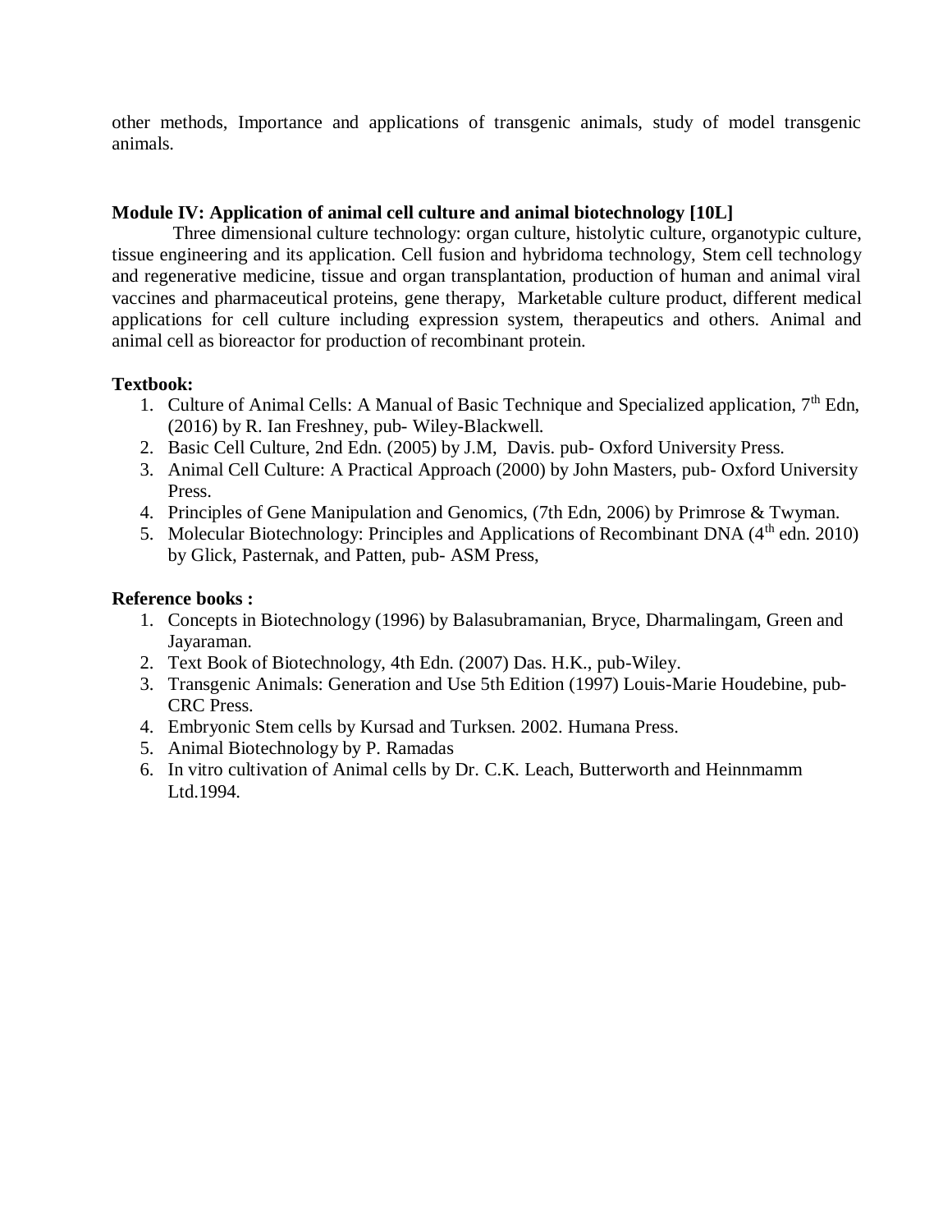other methods, Importance and applications of transgenic animals, study of model transgenic animals.

**Module IV: Application of animal cell culture and animal biotechnology [10L]**

Three dimensional culture technology: organ culture, histolytic culture, organotypic culture, tissue engineering and its application. Cell fusion and hybridoma technology, Stem cell technology and regenerative medicine, tissue and organ transplantation, production of human and animal viral vaccines and pharmaceutical proteins, gene therapy, Marketable culture product, different medical applications for cell culture including expression system, therapeutics and others. Animal and animal cell as bioreactor for production of recombinant protein.

**Textbook:**

1. Culture of Animal Cells: A Manual of Basic Technique and Specialized application, 7th Edn, (2016) by R. Ian Freshney, pub- Wiley-Blackwell.
2. Basic Cell Culture, 2nd Edn. (2005) by J.M, Davis. pub- Oxford University Press.
3. Animal Cell Culture: A Practical Approach (2000) by John Masters, pub- Oxford University Press.
4. Principles of Gene Manipulation and Genomics, (7th Edn, 2006) by Primrose & Twyman.
5. Molecular Biotechnology: Principles and Applications of Recombinant DNA (4th edn. 2010) by Glick, Pasternak, and Patten, pub- ASM Press,

**Reference books :**

1. Concepts in Biotechnology (1996) by Balasubramanian, Bryce, Dharmalingam, Green and Jayaraman.
2. Text Book of Biotechnology, 4th Edn. (2007) Das. H.K., pub-Wiley.
3. Transgenic Animals: Generation and Use 5th Edition (1997) Louis-Marie Houdebine, pub- CRC Press.
4. Embryonic Stem cells by Kursad and Turksen. 2002. Humana Press.
5. Animal Biotechnology by P. Ramadas
6. In vitro cultivation of Animal cells by Dr. C.K. Leach, Butterworth and Heinnmamm Ltd.1994.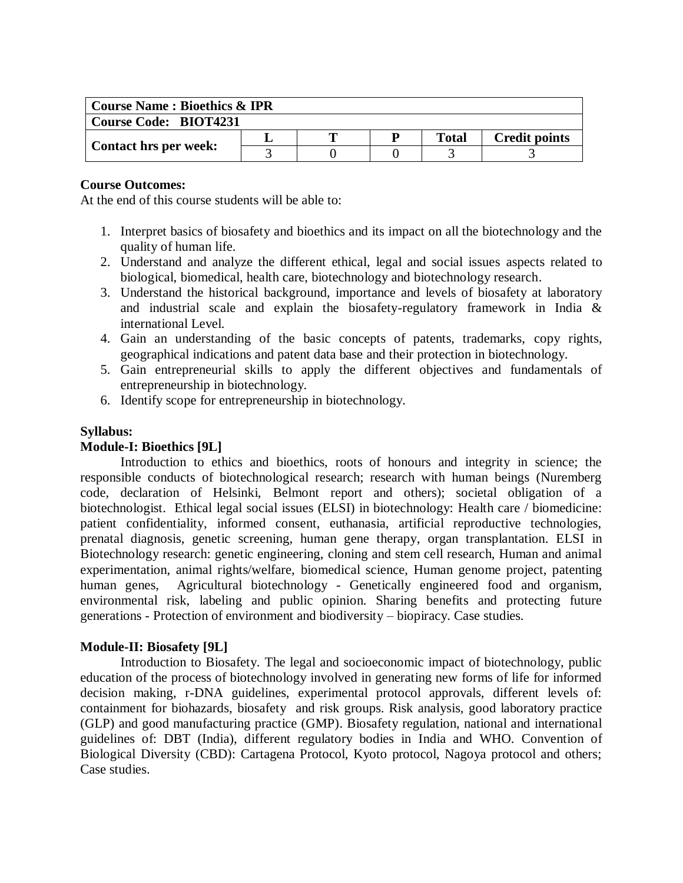| Course Name : Bioethics & IPR | | | | | |
|---|---|---|---|---|---|
| Course Code: BIOT4231 | | | | | |
| Contact hrs per week: | L | T | P | Total | Credit points |
| | 3 | 0 | 0 | 3 | 3 |

**Course Outcomes:**

At the end of this course students will be able to:

1. Interpret basics of biosafety and bioethics and its impact on all the biotechnology and the quality of human life.
2. Understand and analyze the different ethical, legal and social issues aspects related to biological, biomedical, health care, biotechnology and biotechnology research.
3. Understand the historical background, importance and levels of biosafety at laboratory and industrial scale and explain the biosafety-regulatory framework in India & international Level.
4. Gain an understanding of the basic concepts of patents, trademarks, copy rights, geographical indications and patent data base and their protection in biotechnology.
5. Gain entrepreneurial skills to apply the different objectives and fundamentals of entrepreneurship in biotechnology.
6. Identify scope for entrepreneurship in biotechnology.

**Syllabus:**

**Module-I: Bioethics [9L]**

Introduction to ethics and bioethics, roots of honours and integrity in science; the responsible conducts of biotechnological research; research with human beings (Nuremberg code, declaration of Helsinki, Belmont report and others); societal obligation of a biotechnologist. Ethical legal social issues (ELSI) in biotechnology: Health care / biomedicine: patient confidentiality, informed consent, euthanasia, artificial reproductive technologies, prenatal diagnosis, genetic screening, human gene therapy, organ transplantation. ELSI in Biotechnology research: genetic engineering, cloning and stem cell research, Human and animal experimentation, animal rights/welfare, biomedical science, Human genome project, patenting human genes, Agricultural biotechnology - Genetically engineered food and organism, environmental risk, labeling and public opinion. Sharing benefits and protecting future generations - Protection of environment and biodiversity – biopiracy. Case studies.

**Module-II: Biosafety [9L]**

Introduction to Biosafety. The legal and socioeconomic impact of biotechnology, public education of the process of biotechnology involved in generating new forms of life for informed decision making, r-DNA guidelines, experimental protocol approvals, different levels of: containment for biohazards, biosafety and risk groups. Risk analysis, good laboratory practice (GLP) and good manufacturing practice (GMP). Biosafety regulation, national and international guidelines of: DBT (India), different regulatory bodies in India and WHO. Convention of Biological Diversity (CBD): Cartagena Protocol, Kyoto protocol, Nagoya protocol and others; Case studies.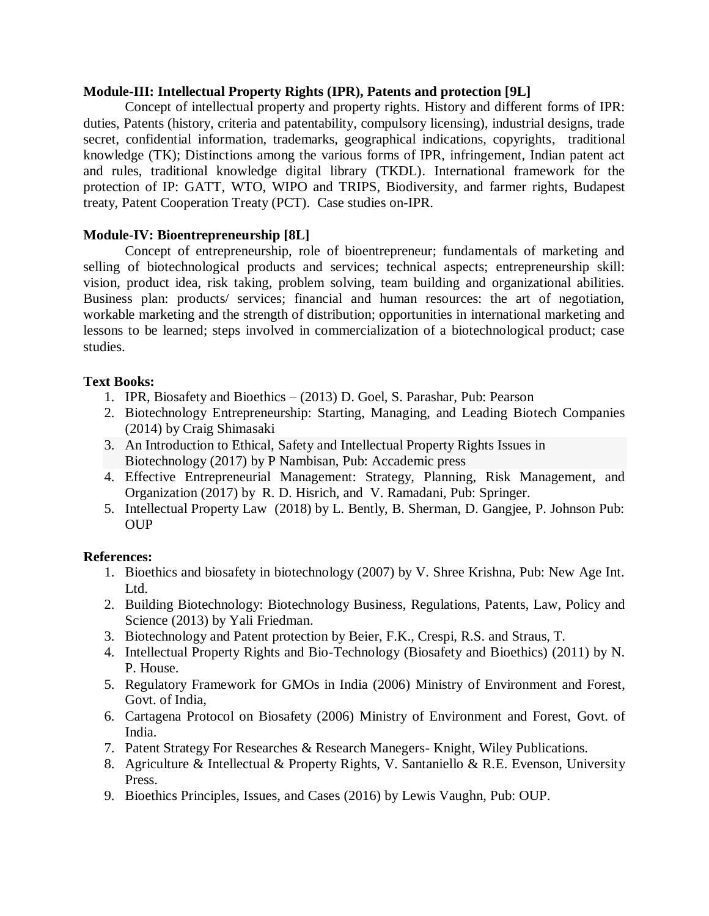**Module-III: Intellectual Property Rights (IPR), Patents and protection [9L]**

Concept of intellectual property and property rights. History and different forms of IPR: duties, Patents (history, criteria and patentability, compulsory licensing), industrial designs, trade secret, confidential information, trademarks, geographical indications, copyrights, traditional knowledge (TK); Distinctions among the various forms of IPR, infringement, Indian patent act and rules, traditional knowledge digital library (TKDL). International framework for the protection of IP: GATT, WTO, WIPO and TRIPS, Biodiversity, and farmer rights, Budapest treaty, Patent Cooperation Treaty (PCT). Case studies on-IPR.

**Module-IV: Bioentrepreneurship [8L]**

Concept of entrepreneurship, role of bioentrepreneur; fundamentals of marketing and selling of biotechnological products and services; technical aspects; entrepreneurship skill: vision, product idea, risk taking, problem solving, team building and organizational abilities. Business plan: products/ services; financial and human resources: the art of negotiation, workable marketing and the strength of distribution; opportunities in international marketing and lessons to be learned; steps involved in commercialization of a biotechnological product; case studies.

**Text Books:**

1. IPR, Biosafety and Bioethics – (2013) D. Goel, S. Parashar, Pub: Pearson
2. Biotechnology Entrepreneurship: Starting, Managing, and Leading Biotech Companies (2014) by Craig Shimasaki
3. An Introduction to Ethical, Safety and Intellectual Property Rights Issues in Biotechnology (2017) by P Nambisan, Pub: Accademic press
4. Effective Entrepreneurial Management: Strategy, Planning, Risk Management, and Organization (2017) by R. D. Hisrich, and V. Ramadani, Pub: Springer.
5. Intellectual Property Law (2018) by L. Bently, B. Sherman, D. Gangjee, P. Johnson Pub: OUP

**References:**

1. Bioethics and biosafety in biotechnology (2007) by V. Shree Krishna, Pub: New Age Int. Ltd.
2. Building Biotechnology: Biotechnology Business, Regulations, Patents, Law, Policy and Science (2013) by Yali Friedman.
3. Biotechnology and Patent protection by Beier, F.K., Crespi, R.S. and Straus, T.
4. Intellectual Property Rights and Bio-Technology (Biosafety and Bioethics) (2011) by N. P. House.
5. Regulatory Framework for GMOs in India (2006) Ministry of Environment and Forest, Govt. of India,
6. Cartagena Protocol on Biosafety (2006) Ministry of Environment and Forest, Govt. of India.
7. Patent Strategy For Researches & Research Manegers- Knight, Wiley Publications.
8. Agriculture & Intellectual & Property Rights, V. Santaniello & R.E. Evenson, University Press.
9. Bioethics Principles, Issues, and Cases (2016) by Lewis Vaughn, Pub: OUP.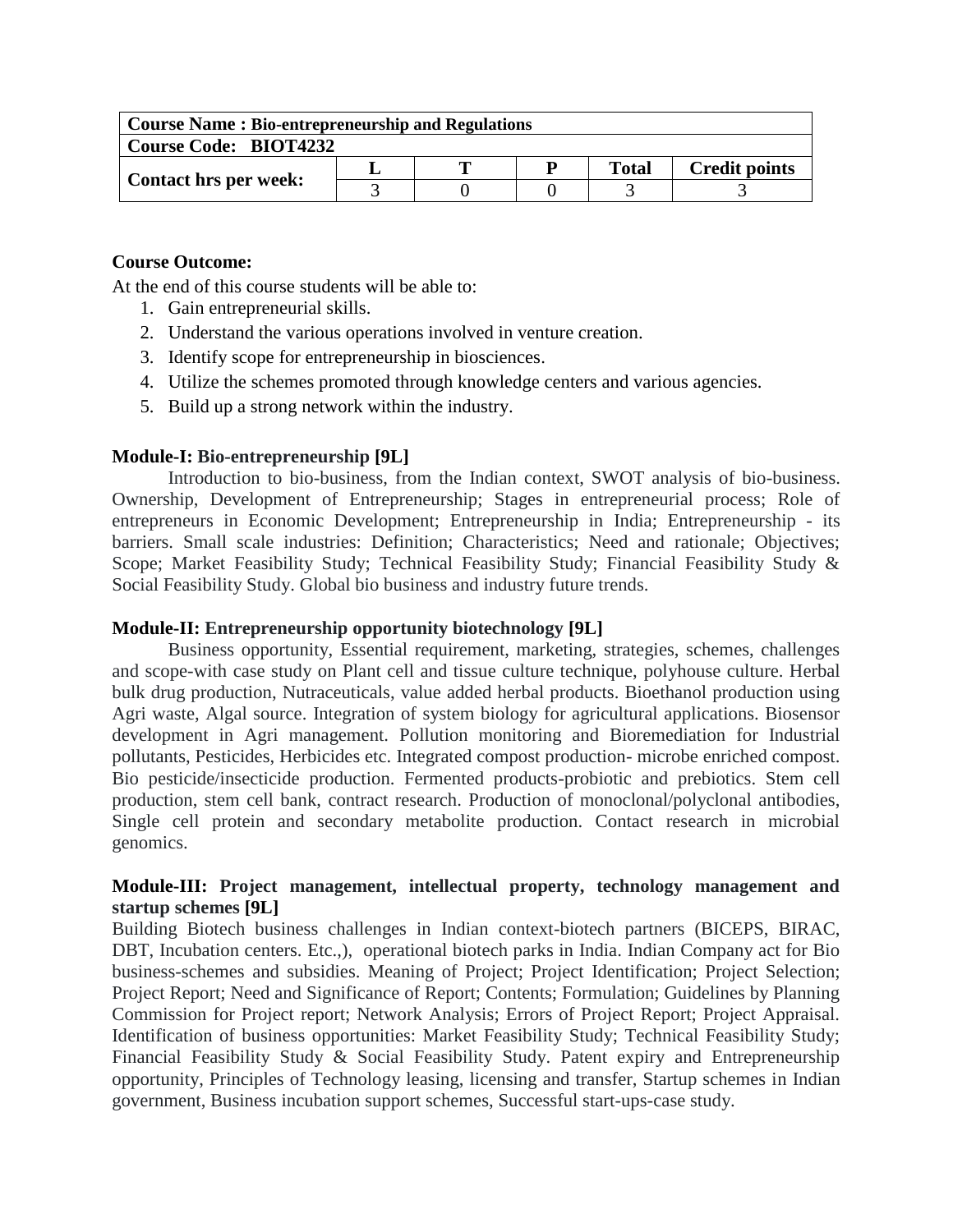| **Course Name : Bio-entrepreneurship and Regulations** | | | | | |
|---|---|---|---|---|---|
| **Course Code: BIOT4232** | | | | | |
| **Contact hrs per week:** | **L** | **T** | **P** | **Total** | **Credit points** |
| | 3 | 0 | 0 | 3 | 3 |

**Course Outcome:**

At the end of this course students will be able to:

1. Gain entrepreneurial skills.
2. Understand the various operations involved in venture creation.
3. Identify scope for entrepreneurship in biosciences.
4. Utilize the schemes promoted through knowledge centers and various agencies.
5. Build up a strong network within the industry.

**Module-I: Bio-entrepreneurship [9L]**

Introduction to bio-business, from the Indian context, SWOT analysis of bio-business. Ownership, Development of Entrepreneurship; Stages in entrepreneurial process; Role of entrepreneurs in Economic Development; Entrepreneurship in India; Entrepreneurship - its barriers. Small scale industries: Definition; Characteristics; Need and rationale; Objectives; Scope; Market Feasibility Study; Technical Feasibility Study; Financial Feasibility Study & Social Feasibility Study. Global bio business and industry future trends.

**Module-II: Entrepreneurship opportunity biotechnology [9L]**

Business opportunity, Essential requirement, marketing, strategies, schemes, challenges and scope-with case study on Plant cell and tissue culture technique, polyhouse culture. Herbal bulk drug production, Nutraceuticals, value added herbal products. Bioethanol production using Agri waste, Algal source. Integration of system biology for agricultural applications. Biosensor development in Agri management. Pollution monitoring and Bioremediation for Industrial pollutants, Pesticides, Herbicides etc. Integrated compost production- microbe enriched compost. Bio pesticide/insecticide production. Fermented products-probiotic and prebiotics. Stem cell production, stem cell bank, contract research. Production of monoclonal/polyclonal antibodies, Single cell protein and secondary metabolite production. Contact research in microbial genomics.

**Module-III: Project management, intellectual property, technology management and startup schemes [9L]**

Building Biotech business challenges in Indian context-biotech partners (BICEPS, BIRAC, DBT, Incubation centers. Etc.,), operational biotech parks in India. Indian Company act for Bio business-schemes and subsidies. Meaning of Project; Project Identification; Project Selection; Project Report; Need and Significance of Report; Contents; Formulation; Guidelines by Planning Commission for Project report; Network Analysis; Errors of Project Report; Project Appraisal. Identification of business opportunities: Market Feasibility Study; Technical Feasibility Study; Financial Feasibility Study & Social Feasibility Study. Patent expiry and Entrepreneurship opportunity, Principles of Technology leasing, licensing and transfer, Startup schemes in Indian government, Business incubation support schemes, Successful start-ups-case study.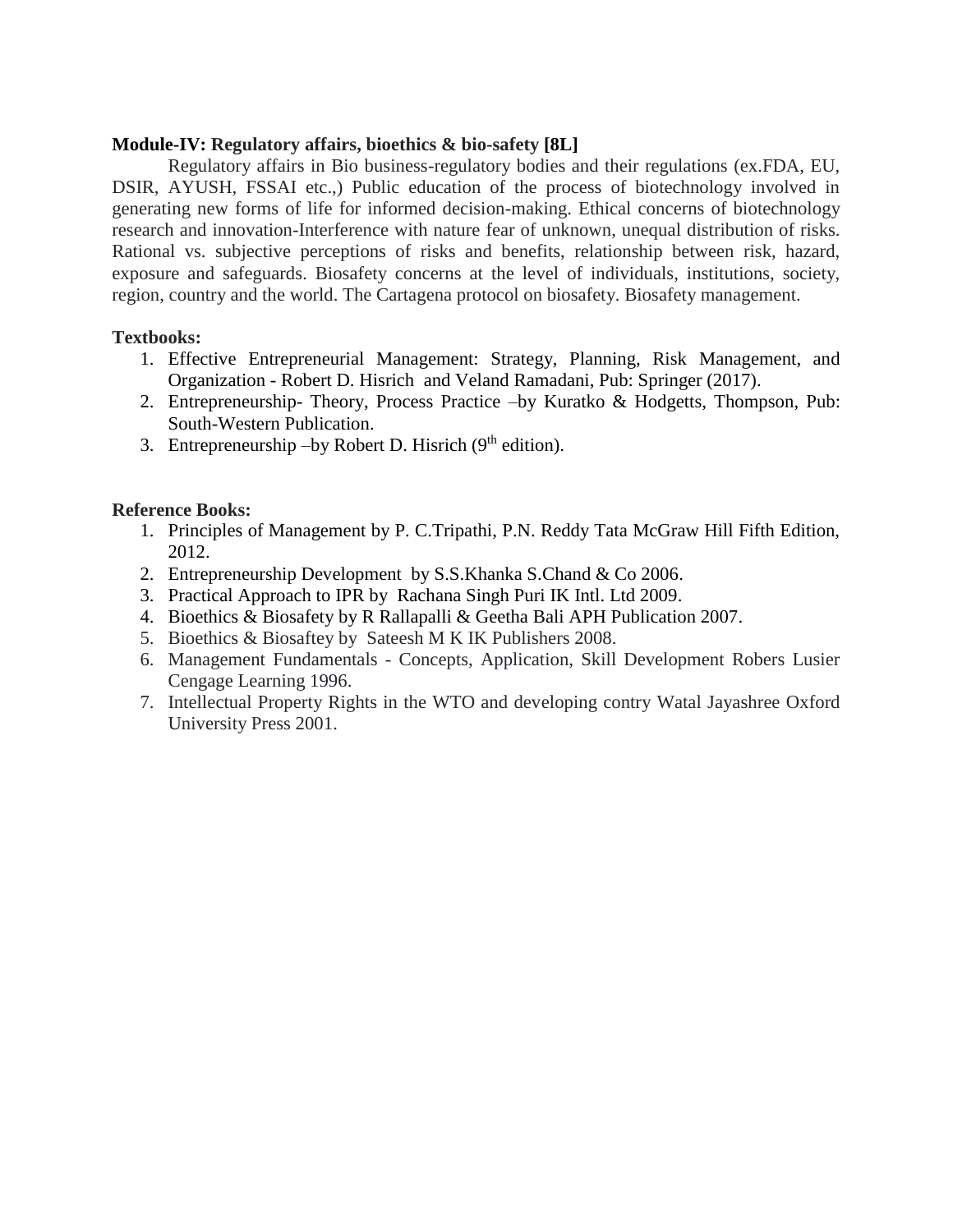**Module-IV: Regulatory affairs, bioethics & bio-safety [8L]**

Regulatory affairs in Bio business-regulatory bodies and their regulations (ex.FDA, EU, DSIR, AYUSH, FSSAI etc.,) Public education of the process of biotechnology involved in generating new forms of life for informed decision-making. Ethical concerns of biotechnology research and innovation-Interference with nature fear of unknown, unequal distribution of risks. Rational vs. subjective perceptions of risks and benefits, relationship between risk, hazard, exposure and safeguards. Biosafety concerns at the level of individuals, institutions, society, region, country and the world. The Cartagena protocol on biosafety. Biosafety management.

**Textbooks:**

1. Effective Entrepreneurial Management: Strategy, Planning, Risk Management, and Organization - Robert D. Hisrich and Veland Ramadani, Pub: Springer (2017).
2. Entrepreneurship- Theory, Process Practice –by Kuratko & Hodgetts, Thompson, Pub: South-Western Publication.
3. Entrepreneurship –by Robert D. Hisrich (9th edition).

**Reference Books:**

1. Principles of Management by P. C.Tripathi, P.N. Reddy Tata McGraw Hill Fifth Edition, 2012.
2. Entrepreneurship Development by S.S.Khanka S.Chand & Co 2006.
3. Practical Approach to IPR by Rachana Singh Puri IK Intl. Ltd 2009.
4. Bioethics & Biosafety by R Rallapalli & Geetha Bali APH Publication 2007.
5. Bioethics & Biosaftey by Sateesh M K IK Publishers 2008.
6. Management Fundamentals - Concepts, Application, Skill Development Robers Lusier Cengage Learning 1996.
7. Intellectual Property Rights in the WTO and developing contry Watal Jayashree Oxford University Press 2001.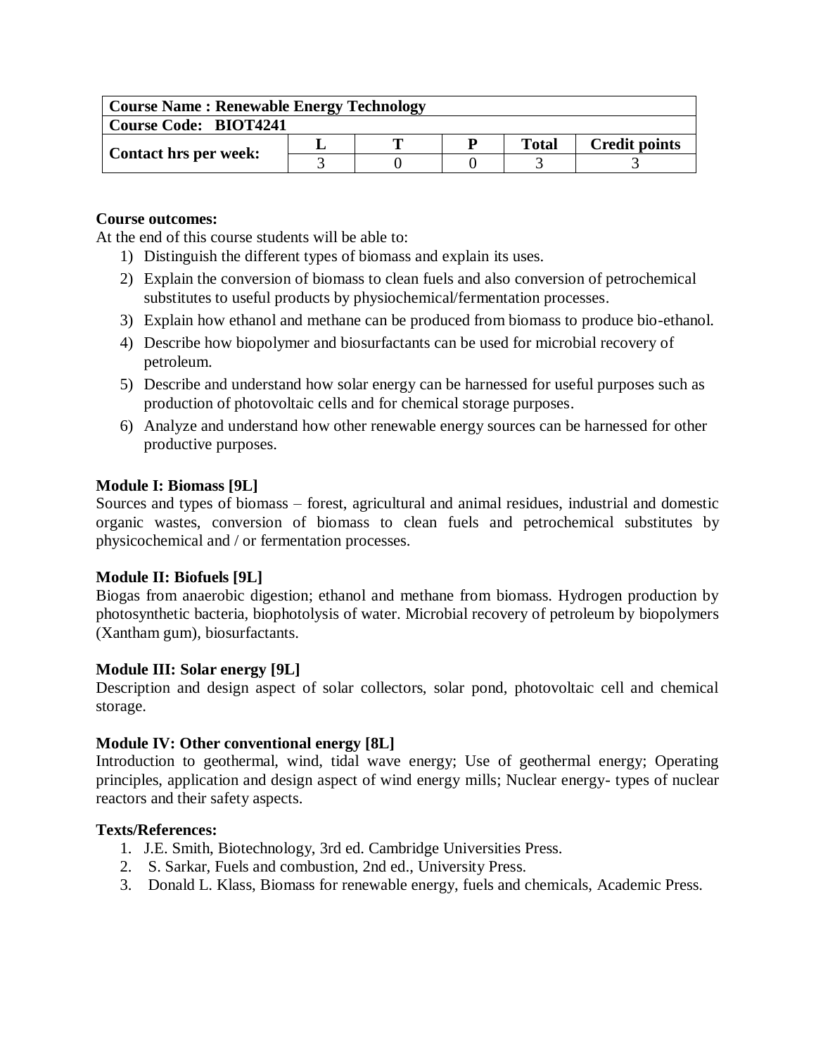| Course Name : Renewable Energy Technology | | | | | |
|---|---|---|---|---|---|
| **Course Code: BIOT4241** | | | | | |
| **Contact hrs per week:** | **L** | **T** | **P** | **Total** | **Credit points** |
| | 3 | 0 | 0 | 3 | 3 |

**Course outcomes:**

At the end of this course students will be able to:

1) Distinguish the different types of biomass and explain its uses.
2) Explain the conversion of biomass to clean fuels and also conversion of petrochemical substitutes to useful products by physiochemical/fermentation processes.
3) Explain how ethanol and methane can be produced from biomass to produce bio-ethanol.
4) Describe how biopolymer and biosurfactants can be used for microbial recovery of petroleum.
5) Describe and understand how solar energy can be harnessed for useful purposes such as production of photovoltaic cells and for chemical storage purposes.
6) Analyze and understand how other renewable energy sources can be harnessed for other productive purposes.

**Module I: Biomass [9L]**

Sources and types of biomass – forest, agricultural and animal residues, industrial and domestic organic wastes, conversion of biomass to clean fuels and petrochemical substitutes by physicochemical and / or fermentation processes.

**Module II: Biofuels [9L]**

Biogas from anaerobic digestion; ethanol and methane from biomass. Hydrogen production by photosynthetic bacteria, biophotolysis of water. Microbial recovery of petroleum by biopolymers (Xantham gum), biosurfactants.

**Module III: Solar energy [9L]**

Description and design aspect of solar collectors, solar pond, photovoltaic cell and chemical storage.

**Module IV: Other conventional energy [8L]**

Introduction to geothermal, wind, tidal wave energy; Use of geothermal energy; Operating principles, application and design aspect of wind energy mills; Nuclear energy- types of nuclear reactors and their safety aspects.

**Texts/References:**

1. J.E. Smith, Biotechnology, 3rd ed. Cambridge Universities Press.
2. S. Sarkar, Fuels and combustion, 2nd ed., University Press.
3. Donald L. Klass, Biomass for renewable energy, fuels and chemicals, Academic Press.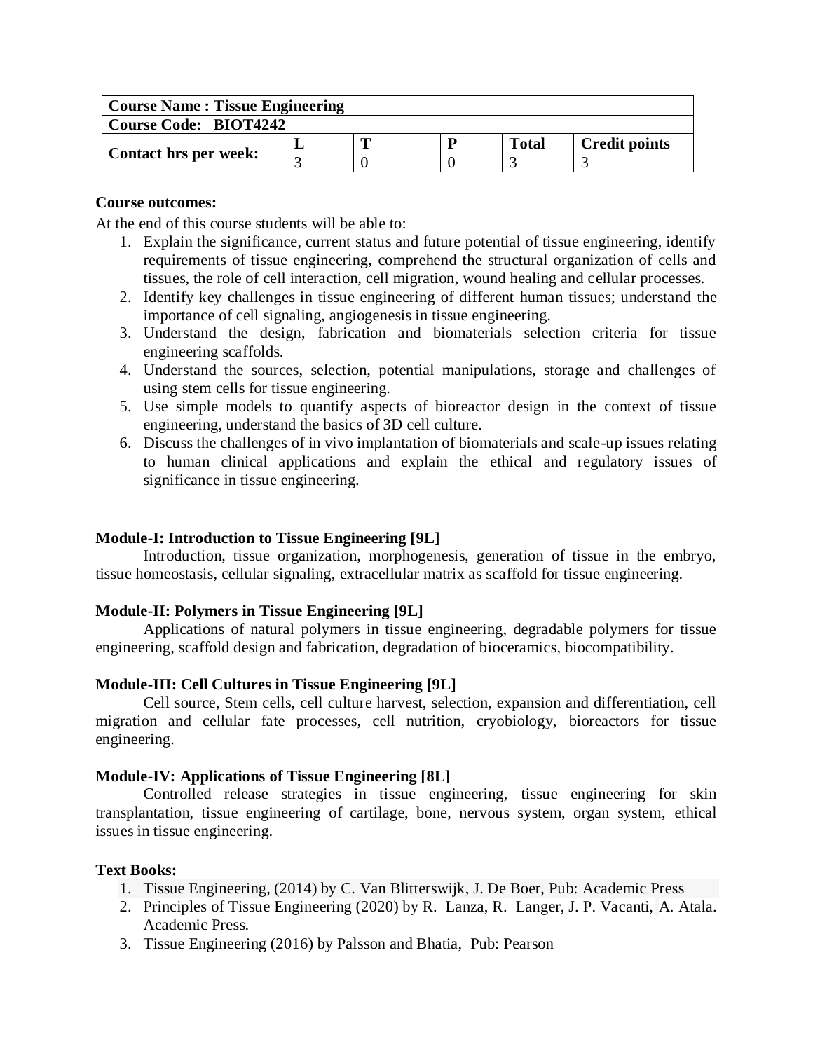| Course Name : Tissue Engineering | | | | | |
|---|---|---|---|---|---|
| Course Code: BIOT4242 | | | | | |
| Contact hrs per week: | L | T | P | Total | Credit points |
| | 3 | 0 | 0 | 3 | 3 |

**Course outcomes:**

At the end of this course students will be able to:

1. Explain the significance, current status and future potential of tissue engineering, identify requirements of tissue engineering, comprehend the structural organization of cells and tissues, the role of cell interaction, cell migration, wound healing and cellular processes.
2. Identify key challenges in tissue engineering of different human tissues; understand the importance of cell signaling, angiogenesis in tissue engineering.
3. Understand the design, fabrication and biomaterials selection criteria for tissue engineering scaffolds.
4. Understand the sources, selection, potential manipulations, storage and challenges of using stem cells for tissue engineering.
5. Use simple models to quantify aspects of bioreactor design in the context of tissue engineering, understand the basics of 3D cell culture.
6. Discuss the challenges of in vivo implantation of biomaterials and scale-up issues relating to human clinical applications and explain the ethical and regulatory issues of significance in tissue engineering.

**Module-I: Introduction to Tissue Engineering [9L]**

Introduction, tissue organization, morphogenesis, generation of tissue in the embryo, tissue homeostasis, cellular signaling, extracellular matrix as scaffold for tissue engineering.

**Module-II: Polymers in Tissue Engineering [9L]**

Applications of natural polymers in tissue engineering, degradable polymers for tissue engineering, scaffold design and fabrication, degradation of bioceramics, biocompatibility.

**Module-III: Cell Cultures in Tissue Engineering [9L]**

Cell source, Stem cells, cell culture harvest, selection, expansion and differentiation, cell migration and cellular fate processes, cell nutrition, cryobiology, bioreactors for tissue engineering.

**Module-IV: Applications of Tissue Engineering [8L]**

Controlled release strategies in tissue engineering, tissue engineering for skin transplantation, tissue engineering of cartilage, bone, nervous system, organ system, ethical issues in tissue engineering.

**Text Books:**

1. Tissue Engineering, (2014) by C. Van Blitterswijk, J. De Boer, Pub: Academic Press
2. Principles of Tissue Engineering (2020) by R. Lanza, R. Langer, J. P. Vacanti, A. Atala. Academic Press.
3. Tissue Engineering (2016) by Palsson and Bhatia, Pub: Pearson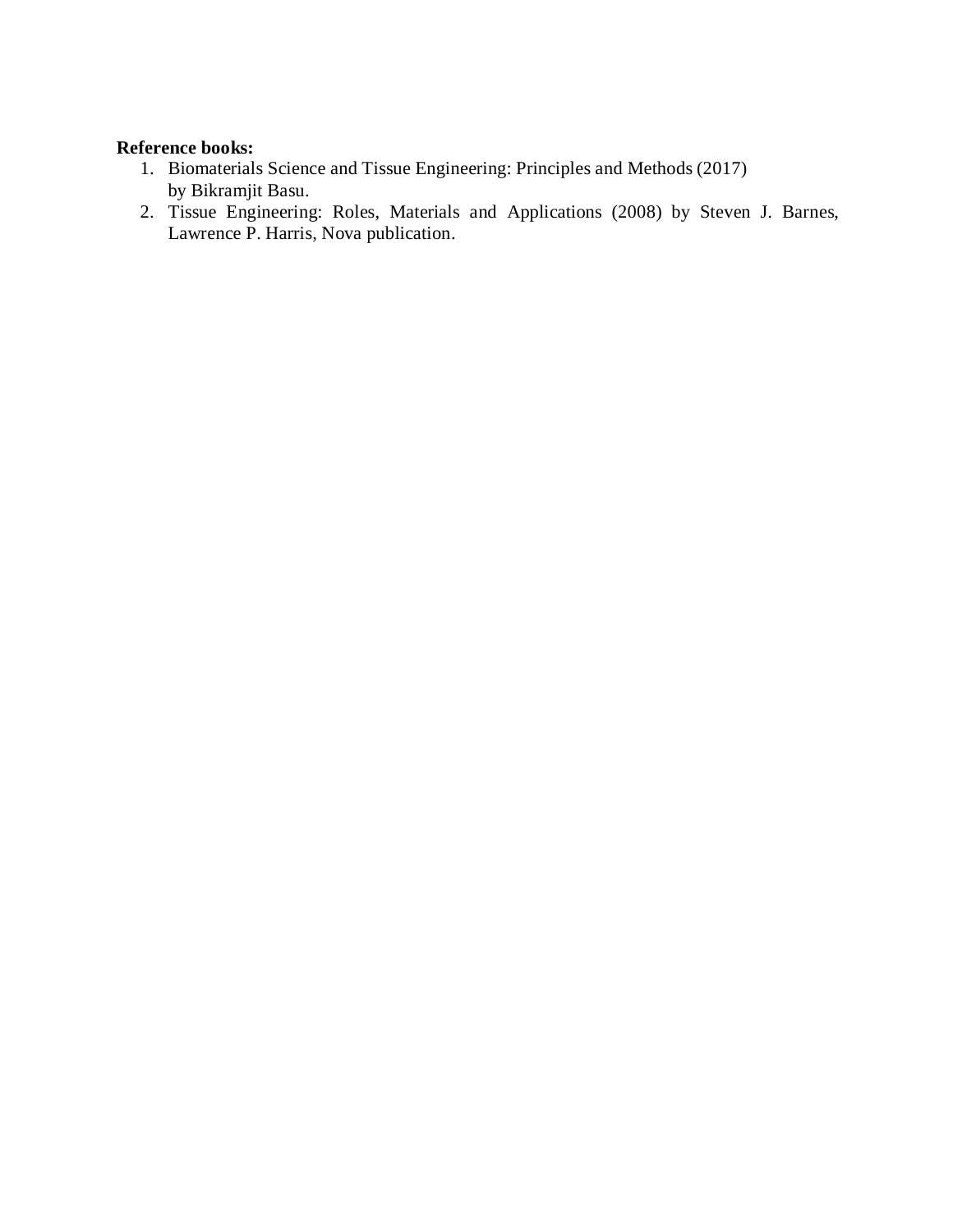**Reference books:**

1. Biomaterials Science and Tissue Engineering: Principles and Methods (2017) by Bikramjit Basu.
2. Tissue Engineering: Roles, Materials and Applications (2008) by Steven J. Barnes, Lawrence P. Harris, Nova publication.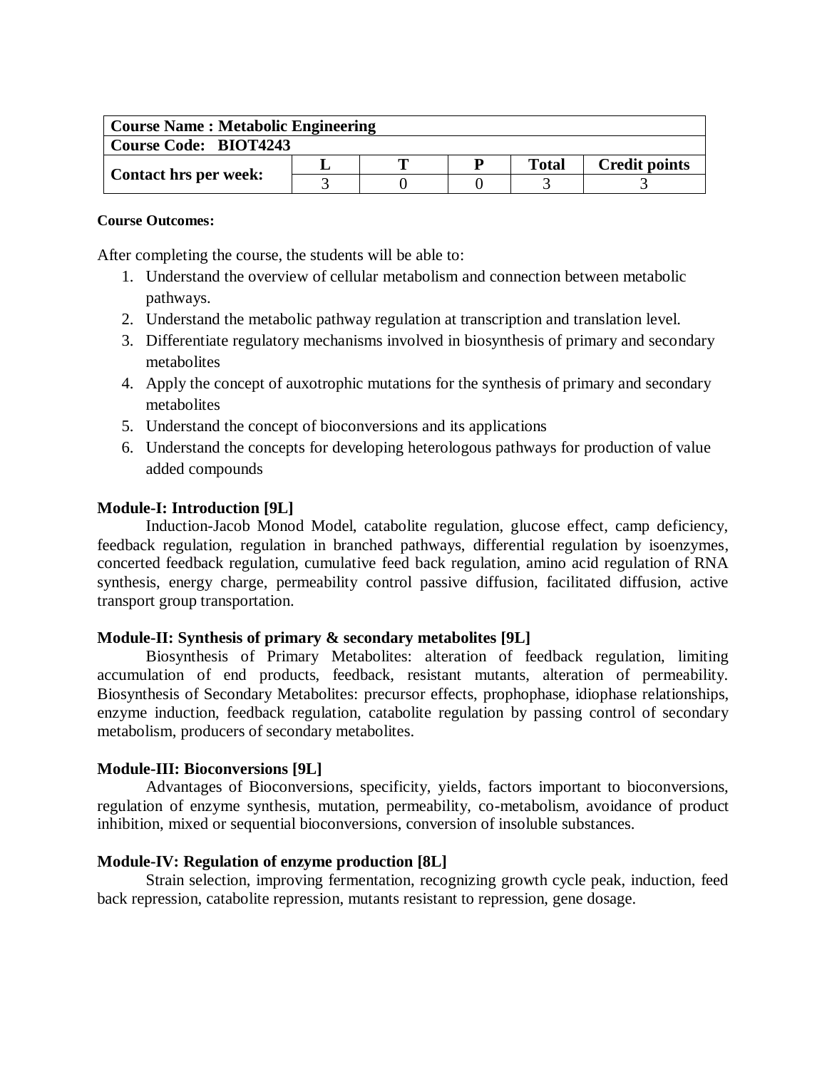| Course Name : Metabolic Engineering | | | | | |
|---|---|---|---|---|---|
| **Course Code: BIOT4243** | | | | | |
| **Contact hrs per week:** | **L** | **T** | **P** | **Total** | **Credit points** |
| | 3 | 0 | 0 | 3 | 3 |

**Course Outcomes:**

After completing the course, the students will be able to:

1. Understand the overview of cellular metabolism and connection between metabolic pathways.
2. Understand the metabolic pathway regulation at transcription and translation level.
3. Differentiate regulatory mechanisms involved in biosynthesis of primary and secondary metabolites
4. Apply the concept of auxotrophic mutations for the synthesis of primary and secondary metabolites
5. Understand the concept of bioconversions and its applications
6. Understand the concepts for developing heterologous pathways for production of value added compounds

**Module-I: Introduction [9L]**

Induction-Jacob Monod Model, catabolite regulation, glucose effect, camp deficiency, feedback regulation, regulation in branched pathways, differential regulation by isoenzymes, concerted feedback regulation, cumulative feed back regulation, amino acid regulation of RNA synthesis, energy charge, permeability control passive diffusion, facilitated diffusion, active transport group transportation.

**Module-II: Synthesis of primary & secondary metabolites [9L]**

Biosynthesis of Primary Metabolites: alteration of feedback regulation, limiting accumulation of end products, feedback, resistant mutants, alteration of permeability. Biosynthesis of Secondary Metabolites: precursor effects, prophophase, idiophase relationships, enzyme induction, feedback regulation, catabolite regulation by passing control of secondary metabolism, producers of secondary metabolites.

**Module-III: Bioconversions [9L]**

Advantages of Bioconversions, specificity, yields, factors important to bioconversions, regulation of enzyme synthesis, mutation, permeability, co-metabolism, avoidance of product inhibition, mixed or sequential bioconversions, conversion of insoluble substances.

**Module-IV: Regulation of enzyme production [8L]**

Strain selection, improving fermentation, recognizing growth cycle peak, induction, feed back repression, catabolite repression, mutants resistant to repression, gene dosage.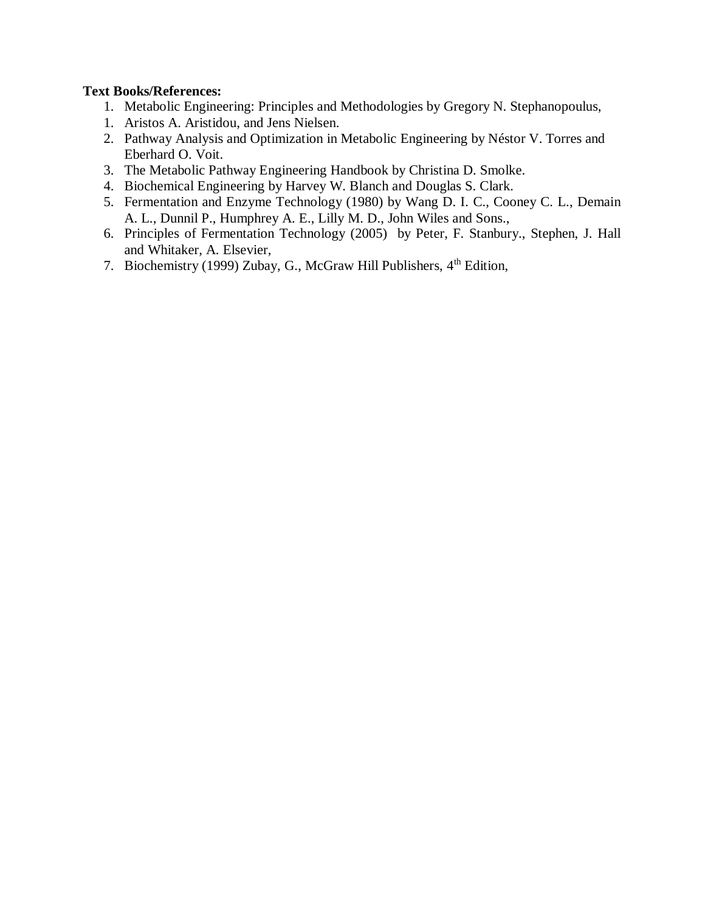**Text Books/References:**

1. Metabolic Engineering: Principles and Methodologies by Gregory N. Stephanopoulus,
1. Aristos A. Aristidou, and Jens Nielsen.
2. Pathway Analysis and Optimization in Metabolic Engineering by Néstor V. Torres and Eberhard O. Voit.
3. The Metabolic Pathway Engineering Handbook by Christina D. Smolke.
4. Biochemical Engineering by Harvey W. Blanch and Douglas S. Clark.
5. Fermentation and Enzyme Technology (1980) by Wang D. I. C., Cooney C. L., Demain A. L., Dunnil P., Humphrey A. E., Lilly M. D., John Wiles and Sons.,
6. Principles of Fermentation Technology (2005) by Peter, F. Stanbury., Stephen, J. Hall and Whitaker, A. Elsevier,
7. Biochemistry (1999) Zubay, G., McGraw Hill Publishers, 4th Edition,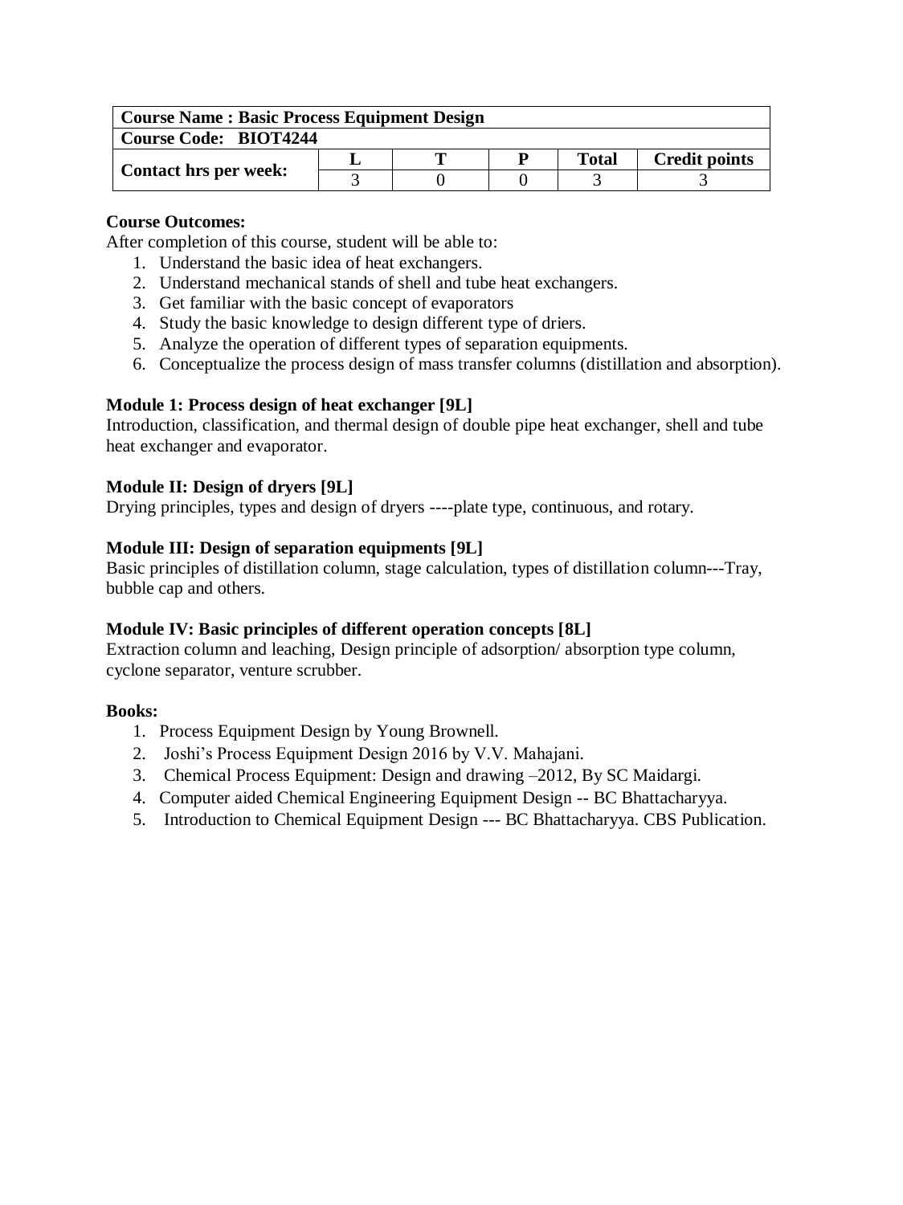| Course Name : Basic Process Equipment Design | | | | | |
|---|---|---|---|---|---|
| Course Code: BIOT4244 | | | | | |
| Contact hrs per week: | L | T | P | Total | Credit points |
| | 3 | 0 | 0 | 3 | 3 |

**Course Outcomes:**

After completion of this course, student will be able to:

1. Understand the basic idea of heat exchangers.
2. Understand mechanical stands of shell and tube heat exchangers.
3. Get familiar with the basic concept of evaporators
4. Study the basic knowledge to design different type of driers.
5. Analyze the operation of different types of separation equipments.
6. Conceptualize the process design of mass transfer columns (distillation and absorption).

**Module 1: Process design of heat exchanger [9L]**

Introduction, classification, and thermal design of double pipe heat exchanger, shell and tube heat exchanger and evaporator.

**Module II: Design of dryers [9L]**

Drying principles, types and design of dryers ----plate type, continuous, and rotary.

**Module III: Design of separation equipments [9L]**

Basic principles of distillation column, stage calculation, types of distillation column---Tray, bubble cap and others.

**Module IV: Basic principles of different operation concepts [8L]**

Extraction column and leaching, Design principle of adsorption/ absorption type column, cyclone separator, venture scrubber.

**Books:**

1. Process Equipment Design by Young Brownell.
2. Joshi's Process Equipment Design 2016 by V.V. Mahajani.
3. Chemical Process Equipment: Design and drawing –2012, By SC Maidargi.
4. Computer aided Chemical Engineering Equipment Design -- BC Bhattacharyya.
5. Introduction to Chemical Equipment Design --- BC Bhattacharyya. CBS Publication.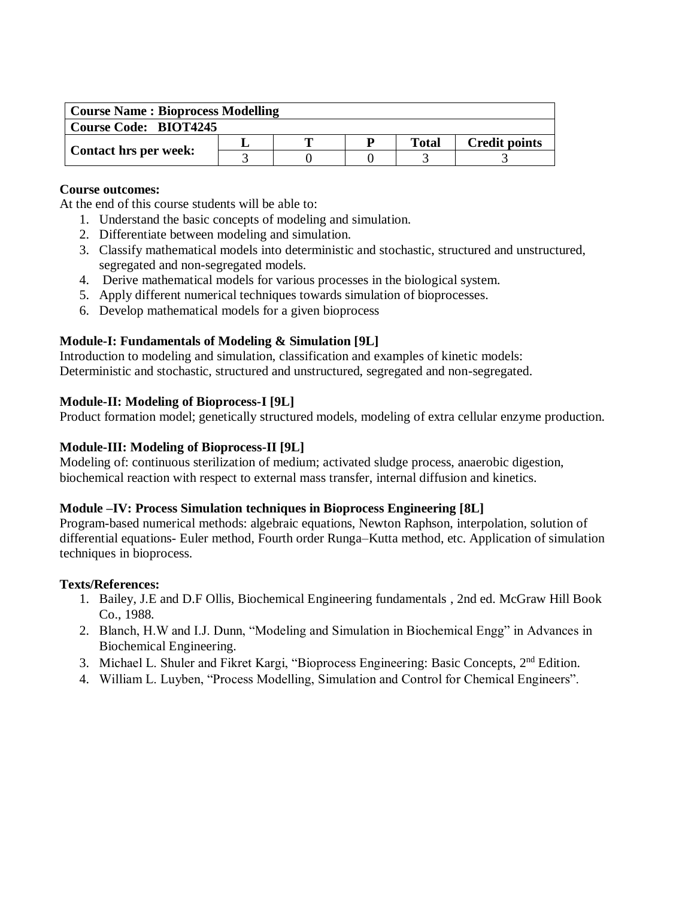| **Course Name : Bioprocess Modelling** | | | | | |
|---|---|---|---|---|---|
| **Course Code: BIOT4245** | | | | | |
| **Contact hrs per week:** | **L** | **T** | **P** | **Total** | **Credit points** |
| | 3 | 0 | 0 | 3 | 3 |

**Course outcomes:**

At the end of this course students will be able to:

1. Understand the basic concepts of modeling and simulation.
2. Differentiate between modeling and simulation.
3. Classify mathematical models into deterministic and stochastic, structured and unstructured, segregated and non-segregated models.
4. Derive mathematical models for various processes in the biological system.
5. Apply different numerical techniques towards simulation of bioprocesses.
6. Develop mathematical models for a given bioprocess

**Module-I: Fundamentals of Modeling & Simulation [9L]**

Introduction to modeling and simulation, classification and examples of kinetic models: Deterministic and stochastic, structured and unstructured, segregated and non-segregated.

**Module-II: Modeling of Bioprocess-I [9L]**

Product formation model; genetically structured models, modeling of extra cellular enzyme production.

**Module-III: Modeling of Bioprocess-II [9L]**

Modeling of: continuous sterilization of medium; activated sludge process, anaerobic digestion, biochemical reaction with respect to external mass transfer, internal diffusion and kinetics.

**Module –IV: Process Simulation techniques in Bioprocess Engineering [8L]**

Program-based numerical methods: algebraic equations, Newton Raphson, interpolation, solution of differential equations- Euler method, Fourth order Runga–Kutta method, etc. Application of simulation techniques in bioprocess.

**Texts/References:**

1. Bailey, J.E and D.F Ollis, Biochemical Engineering fundamentals , 2nd ed. McGraw Hill Book Co., 1988.
2. Blanch, H.W and I.J. Dunn, "Modeling and Simulation in Biochemical Engg" in Advances in Biochemical Engineering.
3. Michael L. Shuler and Fikret Kargi, "Bioprocess Engineering: Basic Concepts, 2nd Edition.
4. William L. Luyben, "Process Modelling, Simulation and Control for Chemical Engineers".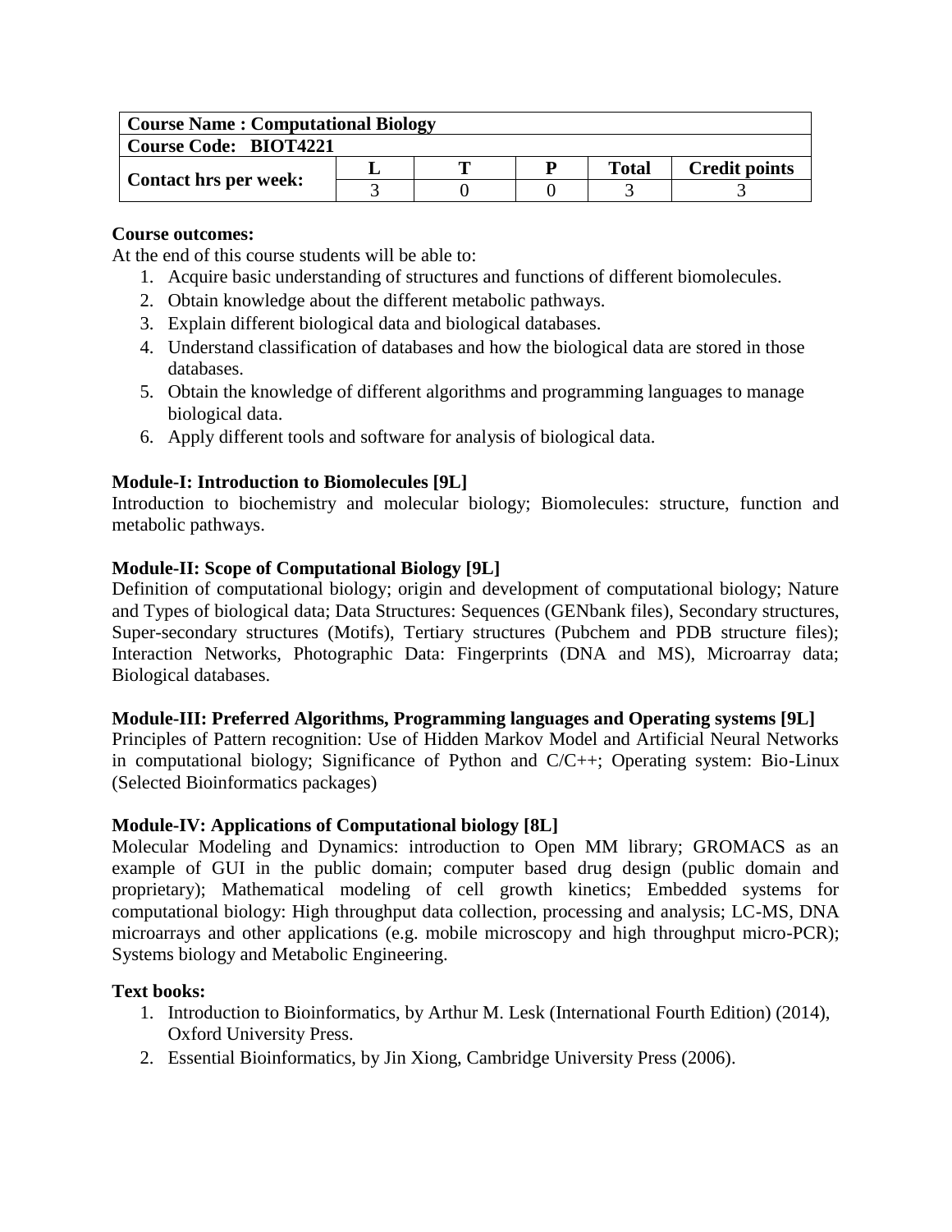| Course Name : Computational Biology | | | | | |
|---|---|---|---|---|---|
| Course Code: BIOT4221 | | | | | |
| Contact hrs per week: | L | T | P | Total | Credit points |
| | 3 | 0 | 0 | 3 | 3 |

**Course outcomes:**

At the end of this course students will be able to:

1. Acquire basic understanding of structures and functions of different biomolecules.
2. Obtain knowledge about the different metabolic pathways.
3. Explain different biological data and biological databases.
4. Understand classification of databases and how the biological data are stored in those databases.
5. Obtain the knowledge of different algorithms and programming languages to manage biological data.
6. Apply different tools and software for analysis of biological data.

**Module-I: Introduction to Biomolecules [9L]**

Introduction to biochemistry and molecular biology; Biomolecules: structure, function and metabolic pathways.

**Module-II: Scope of Computational Biology [9L]**

Definition of computational biology; origin and development of computational biology; Nature and Types of biological data; Data Structures: Sequences (GENbank files), Secondary structures, Super-secondary structures (Motifs), Tertiary structures (Pubchem and PDB structure files); Interaction Networks, Photographic Data: Fingerprints (DNA and MS), Microarray data; Biological databases.

**Module-III: Preferred Algorithms, Programming languages and Operating systems [9L]**

Principles of Pattern recognition: Use of Hidden Markov Model and Artificial Neural Networks in computational biology; Significance of Python and C/C++; Operating system: Bio-Linux (Selected Bioinformatics packages)

**Module-IV: Applications of Computational biology [8L]**

Molecular Modeling and Dynamics: introduction to Open MM library; GROMACS as an example of GUI in the public domain; computer based drug design (public domain and proprietary); Mathematical modeling of cell growth kinetics; Embedded systems for computational biology: High throughput data collection, processing and analysis; LC-MS, DNA microarrays and other applications (e.g. mobile microscopy and high throughput micro-PCR); Systems biology and Metabolic Engineering.

**Text books:**

1. Introduction to Bioinformatics, by Arthur M. Lesk (International Fourth Edition) (2014), Oxford University Press.
2. Essential Bioinformatics, by Jin Xiong, Cambridge University Press (2006).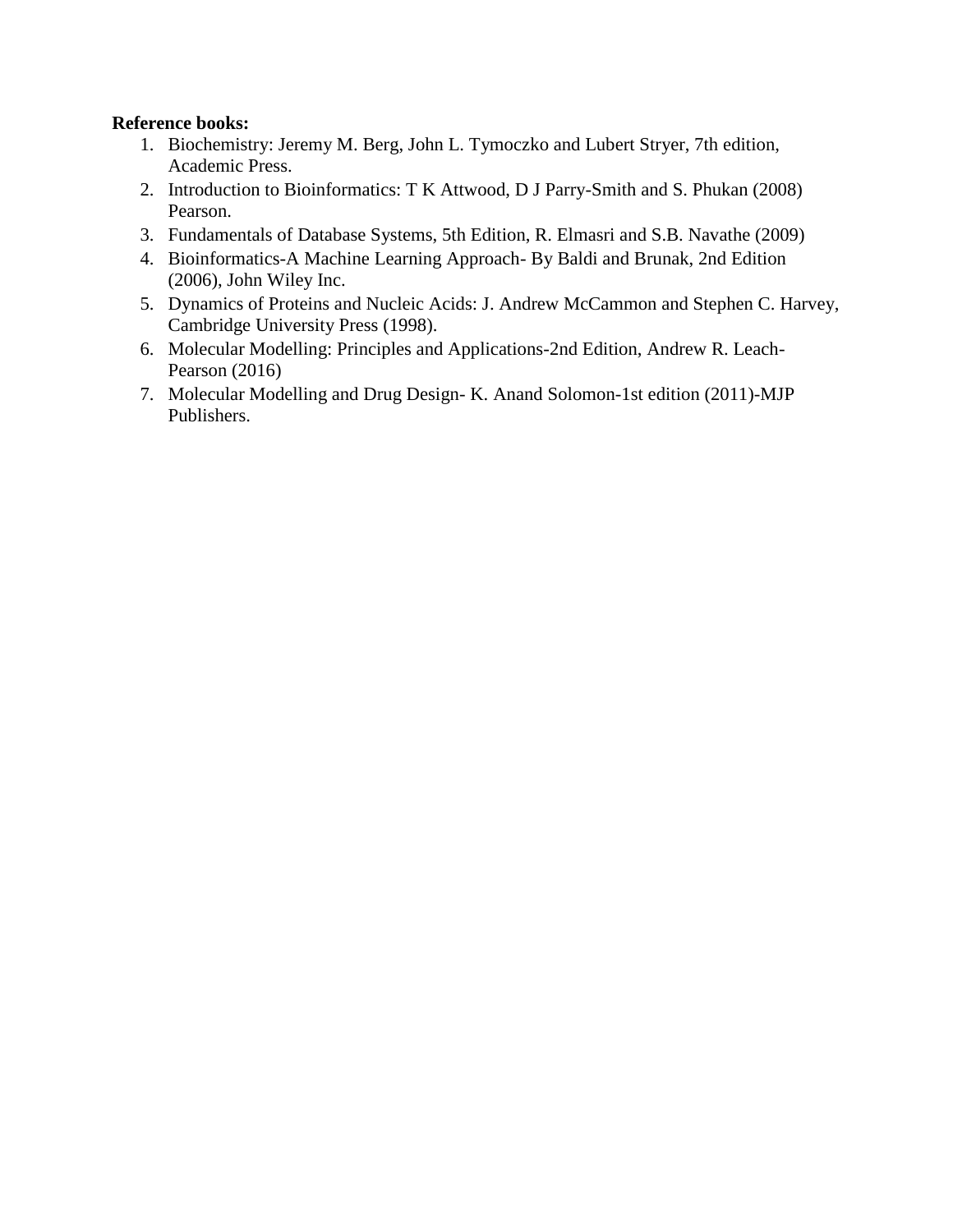**Reference books:**

1. Biochemistry: Jeremy M. Berg, John L. Tymoczko and Lubert Stryer, 7th edition, Academic Press.
2. Introduction to Bioinformatics: T K Attwood, D J Parry-Smith and S. Phukan (2008) Pearson.
3. Fundamentals of Database Systems, 5th Edition, R. Elmasri and S.B. Navathe (2009)
4. Bioinformatics-A Machine Learning Approach- By Baldi and Brunak, 2nd Edition (2006), John Wiley Inc.
5. Dynamics of Proteins and Nucleic Acids: J. Andrew McCammon and Stephen C. Harvey, Cambridge University Press (1998).
6. Molecular Modelling: Principles and Applications-2nd Edition, Andrew R. Leach-Pearson (2016)
7. Molecular Modelling and Drug Design- K. Anand Solomon-1st edition (2011)-MJP Publishers.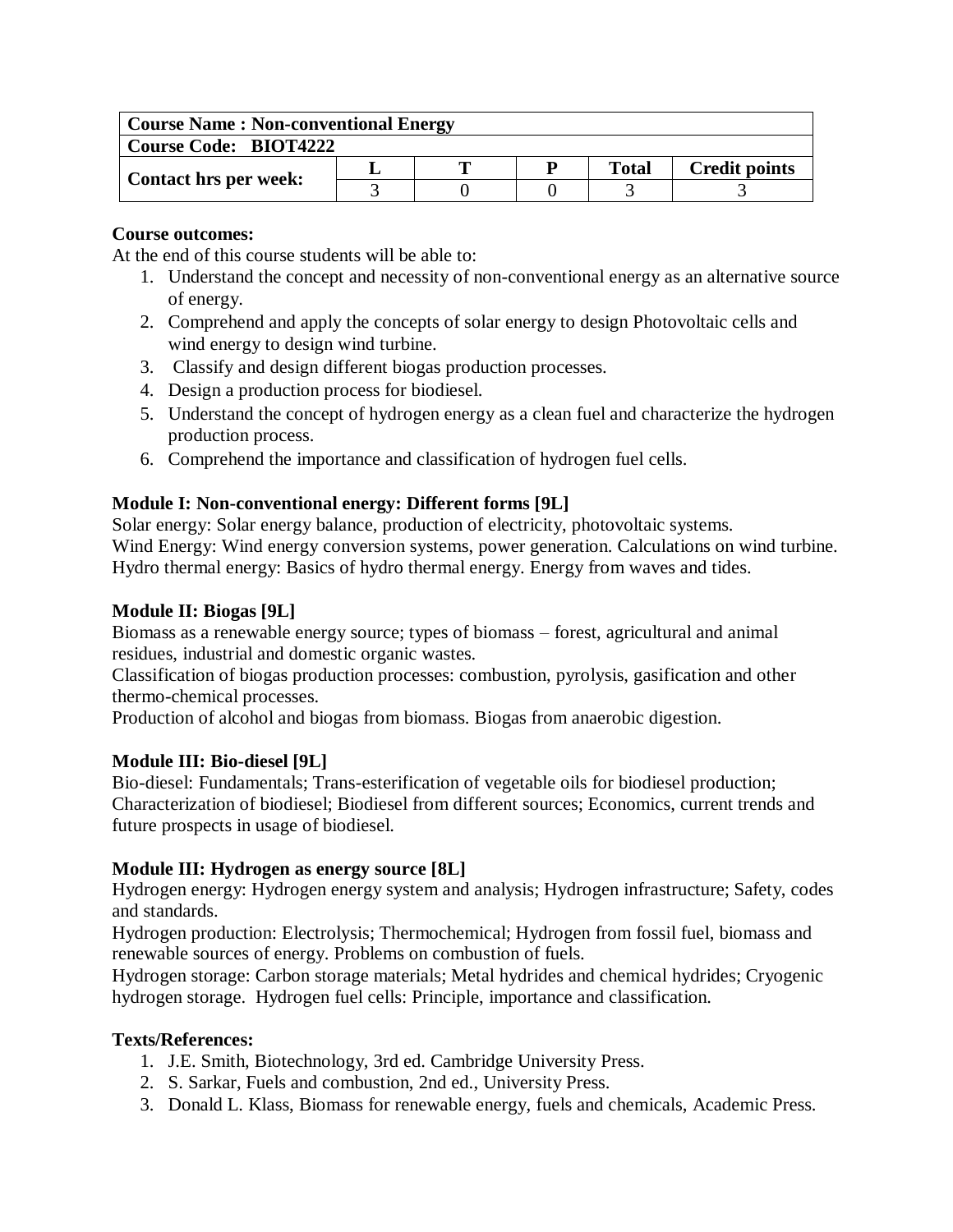| Course Name : Non-conventional Energy | | | | | |
|---|---|---|---|---|---|
| **Course Code: BIOT4222** | | | | | |
| **Contact hrs per week:** | **L** | **T** | **P** | **Total** | **Credit points** |
| | 3 | 0 | 0 | 3 | 3 |

**Course outcomes:**

At the end of this course students will be able to:

1. Understand the concept and necessity of non-conventional energy as an alternative source of energy.
2. Comprehend and apply the concepts of solar energy to design Photovoltaic cells and wind energy to design wind turbine.
3. Classify and design different biogas production processes.
4. Design a production process for biodiesel.
5. Understand the concept of hydrogen energy as a clean fuel and characterize the hydrogen production process.
6. Comprehend the importance and classification of hydrogen fuel cells.

**Module I: Non-conventional energy: Different forms [9L]**

Solar energy: Solar energy balance, production of electricity, photovoltaic systems.
Wind Energy: Wind energy conversion systems, power generation. Calculations on wind turbine.
Hydro thermal energy: Basics of hydro thermal energy. Energy from waves and tides.

**Module II: Biogas [9L]**

Biomass as a renewable energy source; types of biomass – forest, agricultural and animal residues, industrial and domestic organic wastes.
Classification of biogas production processes: combustion, pyrolysis, gasification and other thermo-chemical processes.
Production of alcohol and biogas from biomass. Biogas from anaerobic digestion.

**Module III: Bio-diesel [9L]**

Bio-diesel: Fundamentals; Trans-esterification of vegetable oils for biodiesel production; Characterization of biodiesel; Biodiesel from different sources; Economics, current trends and future prospects in usage of biodiesel.

**Module III: Hydrogen as energy source [8L]**

Hydrogen energy: Hydrogen energy system and analysis; Hydrogen infrastructure; Safety, codes and standards.
Hydrogen production: Electrolysis; Thermochemical; Hydrogen from fossil fuel, biomass and renewable sources of energy. Problems on combustion of fuels.
Hydrogen storage: Carbon storage materials; Metal hydrides and chemical hydrides; Cryogenic hydrogen storage. Hydrogen fuel cells: Principle, importance and classification.

**Texts/References:**

1. J.E. Smith, Biotechnology, 3rd ed. Cambridge University Press.
2. S. Sarkar, Fuels and combustion, 2nd ed., University Press.
3. Donald L. Klass, Biomass for renewable energy, fuels and chemicals, Academic Press.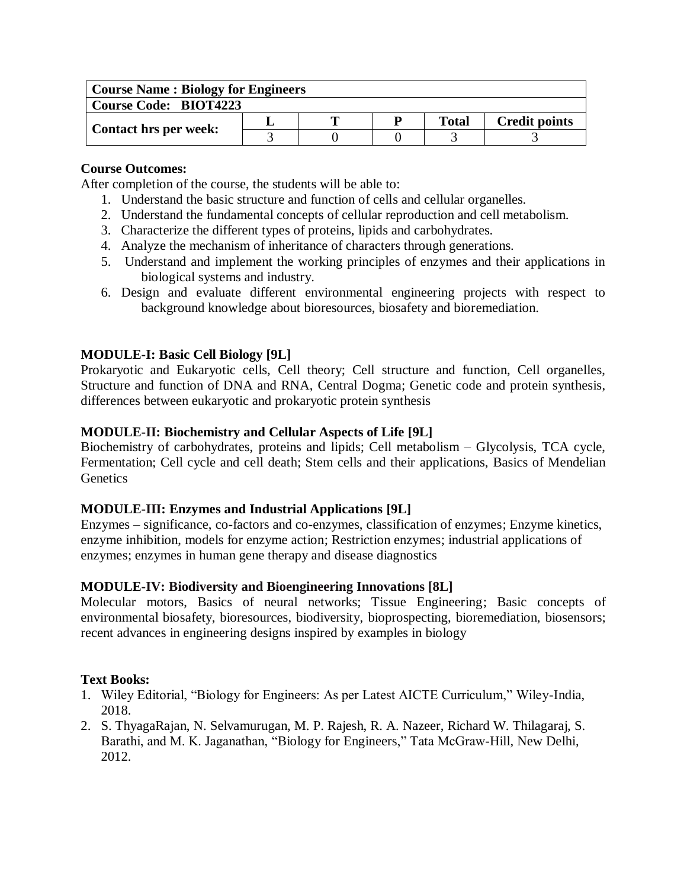| Course Name : Biology for Engineers | | | | | |
|---|---|---|---|---|---|
| Course Code: BIOT4223 | | | | | |
| Contact hrs per week: | L | T | P | Total | Credit points |
| | 3 | 0 | 0 | 3 | 3 |

**Course Outcomes:**

After completion of the course, the students will be able to:

1. Understand the basic structure and function of cells and cellular organelles.
2. Understand the fundamental concepts of cellular reproduction and cell metabolism.
3. Characterize the different types of proteins, lipids and carbohydrates.
4. Analyze the mechanism of inheritance of characters through generations.
5. Understand and implement the working principles of enzymes and their applications in biological systems and industry.
6. Design and evaluate different environmental engineering projects with respect to background knowledge about bioresources, biosafety and bioremediation.

**MODULE-I: Basic Cell Biology [9L]**

Prokaryotic and Eukaryotic cells, Cell theory; Cell structure and function, Cell organelles, Structure and function of DNA and RNA, Central Dogma; Genetic code and protein synthesis, differences between eukaryotic and prokaryotic protein synthesis

**MODULE-II: Biochemistry and Cellular Aspects of Life [9L]**

Biochemistry of carbohydrates, proteins and lipids; Cell metabolism – Glycolysis, TCA cycle, Fermentation; Cell cycle and cell death; Stem cells and their applications, Basics of Mendelian Genetics

**MODULE-III: Enzymes and Industrial Applications [9L]**

Enzymes – significance, co-factors and co-enzymes, classification of enzymes; Enzyme kinetics, enzyme inhibition, models for enzyme action; Restriction enzymes; industrial applications of enzymes; enzymes in human gene therapy and disease diagnostics

**MODULE-IV: Biodiversity and Bioengineering Innovations [8L]**

Molecular motors, Basics of neural networks; Tissue Engineering; Basic concepts of environmental biosafety, bioresources, biodiversity, bioprospecting, bioremediation, biosensors; recent advances in engineering designs inspired by examples in biology

**Text Books:**

1. Wiley Editorial, "Biology for Engineers: As per Latest AICTE Curriculum," Wiley-India, 2018.
2. S. ThyagaRajan, N. Selvamurugan, M. P. Rajesh, R. A. Nazeer, Richard W. Thilagaraj, S. Barathi, and M. K. Jaganathan, "Biology for Engineers," Tata McGraw-Hill, New Delhi, 2012.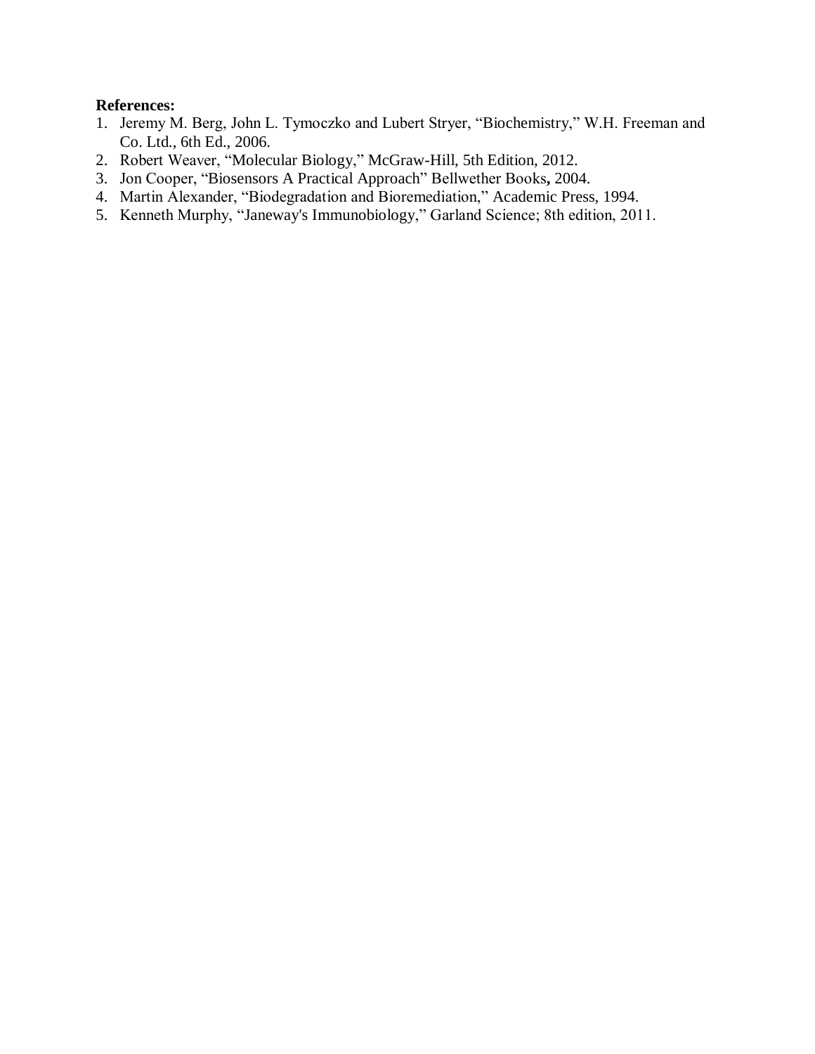**References:**

1. Jeremy M. Berg, John L. Tymoczko and Lubert Stryer, “Biochemistry,” W.H. Freeman and Co. Ltd., 6th Ed., 2006.
2. Robert Weaver, “Molecular Biology,” McGraw-Hill, 5th Edition, 2012.
3. Jon Cooper, “Biosensors A Practical Approach” Bellwether Books**,** 2004.
4. Martin Alexander, “Biodegradation and Bioremediation,” Academic Press, 1994.
5. Kenneth Murphy, “Janeway's Immunobiology,” Garland Science; 8th edition, 2011.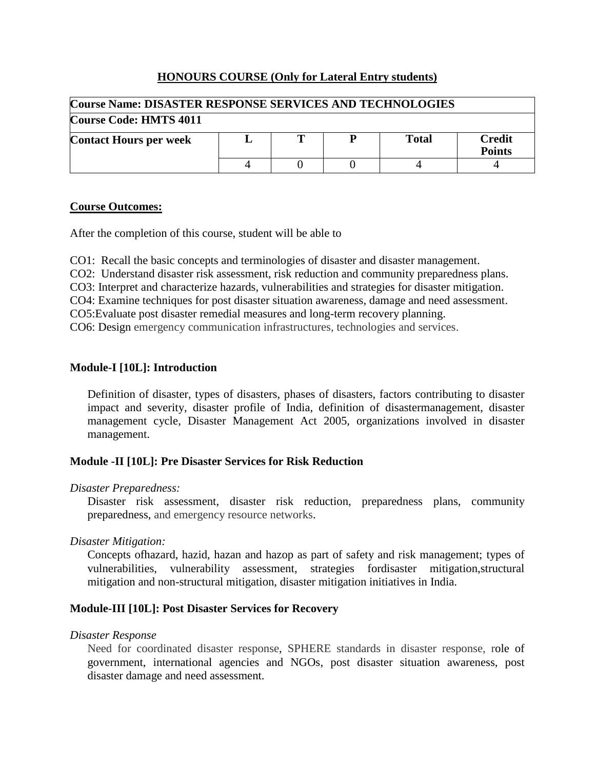## HONOURS COURSE (Only for Lateral Entry students)

| Course Name: DISASTER RESPONSE SERVICES AND TECHNOLOGIES | | | | | |
|---|---|---|---|---|---|
| **Course Code: HMTS 4011** | | | | | |
| **Contact Hours per week** | **L** | **T** | **P** | **Total** | **Credit Points** |
| | 4 | 0 | 0 | 4 | 4 |

**Course Outcomes:**

After the completion of this course, student will be able to

CO1: Recall the basic concepts and terminologies of disaster and disaster management.
CO2: Understand disaster risk assessment, risk reduction and community preparedness plans.
CO3: Interpret and characterize hazards, vulnerabilities and strategies for disaster mitigation.
CO4: Examine techniques for post disaster situation awareness, damage and need assessment.
CO5:Evaluate post disaster remedial measures and long-term recovery planning.
CO6: Design emergency communication infrastructures, technologies and services.

**Module-I [10L]: Introduction**

Definition of disaster, types of disasters, phases of disasters, factors contributing to disaster impact and severity, disaster profile of India, definition of disastermanagement, disaster management cycle, Disaster Management Act 2005, organizations involved in disaster management.

**Module -II [10L]: Pre Disaster Services for Risk Reduction**

*Disaster Preparedness:*

Disaster risk assessment, disaster risk reduction, preparedness plans, community preparedness, and emergency resource networks.

*Disaster Mitigation:*

Concepts ofhazard, hazid, hazan and hazop as part of safety and risk management; types of vulnerabilities, vulnerability assessment, strategies fordisaster mitigation,structural mitigation and non-structural mitigation, disaster mitigation initiatives in India.

**Module-III [10L]: Post Disaster Services for Recovery**

*Disaster Response*

Need for coordinated disaster response, SPHERE standards in disaster response, role of government, international agencies and NGOs, post disaster situation awareness, post disaster damage and need assessment.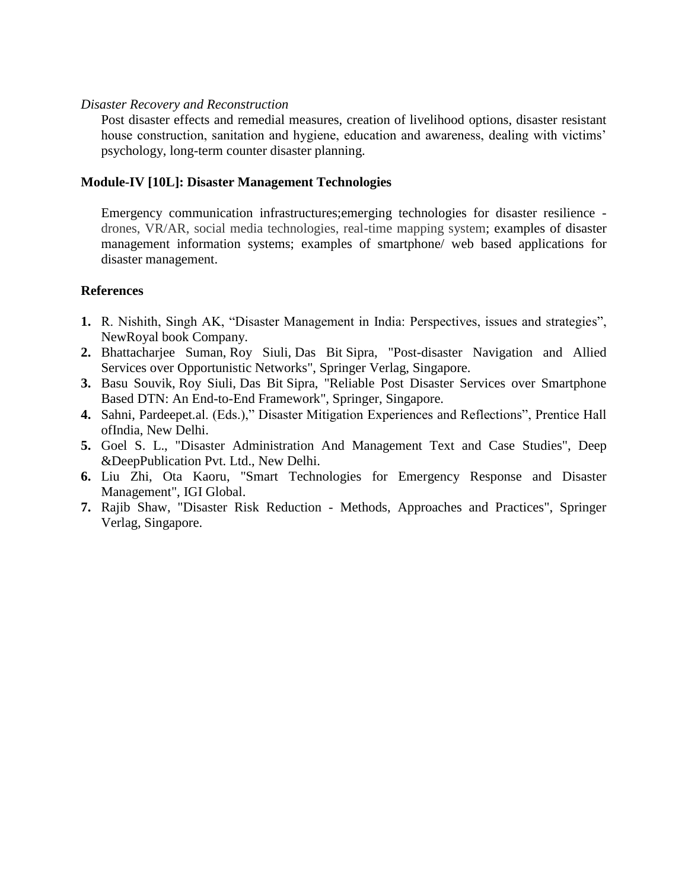*Disaster Recovery and Reconstruction*

Post disaster effects and remedial measures, creation of livelihood options, disaster resistant house construction, sanitation and hygiene, education and awareness, dealing with victims' psychology, long-term counter disaster planning.

**Module-IV [10L]: Disaster Management Technologies**

Emergency communication infrastructures;emerging technologies for disaster resilience - drones, VR/AR, social media technologies, real-time mapping system; examples of disaster management information systems; examples of smartphone/ web based applications for disaster management.

**References**

1. R. Nishith, Singh AK, "Disaster Management in India: Perspectives, issues and strategies", NewRoyal book Company.
2. Bhattacharjee Suman, Roy Siuli, Das Bit Sipra, "Post-disaster Navigation and Allied Services over Opportunistic Networks", Springer Verlag, Singapore.
3. Basu Souvik, Roy Siuli, Das Bit Sipra, "Reliable Post Disaster Services over Smartphone Based DTN: An End-to-End Framework", Springer, Singapore.
4. Sahni, Pardeepet.al. (Eds.)," Disaster Mitigation Experiences and Reflections", Prentice Hall ofIndia, New Delhi.
5. Goel S. L., "Disaster Administration And Management Text and Case Studies", Deep &DeepPublication Pvt. Ltd., New Delhi.
6. Liu Zhi, Ota Kaoru, "Smart Technologies for Emergency Response and Disaster Management", IGI Global.
7. Rajib Shaw, "Disaster Risk Reduction - Methods, Approaches and Practices", Springer Verlag, Singapore.